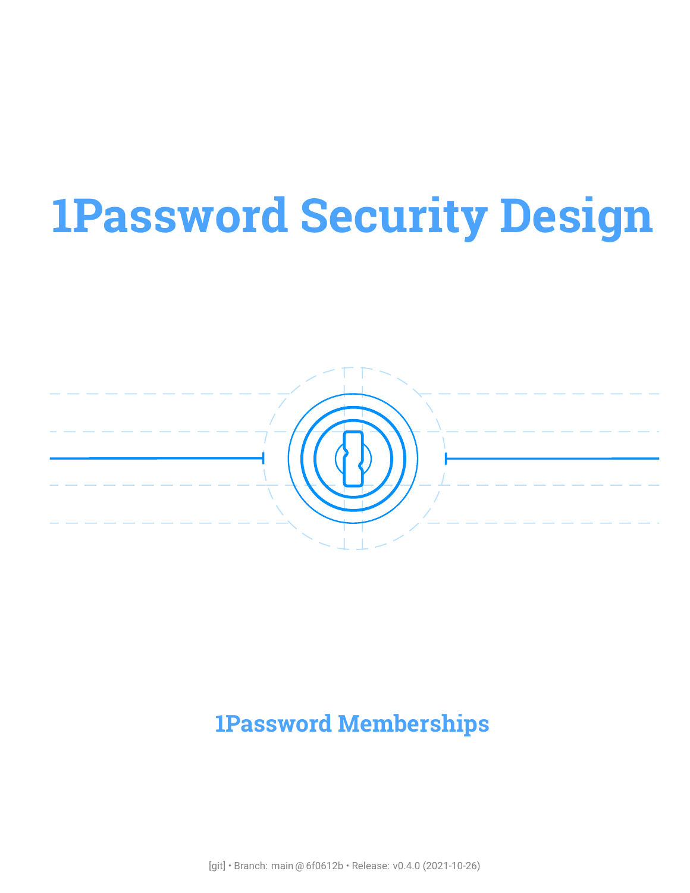# 1Password Security Design

## 1Password Memberships

[git] • Branch: main @ 6f0612b • Release: v0.4.0 (2021-10-26)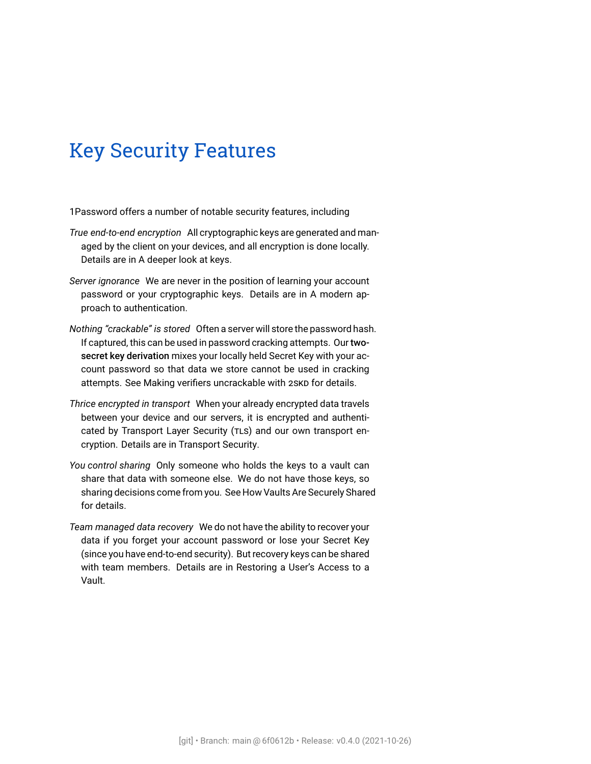# Key Security Features

1Password offers a number of notable security features, including

*True end-to-end encryption* All cryptographic keys are generated and managed by the client on your devices, and all encryption is done locally. Details are in A deeper look at keys.

*Server ignorance* We are never in the position of learning your account password or your cryptographic keys. Details are in A modern approach to authentication.

*Nothing "crackable" is stored* Often a server will store the password hash. If captured, this can be used in password cracking attempts. Our **two-secret key derivation** mixes your locally held Secret Key with your account password so that data we store cannot be used in cracking attempts. See Making verifiers uncrackable with 2SKD for details.

*Thrice encrypted in transport* When your already encrypted data travels between your device and our servers, it is encrypted and authenticated by Transport Layer Security (TLS) and our own transport encryption. Details are in Transport Security.

*You control sharing* Only someone who holds the keys to a vault can share that data with someone else. We do not have those keys, so sharing decisions come from you. See How Vaults Are Securely Shared for details.

*Team managed data recovery* We do not have the ability to recover your data if you forget your account password or lose your Secret Key (since you have end-to-end security). But recovery keys can be shared with team members. Details are in Restoring a User's Access to a Vault.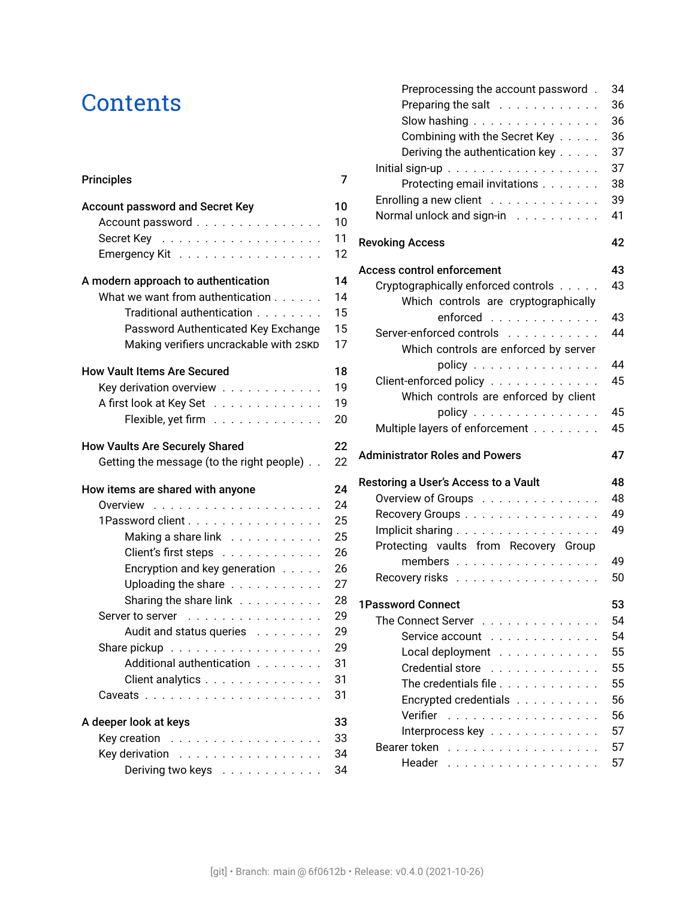# Contents

**Principles** 7

**Account password and Secret Key** 10
- Account password 10
- Secret Key 11
- Emergency Kit 12

**A modern approach to authentication** 14
- What we want from authentication 14
  - Traditional authentication 15
  - Password Authenticated Key Exchange 15
  - Making verifiers uncrackable with 2SKD 17

**How Vault Items Are Secured** 18
- Key derivation overview 19
- A first look at Key Set 19
  - Flexible, yet firm 20

**How Vaults Are Securely Shared** 22
- Getting the message (to the right people) 22

**How items are shared with anyone** 24
- Overview 24
- 1Password client 25
  - Making a share link 25
  - Client's first steps 26
  - Encryption and key generation 26
  - Uploading the share 27
  - Sharing the share link 28
- Server to server 29
  - Audit and status queries 29
- Share pickup 29
  - Additional authentication 31
  - Client analytics 31
- Caveats 31

**A deeper look at keys** 33
- Key creation 33
- Key derivation 34
  - Deriving two keys 34
  - Preprocessing the account password 34
  - Preparing the salt 36
  - Slow hashing 36
  - Combining with the Secret Key 36
  - Deriving the authentication key 37
- Initial sign-up 37
  - Protecting email invitations 38
- Enrolling a new client 39
- Normal unlock and sign-in 41

**Revoking Access** 42

**Access control enforcement** 43
- Cryptographically enforced controls 43
  - Which controls are cryptographically enforced 43
- Server-enforced controls 44
  - Which controls are enforced by server policy 44
- Client-enforced policy 45
  - Which controls are enforced by client policy 45
- Multiple layers of enforcement 45

**Administrator Roles and Powers** 47

**Restoring a User's Access to a Vault** 48
- Overview of Groups 48
- Recovery Groups 49
- Implicit sharing 49
- Protecting vaults from Recovery Group members 49
- Recovery risks 50

**1Password Connect** 53
- The Connect Server 54
  - Service account 54
  - Local deployment 55
  - Credential store 55
  - The credentials file 55
  - Encrypted credentials 56
  - Verifier 56
  - Interprocess key 57
- Bearer token 57
  - Header 57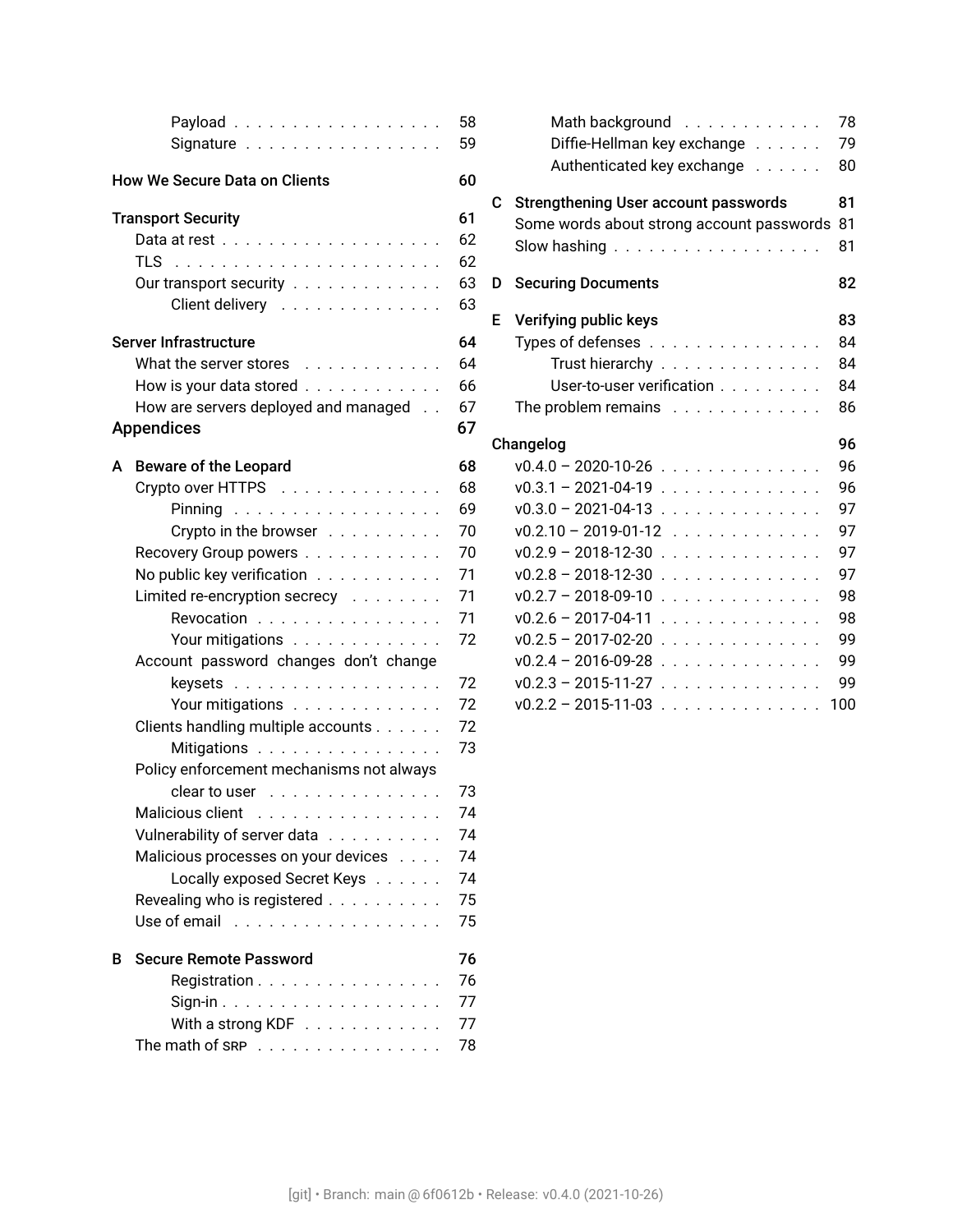- Payload . . . 58
- Signature . . . 59

**How We Secure Data on Clients** 60

**Transport Security** 61

- Data at rest . . . 62
- TLS . . . 62
- Our transport security . . . 63
  - Client delivery . . . 63

**Server Infrastructure** 64

- What the server stores . . . 64
- How is your data stored . . . 66
- How are servers deployed and managed . . . 67

**Appendices** 67

**A Beware of the Leopard** 68

- Crypto over HTTPS . . . 68
  - Pinning . . . 69
  - Crypto in the browser . . . 70
- Recovery Group powers . . . 70
- No public key verification . . . 71
- Limited re-encryption secrecy . . . 71
  - Revocation . . . 71
  - Your mitigations . . . 72
- Account password changes don't change keysets . . . 72
  - Your mitigations . . . 72
- Clients handling multiple accounts . . . 72
  - Mitigations . . . 73
- Policy enforcement mechanisms not always clear to user . . . 73
- Malicious client . . . 74
- Vulnerability of server data . . . 74
- Malicious processes on your devices . . . 74
  - Locally exposed Secret Keys . . . 74
- Revealing who is registered . . . 75
- Use of email . . . 75

**B Secure Remote Password** 76

- Registration . . . 76
- Sign-in . . . 77
- With a strong KDF . . . 77
- The math of SRP . . . 78
  - Math background . . . 78
  - Diffie-Hellman key exchange . . . 79
  - Authenticated key exchange . . . 80

**C Strengthening User account passwords** 81

- Some words about strong account passwords 81
- Slow hashing . . . 81

**D Securing Documents** 82

**E Verifying public keys** 83

- Types of defenses . . . 84
  - Trust hierarchy . . . 84
  - User-to-user verification . . . 84
- The problem remains . . . 86

**Changelog** 96

- v0.4.0 – 2020-10-26 . . . 96
- v0.3.1 – 2021-04-19 . . . 96
- v0.3.0 – 2021-04-13 . . . 97
- v0.2.10 – 2019-01-12 . . . 97
- v0.2.9 – 2018-12-30 . . . 97
- v0.2.8 – 2018-12-30 . . . 97
- v0.2.7 – 2018-09-10 . . . 98
- v0.2.6 – 2017-04-11 . . . 98
- v0.2.5 – 2017-02-20 . . . 99
- v0.2.4 – 2016-09-28 . . . 99
- v0.2.3 – 2015-11-27 . . . 99
- v0.2.2 – 2015-11-03 . . . 100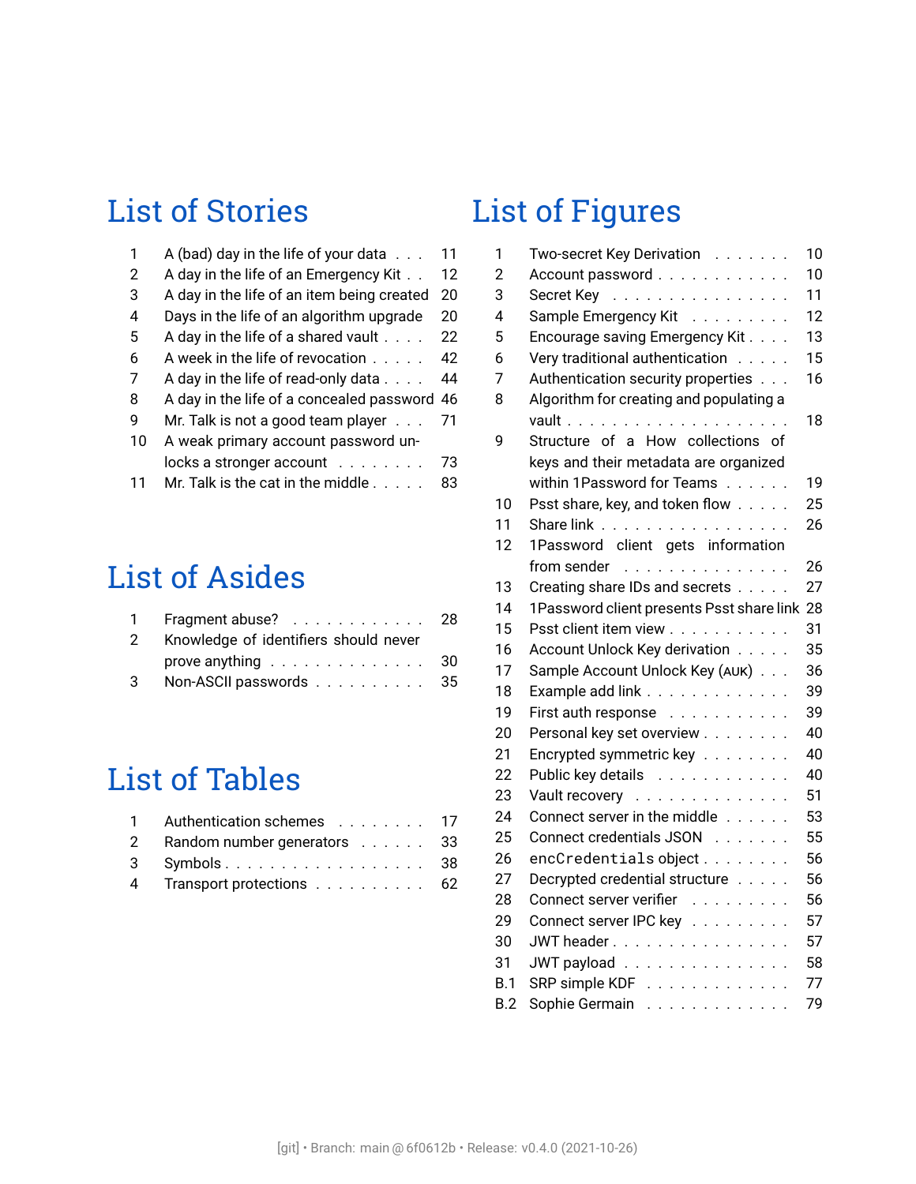# List of Stories

| | | |
|---|---|---|
| 1 | A (bad) day in the life of your data | 11 |
| 2 | A day in the life of an Emergency Kit | 12 |
| 3 | A day in the life of an item being created | 20 |
| 4 | Days in the life of an algorithm upgrade | 20 |
| 5 | A day in the life of a shared vault | 22 |
| 6 | A week in the life of revocation | 42 |
| 7 | A day in the life of read-only data | 44 |
| 8 | A day in the life of a concealed password | 46 |
| 9 | Mr. Talk is not a good team player | 71 |
| 10 | A weak primary account password unlocks a stronger account | 73 |
| 11 | Mr. Talk is the cat in the middle | 83 |

# List of Asides

| | | |
|---|---|---|
| 1 | Fragment abuse? | 28 |
| 2 | Knowledge of identifiers should never prove anything | 30 |
| 3 | Non-ASCII passwords | 35 |

# List of Tables

| | | |
|---|---|---|
| 1 | Authentication schemes | 17 |
| 2 | Random number generators | 33 |
| 3 | Symbols | 38 |
| 4 | Transport protections | 62 |

# List of Figures

| | | |
|---|---|---|
| 1 | Two-secret Key Derivation | 10 |
| 2 | Account password | 10 |
| 3 | Secret Key | 11 |
| 4 | Sample Emergency Kit | 12 |
| 5 | Encourage saving Emergency Kit | 13 |
| 6 | Very traditional authentication | 15 |
| 7 | Authentication security properties | 16 |
| 8 | Algorithm for creating and populating a vault | 18 |
| 9 | Structure of a How collections of keys and their metadata are organized within 1Password for Teams | 19 |
| 10 | Psst share, key, and token flow | 25 |
| 11 | Share link | 26 |
| 12 | 1Password client gets information from sender | 26 |
| 13 | Creating share IDs and secrets | 27 |
| 14 | 1Password client presents Psst share link | 28 |
| 15 | Psst client item view | 31 |
| 16 | Account Unlock Key derivation | 35 |
| 17 | Sample Account Unlock Key (AUK) | 36 |
| 18 | Example add link | 39 |
| 19 | First auth response | 39 |
| 20 | Personal key set overview | 40 |
| 21 | Encrypted symmetric key | 40 |
| 22 | Public key details | 40 |
| 23 | Vault recovery | 51 |
| 24 | Connect server in the middle | 53 |
| 25 | Connect credentials JSON | 55 |
| 26 | `encCredentials` object | 56 |
| 27 | Decrypted credential structure | 56 |
| 28 | Connect server verifier | 56 |
| 29 | Connect server IPC key | 57 |
| 30 | JWT header | 57 |
| 31 | JWT payload | 58 |
| B.1 | SRP simple KDF | 77 |
| B.2 | Sophie Germain | 79 |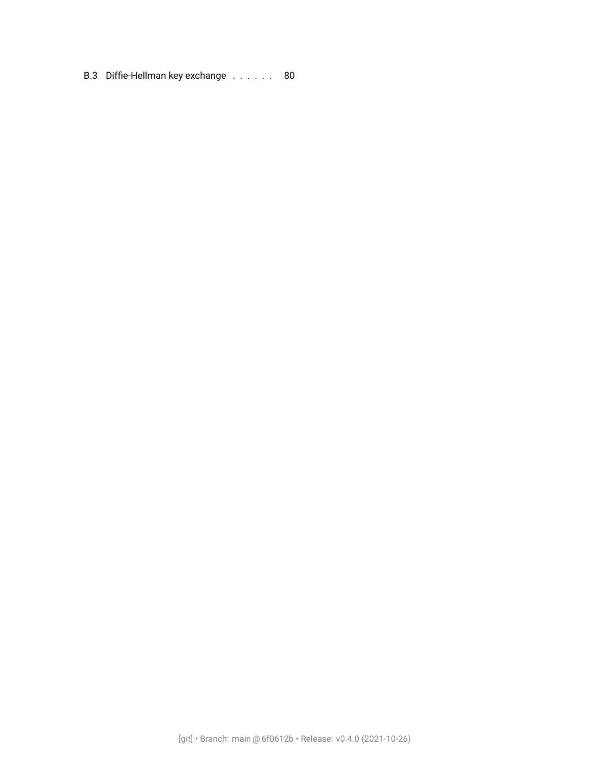B.3 Diffie-Hellman key exchange . . . . . . 80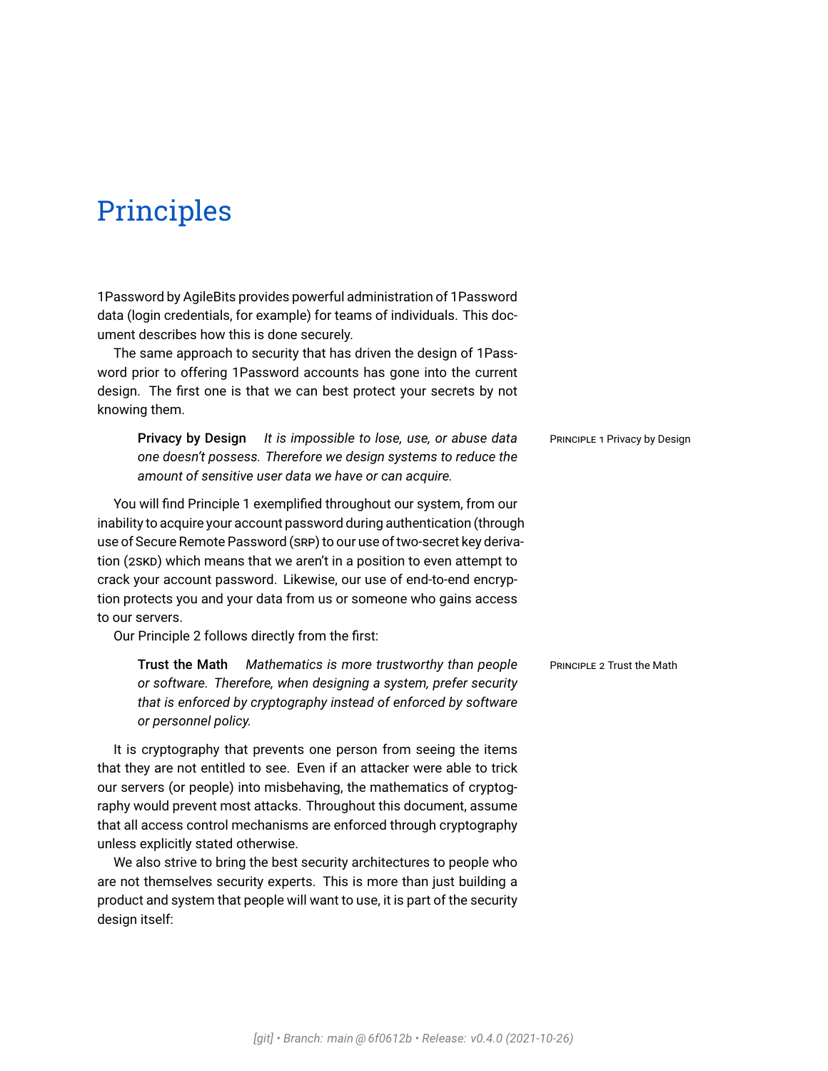# Principles

1Password by AgileBits provides powerful administration of 1Password data (login credentials, for example) for teams of individuals. This document describes how this is done securely.

The same approach to security that has driven the design of 1Password prior to offering 1Password accounts has gone into the current design. The first one is that we can best protect your secrets by not knowing them.

> **Privacy by Design** *It is impossible to lose, use, or abuse data one doesn't possess. Therefore we design systems to reduce the amount of sensitive user data we have or can acquire.*

PRINCIPLE 1 Privacy by Design

You will find Principle 1 exemplified throughout our system, from our inability to acquire your account password during authentication (through use of Secure Remote Password (SRP) to our use of two-secret key derivation (2SKD) which means that we aren't in a position to even attempt to crack your account password. Likewise, our use of end-to-end encryption protects you and your data from us or someone who gains access to our servers.

Our Principle 2 follows directly from the first:

> **Trust the Math** *Mathematics is more trustworthy than people or software. Therefore, when designing a system, prefer security that is enforced by cryptography instead of enforced by software or personnel policy.*

PRINCIPLE 2 Trust the Math

It is cryptography that prevents one person from seeing the items that they are not entitled to see. Even if an attacker were able to trick our servers (or people) into misbehaving, the mathematics of cryptography would prevent most attacks. Throughout this document, assume that all access control mechanisms are enforced through cryptography unless explicitly stated otherwise.

We also strive to bring the best security architectures to people who are not themselves security experts. This is more than just building a product and system that people will want to use, it is part of the security design itself: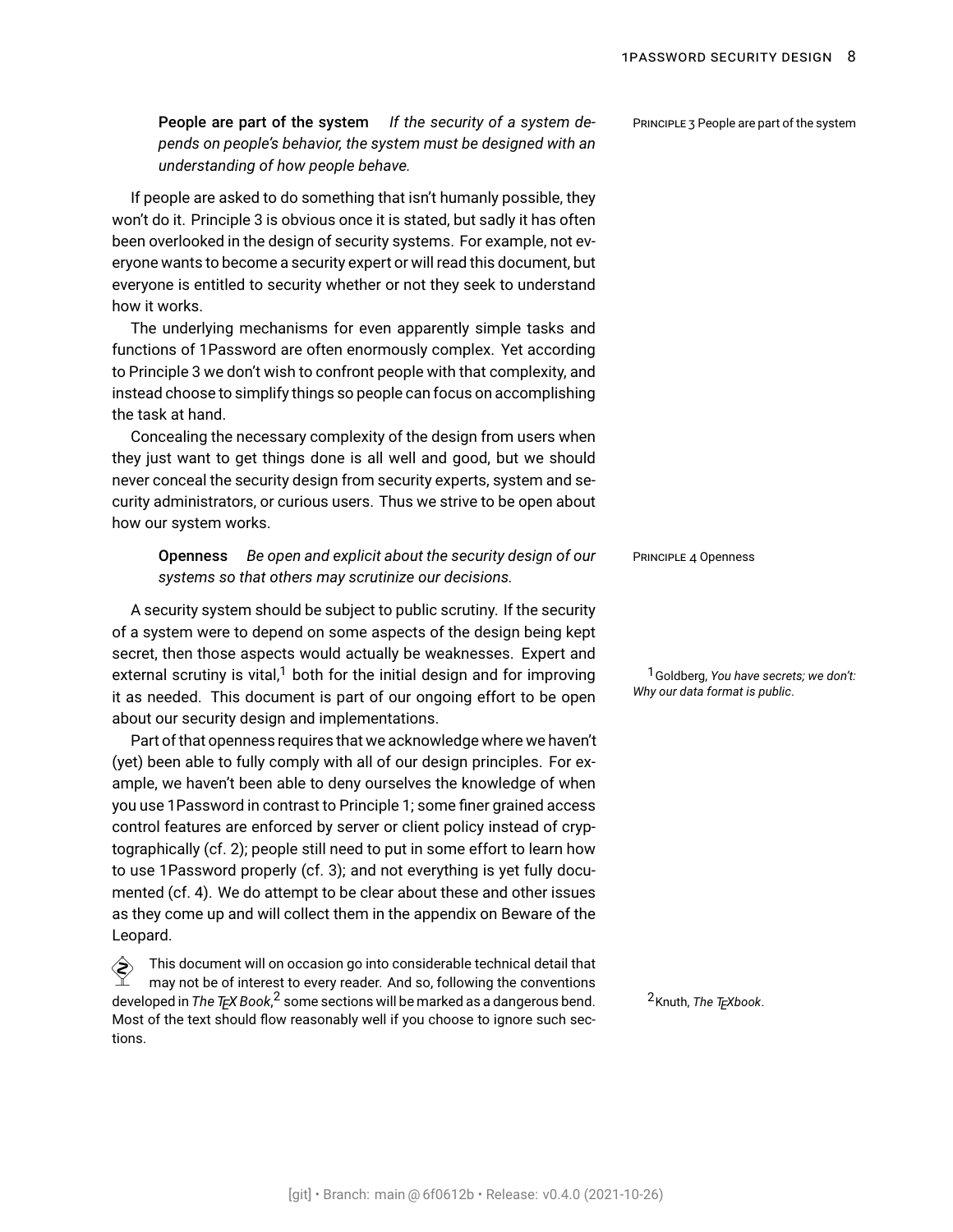**People are part of the system** *If the security of a system depends on people's behavior, the system must be designed with an understanding of how people behave.*

Principle 3 People are part of the system

If people are asked to do something that isn't humanly possible, they won't do it. Principle 3 is obvious once it is stated, but sadly it has often been overlooked in the design of security systems. For example, not everyone wants to become a security expert or will read this document, but everyone is entitled to security whether or not they seek to understand how it works.

The underlying mechanisms for even apparently simple tasks and functions of 1Password are often enormously complex. Yet according to Principle 3 we don't wish to confront people with that complexity, and instead choose to simplify things so people can focus on accomplishing the task at hand.

Concealing the necessary complexity of the design from users when they just want to get things done is all well and good, but we should never conceal the security design from security experts, system and security administrators, or curious users. Thus we strive to be open about how our system works.

**Openness** *Be open and explicit about the security design of our systems so that others may scrutinize our decisions.*

Principle 4 Openness

A security system should be subject to public scrutiny. If the security of a system were to depend on some aspects of the design being kept secret, then those aspects would actually be weaknesses. Expert and external scrutiny is vital,[1] both for the initial design and for improving it as needed. This document is part of our ongoing effort to be open about our security design and implementations.

[1] Goldberg, *You have secrets; we don't: Why our data format is public*.

Part of that openness requires that we acknowledge where we haven't (yet) been able to fully comply with all of our design principles. For example, we haven't been able to deny ourselves the knowledge of when you use 1Password in contrast to Principle 1; some finer grained access control features are enforced by server or client policy instead of cryptographically (cf. 2); people still need to put in some effort to learn how to use 1Password properly (cf. 3); and not everything is yet fully documented (cf. 4). We do attempt to be clear about these and other issues as they come up and will collect them in the appendix on Beware of the Leopard.

This document will on occasion go into considerable technical detail that may not be of interest to every reader. And so, following the conventions developed in *The TEX Book*,[2] some sections will be marked as a dangerous bend. Most of the text should flow reasonably well if you choose to ignore such sections.

[2] Knuth, *The TEXbook*.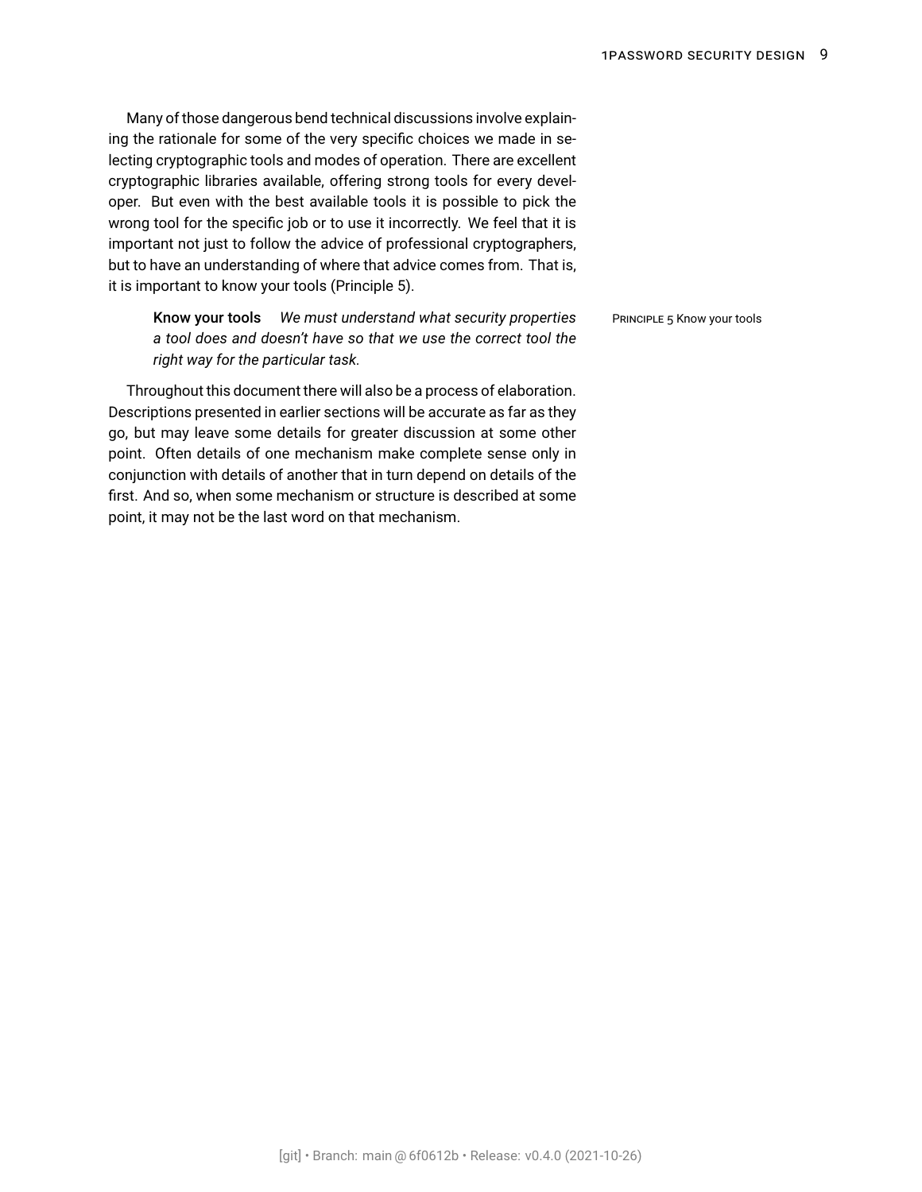Many of those dangerous bend technical discussions involve explaining the rationale for some of the very specific choices we made in selecting cryptographic tools and modes of operation. There are excellent cryptographic libraries available, offering strong tools for every developer. But even with the best available tools it is possible to pick the wrong tool for the specific job or to use it incorrectly. We feel that it is important not just to follow the advice of professional cryptographers, but to have an understanding of where that advice comes from. That is, it is important to know your tools (Principle 5).

> **Know your tools** *We must understand what security properties a tool does and doesn't have so that we use the correct tool the right way for the particular task.*

PRINCIPLE 5 Know your tools

Throughout this document there will also be a process of elaboration. Descriptions presented in earlier sections will be accurate as far as they go, but may leave some details for greater discussion at some other point. Often details of one mechanism make complete sense only in conjunction with details of another that in turn depend on details of the first. And so, when some mechanism or structure is described at some point, it may not be the last word on that mechanism.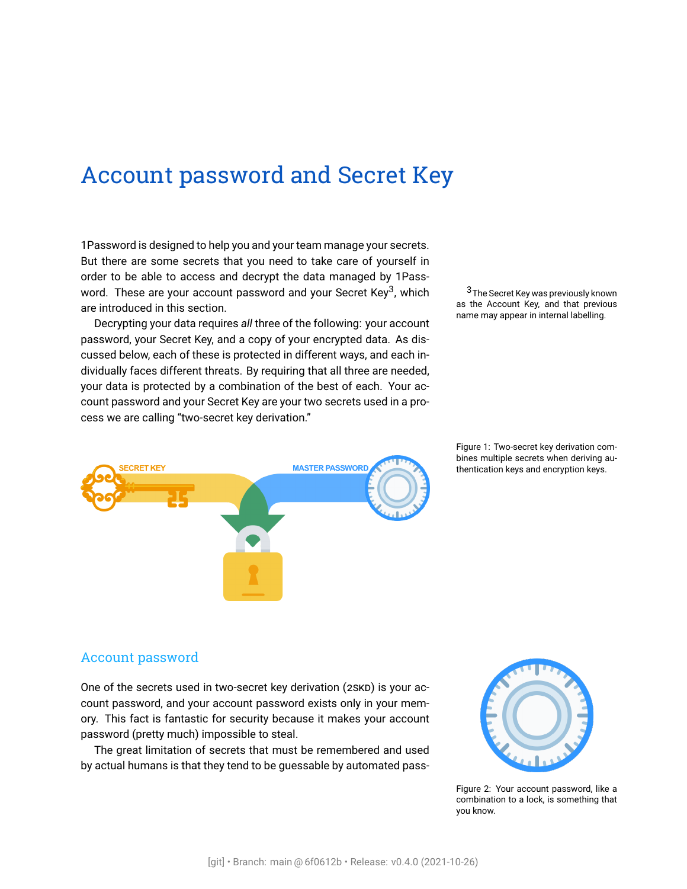# Account password and Secret Key

1Password is designed to help you and your team manage your secrets. But there are some secrets that you need to take care of yourself in order to be able to access and decrypt the data managed by 1Password. These are your account password and your Secret Key[3], which are introduced in this section.

[3] The Secret Key was previously known as the Account Key, and that previous name may appear in internal labelling.

Decrypting your data requires *all* three of the following: your account password, your Secret Key, and a copy of your encrypted data. As discussed below, each of these is protected in different ways, and each individually faces different threats. By requiring that all three are needed, your data is protected by a combination of the best of each. Your account password and your Secret Key are your two secrets used in a process we are calling "two-secret key derivation."

Figure 1: Two-secret key derivation combines multiple secrets when deriving authentication keys and encryption keys.

## Account password

One of the secrets used in two-secret key derivation (2SKD) is your account password, and your account password exists only in your memory. This fact is fantastic for security because it makes your account password (pretty much) impossible to steal.

Figure 2: Your account password, like a combination to a lock, is something that you know.

The great limitation of secrets that must be remembered and used by actual humans is that they tend to be guessable by automated pass-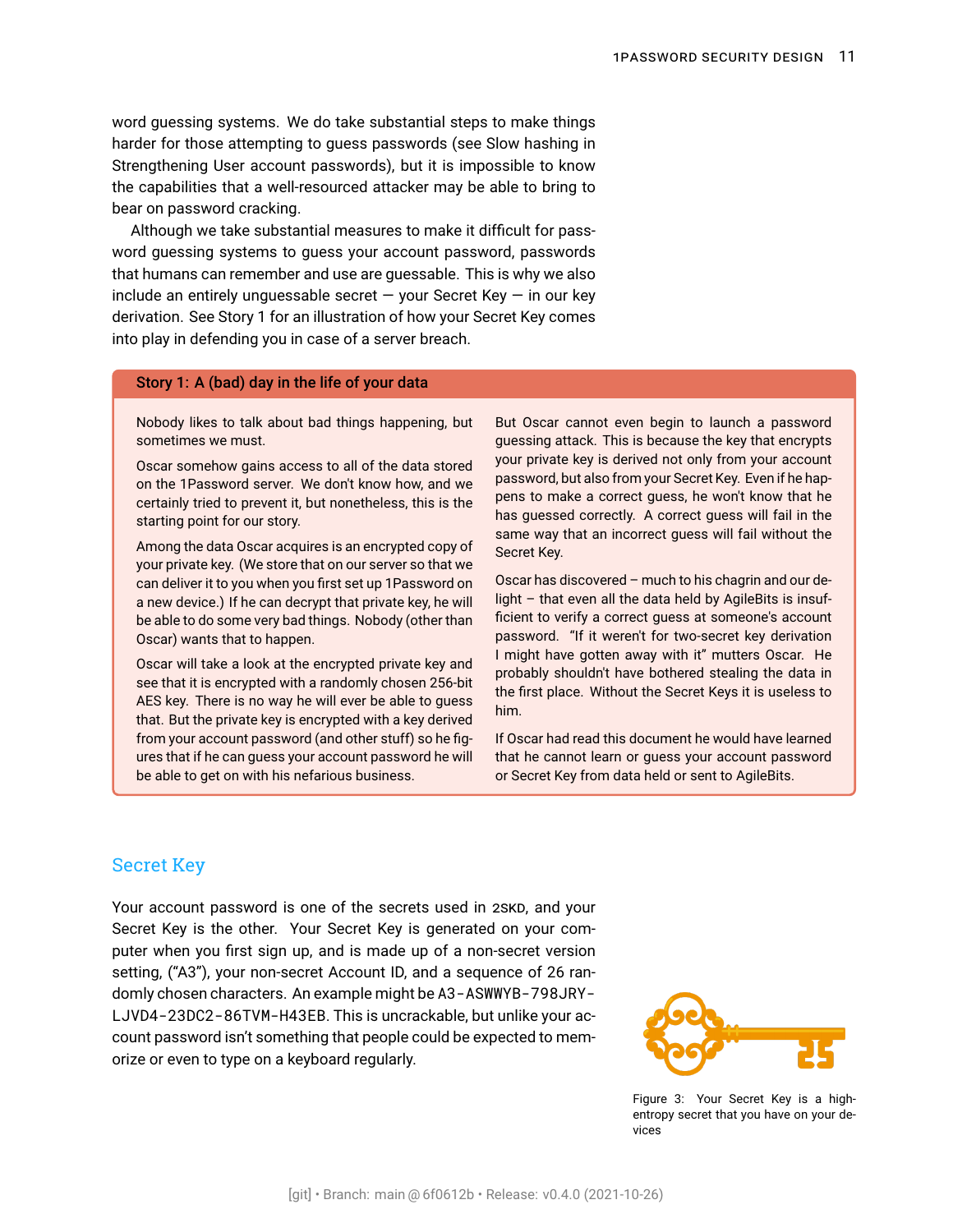word guessing systems. We do take substantial steps to make things harder for those attempting to guess passwords (see Slow hashing in Strengthening User account passwords), but it is impossible to know the capabilities that a well-resourced attacker may be able to bring to bear on password cracking.

Although we take substantial measures to make it difficult for password guessing systems to guess your account password, passwords that humans can remember and use are guessable. This is why we also include an entirely unguessable secret — your Secret Key — in our key derivation. See Story 1 for an illustration of how your Secret Key comes into play in defending you in case of a server breach.

**Story 1: A (bad) day in the life of your data**

Nobody likes to talk about bad things happening, but sometimes we must.

Oscar somehow gains access to all of the data stored on the 1Password server. We don't know how, and we certainly tried to prevent it, but nonetheless, this is the starting point for our story.

Among the data Oscar acquires is an encrypted copy of your private key. (We store that on our server so that we can deliver it to you when you first set up 1Password on a new device.) If he can decrypt that private key, he will be able to do some very bad things. Nobody (other than Oscar) wants that to happen.

Oscar will take a look at the encrypted private key and see that it is encrypted with a randomly chosen 256-bit AES key. There is no way he will ever be able to guess that. But the private key is encrypted with a key derived from your account password (and other stuff) so he figures that if he can guess your account password he will be able to get on with his nefarious business.

But Oscar cannot even begin to launch a password guessing attack. This is because the key that encrypts your private key is derived not only from your account password, but also from your Secret Key. Even if he happens to make a correct guess, he won't know that he has guessed correctly. A correct guess will fail in the same way that an incorrect guess will fail without the Secret Key.

Oscar has discovered – much to his chagrin and our delight – that even all the data held by AgileBits is insufficient to verify a correct guess at someone's account password. "If it weren't for two-secret key derivation I might have gotten away with it" mutters Oscar. He probably shouldn't have bothered stealing the data in the first place. Without the Secret Keys it is useless to him.

If Oscar had read this document he would have learned that he cannot learn or guess your account password or Secret Key from data held or sent to AgileBits.

## Secret Key

Your account password is one of the secrets used in 2SKD, and your Secret Key is the other. Your Secret Key is generated on your computer when you first sign up, and is made up of a non-secret version setting, ("A3"), your non-secret Account ID, and a sequence of 26 randomly chosen characters. An example might be `A3-ASWWYB-798JRY-LJVD4-23DC2-86TVM-H43EB`. This is uncrackable, but unlike your account password isn't something that people could be expected to memorize or even to type on a keyboard regularly.

Figure 3: Your Secret Key is a high-entropy secret that you have on your devices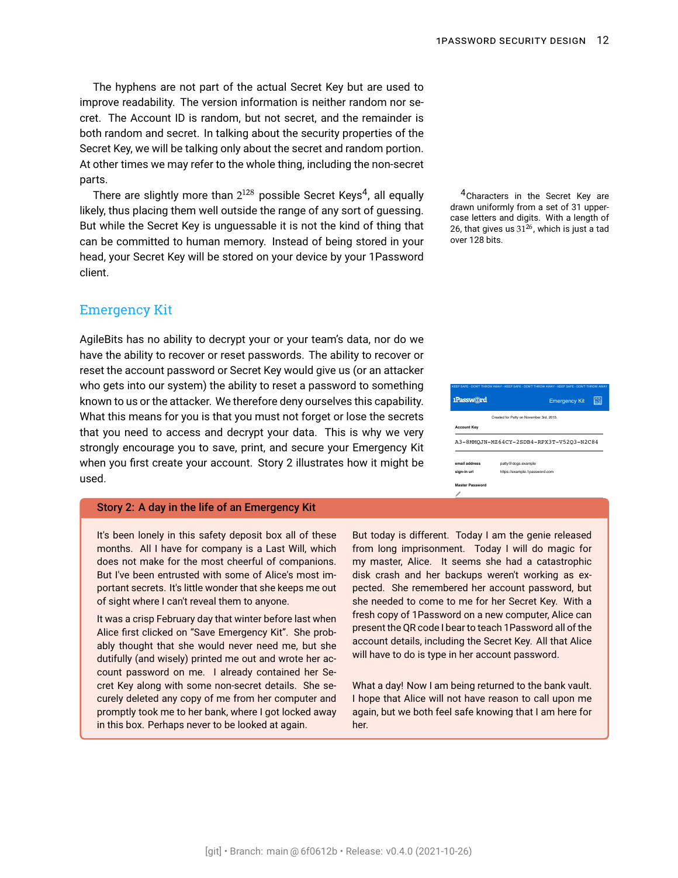The hyphens are not part of the actual Secret Key but are used to improve readability. The version information is neither random nor secret. The Account ID is random, but not secret, and the remainder is both random and secret. In talking about the security properties of the Secret Key, we will be talking only about the secret and random portion. At other times we may refer to the whole thing, including the non-secret parts.

There are slightly more than $2^{128}$ possible Secret Keys[4], all equally likely, thus placing them well outside the range of any sort of guessing. But while the Secret Key is unguessable it is not the kind of thing that can be committed to human memory. Instead of being stored in your head, your Secret Key will be stored on your device by your 1Password client.

[4] Characters in the Secret Key are drawn uniformly from a set of 31 uppercase letters and digits. With a length of 26, that gives us $31^{26}$, which is just a tad over 128 bits.

## Emergency Kit

AgileBits has no ability to decrypt your or your team's data, nor do we have the ability to recover or reset passwords. The ability to recover or reset the account password or Secret Key would give us (or an attacker who gets into our system) the ability to reset a password to something known to us or the attacker. We therefore deny ourselves this capability. What this means for you is that you must not forget or lose the secrets that you need to access and decrypt your data. This is why we very strongly encourage you to save, print, and secure your Emergency Kit when you first create your account. Story 2 illustrates how it might be used.

KEEP SAFE · DON'T THROW AWAY · KEEP SAFE · DON'T THROW AWAY · KEEP SAFE · DON'T THROW AWAY

1Password Emergency Kit

Created for Patty on November 3rd, 2015.

Account Key

A3-8MMQJN-MZ64CY-2SDB4-RPX3T-V52Q3-N2C84

email address patty@dogs.example

sign-in url https://example.1password.com

Master Password

### Story 2: A day in the life of an Emergency Kit

It's been lonely in this safety deposit box all of these months. All I have for company is a Last Will, which does not make for the most cheerful of companions. But I've been entrusted with some of Alice's most important secrets. It's little wonder that she keeps me out of sight where I can't reveal them to anyone.

It was a crisp February day that winter before last when Alice first clicked on "Save Emergency Kit". She probably thought that she would never need me, but she dutifully (and wisely) printed me out and wrote her account password on me. I already contained her Secret Key along with some non-secret details. She securely deleted any copy of me from her computer and promptly took me to her bank, where I got locked away in this box. Perhaps never to be looked at again.

But today is different. Today I am the genie released from long imprisonment. Today I will do magic for my master, Alice. It seems she had a catastrophic disk crash and her backups weren't working as expected. She remembered her account password, but she needed to come to me for her Secret Key. With a fresh copy of 1Password on a new computer, Alice can present the QR code I bear to teach 1Password all of the account details, including the Secret Key. All that Alice will have to do is type in her account password.

What a day! Now I am being returned to the bank vault. I hope that Alice will not have reason to call upon me again, but we both feel safe knowing that I am here for her.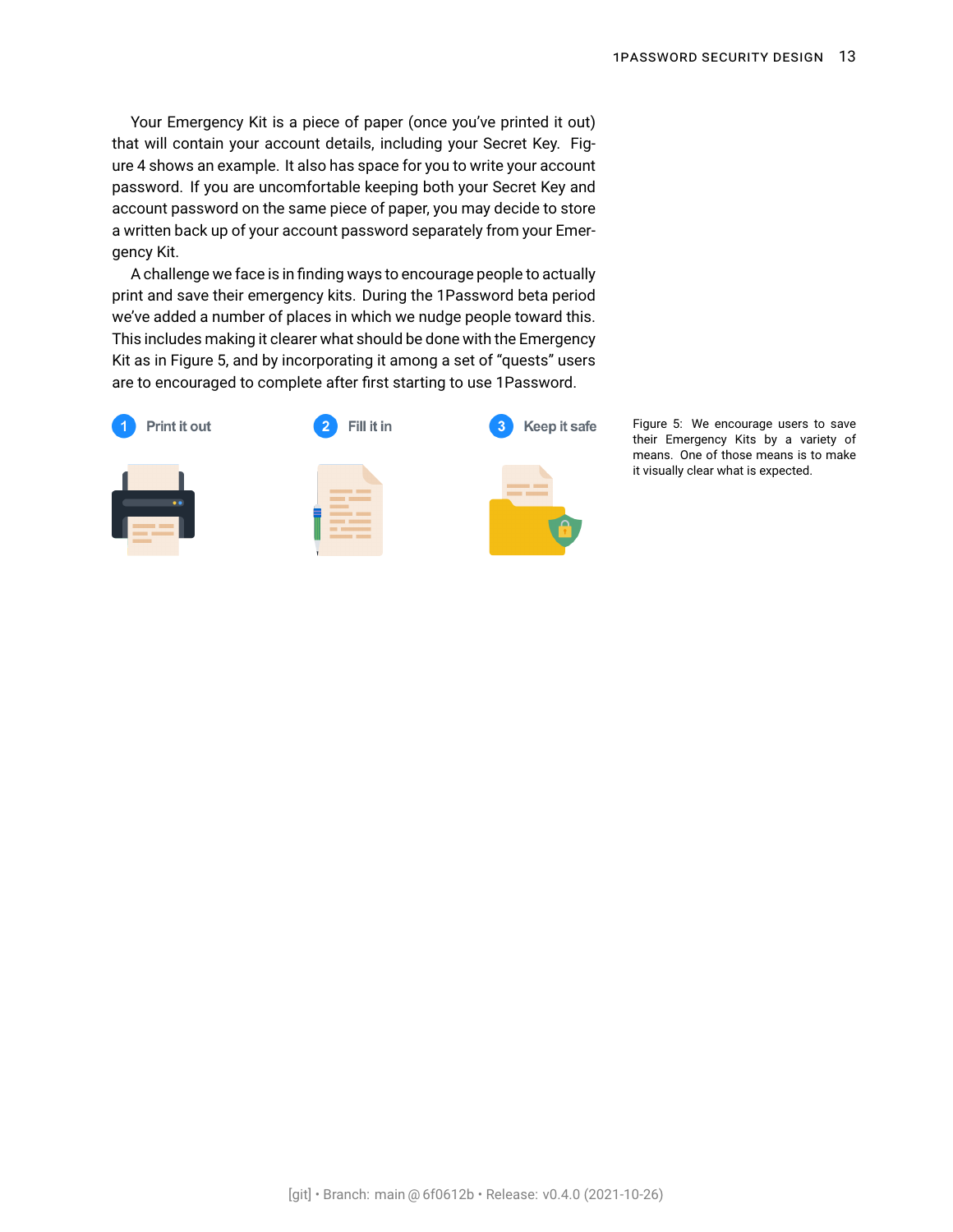Your Emergency Kit is a piece of paper (once you've printed it out) that will contain your account details, including your Secret Key. Figure 4 shows an example. It also has space for you to write your account password. If you are uncomfortable keeping both your Secret Key and account password on the same piece of paper, you may decide to store a written back up of your account password separately from your Emergency Kit.

A challenge we face is in finding ways to encourage people to actually print and save their emergency kits. During the 1Password beta period we've added a number of places in which we nudge people toward this. This includes making it clearer what should be done with the Emergency Kit as in Figure 5, and by incorporating it among a set of "quests" users are to encouraged to complete after first starting to use 1Password.

1 Print it out — 2 Fill it in — 3 Keep it safe

Figure 5: We encourage users to save their Emergency Kits by a variety of means. One of those means is to make it visually clear what is expected.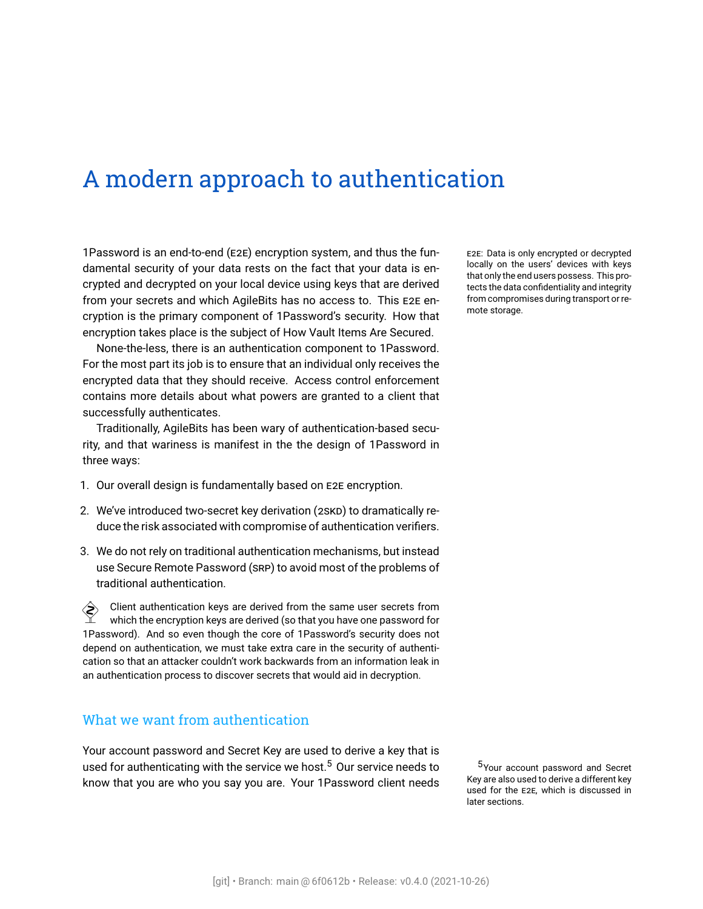# A modern approach to authentication

1Password is an end-to-end (E2E) encryption system, and thus the fundamental security of your data rests on the fact that your data is encrypted and decrypted on your local device using keys that are derived from your secrets and which AgileBits has no access to. This E2E encryption is the primary component of 1Password's security. How that encryption takes place is the subject of How Vault Items Are Secured.

E2E: Data is only encrypted or decrypted locally on the users' devices with keys that only the end users possess. This protects the data confidentiality and integrity from compromises during transport or remote storage.

None-the-less, there is an authentication component to 1Password. For the most part its job is to ensure that an individual only receives the encrypted data that they should receive. Access control enforcement contains more details about what powers are granted to a client that successfully authenticates.

Traditionally, AgileBits has been wary of authentication-based security, and that wariness is manifest in the the design of 1Password in three ways:

1. Our overall design is fundamentally based on E2E encryption.
2. We've introduced two-secret key derivation (2SKD) to dramatically reduce the risk associated with compromise of authentication verifiers.
3. We do not rely on traditional authentication mechanisms, but instead use Secure Remote Password (SRP) to avoid most of the problems of traditional authentication.

Client authentication keys are derived from the same user secrets from which the encryption keys are derived (so that you have one password for 1Password). And so even though the core of 1Password's security does not depend on authentication, we must take extra care in the security of authentication so that an attacker couldn't work backwards from an information leak in an authentication process to discover secrets that would aid in decryption.

## What we want from authentication

Your account password and Secret Key are used to derive a key that is used for authenticating with the service we host.[5] Our service needs to know that you are who you say you are. Your 1Password client needs

[5] Your account password and Secret Key are also used to derive a different key used for the E2E, which is discussed in later sections.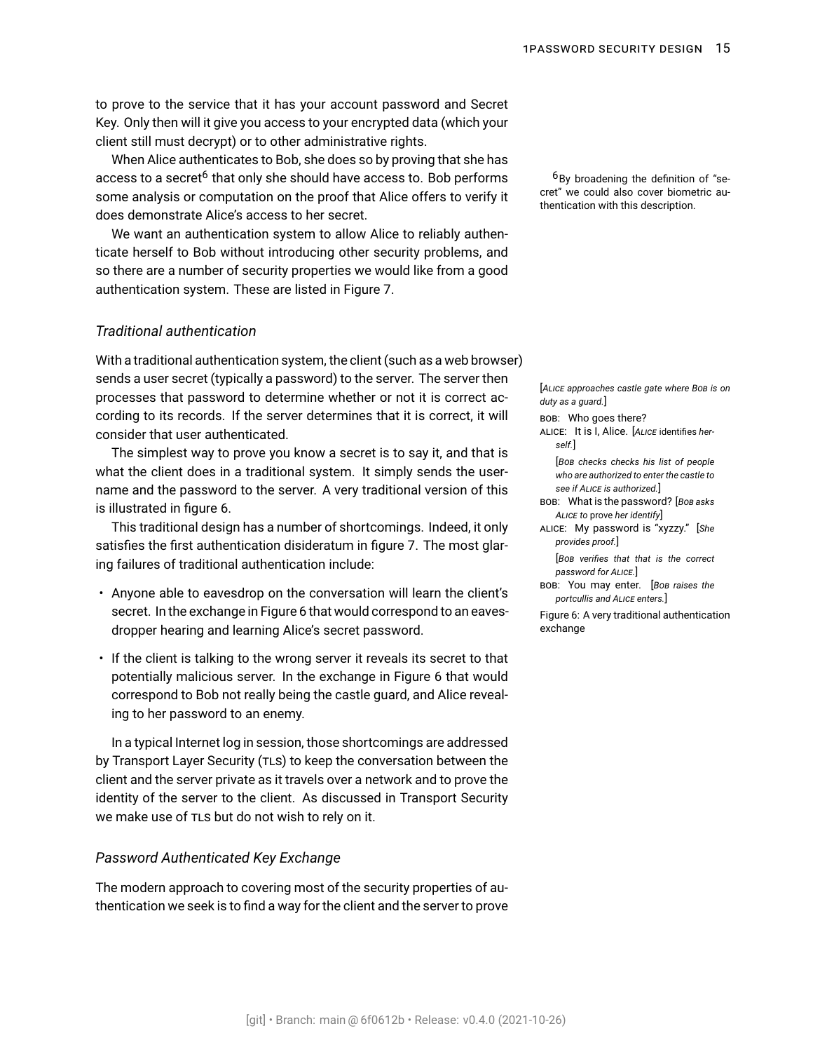to prove to the service that it has your account password and Secret Key. Only then will it give you access to your encrypted data (which your client still must decrypt) or to other administrative rights.

When Alice authenticates to Bob, she does so by proving that she has access to a secret[6] that only she should have access to. Bob performs some analysis or computation on the proof that Alice offers to verify it does demonstrate Alice's access to her secret.

[6] By broadening the definition of "secret" we could also cover biometric authentication with this description.

We want an authentication system to allow Alice to reliably authenticate herself to Bob without introducing other security problems, and so there are a number of security properties we would like from a good authentication system. These are listed in Figure 7.

### *Traditional authentication*

With a traditional authentication system, the client (such as a web browser) sends a user secret (typically a password) to the server. The server then processes that password to determine whether or not it is correct according to its records. If the server determines that it is correct, it will consider that user authenticated.

The simplest way to prove you know a secret is to say it, and that is what the client does in a traditional system. It simply sends the username and the password to the server. A very traditional version of this is illustrated in figure 6.

[*Alice approaches castle gate where Bob is on duty as a guard.*]

BOB: Who goes there?

ALICE: It is I, Alice. [*Alice* identifies *herself.*]

[*Bob checks checks his list of people who are authorized to enter the castle to see if Alice is authorized.*]

BOB: What is the password? [*Bob asks Alice to* prove *her identify*]

ALICE: My password is "xyzzy." [*She provides proof.*]

[*Bob verifies that that is the correct password for Alice.*]

BOB: You may enter. [*Bob raises the portcullis and Alice enters.*]

Figure 6: A very traditional authentication exchange

This traditional design has a number of shortcomings. Indeed, it only satisfies the first authentication disideratum in figure 7. The most glaring failures of traditional authentication include:

- Anyone able to eavesdrop on the conversation will learn the client's secret. In the exchange in Figure 6 that would correspond to an eavesdropper hearing and learning Alice's secret password.
- If the client is talking to the wrong server it reveals its secret to that potentially malicious server. In the exchange in Figure 6 that would correspond to Bob not really being the castle guard, and Alice revealing to her password to an enemy.

In a typical Internet log in session, those shortcomings are addressed by Transport Layer Security (TLS) to keep the conversation between the client and the server private as it travels over a network and to prove the identity of the server to the client. As discussed in Transport Security we make use of TLS but do not wish to rely on it.

### *Password Authenticated Key Exchange*

The modern approach to covering most of the security properties of authentication we seek is to find a way for the client and the server to prove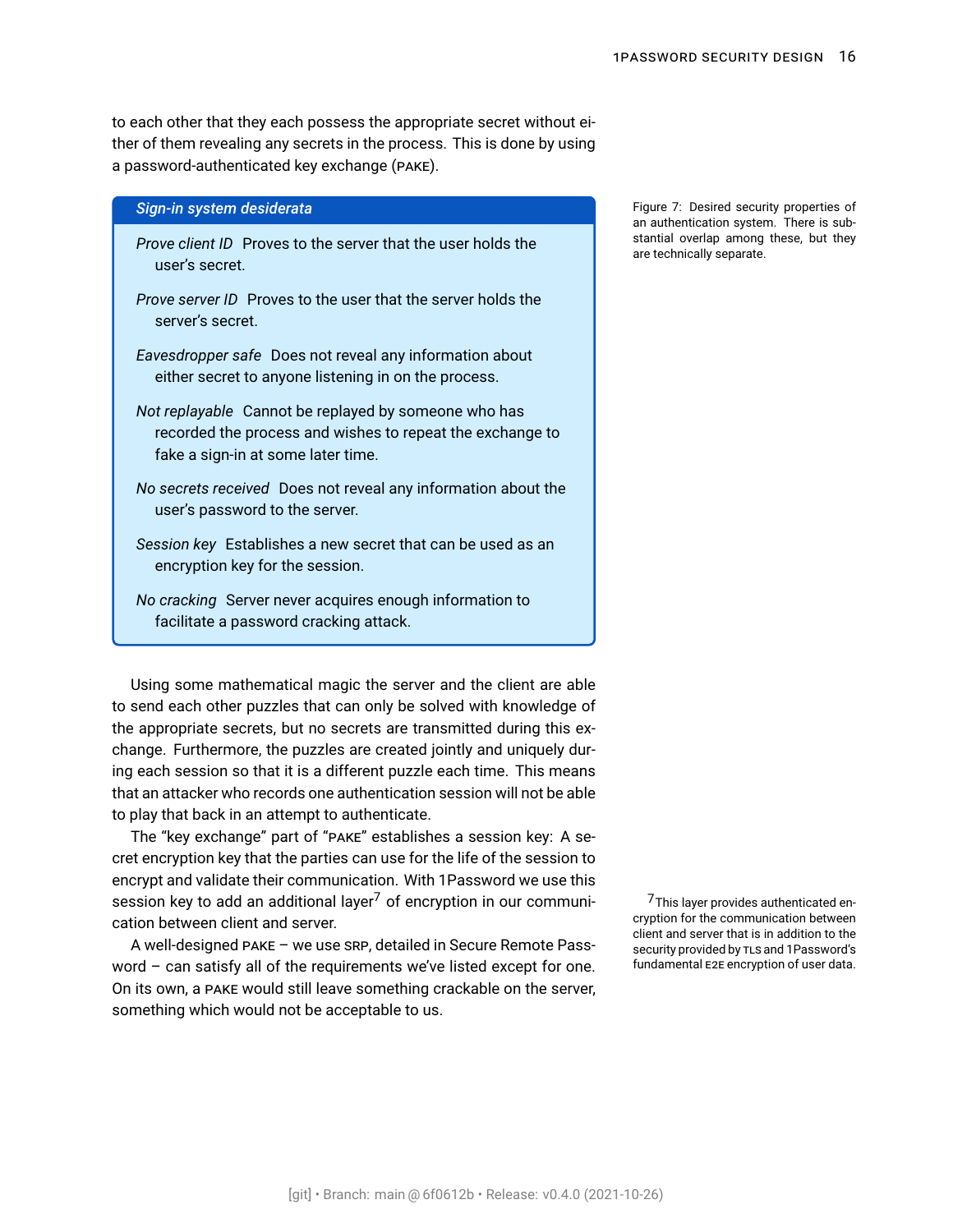to each other that they each possess the appropriate secret without either of them revealing any secrets in the process. This is done by using a password-authenticated key exchange (PAKE).

**_Sign-in system desiderata_**

*Prove client ID* Proves to the server that the user holds the user's secret.

*Prove server ID* Proves to the user that the server holds the server's secret.

*Eavesdropper safe* Does not reveal any information about either secret to anyone listening in on the process.

*Not replayable* Cannot be replayed by someone who has recorded the process and wishes to repeat the exchange to fake a sign-in at some later time.

*No secrets received* Does not reveal any information about the user's password to the server.

*Session key* Establishes a new secret that can be used as an encryption key for the session.

*No cracking* Server never acquires enough information to facilitate a password cracking attack.

Figure 7: Desired security properties of an authentication system. There is substantial overlap among these, but they are technically separate.

Using some mathematical magic the server and the client are able to send each other puzzles that can only be solved with knowledge of the appropriate secrets, but no secrets are transmitted during this exchange. Furthermore, the puzzles are created jointly and uniquely during each session so that it is a different puzzle each time. This means that an attacker who records one authentication session will not be able to play that back in an attempt to authenticate.

The "key exchange" part of "PAKE" establishes a session key: A secret encryption key that the parties can use for the life of the session to encrypt and validate their communication. With 1Password we use this session key to add an additional layer[7] of encryption in our communication between client and server.

A well-designed PAKE – we use SRP, detailed in Secure Remote Password – can satisfy all of the requirements we've listed except for one. On its own, a PAKE would still leave something crackable on the server, something which would not be acceptable to us.

[7] This layer provides authenticated encryption for the communication between client and server that is in addition to the security provided by TLS and 1Password's fundamental E2E encryption of user data.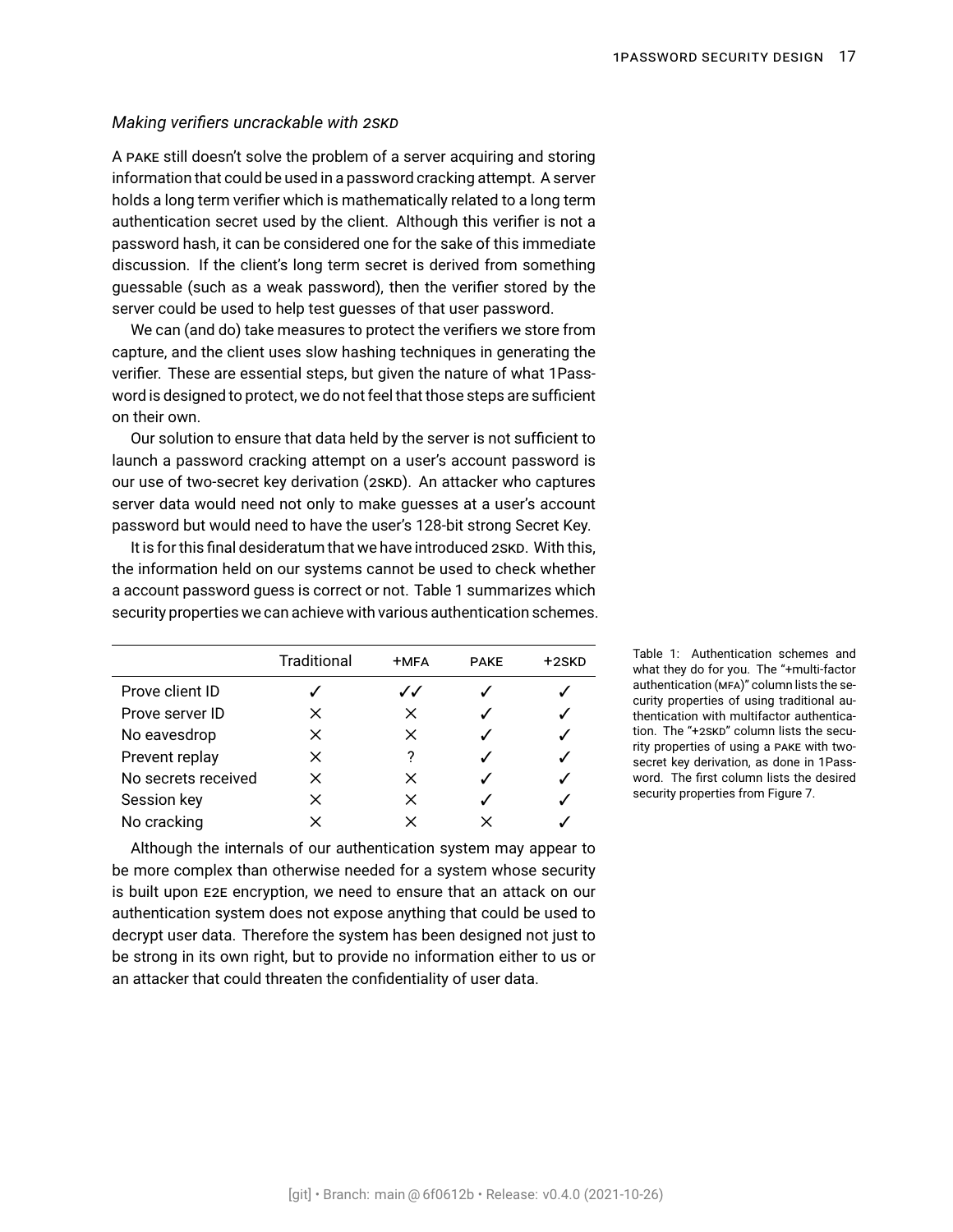### *Making verifiers uncrackable with 2SKD*

A PAKE still doesn't solve the problem of a server acquiring and storing information that could be used in a password cracking attempt. A server holds a long term verifier which is mathematically related to a long term authentication secret used by the client. Although this verifier is not a password hash, it can be considered one for the sake of this immediate discussion. If the client's long term secret is derived from something guessable (such as a weak password), then the verifier stored by the server could be used to help test guesses of that user password.

We can (and do) take measures to protect the verifiers we store from capture, and the client uses slow hashing techniques in generating the verifier. These are essential steps, but given the nature of what 1Password is designed to protect, we do not feel that those steps are sufficient on their own.

Our solution to ensure that data held by the server is not sufficient to launch a password cracking attempt on a user's account password is our use of two-secret key derivation (2SKD). An attacker who captures server data would need not only to make guesses at a user's account password but would need to have the user's 128-bit strong Secret Key.

It is for this final desideratum that we have introduced 2SKD. With this, the information held on our systems cannot be used to check whether a account password guess is correct or not. Table 1 summarizes which security properties we can achieve with various authentication schemes.

| | Traditional | +MFA | PAKE | +2SKD |
|---|---|---|---|---|
| Prove client ID | ✓ | ✓✓ | ✓ | ✓ |
| Prove server ID | × | × | ✓ | ✓ |
| No eavesdrop | × | × | ✓ | ✓ |
| Prevent replay | × | ? | ✓ | ✓ |
| No secrets received | × | × | ✓ | ✓ |
| Session key | × | × | ✓ | ✓ |
| No cracking | × | × | × | ✓ |

Table 1: Authentication schemes and what they do for you. The "+multi-factor authentication (MFA)" column lists the security properties of using traditional authentication with multifactor authentication. The "+2SKD" column lists the security properties of using a PAKE with two-secret key derivation, as done in 1Password. The first column lists the desired security properties from Figure 7.

Although the internals of our authentication system may appear to be more complex than otherwise needed for a system whose security is built upon E2E encryption, we need to ensure that an attack on our authentication system does not expose anything that could be used to decrypt user data. Therefore the system has been designed not just to be strong in its own right, but to provide no information either to us or an attacker that could threaten the confidentiality of user data.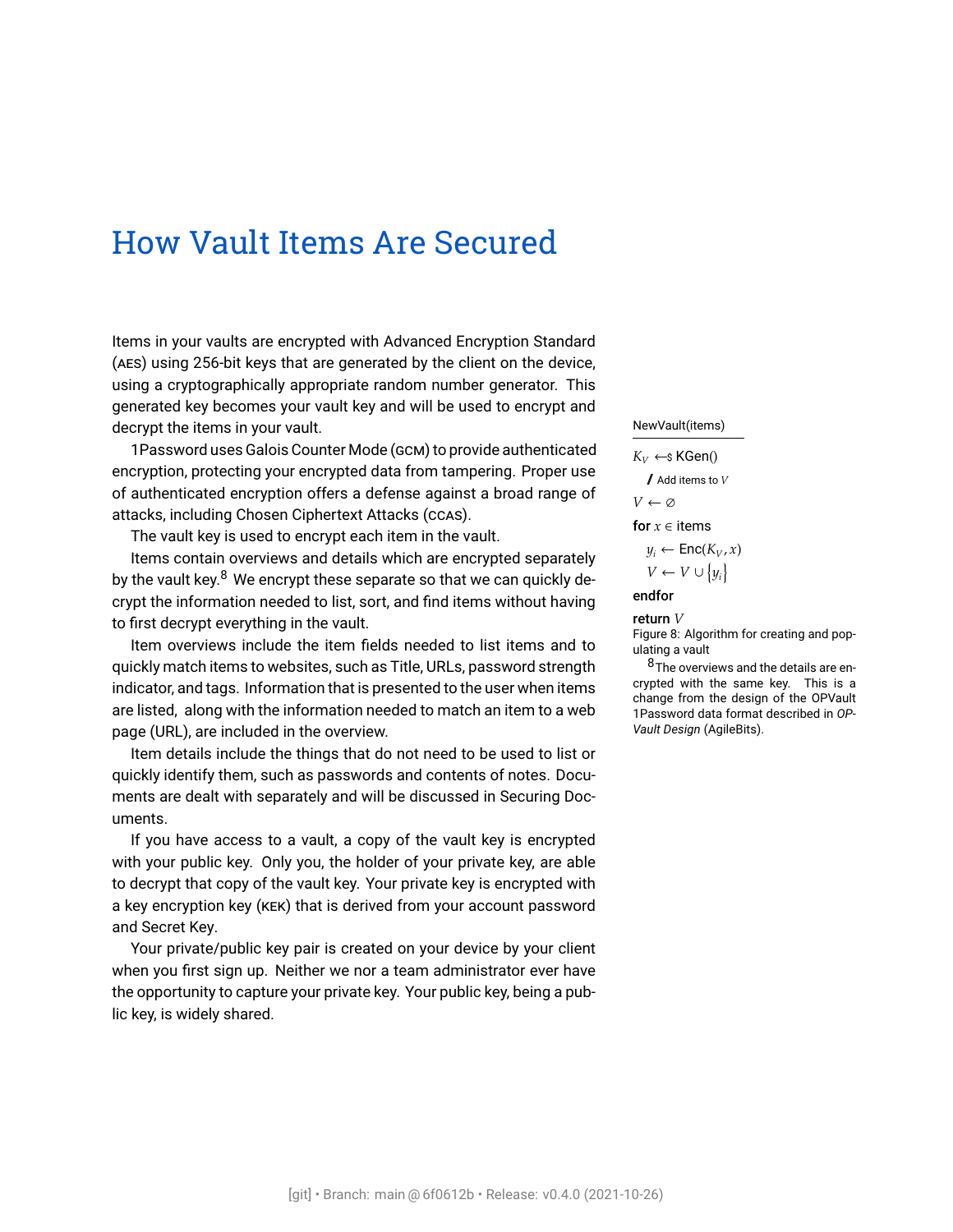# How Vault Items Are Secured

Items in your vaults are encrypted with Advanced Encryption Standard (AES) using 256-bit keys that are generated by the client on the device, using a cryptographically appropriate random number generator. This generated key becomes your vault key and will be used to encrypt and decrypt the items in your vault.

1Password uses Galois Counter Mode (GCM) to provide authenticated encryption, protecting your encrypted data from tampering. Proper use of authenticated encryption offers a defense against a broad range of attacks, including Chosen Ciphertext Attacks (CCAs).

The vault key is used to encrypt each item in the vault.

Items contain overviews and details which are encrypted separately by the vault key.[8] We encrypt these separate so that we can quickly decrypt the information needed to list, sort, and find items without having to first decrypt everything in the vault.

Item overviews include the item fields needed to list items and to quickly match items to websites, such as Title, URLs, password strength indicator, and tags. Information that is presented to the user when items are listed, along with the information needed to match an item to a web page (URL), are included in the overview.

Item details include the things that do not need to be used to list or quickly identify them, such as passwords and contents of notes. Documents are dealt with separately and will be discussed in Securing Documents.

If you have access to a vault, a copy of the vault key is encrypted with your public key. Only you, the holder of your private key, are able to decrypt that copy of the vault key. Your private key is encrypted with a key encryption key (KEK) that is derived from your account password and Secret Key.

Your private/public key pair is created on your device by your client when you first sign up. Neither we nor a team administrator ever have the opportunity to capture your private key. Your public key, being a public key, is widely shared.

NewVault(items)

$K_V \leftarrow\$ \text{KGen}()$

/ Add items to $V$

$V \leftarrow \varnothing$

**for** $x \in$ items

  $y_i \leftarrow \text{Enc}(K_V, x)$

  $V \leftarrow V \cup \{y_i\}$

**endfor**

**return** $V$

Figure 8: Algorithm for creating and populating a vault

[8] The overviews and the details are encrypted with the same key. This is a change from the design of the OPVault 1Password data format described in *OPVault Design* (AgileBits).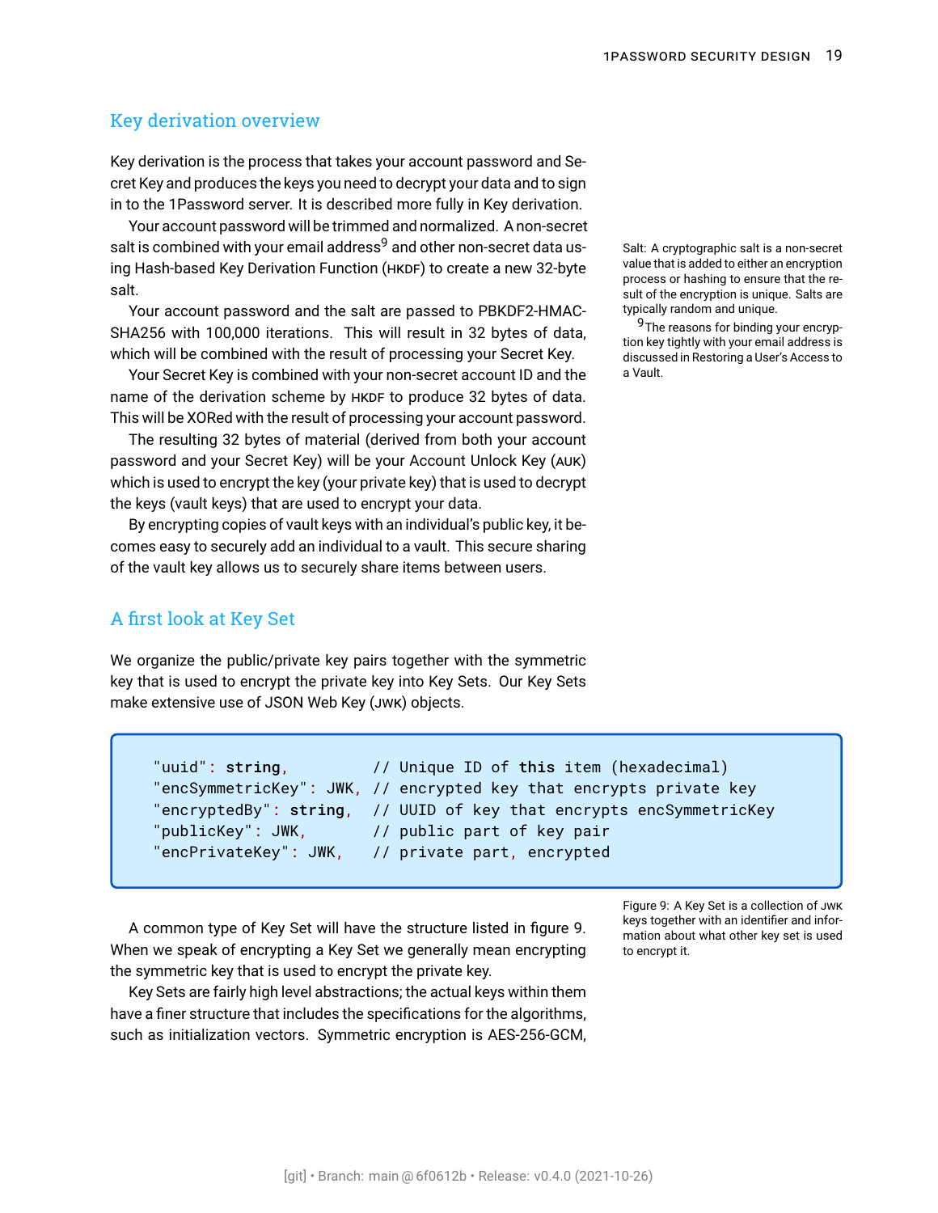## Key derivation overview

Key derivation is the process that takes your account password and Secret Key and produces the keys you need to decrypt your data and to sign in to the 1Password server. It is described more fully in Key derivation.

Your account password will be trimmed and normalized. A non-secret salt is combined with your email address[9] and other non-secret data using Hash-based Key Derivation Function (HKDF) to create a new 32-byte salt.

Salt: A cryptographic salt is a non-secret value that is added to either an encryption process or hashing to ensure that the result of the encryption is unique. Salts are typically random and unique.

[9] The reasons for binding your encryption key tightly with your email address is discussed in Restoring a User's Access to a Vault.

Your account password and the salt are passed to PBKDF2-HMAC-SHA256 with 100,000 iterations. This will result in 32 bytes of data, which will be combined with the result of processing your Secret Key.

Your Secret Key is combined with your non-secret account ID and the name of the derivation scheme by HKDF to produce 32 bytes of data. This will be XORed with the result of processing your account password.

The resulting 32 bytes of material (derived from both your account password and your Secret Key) will be your Account Unlock Key (AUK) which is used to encrypt the key (your private key) that is used to decrypt the keys (vault keys) that are used to encrypt your data.

By encrypting copies of vault keys with an individual's public key, it becomes easy to securely add an individual to a vault. This secure sharing of the vault key allows us to securely share items between users.

## A first look at Key Set

We organize the public/private key pairs together with the symmetric key that is used to encrypt the private key into Key Sets. Our Key Sets make extensive use of JSON Web Key (JWK) objects.

```
"uuid": string,          // Unique ID of this item (hexadecimal)
"encSymmetricKey": JWK, // encrypted key that encrypts private key
"encryptedBy": string,  // UUID of key that encrypts encSymmetricKey
"publicKey": JWK,       // public part of key pair
"encPrivateKey": JWK,   // private part, encrypted
```

Figure 9: A Key Set is a collection of JWK keys together with an identifier and information about what other key set is used to encrypt it.

A common type of Key Set will have the structure listed in figure 9. When we speak of encrypting a Key Set we generally mean encrypting the symmetric key that is used to encrypt the private key.

Key Sets are fairly high level abstractions; the actual keys within them have a finer structure that includes the specifications for the algorithms, such as initialization vectors. Symmetric encryption is AES-256-GCM,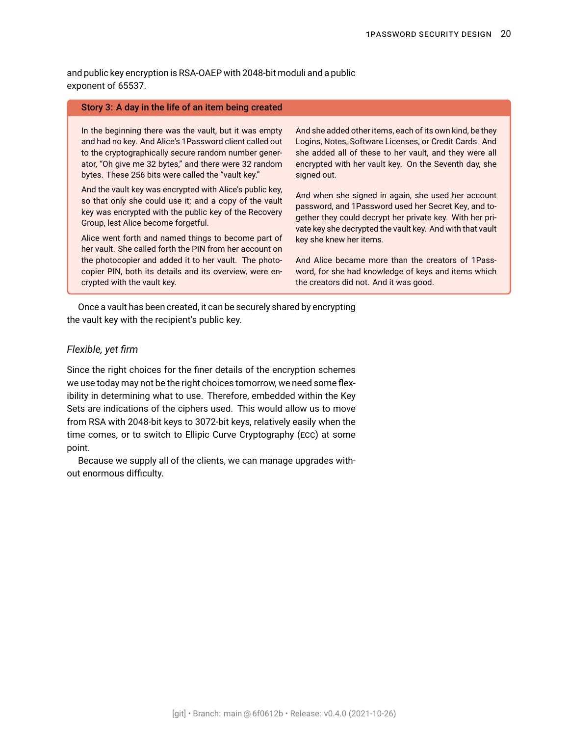and public key encryption is RSA-OAEP with 2048-bit moduli and a public exponent of 65537.

**Story 3: A day in the life of an item being created**

In the beginning there was the vault, but it was empty and had no key. And Alice's 1Password client called out to the cryptographically secure random number generator, "Oh give me 32 bytes," and there were 32 random bytes. These 256 bits were called the "vault key."

And the vault key was encrypted with Alice's public key, so that only she could use it; and a copy of the vault key was encrypted with the public key of the Recovery Group, lest Alice become forgetful.

Alice went forth and named things to become part of her vault. She called forth the PIN from her account on the photocopier and added it to her vault. The photocopier PIN, both its details and its overview, were encrypted with the vault key.

And she added other items, each of its own kind, be they Logins, Notes, Software Licenses, or Credit Cards. And she added all of these to her vault, and they were all encrypted with her vault key. On the Seventh day, she signed out.

And when she signed in again, she used her account password, and 1Password used her Secret Key, and together they could decrypt her private key. With her private key she decrypted the vault key. And with that vault key she knew her items.

And Alice became more than the creators of 1Password, for she had knowledge of keys and items which the creators did not. And it was good.

Once a vault has been created, it can be securely shared by encrypting the vault key with the recipient's public key.

### *Flexible, yet firm*

Since the right choices for the finer details of the encryption schemes we use today may not be the right choices tomorrow, we need some flexibility in determining what to use. Therefore, embedded within the Key Sets are indications of the ciphers used. This would allow us to move from RSA with 2048-bit keys to 3072-bit keys, relatively easily when the time comes, or to switch to Ellipic Curve Cryptography (ECC) at some point.

Because we supply all of the clients, we can manage upgrades without enormous difficulty.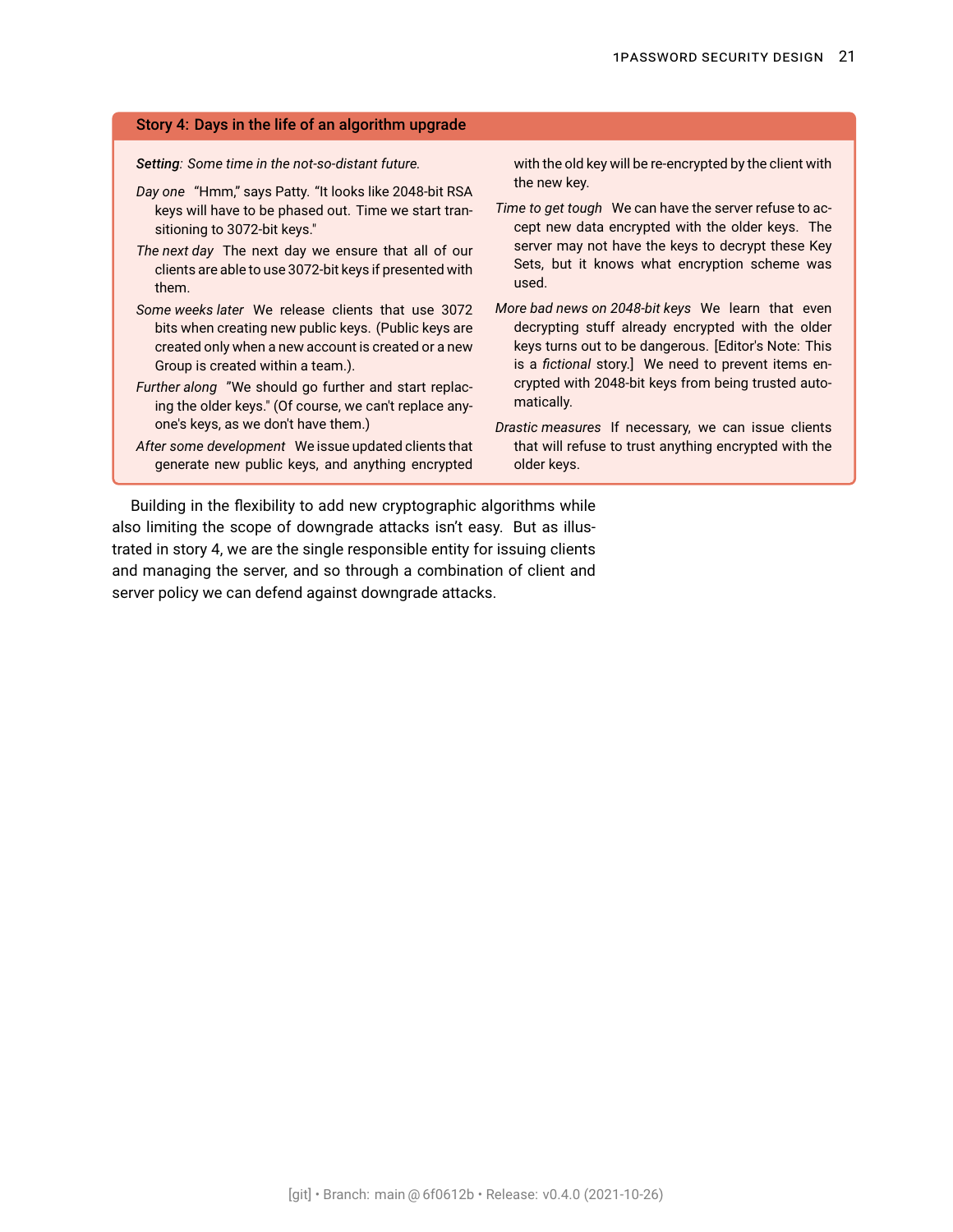**Story 4: Days in the life of an algorithm upgrade**

***Setting**: Some time in the not-so-distant future.*

*Day one* "Hmm," says Patty. "It looks like 2048-bit RSA keys will have to be phased out. Time we start transitioning to 3072-bit keys."

*The next day* The next day we ensure that all of our clients are able to use 3072-bit keys if presented with them.

*Some weeks later* We release clients that use 3072 bits when creating new public keys. (Public keys are created only when a new account is created or a new Group is created within a team.).

*Further along* "We should go further and start replacing the older keys." (Of course, we can't replace anyone's keys, as we don't have them.)

*After some development* We issue updated clients that generate new public keys, and anything encrypted with the old key will be re-encrypted by the client with the new key.

*Time to get tough* We can have the server refuse to accept new data encrypted with the older keys. The server may not have the keys to decrypt these Key Sets, but it knows what encryption scheme was used.

*More bad news on 2048-bit keys* We learn that even decrypting stuff already encrypted with the older keys turns out to be dangerous. [Editor's Note: This is a *fictional* story.] We need to prevent items encrypted with 2048-bit keys from being trusted automatically.

*Drastic measures* If necessary, we can issue clients that will refuse to trust anything encrypted with the older keys.

Building in the flexibility to add new cryptographic algorithms while also limiting the scope of downgrade attacks isn't easy. But as illustrated in story 4, we are the single responsible entity for issuing clients and managing the server, and so through a combination of client and server policy we can defend against downgrade attacks.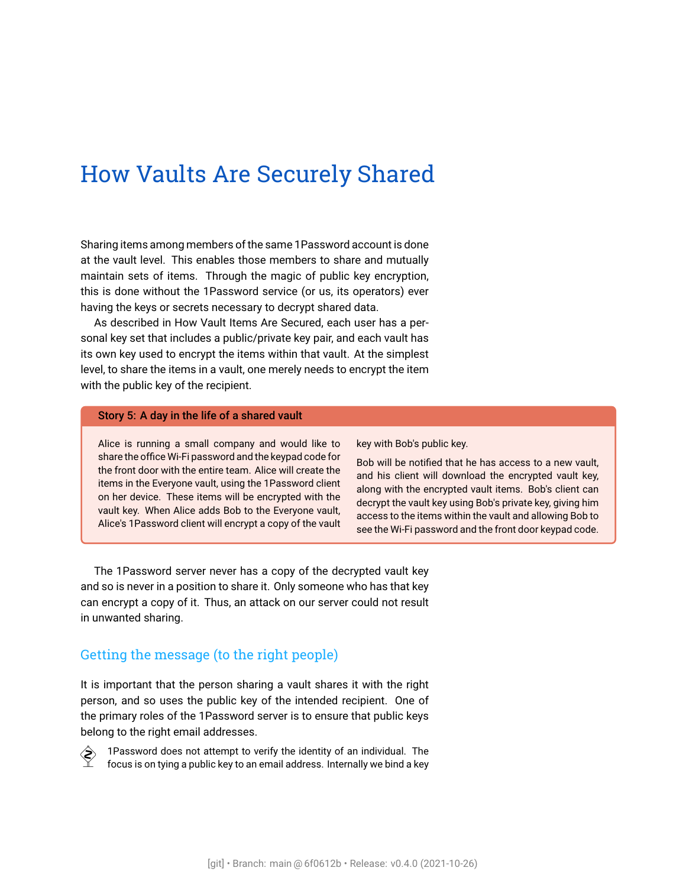# How Vaults Are Securely Shared

Sharing items among members of the same 1Password account is done at the vault level. This enables those members to share and mutually maintain sets of items. Through the magic of public key encryption, this is done without the 1Password service (or us, its operators) ever having the keys or secrets necessary to decrypt shared data.

As described in How Vault Items Are Secured, each user has a personal key set that includes a public/private key pair, and each vault has its own key used to encrypt the items within that vault. At the simplest level, to share the items in a vault, one merely needs to encrypt the item with the public key of the recipient.

> **Story 5: A day in the life of a shared vault**
>
> Alice is running a small company and would like to share the office Wi-Fi password and the keypad code for the front door with the entire team. Alice will create the items in the Everyone vault, using the 1Password client on her device. These items will be encrypted with the vault key. When Alice adds Bob to the Everyone vault, Alice's 1Password client will encrypt a copy of the vault key with Bob's public key.
>
> Bob will be notified that he has access to a new vault, and his client will download the encrypted vault key, along with the encrypted vault items. Bob's client can decrypt the vault key using Bob's private key, giving him access to the items within the vault and allowing Bob to see the Wi-Fi password and the front door keypad code.

The 1Password server never has a copy of the decrypted vault key and so is never in a position to share it. Only someone who has that key can encrypt a copy of it. Thus, an attack on our server could not result in unwanted sharing.

## Getting the message (to the right people)

It is important that the person sharing a vault shares it with the right person, and so uses the public key of the intended recipient. One of the primary roles of the 1Password server is to ensure that public keys belong to the right email addresses.

1Password does not attempt to verify the identity of an individual. The focus is on tying a public key to an email address. Internally we bind a key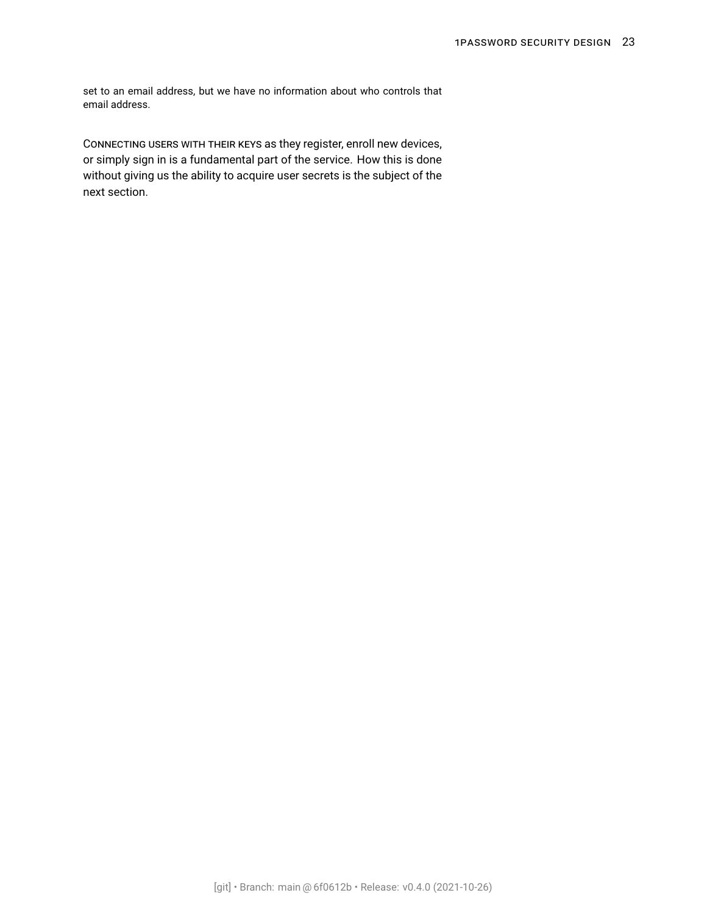set to an email address, but we have no information about who controls that email address.

CONNECTING USERS WITH THEIR KEYS as they register, enroll new devices, or simply sign in is a fundamental part of the service. How this is done without giving us the ability to acquire user secrets is the subject of the next section.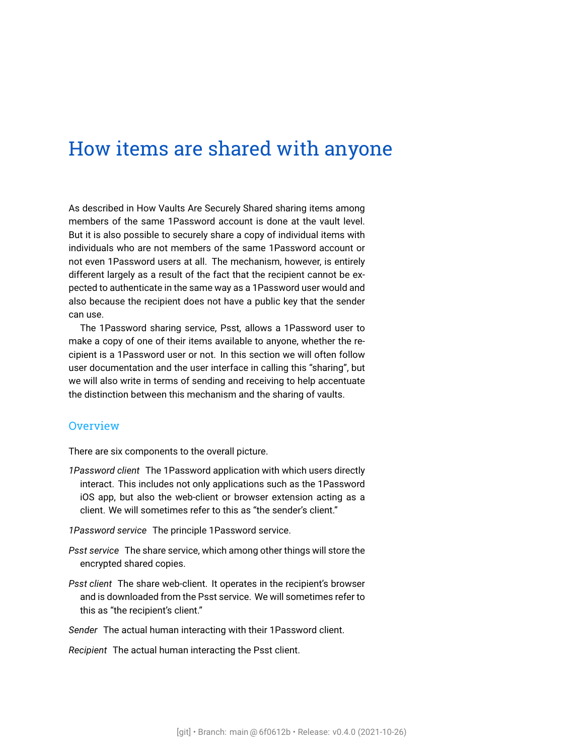# How items are shared with anyone

As described in How Vaults Are Securely Shared sharing items among members of the same 1Password account is done at the vault level. But it is also possible to securely share a copy of individual items with individuals who are not members of the same 1Password account or not even 1Password users at all. The mechanism, however, is entirely different largely as a result of the fact that the recipient cannot be expected to authenticate in the same way as a 1Password user would and also because the recipient does not have a public key that the sender can use.

The 1Password sharing service, Psst, allows a 1Password user to make a copy of one of their items available to anyone, whether the recipient is a 1Password user or not. In this section we will often follow user documentation and the user interface in calling this "sharing", but we will also write in terms of sending and receiving to help accentuate the distinction between this mechanism and the sharing of vaults.

## Overview

There are six components to the overall picture.

*1Password client* The 1Password application with which users directly interact. This includes not only applications such as the 1Password iOS app, but also the web-client or browser extension acting as a client. We will sometimes refer to this as "the sender's client."

*1Password service* The principle 1Password service.

*Psst service* The share service, which among other things will store the encrypted shared copies.

*Psst client* The share web-client. It operates in the recipient's browser and is downloaded from the Psst service. We will sometimes refer to this as "the recipient's client."

*Sender* The actual human interacting with their 1Password client.

*Recipient* The actual human interacting the Psst client.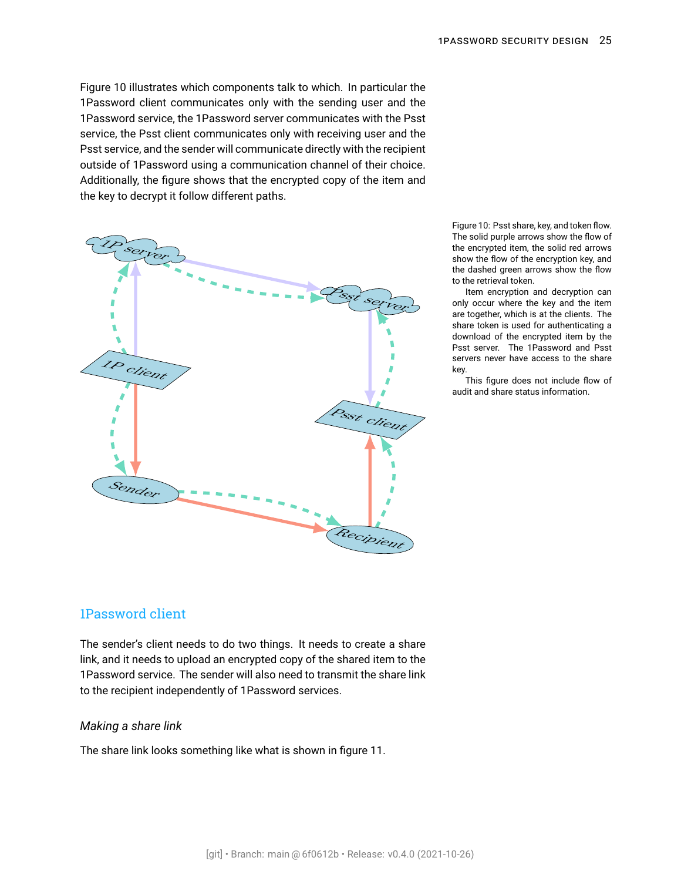Figure 10 illustrates which components talk to which. In particular the 1Password client communicates only with the sending user and the 1Password service, the 1Password server communicates with the Psst service, the Psst client communicates only with receiving user and the Psst service, and the sender will communicate directly with the recipient outside of 1Password using a communication channel of their choice. Additionally, the figure shows that the encrypted copy of the item and the key to decrypt it follow different paths.

Figure 10: Psst share, key, and token flow. The solid purple arrows show the flow of the encrypted item, the solid red arrows show the flow of the encryption key, and the dashed green arrows show the flow to the retrieval token.

Item encryption and decryption can only occur where the key and the item are together, which is at the clients. The share token is used for authenticating a download of the encrypted item by the Psst server. The 1Password and Psst servers never have access to the share key.

This figure does not include flow of audit and share status information.

## 1Password client

The sender's client needs to do two things. It needs to create a share link, and it needs to upload an encrypted copy of the shared item to the 1Password service. The sender will also need to transmit the share link to the recipient independently of 1Password services.

### *Making a share link*

The share link looks something like what is shown in figure 11.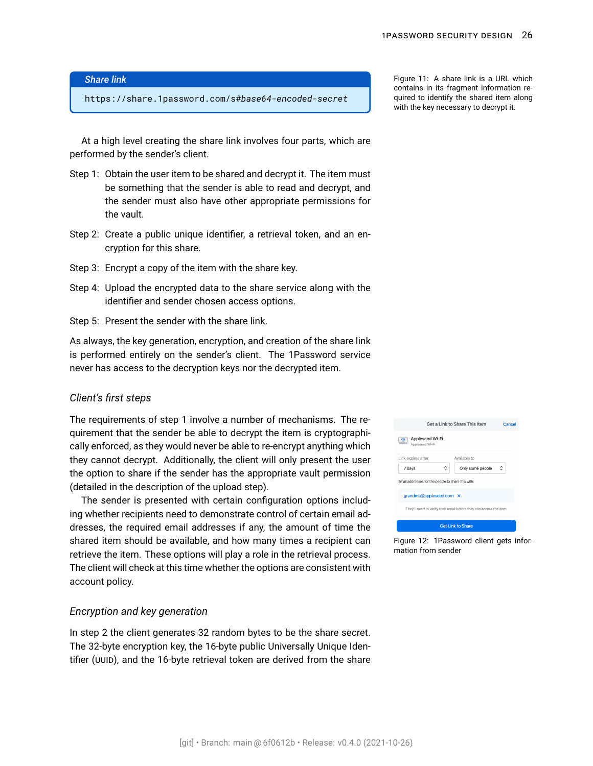**Share link**

```
https://share.1password.com/s#base64-encoded-secret
```

Figure 11: A share link is a URL which contains in its fragment information required to identify the shared item along with the key necessary to decrypt it.

At a high level creating the share link involves four parts, which are performed by the sender's client.

Step 1: Obtain the user item to be shared and decrypt it. The item must be something that the sender is able to read and decrypt, and the sender must also have other appropriate permissions for the vault.

Step 2: Create a public unique identifier, a retrieval token, and an encryption for this share.

Step 3: Encrypt a copy of the item with the share key.

Step 4: Upload the encrypted data to the share service along with the identifier and sender chosen access options.

Step 5: Present the sender with the share link.

As always, the key generation, encryption, and creation of the share link is performed entirely on the sender's client. The 1Password service never has access to the decryption keys nor the decrypted item.

### *Client's first steps*

The requirements of step 1 involve a number of mechanisms. The requirement that the sender be able to decrypt the item is cryptographically enforced, as they would never be able to re-encrypt anything which they cannot decrypt. Additionally, the client will only present the user the option to share if the sender has the appropriate vault permission (detailed in the description of the upload step).

The sender is presented with certain configuration options including whether recipients need to demonstrate control of certain email addresses, the required email addresses if any, the amount of time the shared item should be available, and how many times a recipient can retrieve the item. These options will play a role in the retrieval process. The client will check at this time whether the options are consistent with account policy.

Figure 12: 1Password client gets information from sender

### *Encryption and key generation*

In step 2 the client generates 32 random bytes to be the share secret. The 32-byte encryption key, the 16-byte public Universally Unique Identifier (UUID), and the 16-byte retrieval token are derived from the share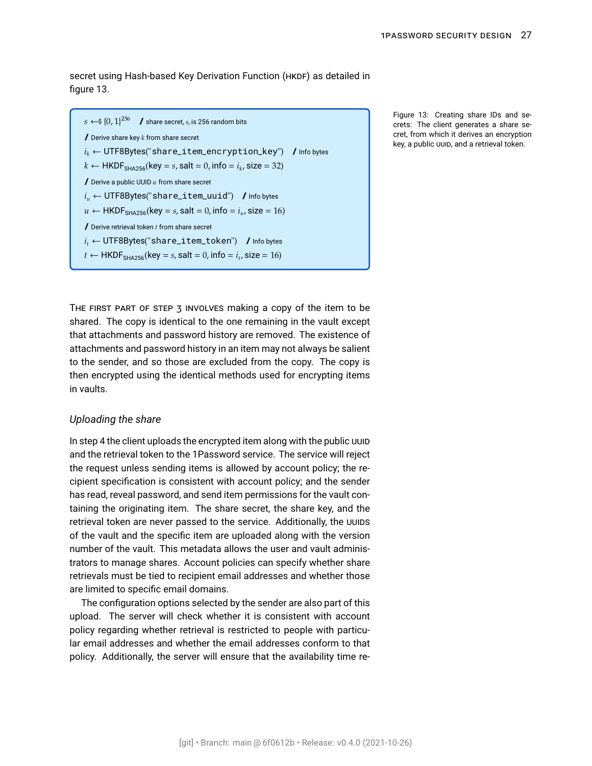secret using Hash-based Key Derivation Function (HKDF) as detailed in figure 13.

$s \leftarrow\!\$ \{0,1\}^{256}$ / share secret, $s$, is 256 random bits

/ Derive share key $k$ from share secret

$i_k \leftarrow$ UTF8Bytes("`share_item_encryption_key`") / Info bytes

$k \leftarrow \text{HKDF}_{\text{SHA256}}(\text{key} = s, \text{salt} = 0, \text{info} = i_k, \text{size} = 32)$

/ Derive a public UUID $u$ from share secret

$i_u \leftarrow$ UTF8Bytes("`share_item_uuid`") / Info bytes

$u \leftarrow \text{HKDF}_{\text{SHA256}}(\text{key} = s, \text{salt} = 0, \text{info} = i_u, \text{size} = 16)$

/ Derive retrieval token $t$ from share secret

$i_t \leftarrow$ UTF8Bytes("`share_item_token`") / Info bytes

$t \leftarrow \text{HKDF}_{\text{SHA256}}(\text{key} = s, \text{salt} = 0, \text{info} = i_t, \text{size} = 16)$

Figure 13: Creating share IDs and secrets: The client generates a share secret, from which it derives an encryption key, a public UUID, and a retrieval token.

THE FIRST PART OF STEP 3 INVOLVES making a copy of the item to be shared. The copy is identical to the one remaining in the vault except that attachments and password history are removed. The existence of attachments and password history in an item may not always be salient to the sender, and so those are excluded from the copy. The copy is then encrypted using the identical methods used for encrypting items in vaults.

### *Uploading the share*

In step 4 the client uploads the encrypted item along with the public UUID and the retrieval token to the 1Password service. The service will reject the request unless sending items is allowed by account policy; the recipient specification is consistent with account policy; and the sender has read, reveal password, and send item permissions for the vault containing the originating item. The share secret, the share key, and the retrieval token are never passed to the service. Additionally, the UUIDS of the vault and the specific item are uploaded along with the version number of the vault. This metadata allows the user and vault administrators to manage shares. Account policies can specify whether share retrievals must be tied to recipient email addresses and whether those are limited to specific email domains.

The configuration options selected by the sender are also part of this upload. The server will check whether it is consistent with account policy regarding whether retrieval is restricted to people with particular email addresses and whether the email addresses conform to that policy. Additionally, the server will ensure that the availability time re-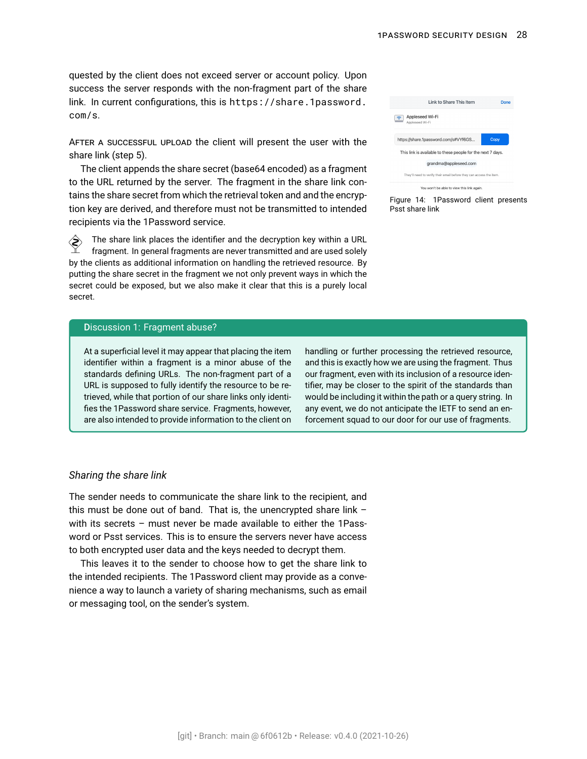quested by the client does not exceed server or account policy. Upon success the server responds with the non-fragment part of the share link. In current configurations, this is `https://share.1password.com/s`.

AFTER A SUCCESSFUL UPLOAD the client will present the user with the share link (step 5).

The client appends the share secret (base64 encoded) as a fragment to the URL returned by the server. The fragment in the share link contains the share secret from which the retrieval token and the encryption key are derived, and therefore must not be transmitted to intended recipients via the 1Password service.

The share link places the identifier and the decryption key within a URL fragment. In general fragments are never transmitted and are used solely by the clients as additional information on handling the retrieved resource. By putting the share secret in the fragment we not only prevent ways in which the secret could be exposed, but we also make it clear that this is a purely local secret.

Figure 14: 1Password client presents Psst share link

**Discussion 1: Fragment abuse?**

At a superficial level it may appear that placing the item identifier within a fragment is a minor abuse of the standards defining URLs. The non-fragment part of a URL is supposed to fully identify the resource to be retrieved, while that portion of our share links only identifies the 1Password share service. Fragments, however, are also intended to provide information to the client on handling or further processing the retrieved resource, and this is exactly how we are using the fragment. Thus our fragment, even with its inclusion of a resource identifier, may be closer to the spirit of the standards than would be including it within the path or a query string. In any event, we do not anticipate the IETF to send an enforcement squad to our door for our use of fragments.

### *Sharing the share link*

The sender needs to communicate the share link to the recipient, and this must be done out of band. That is, the unencrypted share link – with its secrets – must never be made available to either the 1Password or Psst services. This is to ensure the servers never have access to both encrypted user data and the keys needed to decrypt them.

This leaves it to the sender to choose how to get the share link to the intended recipients. The 1Password client may provide as a convenience a way to launch a variety of sharing mechanisms, such as email or messaging tool, on the sender's system.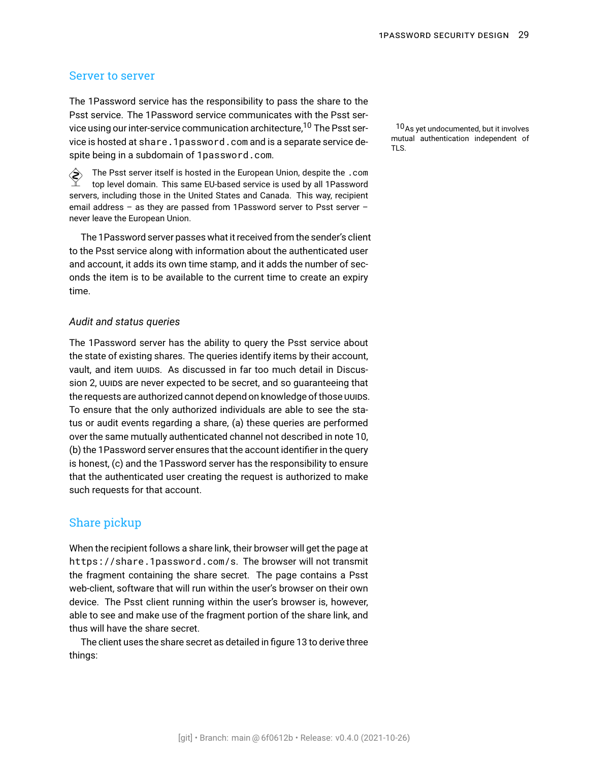## Server to server

The 1Password service has the responsibility to pass the share to the Psst service. The 1Password service communicates with the Psst service using our inter-service communication architecture,[10] The Psst service is hosted at `share.1password.com` and is a separate service despite being in a subdomain of `1password.com`.

[10] As yet undocumented, but it involves mutual authentication independent of TLS.

The Psst server itself is hosted in the European Union, despite the `.com` top level domain. This same EU-based service is used by all 1Password servers, including those in the United States and Canada. This way, recipient email address – as they are passed from 1Password server to Psst server – never leave the European Union.

The 1Password server passes what it received from the sender's client to the Psst service along with information about the authenticated user and account, it adds its own time stamp, and it adds the number of seconds the item is to be available to the current time to create an expiry time.

### *Audit and status queries*

The 1Password server has the ability to query the Psst service about the state of existing shares. The queries identify items by their account, vault, and item UUIDs. As discussed in far too much detail in Discussion 2, UUIDs are never expected to be secret, and so guaranteeing that the requests are authorized cannot depend on knowledge of those UUIDs. To ensure that the only authorized individuals are able to see the status or audit events regarding a share, (a) these queries are performed over the same mutually authenticated channel not described in note 10, (b) the 1Password server ensures that the account identifier in the query is honest, (c) and the 1Password server has the responsibility to ensure that the authenticated user creating the request is authorized to make such requests for that account.

## Share pickup

When the recipient follows a share link, their browser will get the page at `https://share.1password.com/s`. The browser will not transmit the fragment containing the share secret. The page contains a Psst web-client, software that will run within the user's browser on their own device. The Psst client running within the user's browser is, however, able to see and make use of the fragment portion of the share link, and thus will have the share secret.

The client uses the share secret as detailed in figure 13 to derive three things: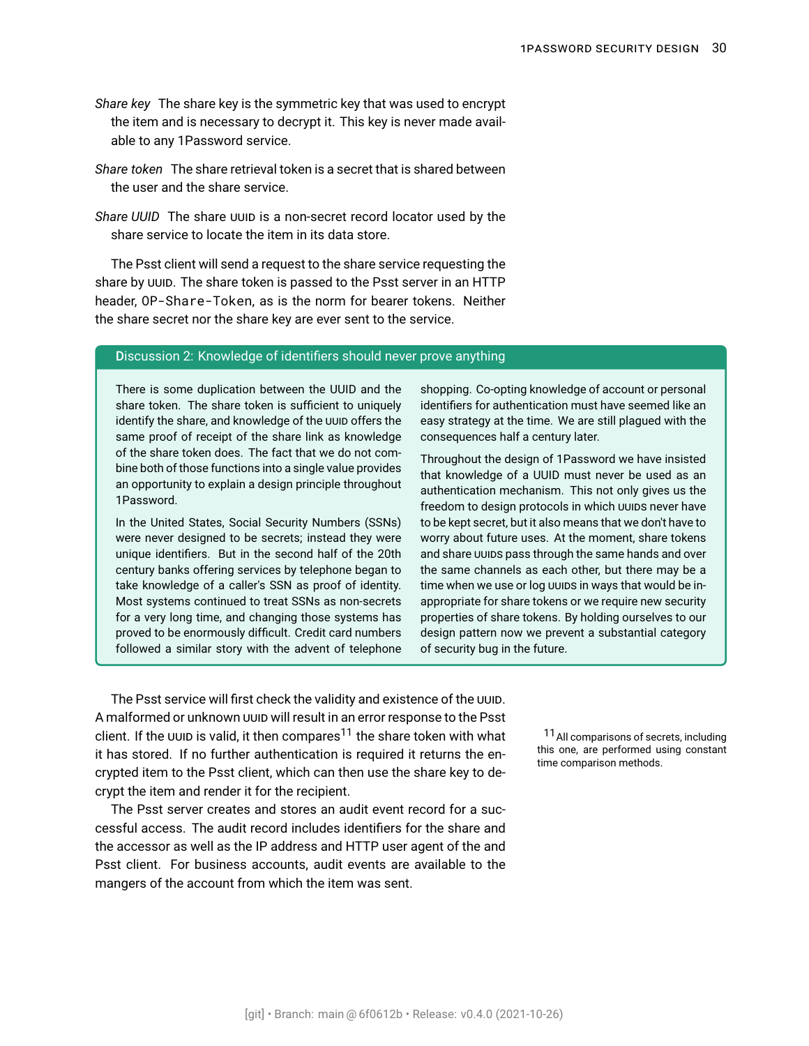*Share key* The share key is the symmetric key that was used to encrypt the item and is necessary to decrypt it. This key is never made available to any 1Password service.

*Share token* The share retrieval token is a secret that is shared between the user and the share service.

*Share UUID* The share UUID is a non-secret record locator used by the share service to locate the item in its data store.

The Psst client will send a request to the share service requesting the share by UUID. The share token is passed to the Psst server in an HTTP header, `OP-Share-Token`, as is the norm for bearer tokens. Neither the share secret nor the share key are ever sent to the service.

> **Discussion 2: Knowledge of identifiers should never prove anything**
>
> There is some duplication between the UUID and the share token. The share token is sufficient to uniquely identify the share, and knowledge of the UUID offers the same proof of receipt of the share link as knowledge of the share token does. The fact that we do not combine both of those functions into a single value provides an opportunity to explain a design principle throughout 1Password.
>
> In the United States, Social Security Numbers (SSNs) were never designed to be secrets; instead they were unique identifiers. But in the second half of the 20th century banks offering services by telephone began to take knowledge of a caller's SSN as proof of identity. Most systems continued to treat SSNs as non-secrets for a very long time, and changing those systems has proved to be enormously difficult. Credit card numbers followed a similar story with the advent of telephone shopping. Co-opting knowledge of account or personal identifiers for authentication must have seemed like an easy strategy at the time. We are still plagued with the consequences half a century later.
>
> Throughout the design of 1Password we have insisted that knowledge of a UUID must never be used as an authentication mechanism. This not only gives us the freedom to design protocols in which UUIDs never have to be kept secret, but it also means that we don't have to worry about future uses. At the moment, share tokens and share UUIDs pass through the same hands and over the same channels as each other, but there may be a time when we use or log UUIDs in ways that would be inappropriate for share tokens or we require new security properties of share tokens. By holding ourselves to our design pattern now we prevent a substantial category of security bug in the future.

The Psst service will first check the validity and existence of the UUID. A malformed or unknown UUID will result in an error response to the Psst client. If the UUID is valid, it then compares[11] the share token with what it has stored. If no further authentication is required it returns the encrypted item to the Psst client, which can then use the share key to decrypt the item and render it for the recipient.

[11] All comparisons of secrets, including this one, are performed using constant time comparison methods.

The Psst server creates and stores an audit event record for a successful access. The audit record includes identifiers for the share and the accessor as well as the IP address and HTTP user agent of the and Psst client. For business accounts, audit events are available to the mangers of the account from which the item was sent.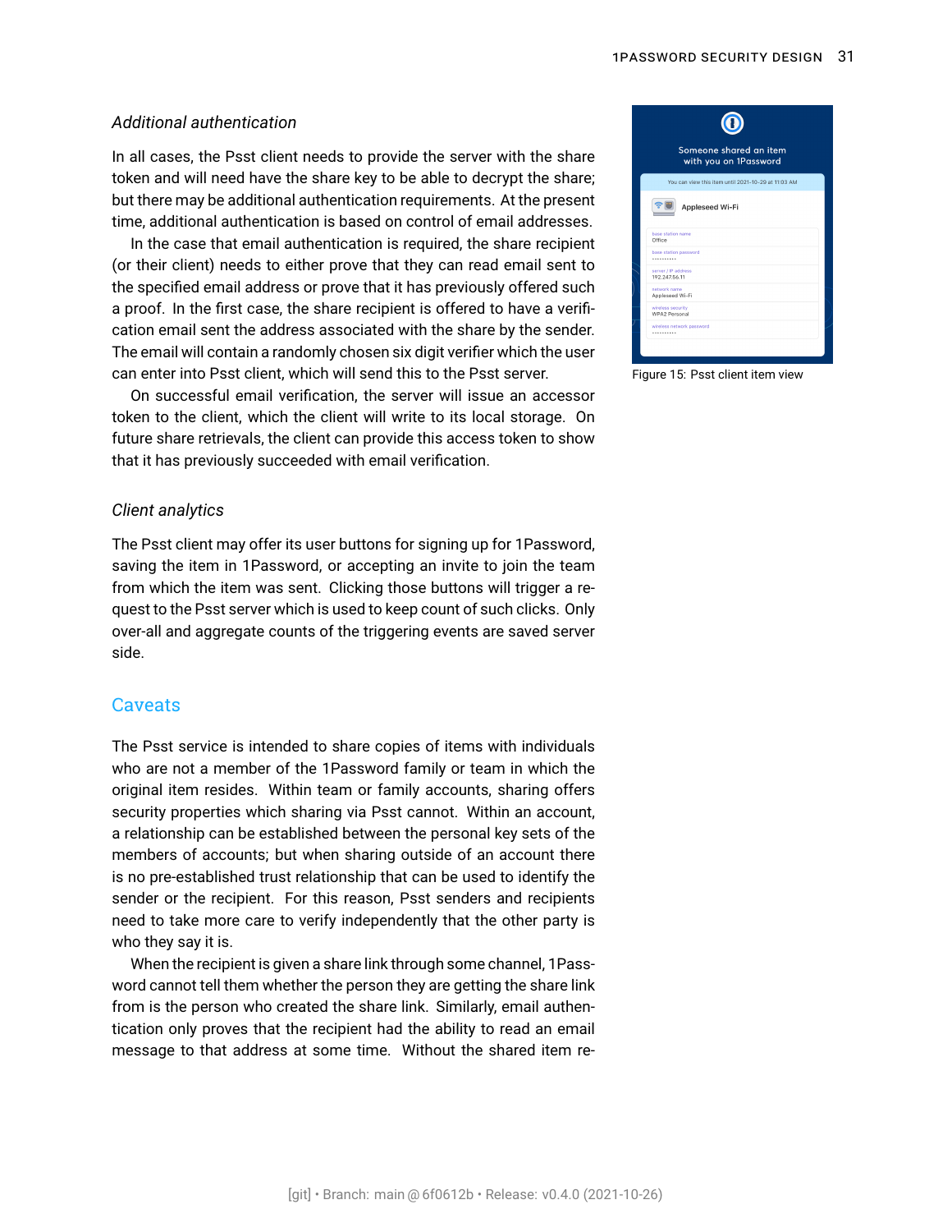### Additional authentication

In all cases, the Psst client needs to provide the server with the share token and will need have the share key to be able to decrypt the share; but there may be additional authentication requirements. At the present time, additional authentication is based on control of email addresses.

In the case that email authentication is required, the share recipient (or their client) needs to either prove that they can read email sent to the specified email address or prove that it has previously offered such a proof. In the first case, the share recipient is offered to have a verification email sent the address associated with the share by the sender. The email will contain a randomly chosen six digit verifier which the user can enter into Psst client, which will send this to the Psst server.

On successful email verification, the server will issue an accessor token to the client, which the client will write to its local storage. On future share retrievals, the client can provide this access token to show that it has previously succeeded with email verification.

Figure 15: Psst client item view

### Client analytics

The Psst client may offer its user buttons for signing up for 1Password, saving the item in 1Password, or accepting an invite to join the team from which the item was sent. Clicking those buttons will trigger a request to the Psst server which is used to keep count of such clicks. Only over-all and aggregate counts of the triggering events are saved server side.

## Caveats

The Psst service is intended to share copies of items with individuals who are not a member of the 1Password family or team in which the original item resides. Within team or family accounts, sharing offers security properties which sharing via Psst cannot. Within an account, a relationship can be established between the personal key sets of the members of accounts; but when sharing outside of an account there is no pre-established trust relationship that can be used to identify the sender or the recipient. For this reason, Psst senders and recipients need to take more care to verify independently that the other party is who they say it is.

When the recipient is given a share link through some channel, 1Password cannot tell them whether the person they are getting the share link from is the person who created the share link. Similarly, email authentication only proves that the recipient had the ability to read an email message to that address at some time. Without the shared item re-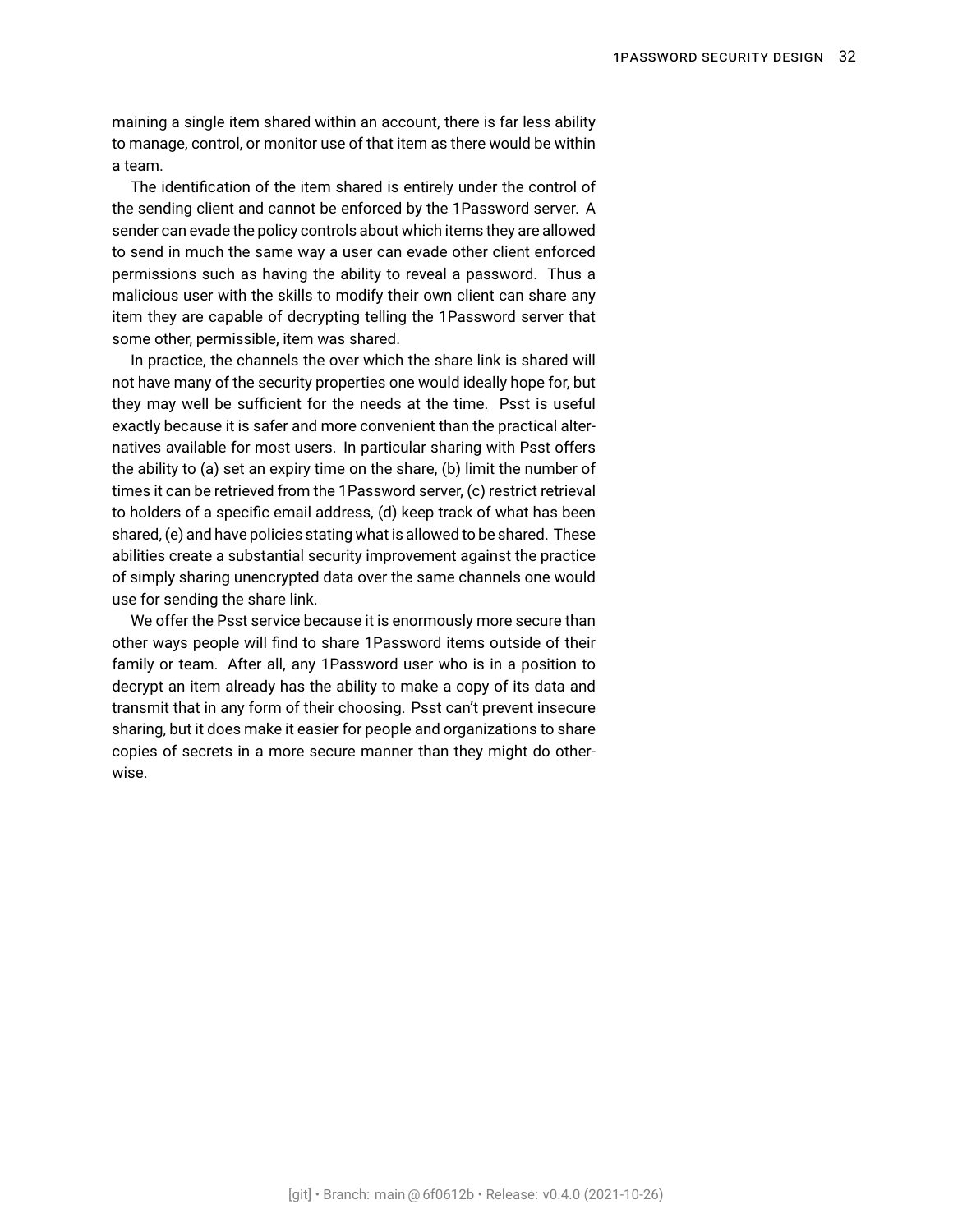maining a single item shared within an account, there is far less ability to manage, control, or monitor use of that item as there would be within a team.

The identification of the item shared is entirely under the control of the sending client and cannot be enforced by the 1Password server. A sender can evade the policy controls about which items they are allowed to send in much the same way a user can evade other client enforced permissions such as having the ability to reveal a password. Thus a malicious user with the skills to modify their own client can share any item they are capable of decrypting telling the 1Password server that some other, permissible, item was shared.

In practice, the channels the over which the share link is shared will not have many of the security properties one would ideally hope for, but they may well be sufficient for the needs at the time. Psst is useful exactly because it is safer and more convenient than the practical alternatives available for most users. In particular sharing with Psst offers the ability to (a) set an expiry time on the share, (b) limit the number of times it can be retrieved from the 1Password server, (c) restrict retrieval to holders of a specific email address, (d) keep track of what has been shared, (e) and have policies stating what is allowed to be shared. These abilities create a substantial security improvement against the practice of simply sharing unencrypted data over the same channels one would use for sending the share link.

We offer the Psst service because it is enormously more secure than other ways people will find to share 1Password items outside of their family or team. After all, any 1Password user who is in a position to decrypt an item already has the ability to make a copy of its data and transmit that in any form of their choosing. Psst can't prevent insecure sharing, but it does make it easier for people and organizations to share copies of secrets in a more secure manner than they might do otherwise.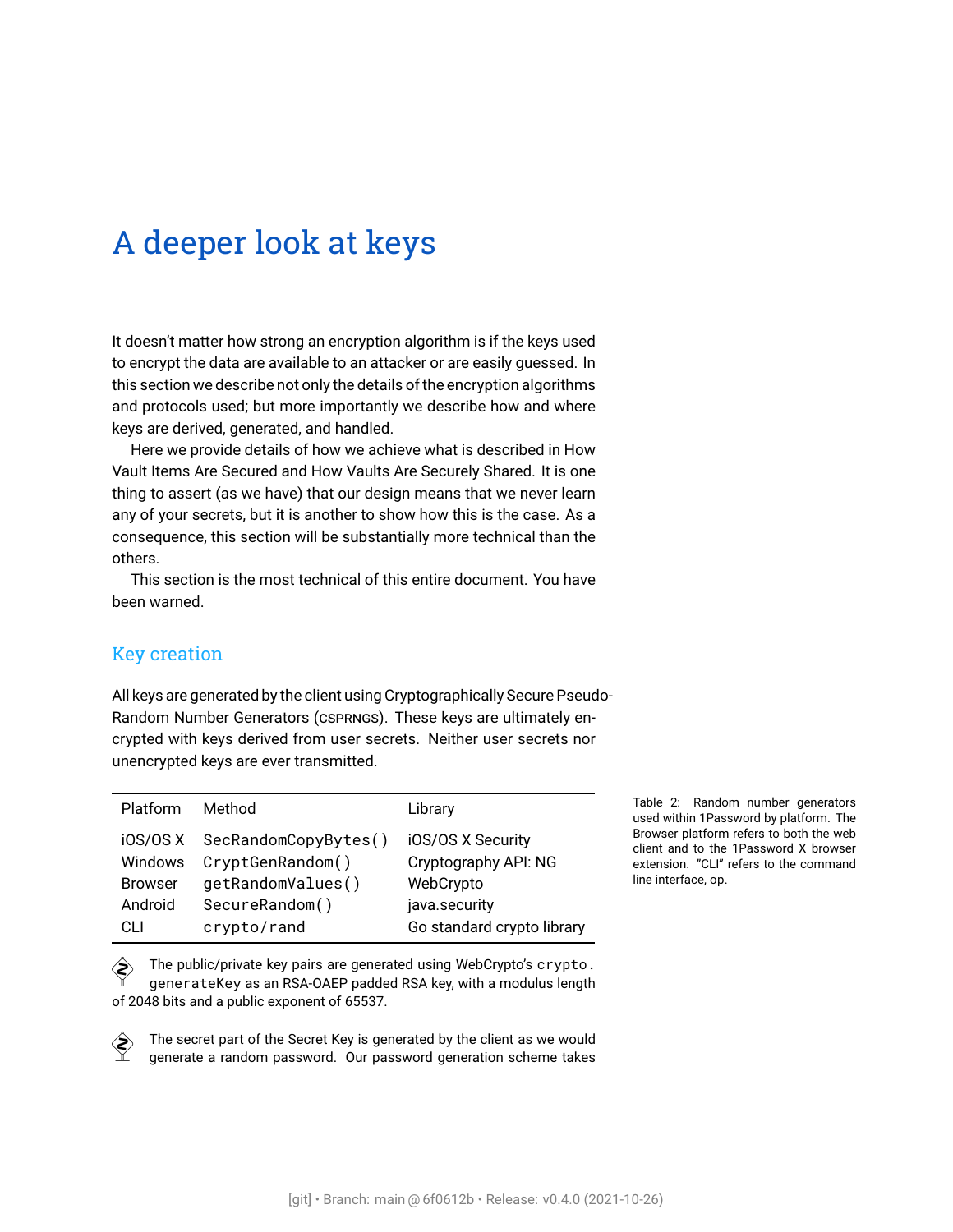# A deeper look at keys

It doesn't matter how strong an encryption algorithm is if the keys used to encrypt the data are available to an attacker or are easily guessed. In this section we describe not only the details of the encryption algorithms and protocols used; but more importantly we describe how and where keys are derived, generated, and handled.

Here we provide details of how we achieve what is described in How Vault Items Are Secured and How Vaults Are Securely Shared. It is one thing to assert (as we have) that our design means that we never learn any of your secrets, but it is another to show how this is the case. As a consequence, this section will be substantially more technical than the others.

This section is the most technical of this entire document. You have been warned.

## Key creation

All keys are generated by the client using Cryptographically Secure Pseudo-Random Number Generators (CSPRNGs). These keys are ultimately encrypted with keys derived from user secrets. Neither user secrets nor unencrypted keys are ever transmitted.

| Platform | Method | Library |
|---|---|---|
| iOS/OS X | `SecRandomCopyBytes()` | iOS/OS X Security |
| Windows | `CryptGenRandom()` | Cryptography API: NG |
| Browser | `getRandomValues()` | WebCrypto |
| Android | `SecureRandom()` | java.security |
| CLI | `crypto/rand` | Go standard crypto library |

Table 2: Random number generators used within 1Password by platform. The Browser platform refers to both the web client and to the 1Password X browser extension. "CLI" refers to the command line interface, op.

The public/private key pairs are generated using WebCrypto's `crypto.generateKey` as an RSA-OAEP padded RSA key, with a modulus length of 2048 bits and a public exponent of 65537.

The secret part of the Secret Key is generated by the client as we would generate a random password. Our password generation scheme takes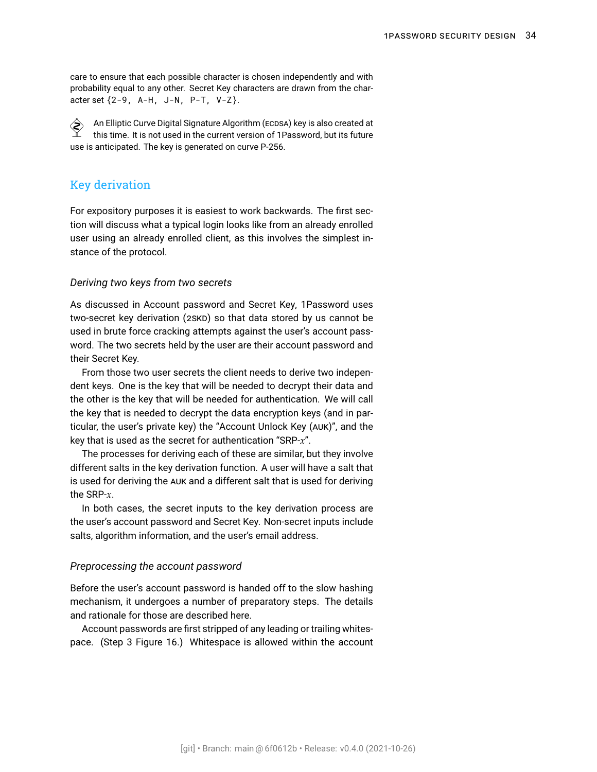care to ensure that each possible character is chosen independently and with probability equal to any other. Secret Key characters are drawn from the character set `{2-9, A-H, J-N, P-T, V-Z}`.

An Elliptic Curve Digital Signature Algorithm (ECDSA) key is also created at this time. It is not used in the current version of 1Password, but its future use is anticipated. The key is generated on curve P-256.

## Key derivation

For expository purposes it is easiest to work backwards. The first section will discuss what a typical login looks like from an already enrolled user using an already enrolled client, as this involves the simplest instance of the protocol.

### *Deriving two keys from two secrets*

As discussed in Account password and Secret Key, 1Password uses two-secret key derivation (2SKD) so that data stored by us cannot be used in brute force cracking attempts against the user's account password. The two secrets held by the user are their account password and their Secret Key.

From those two user secrets the client needs to derive two independent keys. One is the key that will be needed to decrypt their data and the other is the key that will be needed for authentication. We will call the key that is needed to decrypt the data encryption keys (and in particular, the user's private key) the "Account Unlock Key (AUK)", and the key that is used as the secret for authentication "SRP-$x$".

The processes for deriving each of these are similar, but they involve different salts in the key derivation function. A user will have a salt that is used for deriving the AUK and a different salt that is used for deriving the SRP-$x$.

In both cases, the secret inputs to the key derivation process are the user's account password and Secret Key. Non-secret inputs include salts, algorithm information, and the user's email address.

### *Preprocessing the account password*

Before the user's account password is handed off to the slow hashing mechanism, it undergoes a number of preparatory steps. The details and rationale for those are described here.

Account passwords are first stripped of any leading or trailing whitespace. (Step 3 Figure 16.) Whitespace is allowed within the account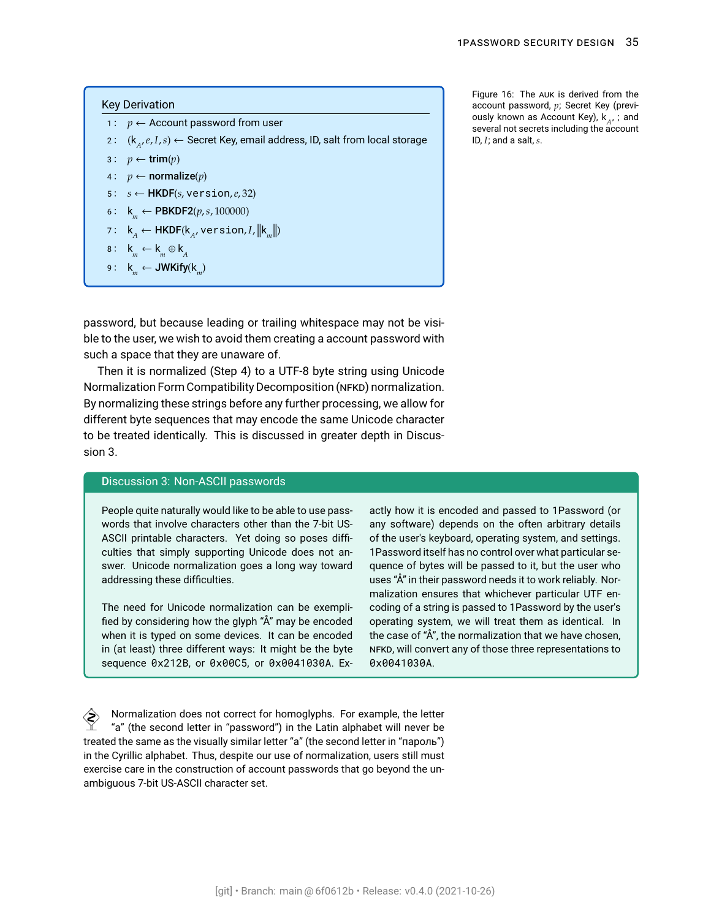**Key Derivation**

1 : $p \leftarrow$ Account password from user
2 : $(\mathsf{k}_A, e, I, s) \leftarrow$ Secret Key, email address, ID, salt from local storage
3 : $p \leftarrow$ **trim**$(p)$
4 : $p \leftarrow$ **normalize**$(p)$
5 : $s \leftarrow$ **HKDF**$(s, \texttt{version}, e, 32)$
6 : $\mathsf{k}_m \leftarrow$ **PBKDF2**$(p, s, 100000)$
7 : $\mathsf{k}_A \leftarrow$ **HKDF**$(\mathsf{k}_A, \texttt{version}, I, \|\mathsf{k}_m\|)$
8 : $\mathsf{k}_m \leftarrow \mathsf{k}_m \oplus \mathsf{k}_A$
9 : $\mathsf{k}_m \leftarrow$ **JWKify**$(\mathsf{k}_m)$

Figure 16: The AUK is derived from the account password, $p$; Secret Key (previously known as Account Key), $\mathsf{k}_A$; and several not secrets including the account ID, $I$; and a salt, $s$.

password, but because leading or trailing whitespace may not be visible to the user, we wish to avoid them creating a account password with such a space that they are unaware of.

Then it is normalized (Step 4) to a UTF-8 byte string using Unicode Normalization Form Compatibility Decomposition (NFKD) normalization. By normalizing these strings before any further processing, we allow for different byte sequences that may encode the same Unicode character to be treated identically. This is discussed in greater depth in Discussion 3.

**Discussion 3: Non-ASCII passwords**

People quite naturally would like to be able to use passwords that involve characters other than the 7-bit US-ASCII printable characters. Yet doing so poses difficulties that simply supporting Unicode does not answer. Unicode normalization goes a long way toward addressing these difficulties.

The need for Unicode normalization can be exemplified by considering how the glyph "Å" may be encoded when it is typed on some devices. It can be encoded in (at least) three different ways: It might be the byte sequence `0x212B`, or `0x00C5`, or `0x0041030A`. Exactly how it is encoded and passed to 1Password (or any software) depends on the often arbitrary details of the user's keyboard, operating system, and settings. 1Password itself has no control over what particular sequence of bytes will be passed to it, but the user who uses "Å" in their password needs it to work reliably. Normalization ensures that whichever particular UTF encoding of a string is passed to 1Password by the user's operating system, we will treat them as identical. In the case of "Å", the normalization that we have chosen, NFKD, will convert any of those three representations to `0x0041030A`.

Normalization does not correct for homoglyphs. For example, the letter "a" (the second letter in "password") in the Latin alphabet will never be treated the same as the visually similar letter "a" (the second letter in "пароль") in the Cyrillic alphabet. Thus, despite our use of normalization, users still must exercise care in the construction of account passwords that go beyond the unambiguous 7-bit US-ASCII character set.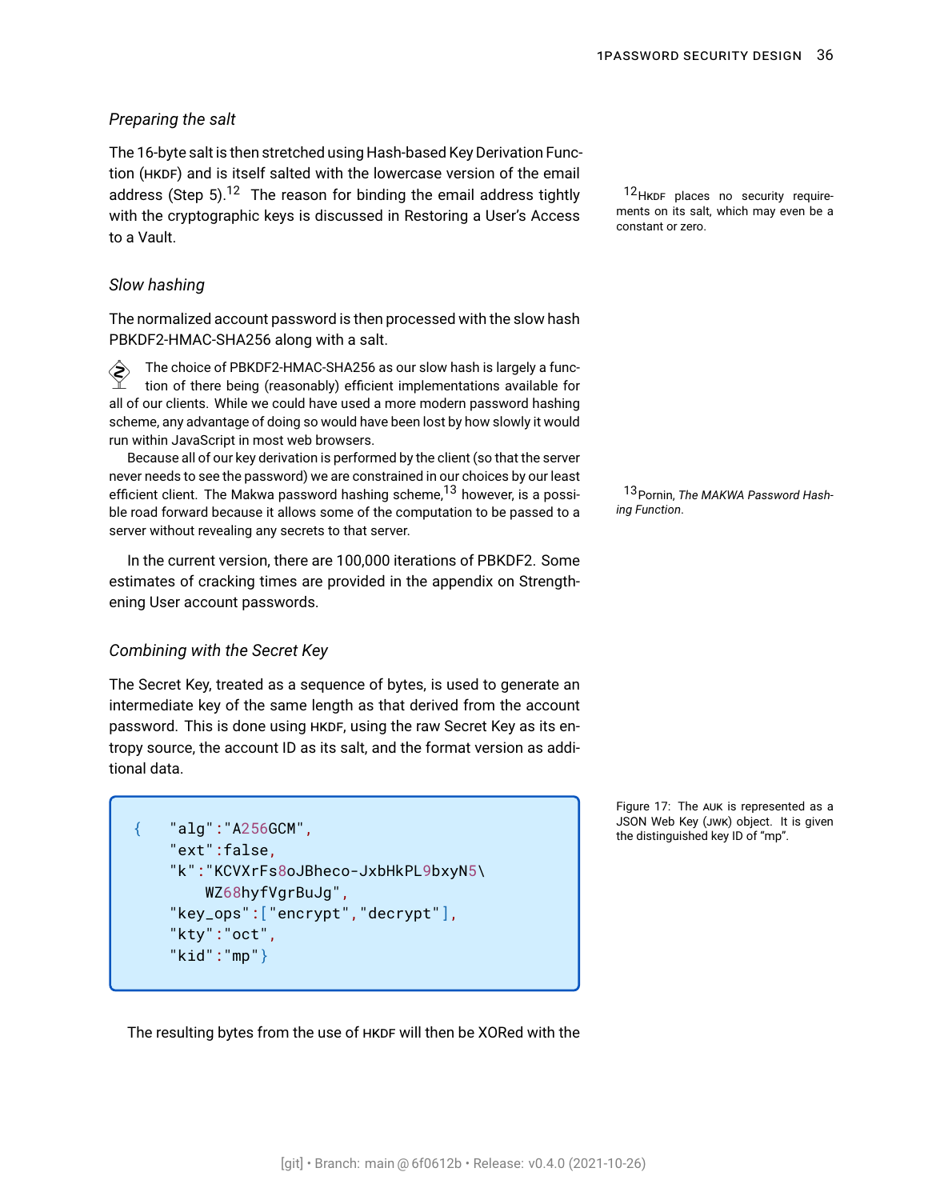### *Preparing the salt*

The 16-byte salt is then stretched using Hash-based Key Derivation Function (HKDF) and is itself salted with the lowercase version of the email address (Step 5).[12] The reason for binding the email address tightly with the cryptographic keys is discussed in Restoring a User's Access to a Vault.

[12] HKDF places no security requirements on its salt, which may even be a constant or zero.

### *Slow hashing*

The normalized account password is then processed with the slow hash PBKDF2-HMAC-SHA256 along with a salt.

The choice of PBKDF2-HMAC-SHA256 as our slow hash is largely a function of there being (reasonably) efficient implementations available for all of our clients. While we could have used a more modern password hashing scheme, any advantage of doing so would have been lost by how slowly it would run within JavaScript in most web browsers.

Because all of our key derivation is performed by the client (so that the server never needs to see the password) we are constrained in our choices by our least efficient client. The Makwa password hashing scheme,[13] however, is a possible road forward because it allows some of the computation to be passed to a server without revealing any secrets to that server.

[13] Pornin, *The MAKWA Password Hashing Function*.

In the current version, there are 100,000 iterations of PBKDF2. Some estimates of cracking times are provided in the appendix on Strengthening User account passwords.

### *Combining with the Secret Key*

The Secret Key, treated as a sequence of bytes, is used to generate an intermediate key of the same length as that derived from the account password. This is done using HKDF, using the raw Secret Key as its entropy source, the account ID as its salt, and the format version as additional data.

```
{   "alg":"A256GCM",
    "ext":false,
    "k":"KCVXrFs8oJBheco-JxbHkPL9bxyN5\
        WZ68hyfVgrBuJg",
    "key_ops":["encrypt","decrypt"],
    "kty":"oct",
    "kid":"mp"}
```

Figure 17: The AUK is represented as a JSON Web Key (JWK) object. It is given the distinguished key ID of "mp".

The resulting bytes from the use of HKDF will then be XORed with the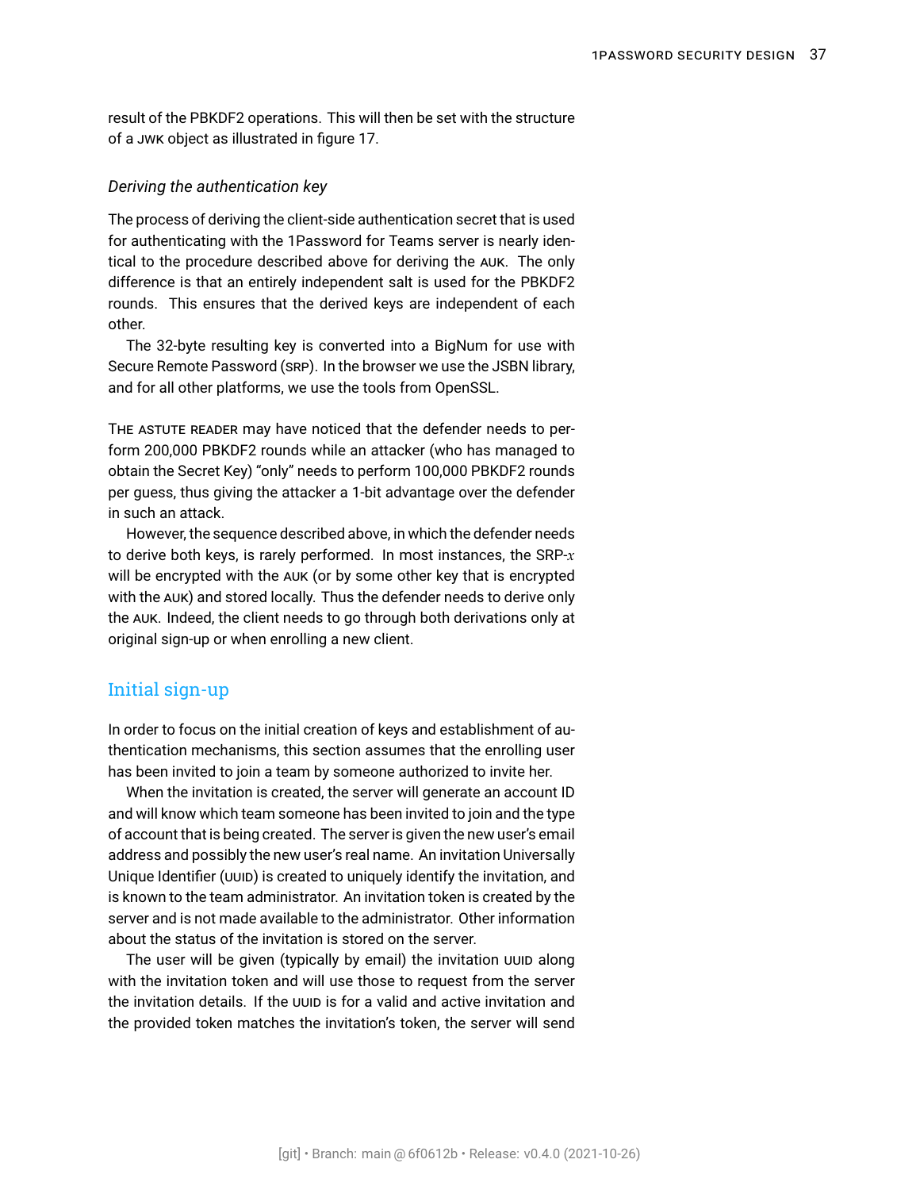result of the PBKDF2 operations. This will then be set with the structure of a JWK object as illustrated in figure 17.

### *Deriving the authentication key*

The process of deriving the client-side authentication secret that is used for authenticating with the 1Password for Teams server is nearly identical to the procedure described above for deriving the AUK. The only difference is that an entirely independent salt is used for the PBKDF2 rounds. This ensures that the derived keys are independent of each other.

The 32-byte resulting key is converted into a BigNum for use with Secure Remote Password (SRP). In the browser we use the JSBN library, and for all other platforms, we use the tools from OpenSSL.

THE ASTUTE READER may have noticed that the defender needs to perform 200,000 PBKDF2 rounds while an attacker (who has managed to obtain the Secret Key) "only" needs to perform 100,000 PBKDF2 rounds per guess, thus giving the attacker a 1-bit advantage over the defender in such an attack.

However, the sequence described above, in which the defender needs to derive both keys, is rarely performed. In most instances, the SRP-$x$ will be encrypted with the AUK (or by some other key that is encrypted with the AUK) and stored locally. Thus the defender needs to derive only the AUK. Indeed, the client needs to go through both derivations only at original sign-up or when enrolling a new client.

## Initial sign-up

In order to focus on the initial creation of keys and establishment of authentication mechanisms, this section assumes that the enrolling user has been invited to join a team by someone authorized to invite her.

When the invitation is created, the server will generate an account ID and will know which team someone has been invited to join and the type of account that is being created. The server is given the new user's email address and possibly the new user's real name. An invitation Universally Unique Identifier (UUID) is created to uniquely identify the invitation, and is known to the team administrator. An invitation token is created by the server and is not made available to the administrator. Other information about the status of the invitation is stored on the server.

The user will be given (typically by email) the invitation UUID along with the invitation token and will use those to request from the server the invitation details. If the UUID is for a valid and active invitation and the provided token matches the invitation's token, the server will send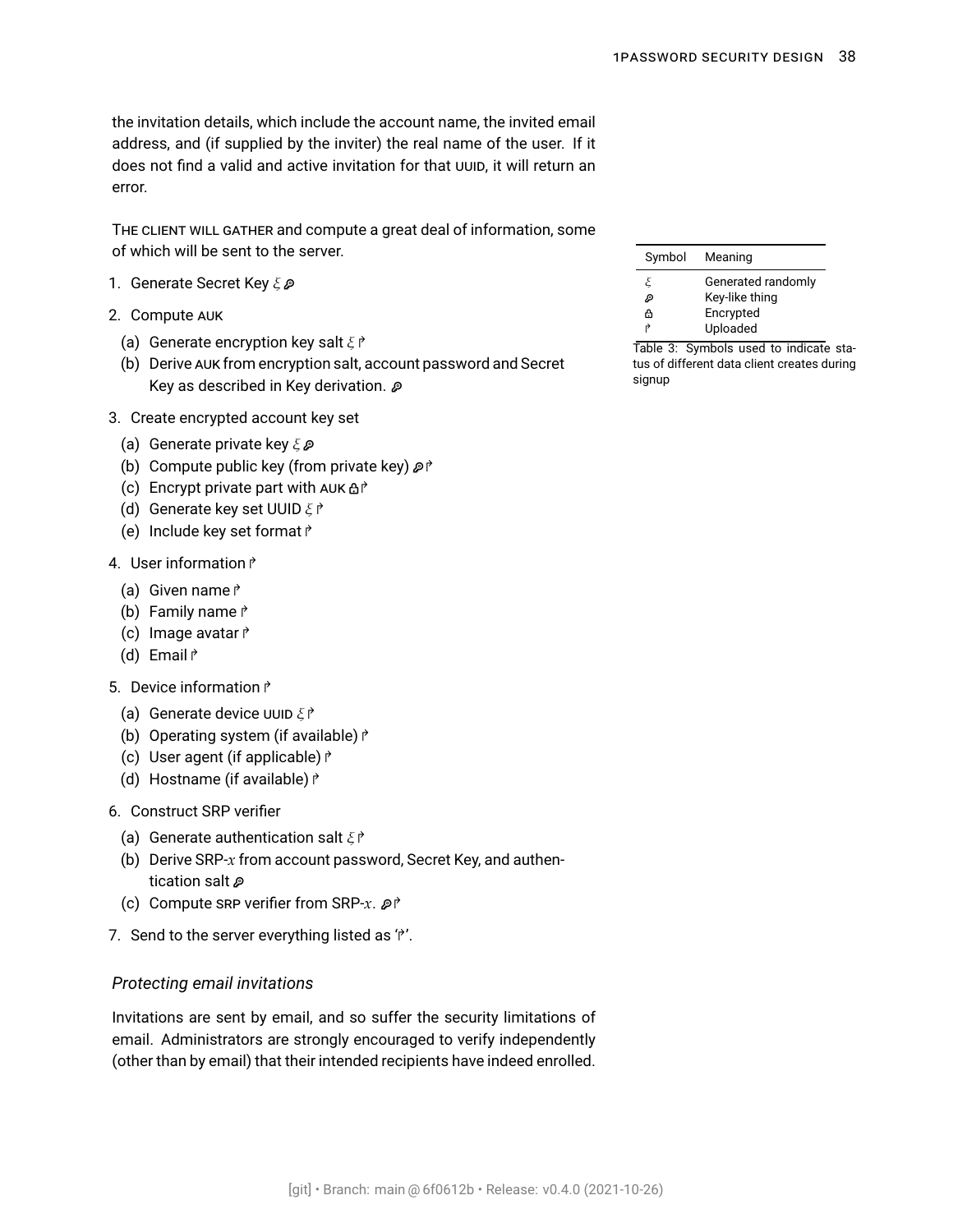the invitation details, which include the account name, the invited email address, and (if supplied by the inviter) the real name of the user. If it does not find a valid and active invitation for that UUID, it will return an error.

THE CLIENT WILL GATHER and compute a great deal of information, some of which will be sent to the server.

| Symbol | Meaning |
|---|---|
| $\xi$ | Generated randomly |
| 🔑 | Key-like thing |
| 🔒 | Encrypted |
| ↱ | Uploaded |

Table 3: Symbols used to indicate status of different data client creates during signup

1. Generate Secret Key $\xi$ 🔑
2. Compute AUK
   (a) Generate encryption key salt $\xi$ ↱
   (b) Derive AUK from encryption salt, account password and Secret Key as described in Key derivation. 🔑
3. Create encrypted account key set
   (a) Generate private key $\xi$ 🔑
   (b) Compute public key (from private key) 🔑↱
   (c) Encrypt private part with AUK 🔒↱
   (d) Generate key set UUID $\xi$ ↱
   (e) Include key set format ↱
4. User information ↱
   (a) Given name ↱
   (b) Family name ↱
   (c) Image avatar ↱
   (d) Email ↱
5. Device information ↱
   (a) Generate device UUID $\xi$ ↱
   (b) Operating system (if available) ↱
   (c) User agent (if applicable) ↱
   (d) Hostname (if available) ↱
6. Construct SRP verifier
   (a) Generate authentication salt $\xi$ ↱
   (b) Derive SRP-$x$ from account password, Secret Key, and authentication salt 🔑
   (c) Compute SRP verifier from SRP-$x$. 🔑↱
7. Send to the server everything listed as '↱'.

### *Protecting email invitations*

Invitations are sent by email, and so suffer the security limitations of email. Administrators are strongly encouraged to verify independently (other than by email) that their intended recipients have indeed enrolled.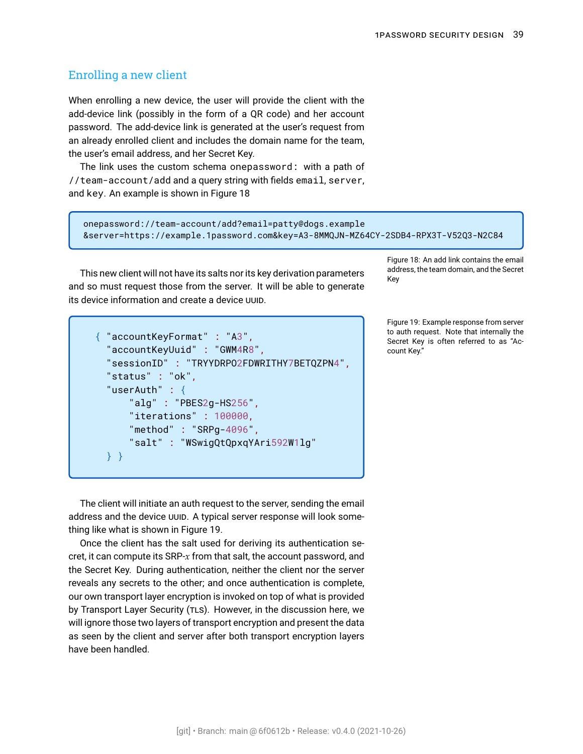## Enrolling a new client

When enrolling a new device, the user will provide the client with the add-device link (possibly in the form of a QR code) and her account password. The add-device link is generated at the user's request from an already enrolled client and includes the domain name for the team, the user's email address, and her Secret Key.

The link uses the custom schema `onepassword:` with a path of `//team-account/add` and a query string with fields `email`, `server`, and `key`. An example is shown in Figure 18

```
onepassword://team-account/add?email=patty@dogs.example
&server=https://example.1password.com&key=A3-8MMQJN-MZ64CY-2SDB4-RPX3T-V52Q3-N2C84
```

Figure 18: An add link contains the email address, the team domain, and the Secret Key

This new client will not have its salts nor its key derivation parameters and so must request those from the server. It will be able to generate its device information and create a device UUID.

```
{ "accountKeyFormat" : "A3",
  "accountKeyUuid" : "GWM4R8",
  "sessionID" : "TRYYDRPO2FDWRITHY7BETQZPN4",
  "status" : "ok",
  "userAuth" : {
      "alg" : "PBES2g-HS256",
      "iterations" : 100000,
      "method" : "SRPg-4096",
      "salt" : "WSwigQtQpxqYAri592W1lg"
  } }
```

Figure 19: Example response from server to auth request. Note that internally the Secret Key is often referred to as "Account Key."

The client will initiate an auth request to the server, sending the email address and the device UUID. A typical server response will look something like what is shown in Figure 19.

Once the client has the salt used for deriving its authentication secret, it can compute its SRP-$x$ from that salt, the account password, and the Secret Key. During authentication, neither the client nor the server reveals any secrets to the other; and once authentication is complete, our own transport layer encryption is invoked on top of what is provided by Transport Layer Security (TLS). However, in the discussion here, we will ignore those two layers of transport encryption and present the data as seen by the client and server after both transport encryption layers have been handled.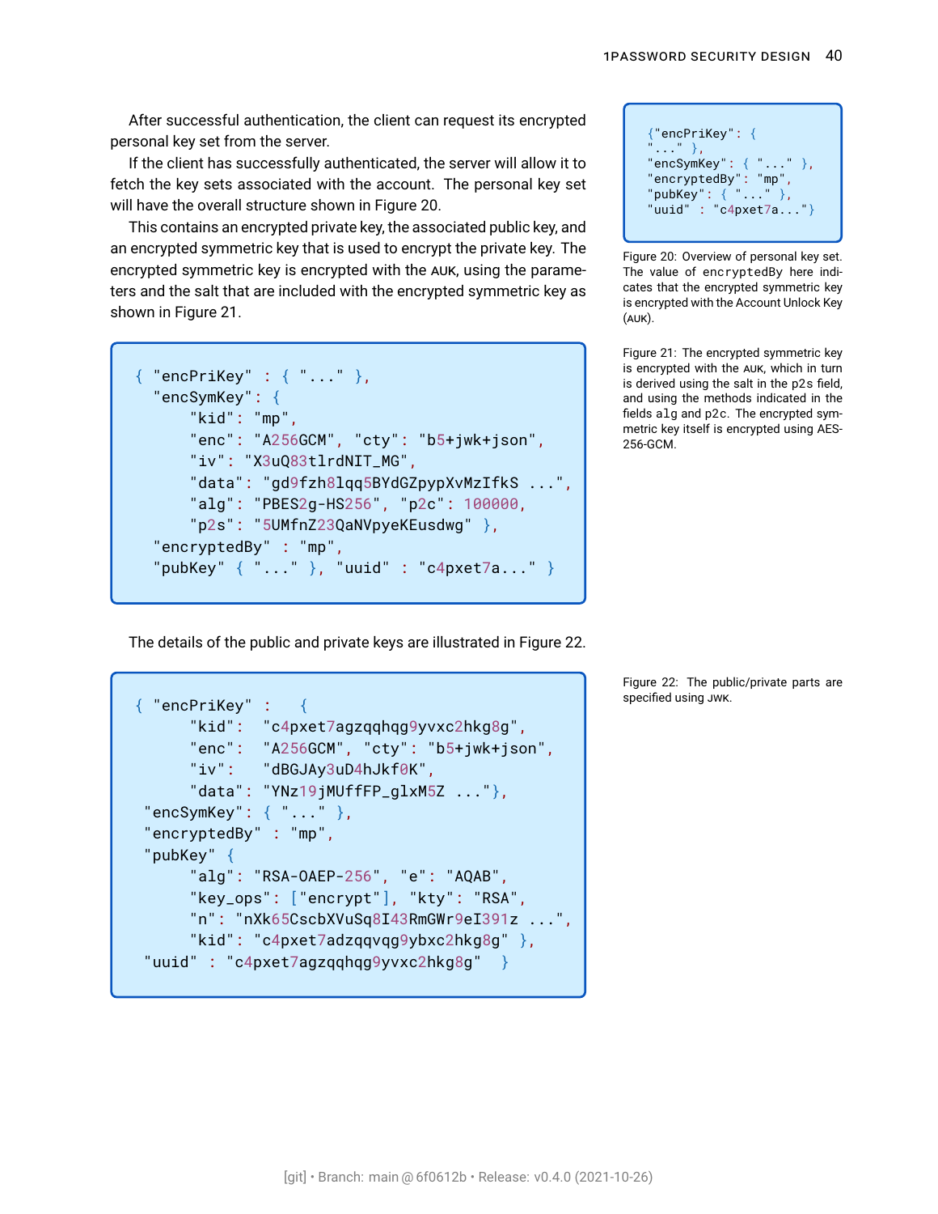After successful authentication, the client can request its encrypted personal key set from the server.

If the client has successfully authenticated, the server will allow it to fetch the key sets associated with the account. The personal key set will have the overall structure shown in Figure 20.

```
{"encPriKey": {
 "..." },
 "encSymKey": { "..." },
 "encryptedBy": "mp",
 "pubKey": { "..." },
 "uuid" : "c4pxet7a..."}
```

Figure 20: Overview of personal key set. The value of encryptedBy here indicates that the encrypted symmetric key is encrypted with the Account Unlock Key (AUK).

This contains an encrypted private key, the associated public key, and an encrypted symmetric key that is used to encrypt the private key. The encrypted symmetric key is encrypted with the AUK, using the parameters and the salt that are included with the encrypted symmetric key as shown in Figure 21.

```
{ "encPriKey" : { "..." },
  "encSymKey": {
      "kid": "mp",
      "enc": "A256GCM", "cty": "b5+jwk+json",
      "iv": "X3uQ83tlrdNIT_MG",
      "data": "gd9fzh8lqq5BYdGZpypXvMzIfkS ...",
      "alg": "PBES2g-HS256", "p2c": 100000,
      "p2s": "5UMfnZ23QaNVpyeKEusdwg" },
  "encryptedBy" : "mp",
  "pubKey" { "..." }, "uuid" : "c4pxet7a..." }
```

Figure 21: The encrypted symmetric key is encrypted with the AUK, which in turn is derived using the salt in the p2s field, and using the methods indicated in the fields alg and p2c. The encrypted symmetric key itself is encrypted using AES-256-GCM.

The details of the public and private keys are illustrated in Figure 22.

```
{ "encPriKey" :   {
      "kid":  "c4pxet7agzqqhqg9yvxc2hkg8g",
      "enc":  "A256GCM", "cty": "b5+jwk+json",
      "iv":   "dBGJAy3uD4hJkf0K",
      "data": "YNz19jMUffFP_glxM5Z ..."},
 "encSymKey": { "..." },
 "encryptedBy" : "mp",
 "pubKey" {
      "alg": "RSA-OAEP-256", "e": "AQAB",
      "key_ops": ["encrypt"], "kty": "RSA",
      "n": "nXk65CscbXVuSq8I43RmGWr9eI391z ...",
      "kid": "c4pxet7adzqqvqg9ybxc2hkg8g" },
 "uuid" : "c4pxet7agzqqhqg9yvxc2hkg8g"  }
```

Figure 22: The public/private parts are specified using JWK.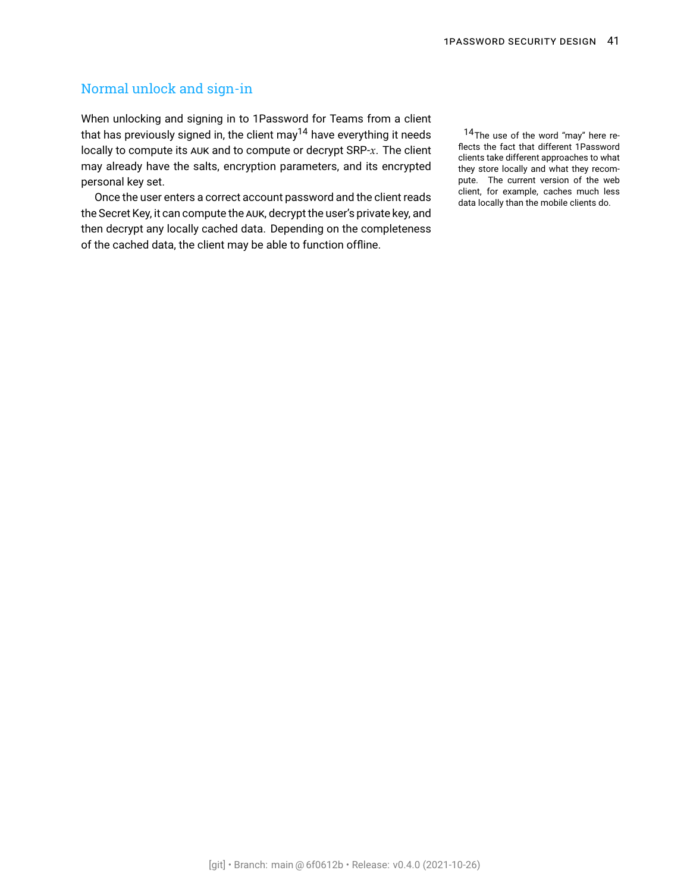## Normal unlock and sign-in

When unlocking and signing in to 1Password for Teams from a client that has previously signed in, the client may[14] have everything it needs locally to compute its AUK and to compute or decrypt SRP-$x$. The client may already have the salts, encryption parameters, and its encrypted personal key set.

Once the user enters a correct account password and the client reads the Secret Key, it can compute the AUK, decrypt the user's private key, and then decrypt any locally cached data. Depending on the completeness of the cached data, the client may be able to function offline.

[14] The use of the word "may" here reflects the fact that different 1Password clients take different approaches to what they store locally and what they recompute. The current version of the web client, for example, caches much less data locally than the mobile clients do.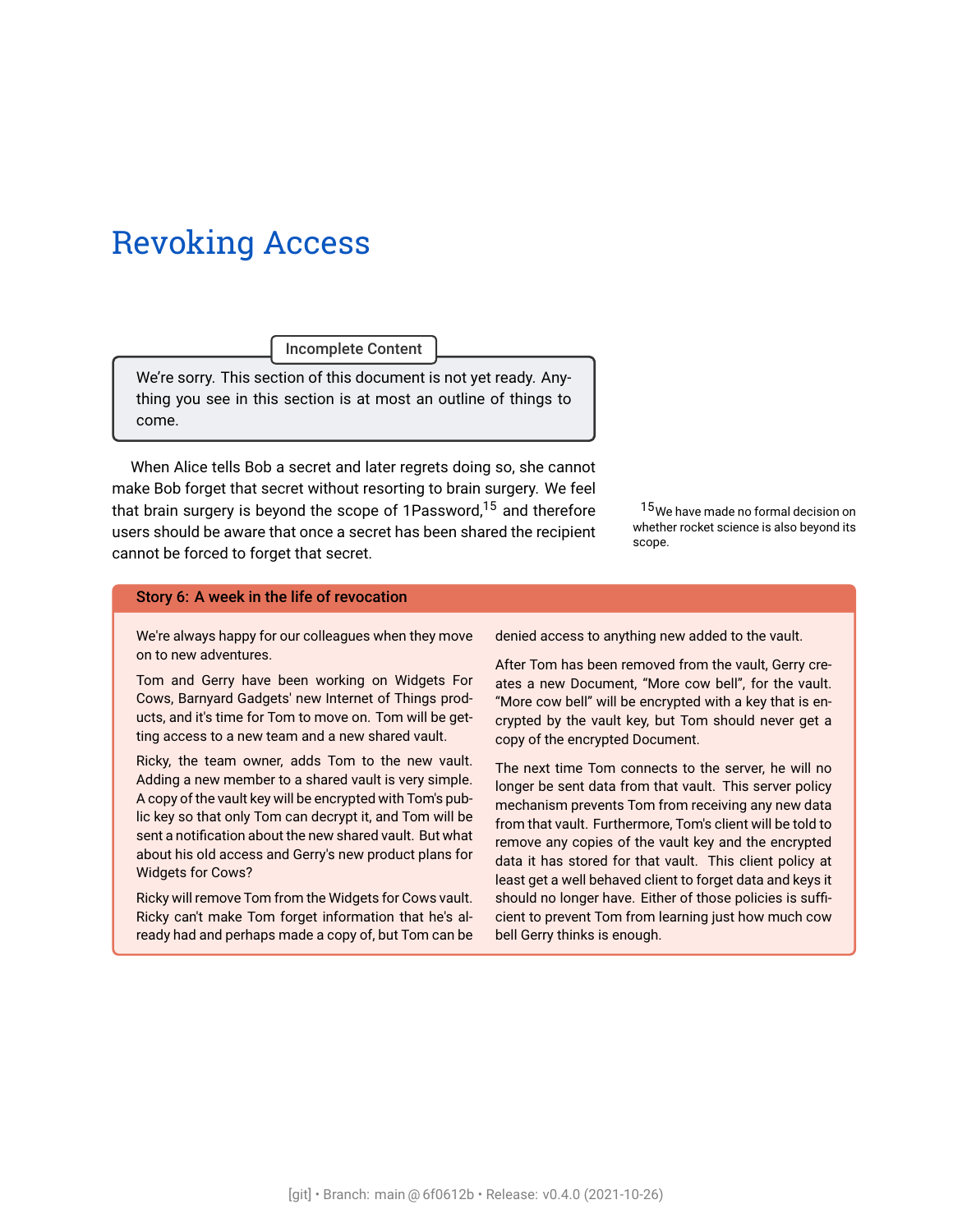# Revoking Access

> **Incomplete Content**
>
> We're sorry. This section of this document is not yet ready. Anything you see in this section is at most an outline of things to come.

When Alice tells Bob a secret and later regrets doing so, she cannot make Bob forget that secret without resorting to brain surgery. We feel that brain surgery is beyond the scope of 1Password,[15] and therefore users should be aware that once a secret has been shared the recipient cannot be forced to forget that secret.

[15] We have made no formal decision on whether rocket science is also beyond its scope.

> **Story 6: A week in the life of revocation**
>
> We're always happy for our colleagues when they move on to new adventures.
>
> Tom and Gerry have been working on Widgets For Cows, Barnyard Gadgets' new Internet of Things products, and it's time for Tom to move on. Tom will be getting access to a new team and a new shared vault.
>
> Ricky, the team owner, adds Tom to the new vault. Adding a new member to a shared vault is very simple. A copy of the vault key will be encrypted with Tom's public key so that only Tom can decrypt it, and Tom will be sent a notification about the new shared vault. But what about his old access and Gerry's new product plans for Widgets for Cows?
>
> Ricky will remove Tom from the Widgets for Cows vault. Ricky can't make Tom forget information that he's already had and perhaps made a copy of, but Tom can be denied access to anything new added to the vault.
>
> After Tom has been removed from the vault, Gerry creates a new Document, "More cow bell", for the vault. "More cow bell" will be encrypted with a key that is encrypted by the vault key, but Tom should never get a copy of the encrypted Document.
>
> The next time Tom connects to the server, he will no longer be sent data from that vault. This server policy mechanism prevents Tom from receiving any new data from that vault. Furthermore, Tom's client will be told to remove any copies of the vault key and the encrypted data it has stored for that vault. This client policy at least get a well behaved client to forget data and keys it should no longer have. Either of those policies is sufficient to prevent Tom from learning just how much cow bell Gerry thinks is enough.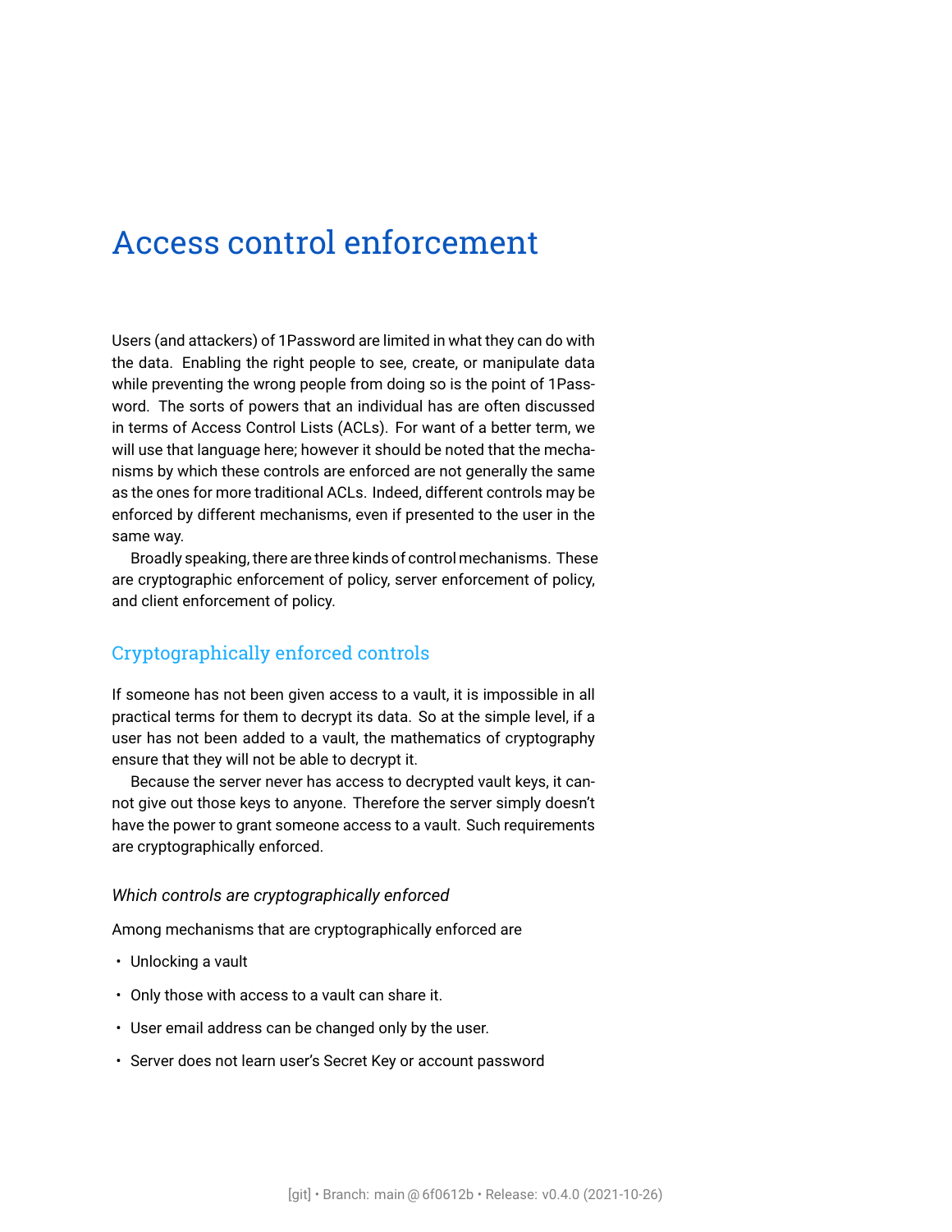# Access control enforcement

Users (and attackers) of 1Password are limited in what they can do with the data. Enabling the right people to see, create, or manipulate data while preventing the wrong people from doing so is the point of 1Password. The sorts of powers that an individual has are often discussed in terms of Access Control Lists (ACLs). For want of a better term, we will use that language here; however it should be noted that the mechanisms by which these controls are enforced are not generally the same as the ones for more traditional ACLs. Indeed, different controls may be enforced by different mechanisms, even if presented to the user in the same way.

Broadly speaking, there are three kinds of control mechanisms. These are cryptographic enforcement of policy, server enforcement of policy, and client enforcement of policy.

## Cryptographically enforced controls

If someone has not been given access to a vault, it is impossible in all practical terms for them to decrypt its data. So at the simple level, if a user has not been added to a vault, the mathematics of cryptography ensure that they will not be able to decrypt it.

Because the server never has access to decrypted vault keys, it cannot give out those keys to anyone. Therefore the server simply doesn't have the power to grant someone access to a vault. Such requirements are cryptographically enforced.

### *Which controls are cryptographically enforced*

Among mechanisms that are cryptographically enforced are

- Unlocking a vault
- Only those with access to a vault can share it.
- User email address can be changed only by the user.
- Server does not learn user's Secret Key or account password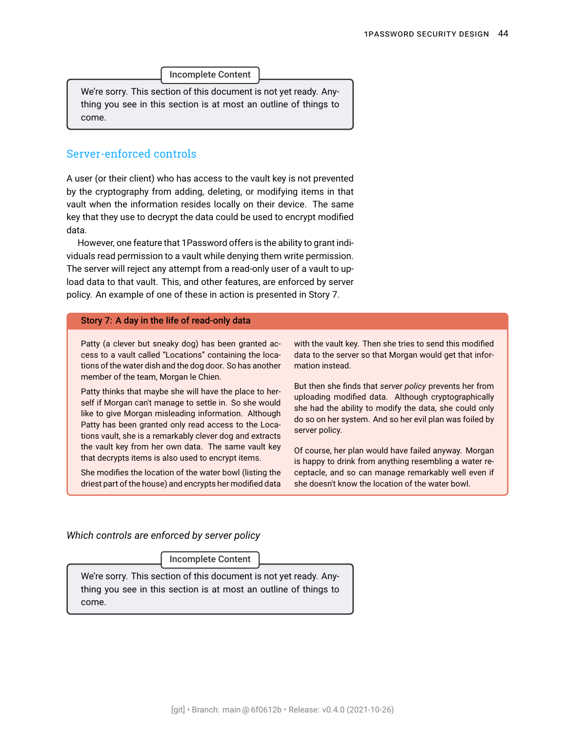> **Incomplete Content**
>
> We're sorry. This section of this document is not yet ready. Anything you see in this section is at most an outline of things to come.

## Server-enforced controls

A user (or their client) who has access to the vault key is not prevented by the cryptography from adding, deleting, or modifying items in that vault when the information resides locally on their device. The same key that they use to decrypt the data could be used to encrypt modified data.

However, one feature that 1Password offers is the ability to grant individuals read permission to a vault while denying them write permission. The server will reject any attempt from a read-only user of a vault to upload data to that vault. This, and other features, are enforced by server policy. An example of one of these in action is presented in Story 7.

> **Story 7: A day in the life of read-only data**
>
> Patty (a clever but sneaky dog) has been granted access to a vault called "Locations" containing the locations of the water dish and the dog door. So has another member of the team, Morgan le Chien.
>
> Patty thinks that maybe she will have the place to herself if Morgan can't manage to settle in. So she would like to give Morgan misleading information. Although Patty has been granted only read access to the Locations vault, she is a remarkably clever dog and extracts the vault key from her own data. The same vault key that decrypts items is also used to encrypt items.
>
> She modifies the location of the water bowl (listing the driest part of the house) and encrypts her modified data with the vault key. Then she tries to send this modified data to the server so that Morgan would get that information instead.
>
> But then she finds that *server policy* prevents her from uploading modified data. Although cryptographically she had the ability to modify the data, she could only do so on her system. And so her evil plan was foiled by server policy.
>
> Of course, her plan would have failed anyway. Morgan is happy to drink from anything resembling a water receptacle, and so can manage remarkably well even if she doesn't know the location of the water bowl.

*Which controls are enforced by server policy*

> **Incomplete Content**
>
> We're sorry. This section of this document is not yet ready. Anything you see in this section is at most an outline of things to come.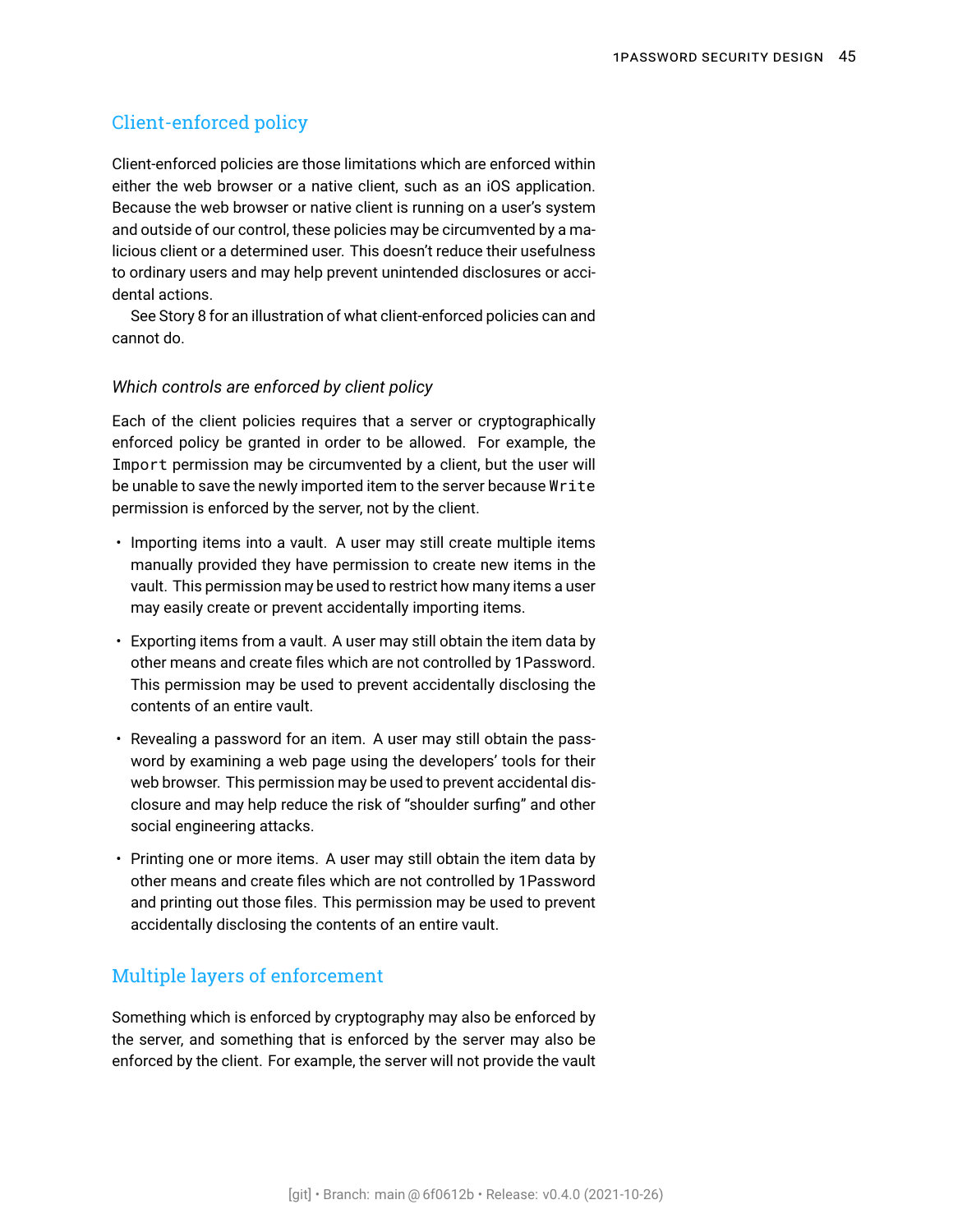## Client-enforced policy

Client-enforced policies are those limitations which are enforced within either the web browser or a native client, such as an iOS application. Because the web browser or native client is running on a user's system and outside of our control, these policies may be circumvented by a malicious client or a determined user. This doesn't reduce their usefulness to ordinary users and may help prevent unintended disclosures or accidental actions.

See Story 8 for an illustration of what client-enforced policies can and cannot do.

### *Which controls are enforced by client policy*

Each of the client policies requires that a server or cryptographically enforced policy be granted in order to be allowed. For example, the `Import` permission may be circumvented by a client, but the user will be unable to save the newly imported item to the server because `Write` permission is enforced by the server, not by the client.

- Importing items into a vault. A user may still create multiple items manually provided they have permission to create new items in the vault. This permission may be used to restrict how many items a user may easily create or prevent accidentally importing items.
- Exporting items from a vault. A user may still obtain the item data by other means and create files which are not controlled by 1Password. This permission may be used to prevent accidentally disclosing the contents of an entire vault.
- Revealing a password for an item. A user may still obtain the password by examining a web page using the developers' tools for their web browser. This permission may be used to prevent accidental disclosure and may help reduce the risk of "shoulder surfing" and other social engineering attacks.
- Printing one or more items. A user may still obtain the item data by other means and create files which are not controlled by 1Password and printing out those files. This permission may be used to prevent accidentally disclosing the contents of an entire vault.

## Multiple layers of enforcement

Something which is enforced by cryptography may also be enforced by the server, and something that is enforced by the server may also be enforced by the client. For example, the server will not provide the vault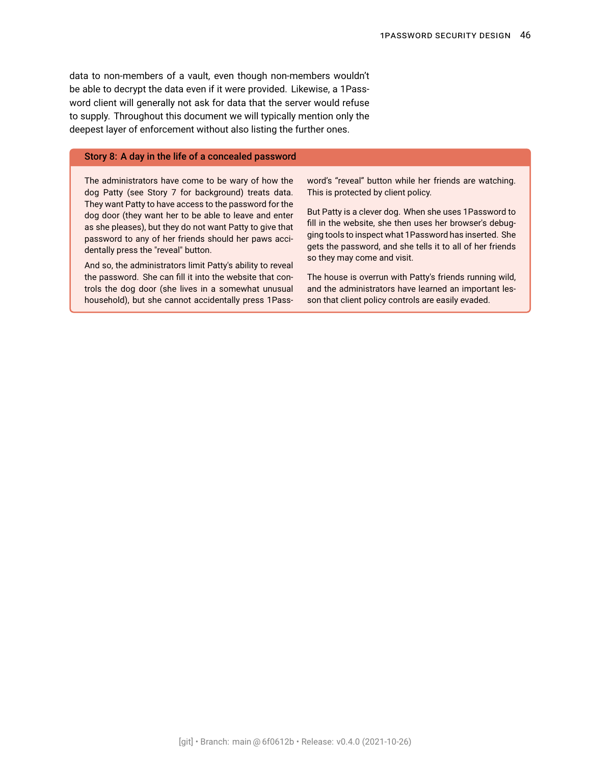data to non-members of a vault, even though non-members wouldn't be able to decrypt the data even if it were provided. Likewise, a 1Password client will generally not ask for data that the server would refuse to supply. Throughout this document we will typically mention only the deepest layer of enforcement without also listing the further ones.

**Story 8: A day in the life of a concealed password**

The administrators have come to be wary of how the dog Patty (see Story 7 for background) treats data. They want Patty to have access to the password for the dog door (they want her to be able to leave and enter as she pleases), but they do not want Patty to give that password to any of her friends should her paws accidentally press the "reveal" button.

And so, the administrators limit Patty's ability to reveal the password. She can fill it into the website that controls the dog door (she lives in a somewhat unusual household), but she cannot accidentally press 1Password's "reveal" button while her friends are watching. This is protected by client policy.

But Patty is a clever dog. When she uses 1Password to fill in the website, she then uses her browser's debugging tools to inspect what 1Password has inserted. She gets the password, and she tells it to all of her friends so they may come and visit.

The house is overrun with Patty's friends running wild, and the administrators have learned an important lesson that client policy controls are easily evaded.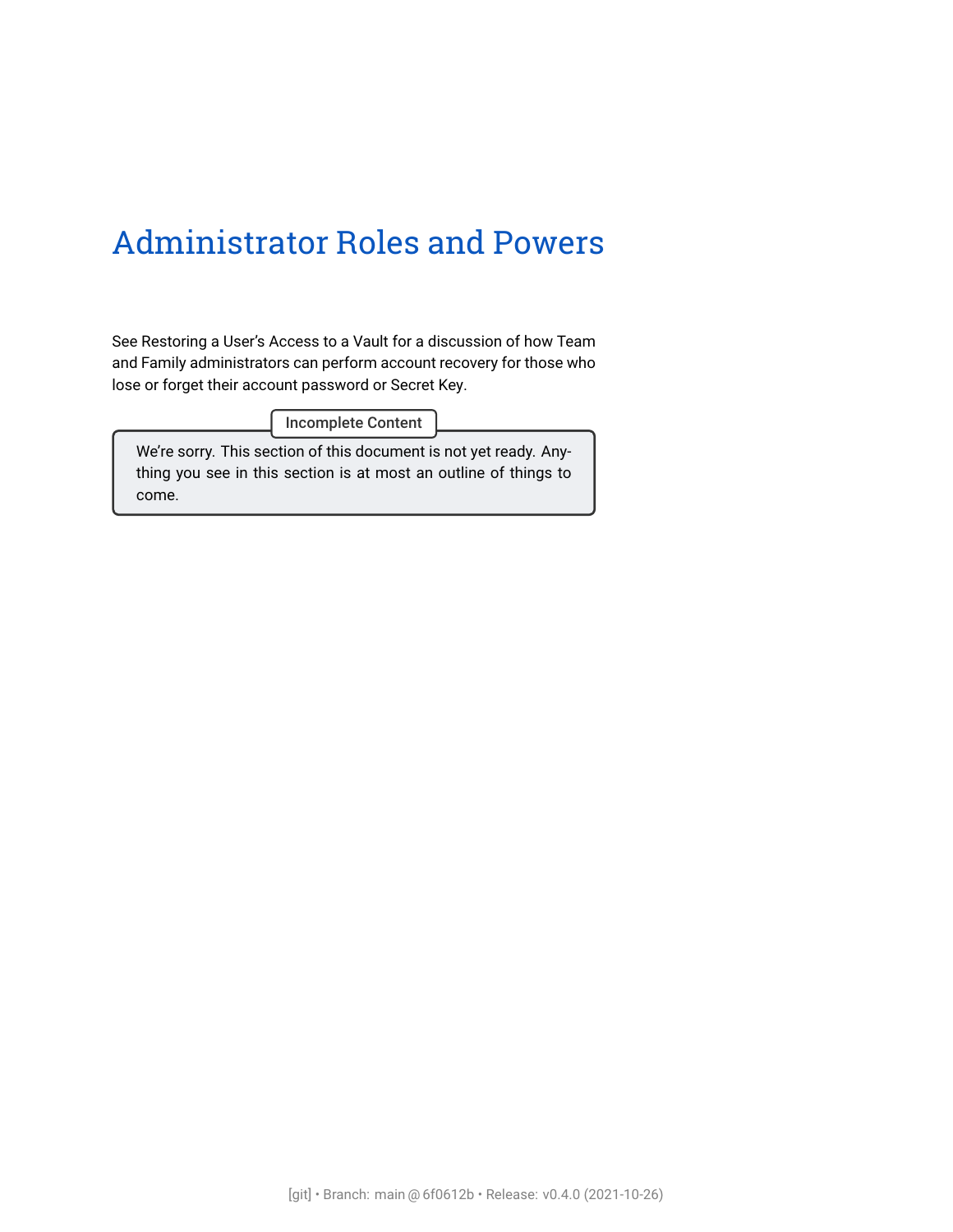# Administrator Roles and Powers

See Restoring a User's Access to a Vault for a discussion of how Team and Family administrators can perform account recovery for those who lose or forget their account password or Secret Key.

> **Incomplete Content**
>
> We're sorry. This section of this document is not yet ready. Anything you see in this section is at most an outline of things to come.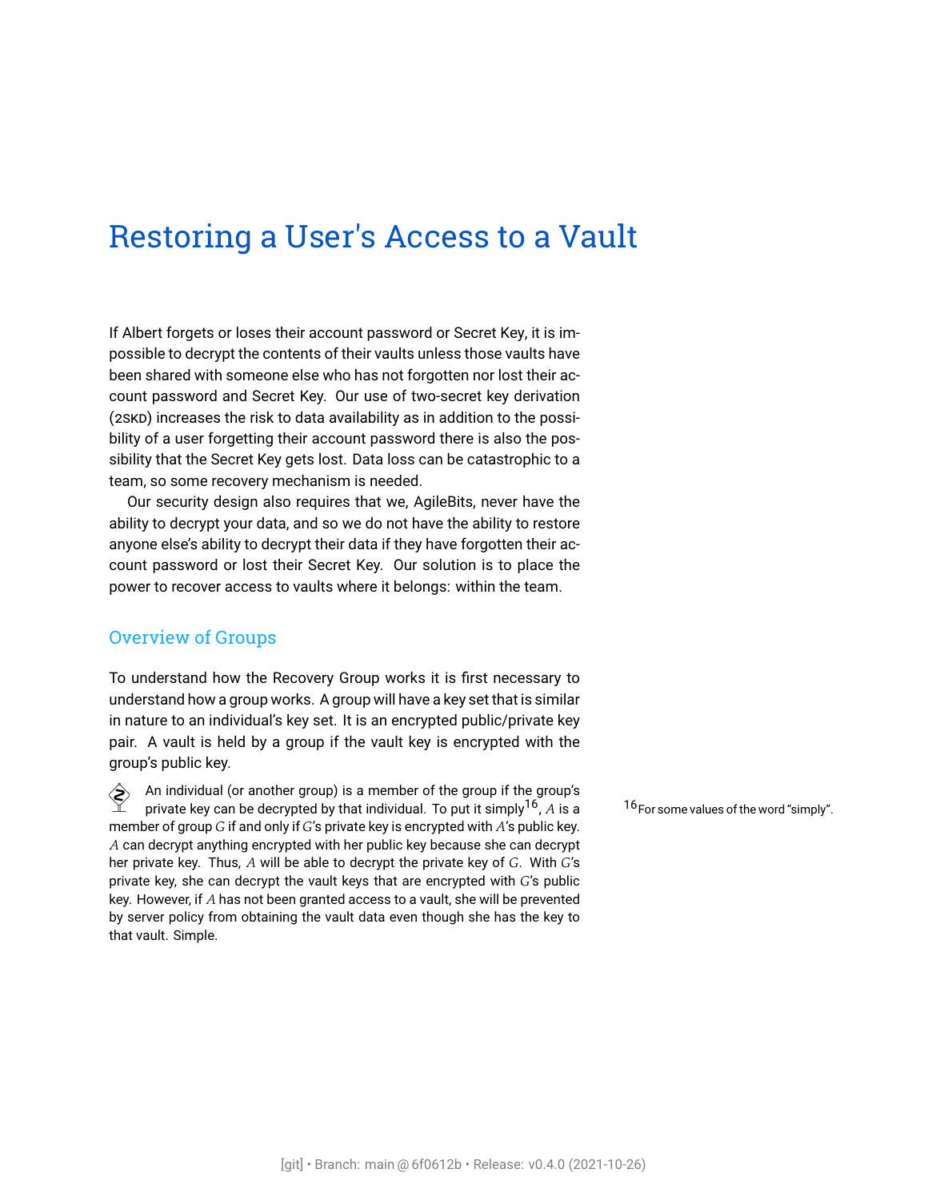# Restoring a User's Access to a Vault

If Albert forgets or loses their account password or Secret Key, it is impossible to decrypt the contents of their vaults unless those vaults have been shared with someone else who has not forgotten nor lost their account password and Secret Key. Our use of two-secret key derivation (2SKD) increases the risk to data availability as in addition to the possibility of a user forgetting their account password there is also the possibility that the Secret Key gets lost. Data loss can be catastrophic to a team, so some recovery mechanism is needed.

Our security design also requires that we, AgileBits, never have the ability to decrypt your data, and so we do not have the ability to restore anyone else's ability to decrypt their data if they have forgotten their account password or lost their Secret Key. Our solution is to place the power to recover access to vaults where it belongs: within the team.

## Overview of Groups

To understand how the Recovery Group works it is first necessary to understand how a group works. A group will have a key set that is similar in nature to an individual's key set. It is an encrypted public/private key pair. A vault is held by a group if the vault key is encrypted with the group's public key.

An individual (or another group) is a member of the group if the group's private key can be decrypted by that individual. To put it simply[16], $A$ is a member of group $G$ if and only if $G$'s private key is encrypted with $A$'s public key. $A$ can decrypt anything encrypted with her public key because she can decrypt her private key. Thus, $A$ will be able to decrypt the private key of $G$. With $G$'s private key, she can decrypt the vault keys that are encrypted with $G$'s public key. However, if $A$ has not been granted access to a vault, she will be prevented by server policy from obtaining the vault data even though she has the key to that vault. Simple.

[16] For some values of the word "simply".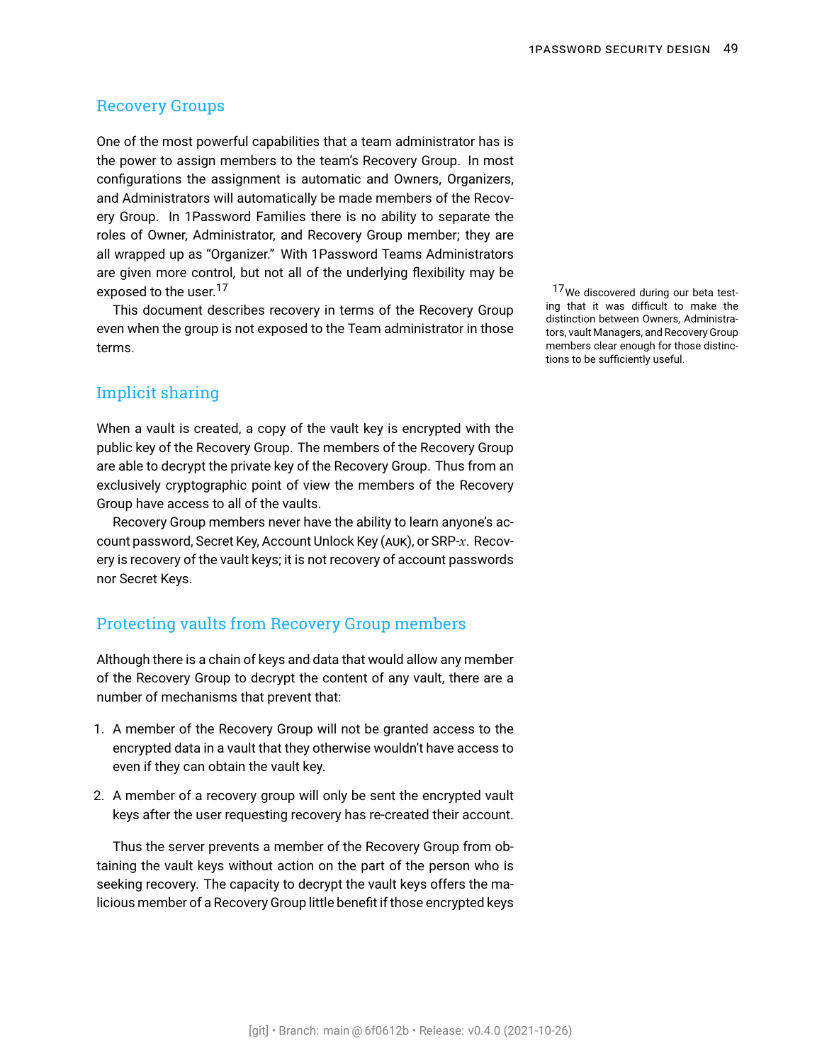## Recovery Groups

One of the most powerful capabilities that a team administrator has is the power to assign members to the team's Recovery Group. In most configurations the assignment is automatic and Owners, Organizers, and Administrators will automatically be made members of the Recovery Group. In 1Password Families there is no ability to separate the roles of Owner, Administrator, and Recovery Group member; they are all wrapped up as "Organizer." With 1Password Teams Administrators are given more control, but not all of the underlying flexibility may be exposed to the user.[17]

[17] We discovered during our beta testing that it was difficult to make the distinction between Owners, Administrators, vault Managers, and Recovery Group members clear enough for those distinctions to be sufficiently useful.

This document describes recovery in terms of the Recovery Group even when the group is not exposed to the Team administrator in those terms.

## Implicit sharing

When a vault is created, a copy of the vault key is encrypted with the public key of the Recovery Group. The members of the Recovery Group are able to decrypt the private key of the Recovery Group. Thus from an exclusively cryptographic point of view the members of the Recovery Group have access to all of the vaults.

Recovery Group members never have the ability to learn anyone's account password, Secret Key, Account Unlock Key (AUK), or SRP-$x$. Recovery is recovery of the vault keys; it is not recovery of account passwords nor Secret Keys.

## Protecting vaults from Recovery Group members

Although there is a chain of keys and data that would allow any member of the Recovery Group to decrypt the content of any vault, there are a number of mechanisms that prevent that:

1. A member of the Recovery Group will not be granted access to the encrypted data in a vault that they otherwise wouldn't have access to even if they can obtain the vault key.
2. A member of a recovery group will only be sent the encrypted vault keys after the user requesting recovery has re-created their account.

Thus the server prevents a member of the Recovery Group from obtaining the vault keys without action on the part of the person who is seeking recovery. The capacity to decrypt the vault keys offers the malicious member of a Recovery Group little benefit if those encrypted keys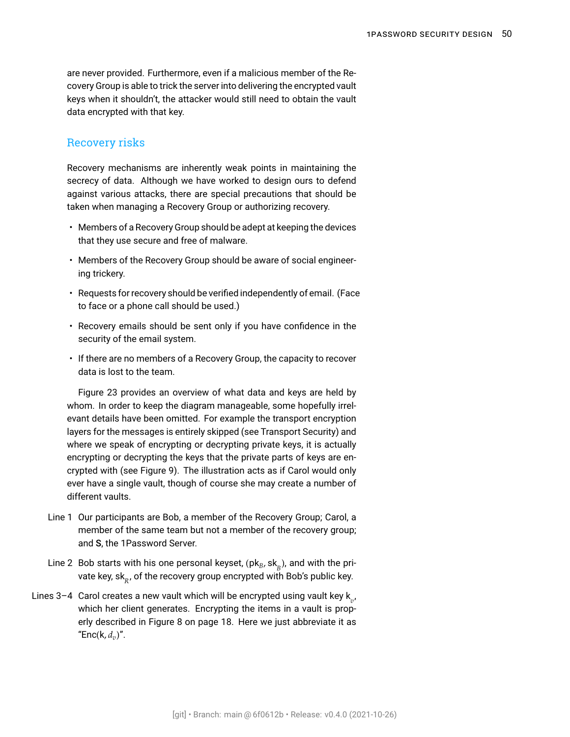are never provided. Furthermore, even if a malicious member of the Recovery Group is able to trick the server into delivering the encrypted vault keys when it shouldn't, the attacker would still need to obtain the vault data encrypted with that key.

## Recovery risks

Recovery mechanisms are inherently weak points in maintaining the secrecy of data. Although we have worked to design ours to defend against various attacks, there are special precautions that should be taken when managing a Recovery Group or authorizing recovery.

- Members of a Recovery Group should be adept at keeping the devices that they use secure and free of malware.
- Members of the Recovery Group should be aware of social engineering trickery.
- Requests for recovery should be verified independently of email. (Face to face or a phone call should be used.)
- Recovery emails should be sent only if you have confidence in the security of the email system.
- If there are no members of a Recovery Group, the capacity to recover data is lost to the team.

Figure 23 provides an overview of what data and keys are held by whom. In order to keep the diagram manageable, some hopefully irrelevant details have been omitted. For example the transport encryption layers for the messages is entirely skipped (see Transport Security) and where we speak of encrypting or decrypting private keys, it is actually encrypting or decrypting the keys that the private parts of keys are encrypted with (see Figure 9). The illustration acts as if Carol would only ever have a single vault, though of course she may create a number of different vaults.

Line 1 Our participants are Bob, a member of the Recovery Group; Carol, a member of the same team but not a member of the recovery group; and S, the 1Password Server.

Line 2 Bob starts with his one personal keyset, $(\mathsf{pk}_B, \mathsf{sk}_B)$, and with the private key, $\mathsf{sk}_R$, of the recovery group encrypted with Bob's public key.

Lines 3–4 Carol creates a new vault which will be encrypted using vault key $\mathsf{k}_v$, which her client generates. Encrypting the items in a vault is properly described in Figure 8 on page 18. Here we just abbreviate it as "$\mathsf{Enc}(\mathsf{k}, d_v)$".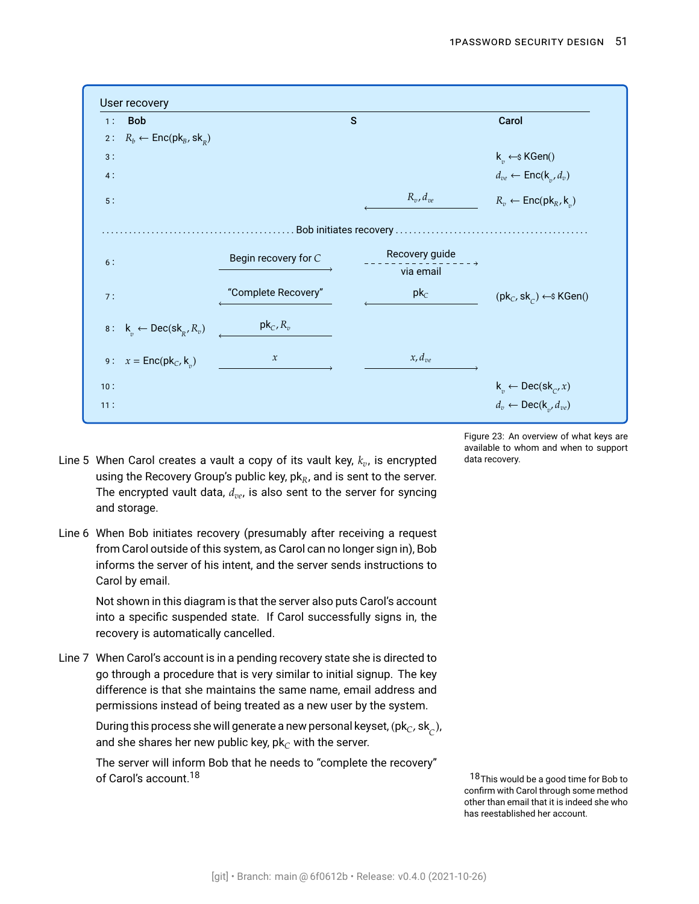**User recovery**

| | Bob | | S | | Carol |
|---|---|---|---|---|---|
| 1: | **Bob** | | **S** | | **Carol** |
| 2: | $R_b \leftarrow \mathsf{Enc}(\mathsf{pk}_B, \mathsf{sk}_R)$ | | | | |
| 3: | | | | | $\mathsf{k}_v \xleftarrow{\$} \mathsf{KGen}()$ |
| 4: | | | | | $d_{ve} \leftarrow \mathsf{Enc}(\mathsf{k}_v, d_v)$ |
| 5: | | | | $\xleftarrow{R_v, d_{ve}}$ | $R_v \leftarrow \mathsf{Enc}(\mathsf{pk}_R, \mathsf{k}_v)$ |
| | | | Bob initiates recovery | | |
| 6: | | $\xrightarrow{\text{Begin recovery for } C}$ | | Recovery guide via email (dashed →) | |
| 7: | | $\xleftarrow{\text{“Complete Recovery”}}$ | | $\xleftarrow{\mathsf{pk}_C}$ | $(\mathsf{pk}_C, \mathsf{sk}_C) \xleftarrow{\$} \mathsf{KGen}()$ |
| 8: | $\mathsf{k}_v \leftarrow \mathsf{Dec}(\mathsf{sk}_R, R_v)$ | $\xleftarrow{\mathsf{pk}_C, R_v}$ | | | |
| 9: | $x = \mathsf{Enc}(\mathsf{pk}_C, \mathsf{k}_v)$ | $\xrightarrow{x}$ | | $\xrightarrow{x, d_{ve}}$ | |
| 10: | | | | | $\mathsf{k}_v \leftarrow \mathsf{Dec}(\mathsf{sk}_C, x)$ |
| 11: | | | | | $d_v \leftarrow \mathsf{Dec}(\mathsf{k}_v, d_{ve})$ |

Figure 23: An overview of what keys are available to whom and when to support data recovery.

**Line 5** When Carol creates a vault a copy of its vault key, $k_v$, is encrypted using the Recovery Group's public key, $\mathsf{pk}_R$, and is sent to the server. The encrypted vault data, $d_{ve}$, is also sent to the server for syncing and storage.

**Line 6** When Bob initiates recovery (presumably after receiving a request from Carol outside of this system, as Carol can no longer sign in), Bob informs the server of his intent, and the server sends instructions to Carol by email.

Not shown in this diagram is that the server also puts Carol's account into a specific suspended state. If Carol successfully signs in, the recovery is automatically cancelled.

**Line 7** When Carol's account is in a pending recovery state she is directed to go through a procedure that is very similar to initial signup. The key difference is that she maintains the same name, email address and permissions instead of being treated as a new user by the system.

During this process she will generate a new personal keyset, $(\mathsf{pk}_C, \mathsf{sk}_C)$, and she shares her new public key, $\mathsf{pk}_C$ with the server.

The server will inform Bob that he needs to "complete the recovery" of Carol's account.[18]

[18] This would be a good time for Bob to confirm with Carol through some method other than email that it is indeed she who has reestablished her account.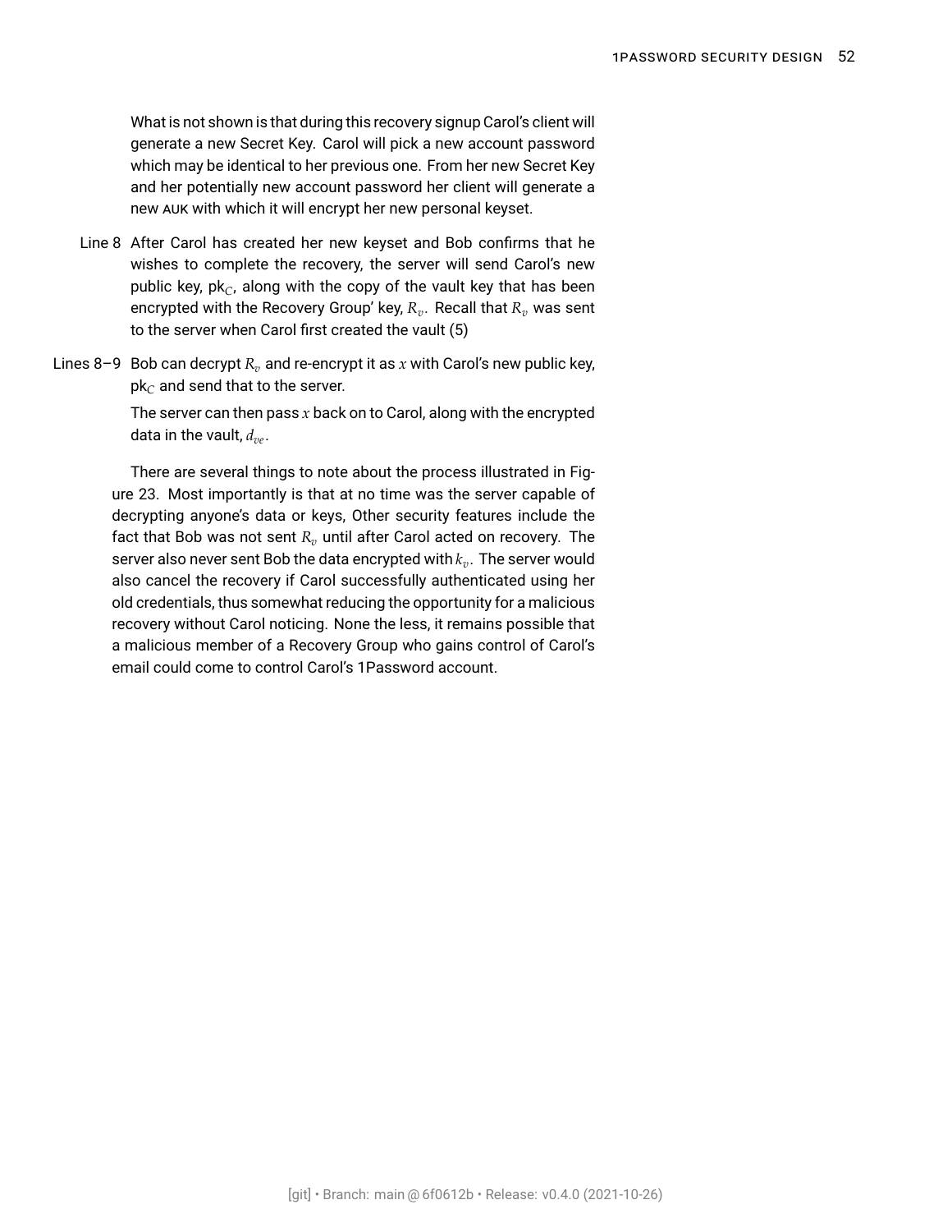What is not shown is that during this recovery signup Carol's client will generate a new Secret Key. Carol will pick a new account password which may be identical to her previous one. From her new Secret Key and her potentially new account password her client will generate a new AUK with which it will encrypt her new personal keyset.

Line 8 After Carol has created her new keyset and Bob confirms that he wishes to complete the recovery, the server will send Carol's new public key, $\mathrm{pk}_C$, along with the copy of the vault key that has been encrypted with the Recovery Group' key, $R_v$. Recall that $R_v$ was sent to the server when Carol first created the vault (5)

Lines 8–9 Bob can decrypt $R_v$ and re-encrypt it as $x$ with Carol's new public key, $\mathrm{pk}_C$ and send that to the server.

The server can then pass $x$ back on to Carol, along with the encrypted data in the vault, $d_{ve}$.

There are several things to note about the process illustrated in Figure 23. Most importantly is that at no time was the server capable of decrypting anyone's data or keys, Other security features include the fact that Bob was not sent $R_v$ until after Carol acted on recovery. The server also never sent Bob the data encrypted with $k_v$. The server would also cancel the recovery if Carol successfully authenticated using her old credentials, thus somewhat reducing the opportunity for a malicious recovery without Carol noticing. None the less, it remains possible that a malicious member of a Recovery Group who gains control of Carol's email could come to control Carol's 1Password account.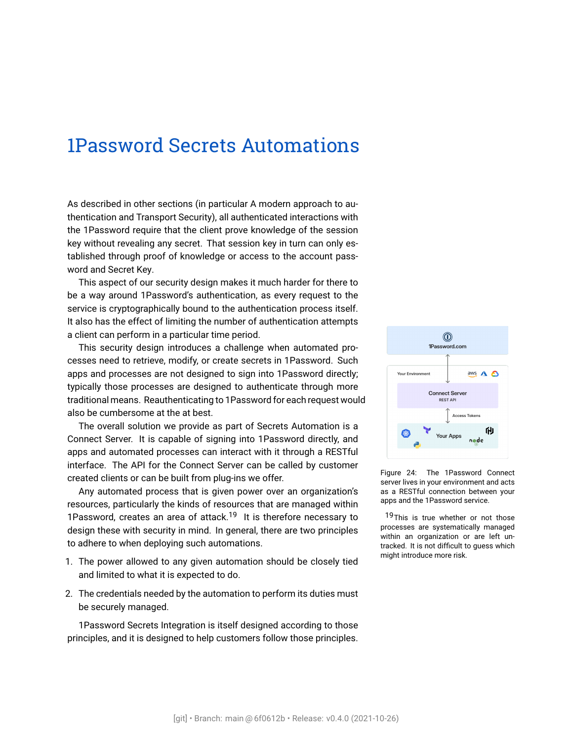# 1Password Secrets Automations

As described in other sections (in particular A modern approach to authentication and Transport Security), all authenticated interactions with the 1Password require that the client prove knowledge of the session key without revealing any secret. That session key in turn can only established through proof of knowledge or access to the account password and Secret Key.

This aspect of our security design makes it much harder for there to be a way around 1Password's authentication, as every request to the service is cryptographically bound to the authentication process itself. It also has the effect of limiting the number of authentication attempts a client can perform in a particular time period.

This security design introduces a challenge when automated processes need to retrieve, modify, or create secrets in 1Password. Such apps and processes are not designed to sign into 1Password directly; typically those processes are designed to authenticate through more traditional means. Reauthenticating to 1Password for each request would also be cumbersome at the at best.

The overall solution we provide as part of Secrets Automation is a Connect Server. It is capable of signing into 1Password directly, and apps and automated processes can interact with it through a RESTful interface. The API for the Connect Server can be called by customer created clients or can be built from plug-ins we offer.

Figure 24: The 1Password Connect server lives in your environment and acts as a RESTful connection between your apps and the 1Password service.

Any automated process that is given power over an organization's resources, particularly the kinds of resources that are managed within 1Password, creates an area of attack.[19] It is therefore necessary to design these with security in mind. In general, there are two principles to adhere to when deploying such automations.

[19] This is true whether or not those processes are systematically managed within an organization or are left untracked. It is not difficult to guess which might introduce more risk.

1. The power allowed to any given automation should be closely tied and limited to what it is expected to do.
2. The credentials needed by the automation to perform its duties must be securely managed.

1Password Secrets Integration is itself designed according to those principles, and it is designed to help customers follow those principles.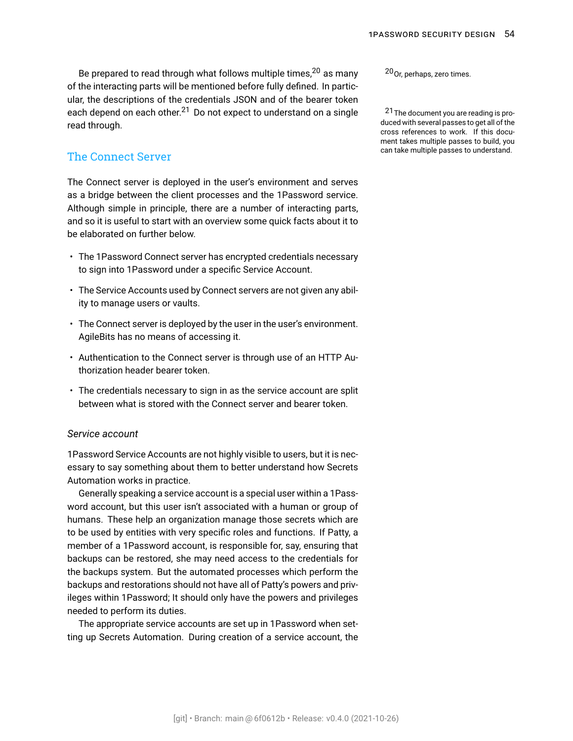Be prepared to read through what follows multiple times,[20] as many of the interacting parts will be mentioned before fully defined. In particular, the descriptions of the credentials JSON and of the bearer token each depend on each other.[21] Do not expect to understand on a single read through.

[20] Or, perhaps, zero times.

[21] The document you are reading is produced with several passes to get all of the cross references to work. If this document takes multiple passes to build, you can take multiple passes to understand.

## The Connect Server

The Connect server is deployed in the user's environment and serves as a bridge between the client processes and the 1Password service. Although simple in principle, there are a number of interacting parts, and so it is useful to start with an overview some quick facts about it to be elaborated on further below.

- The 1Password Connect server has encrypted credentials necessary to sign into 1Password under a specific Service Account.
- The Service Accounts used by Connect servers are not given any ability to manage users or vaults.
- The Connect server is deployed by the user in the user's environment. AgileBits has no means of accessing it.
- Authentication to the Connect server is through use of an HTTP Authorization header bearer token.
- The credentials necessary to sign in as the service account are split between what is stored with the Connect server and bearer token.

### *Service account*

1Password Service Accounts are not highly visible to users, but it is necessary to say something about them to better understand how Secrets Automation works in practice.

Generally speaking a service account is a special user within a 1Password account, but this user isn't associated with a human or group of humans. These help an organization manage those secrets which are to be used by entities with very specific roles and functions. If Patty, a member of a 1Password account, is responsible for, say, ensuring that backups can be restored, she may need access to the credentials for the backups system. But the automated processes which perform the backups and restorations should not have all of Patty's powers and privileges within 1Password; It should only have the powers and privileges needed to perform its duties.

The appropriate service accounts are set up in 1Password when setting up Secrets Automation. During creation of a service account, the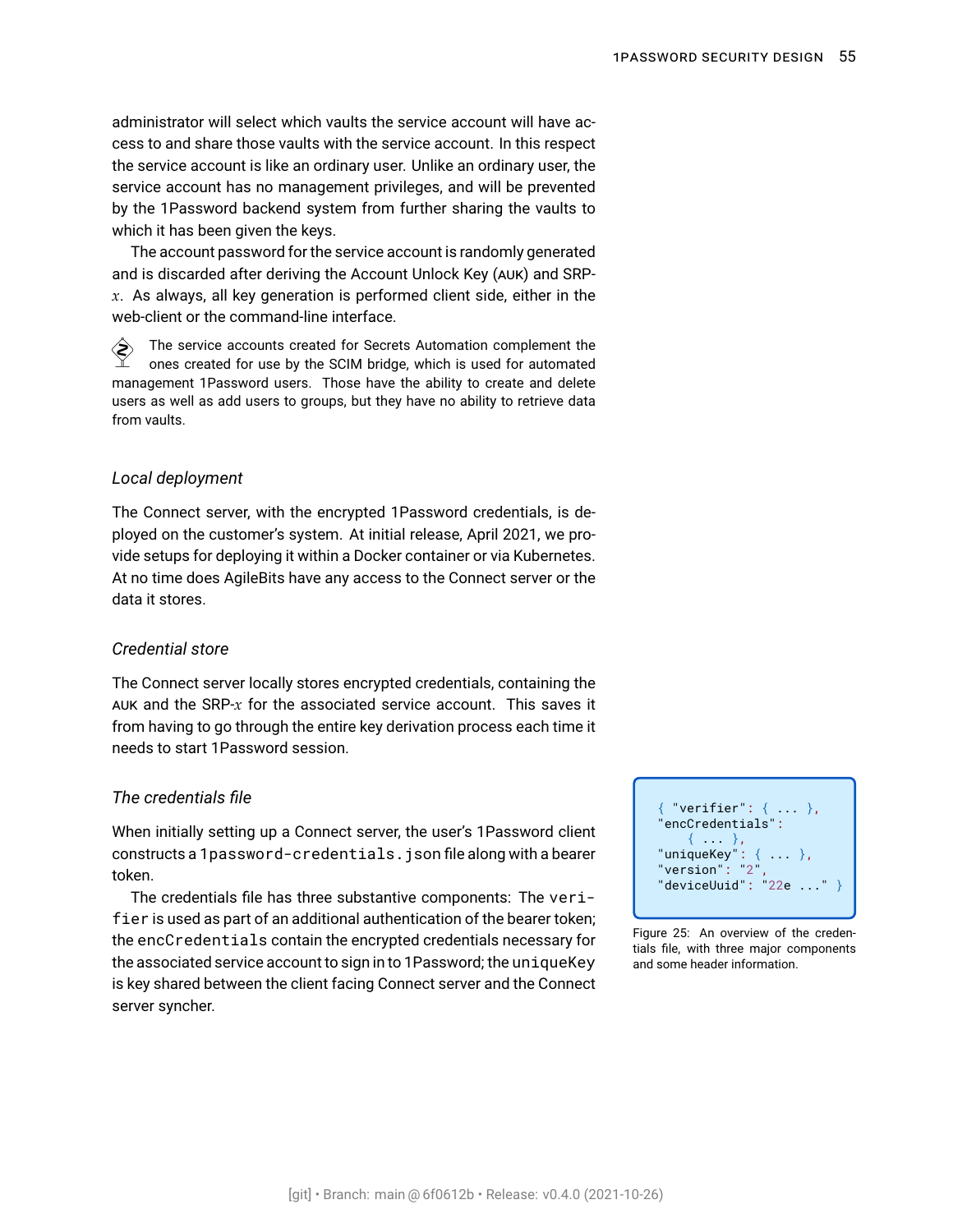administrator will select which vaults the service account will have access to and share those vaults with the service account. In this respect the service account is like an ordinary user. Unlike an ordinary user, the service account has no management privileges, and will be prevented by the 1Password backend system from further sharing the vaults to which it has been given the keys.

The account password for the service account is randomly generated and is discarded after deriving the Account Unlock Key (AUK) and SRP-$x$. As always, all key generation is performed client side, either in the web-client or the command-line interface.

The service accounts created for Secrets Automation complement the ones created for use by the SCIM bridge, which is used for automated management 1Password users. Those have the ability to create and delete users as well as add users to groups, but they have no ability to retrieve data from vaults.

### *Local deployment*

The Connect server, with the encrypted 1Password credentials, is deployed on the customer's system. At initial release, April 2021, we provide setups for deploying it within a Docker container or via Kubernetes. At no time does AgileBits have any access to the Connect server or the data it stores.

### *Credential store*

The Connect server locally stores encrypted credentials, containing the AUK and the SRP-$x$ for the associated service account. This saves it from having to go through the entire key derivation process each time it needs to start 1Password session.

### *The credentials file*

When initially setting up a Connect server, the user's 1Password client constructs a `1password-credentials.json` file along with a bearer token.

The credentials file has three substantive components: The `verifier` is used as part of an additional authentication of the bearer token; the `encCredentials` contain the encrypted credentials necessary for the associated service account to sign in to 1Password; the `uniqueKey` is key shared between the client facing Connect server and the Connect server syncher.

```
{ "verifier": { ... },
  "encCredentials":
      { ... },
  "uniqueKey": { ... },
  "version": "2",
  "deviceUuid": "22e ..." }
```

Figure 25: An overview of the credentials file, with three major components and some header information.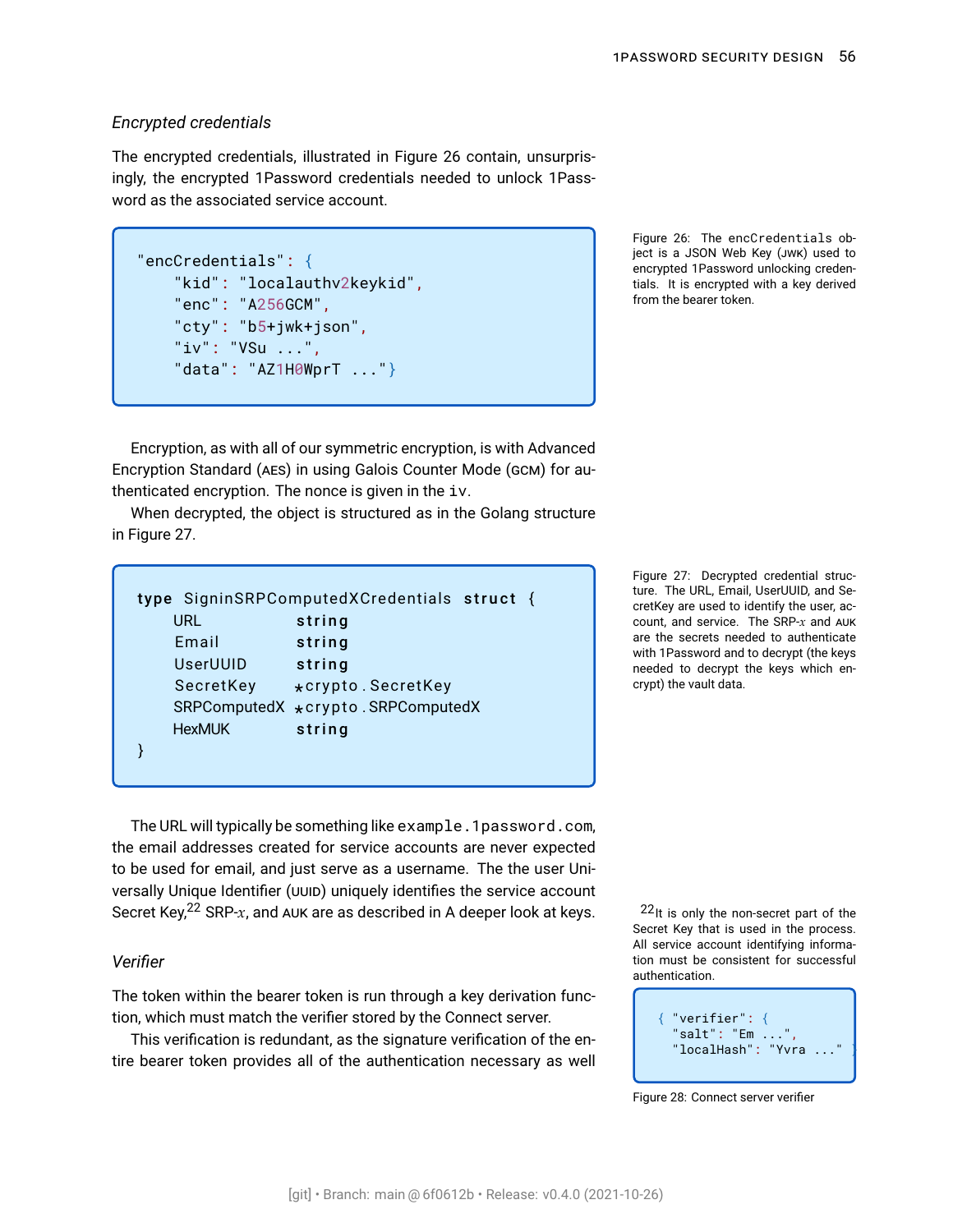*Encrypted credentials*

The encrypted credentials, illustrated in Figure 26 contain, unsurprisingly, the encrypted 1Password credentials needed to unlock 1Password as the associated service account.

```
"encCredentials": {
    "kid": "localauthv2keykid",
    "enc": "A256GCM",
    "cty": "b5+jwk+json",
    "iv": "VSu ...",
    "data": "AZ1H0WprT ..."}
```

Figure 26: The encCredentials object is a JSON Web Key (JWK) used to encrypted 1Password unlocking credentials. It is encrypted with a key derived from the bearer token.

Encryption, as with all of our symmetric encryption, is with Advanced Encryption Standard (AES) in using Galois Counter Mode (GCM) for authenticated encryption. The nonce is given in the `iv`.

When decrypted, the object is structured as in the Golang structure in Figure 27.

```
type SigninSRPComputedXCredentials struct {
    URL           string
    Email         string
    UserUUID      string
    SecretKey     *crypto.SecretKey
    SRPComputedX  *crypto.SRPComputedX
    HexMUK        string
}
```

Figure 27: Decrypted credential structure. The URL, Email, UserUUID, and SecretKey are used to identify the user, account, and service. The SRP-$x$ and AUK are the secrets needed to authenticate with 1Password and to decrypt (the keys needed to decrypt the keys which encrypt) the vault data.

The URL will typically be something like `example.1password.com`, the email addresses created for service accounts are never expected to be used for email, and just serve as a username. The the user Universally Unique Identifier (UUID) uniquely identifies the service account Secret Key,[22] SRP-$x$, and AUK are as described in A deeper look at keys.

[22] It is only the non-secret part of the Secret Key that is used in the process. All service account identifying information must be consistent for successful authentication.

*Verifier*

The token within the bearer token is run through a key derivation function, which must match the verifier stored by the Connect server.

This verification is redundant, as the signature verification of the entire bearer token provides all of the authentication necessary as well

```
{ "verifier": {
  "salt": "Em ...",
  "localHash": "Yvra ..." }
```

Figure 28: Connect server verifier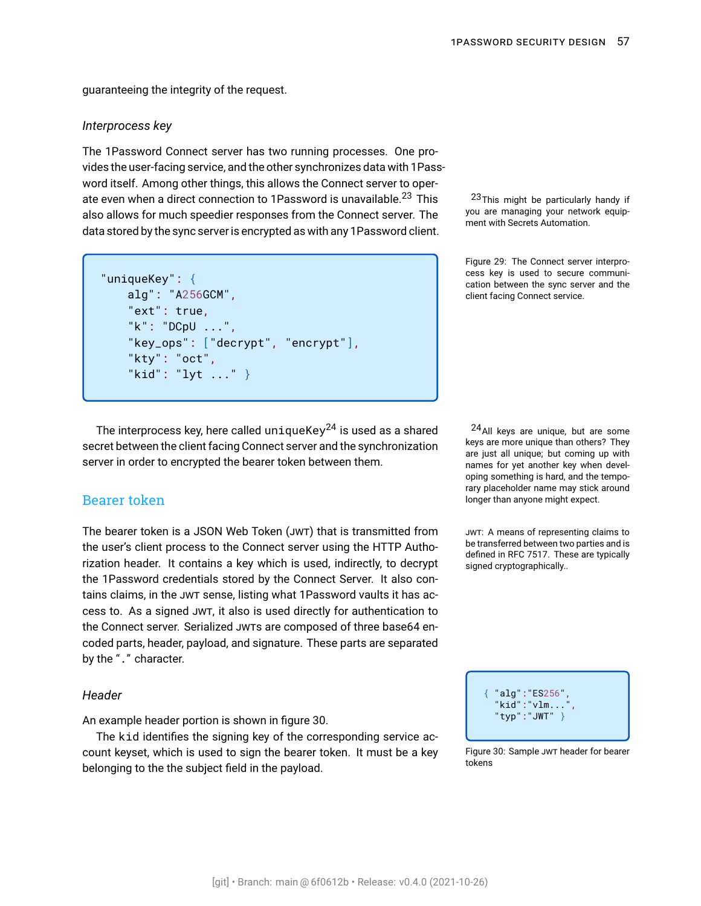guaranteeing the integrity of the request.

### *Interprocess key*

The 1Password Connect server has two running processes. One provides the user-facing service, and the other synchronizes data with 1Password itself. Among other things, this allows the Connect server to operate even when a direct connection to 1Password is unavailable.[23] This also allows for much speedier responses from the Connect server. The data stored by the sync server is encrypted as with any 1Password client.

[23] This might be particularly handy if you are managing your network equipment with Secrets Automation.

```
"uniqueKey": {
    alg": "A256GCM",
    "ext": true,
    "k": "DCpU ...",
    "key_ops": ["decrypt", "encrypt"],
    "kty": "oct",
    "kid": "lyt ..." }
```

Figure 29: The Connect server interprocess key is used to secure communication between the sync server and the client facing Connect service.

The interprocess key, here called `uniqueKey`[24] is used as a shared secret between the client facing Connect server and the synchronization server in order to encrypted the bearer token between them.

[24] All keys are unique, but are some keys are more unique than others? They are just all unique; but coming up with names for yet another key when developing something is hard, and the temporary placeholder name may stick around longer than anyone might expect.

## Bearer token

The bearer token is a JSON Web Token (JWT) that is transmitted from the user's client process to the Connect server using the HTTP Authorization header. It contains a key which is used, indirectly, to decrypt the 1Password credentials stored by the Connect Server. It also contains claims, in the JWT sense, listing what 1Password vaults it has access to. As a signed JWT, it also is used directly for authentication to the Connect server. Serialized JWTs are composed of three base64 encoded parts, header, payload, and signature. These parts are separated by the "." character.

JWT: A means of representing claims to be transferred between two parties and is defined in RFC 7517. These are typically signed cryptographically..

### *Header*

An example header portion is shown in figure 30.

The `kid` identifies the signing key of the corresponding service account keyset, which is used to sign the bearer token. It must be a key belonging to the the subject field in the payload.

```
{ "alg":"ES256",
  "kid":"vlm...",
  "typ":"JWT" }
```

Figure 30: Sample JWT header for bearer tokens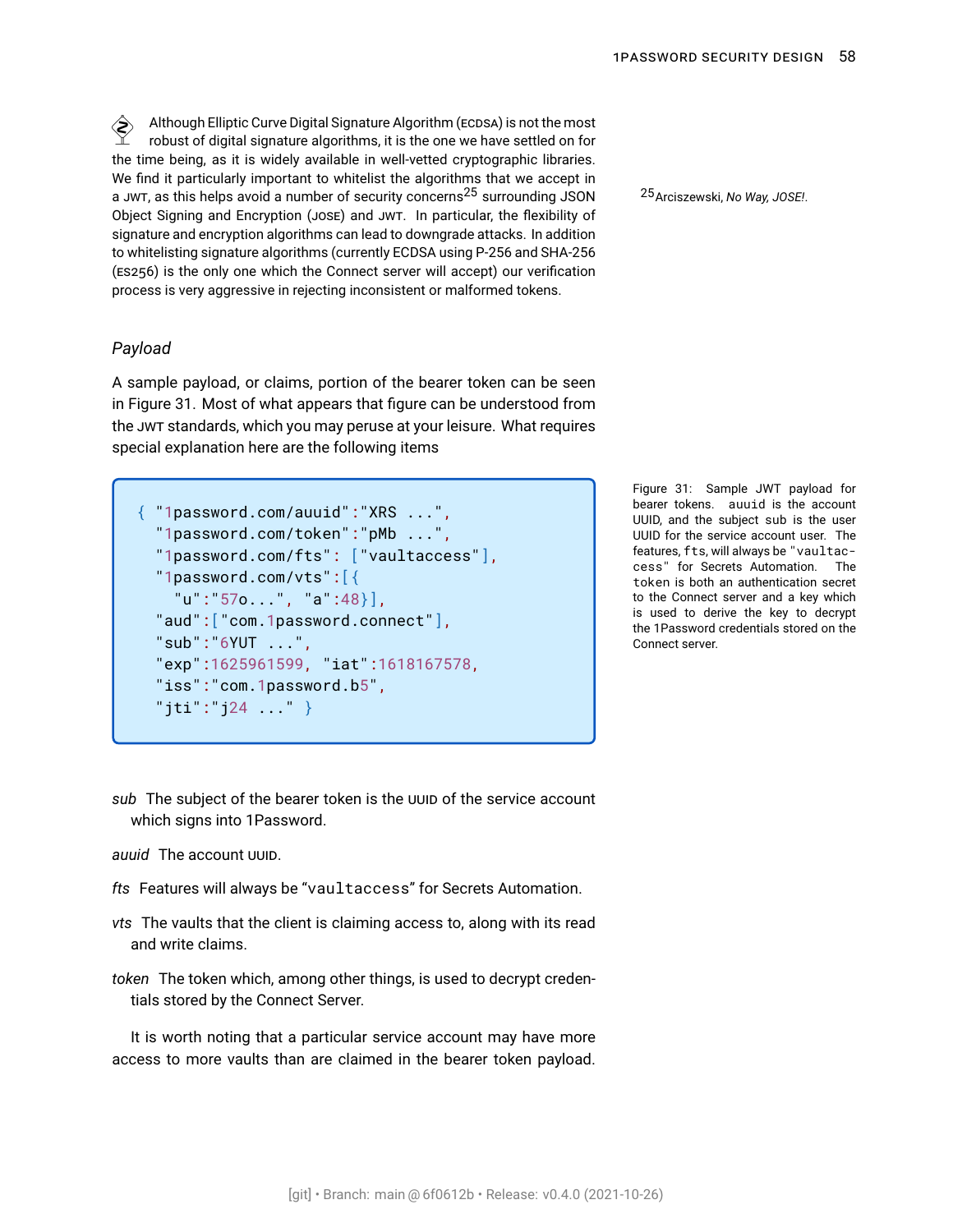Although Elliptic Curve Digital Signature Algorithm (ECDSA) is not the most robust of digital signature algorithms, it is the one we have settled on for the time being, as it is widely available in well-vetted cryptographic libraries. We find it particularly important to whitelist the algorithms that we accept in a JWT, as this helps avoid a number of security concerns[25] surrounding JSON Object Signing and Encryption (JOSE) and JWT. In particular, the flexibility of signature and encryption algorithms can lead to downgrade attacks. In addition to whitelisting signature algorithms (currently ECDSA using P-256 and SHA-256 (ES256) is the only one which the Connect server will accept) our verification process is very aggressive in rejecting inconsistent or malformed tokens.

[25] Arciszewski, *No Way, JOSE!*.

### *Payload*

A sample payload, or claims, portion of the bearer token can be seen in Figure 31. Most of what appears that figure can be understood from the JWT standards, which you may peruse at your leisure. What requires special explanation here are the following items

```
{ "1password.com/auuid":"XRS ...",
  "1password.com/token":"pMb ...",
  "1password.com/fts": ["vaultaccess"],
  "1password.com/vts":[{
    "u":"57o...", "a":48}],
  "aud":["com.1password.connect"],
  "sub":"6YUT ...",
  "exp":1625961599, "iat":1618167578,
  "iss":"com.1password.b5",
  "jti":"j24 ..." }
```

Figure 31: Sample JWT payload for bearer tokens. `auuid` is the account UUID, and the subject `sub` is the user UUID for the service account user. The features, `fts`, will always be `"vaultaccess"` for Secrets Automation. The `token` is both an authentication secret to the Connect server and a key which is used to derive the key to decrypt the 1Password credentials stored on the Connect server.

*sub* The subject of the bearer token is the UUID of the service account which signs into 1Password.

*auuid* The account UUID.

*fts* Features will always be "`vaultaccess`" for Secrets Automation.

*vts* The vaults that the client is claiming access to, along with its read and write claims.

*token* The token which, among other things, is used to decrypt credentials stored by the Connect Server.

It is worth noting that a particular service account may have more access to more vaults than are claimed in the bearer token payload.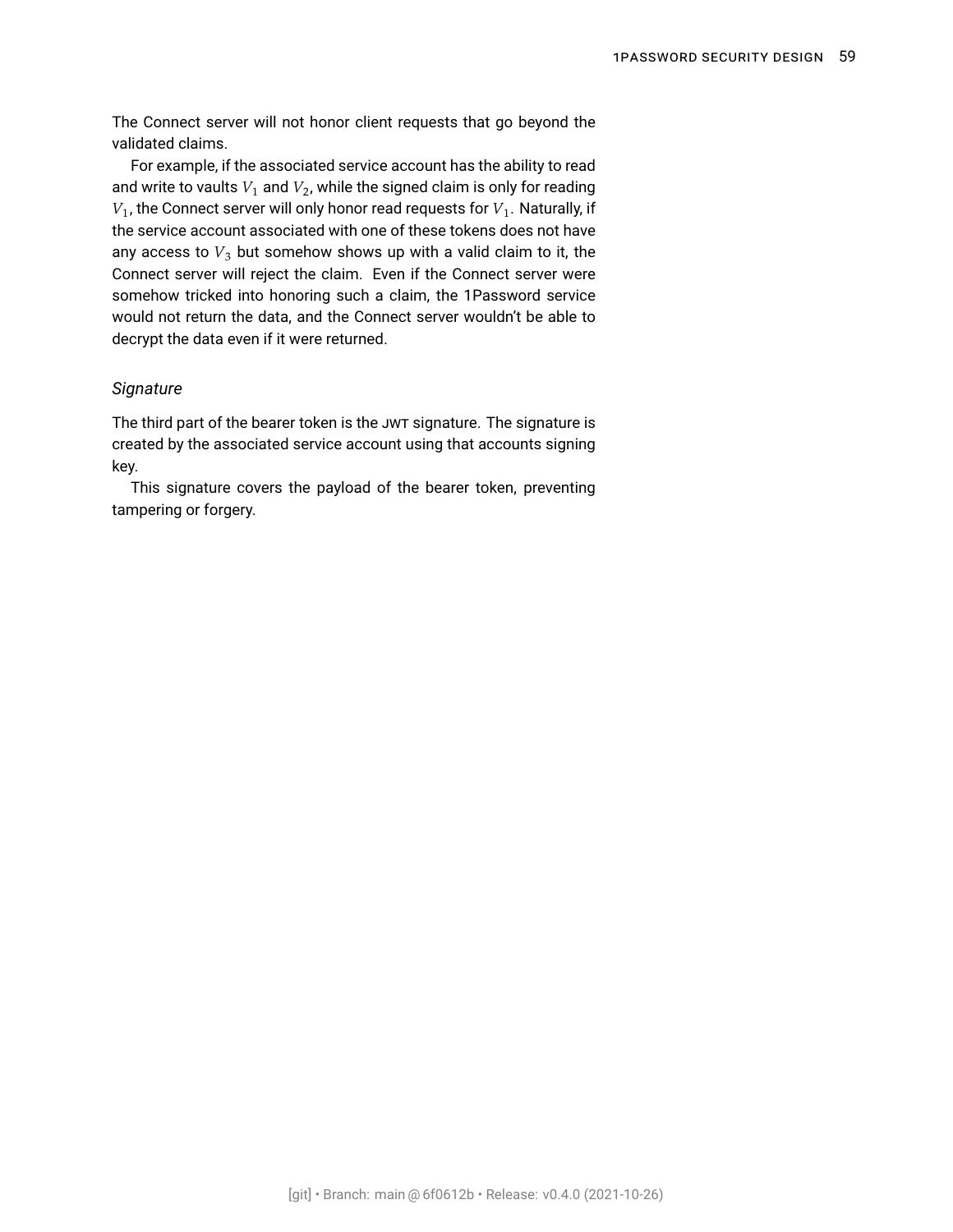The Connect server will not honor client requests that go beyond the validated claims.

For example, if the associated service account has the ability to read and write to vaults $V_1$ and $V_2$, while the signed claim is only for reading $V_1$, the Connect server will only honor read requests for $V_1$. Naturally, if the service account associated with one of these tokens does not have any access to $V_3$ but somehow shows up with a valid claim to it, the Connect server will reject the claim. Even if the Connect server were somehow tricked into honoring such a claim, the 1Password service would not return the data, and the Connect server wouldn't be able to decrypt the data even if it were returned.

*Signature*

The third part of the bearer token is the JWT signature. The signature is created by the associated service account using that accounts signing key.

This signature covers the payload of the bearer token, preventing tampering or forgery.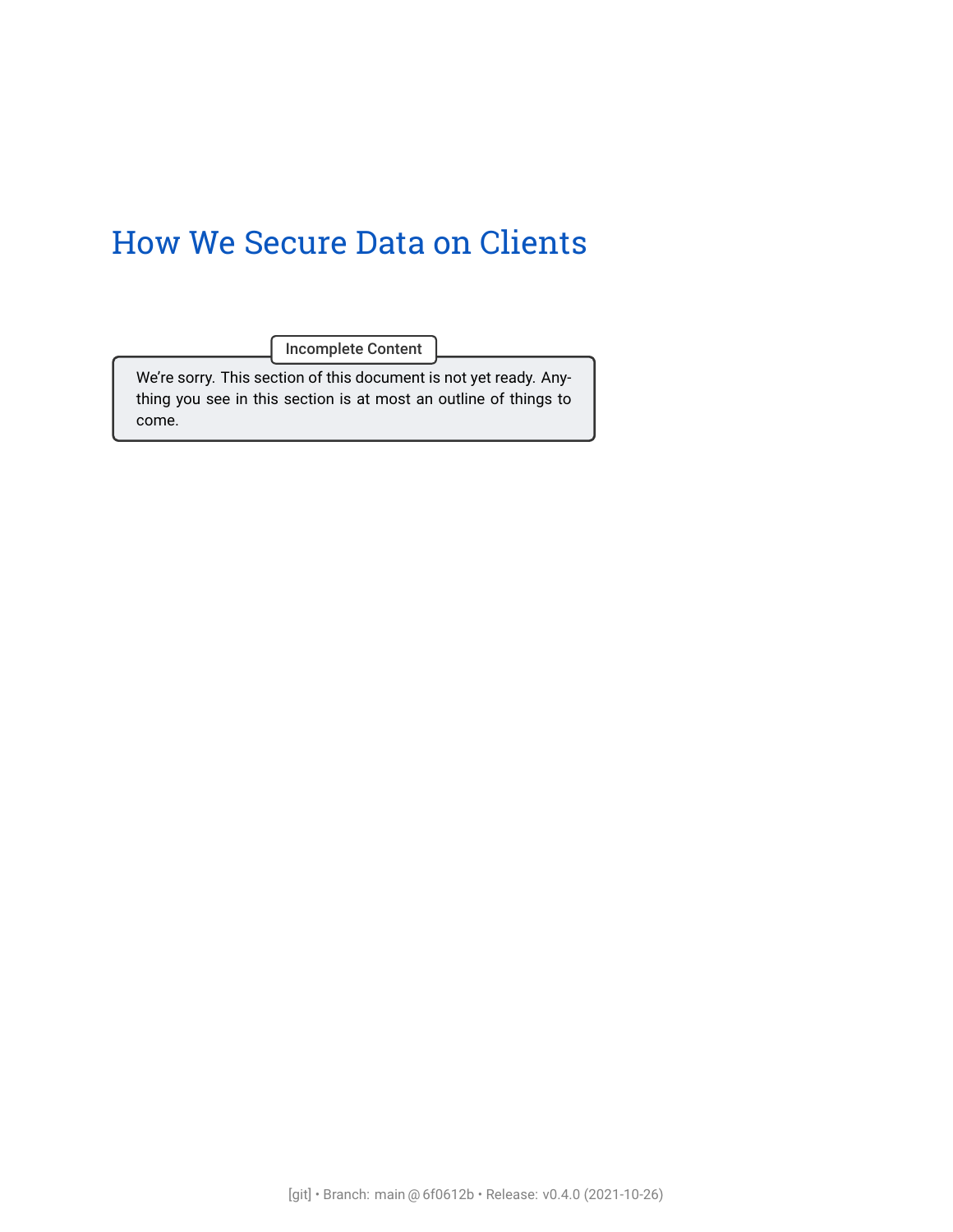# How We Secure Data on Clients

> **Incomplete Content**
>
> We're sorry. This section of this document is not yet ready. Anything you see in this section is at most an outline of things to come.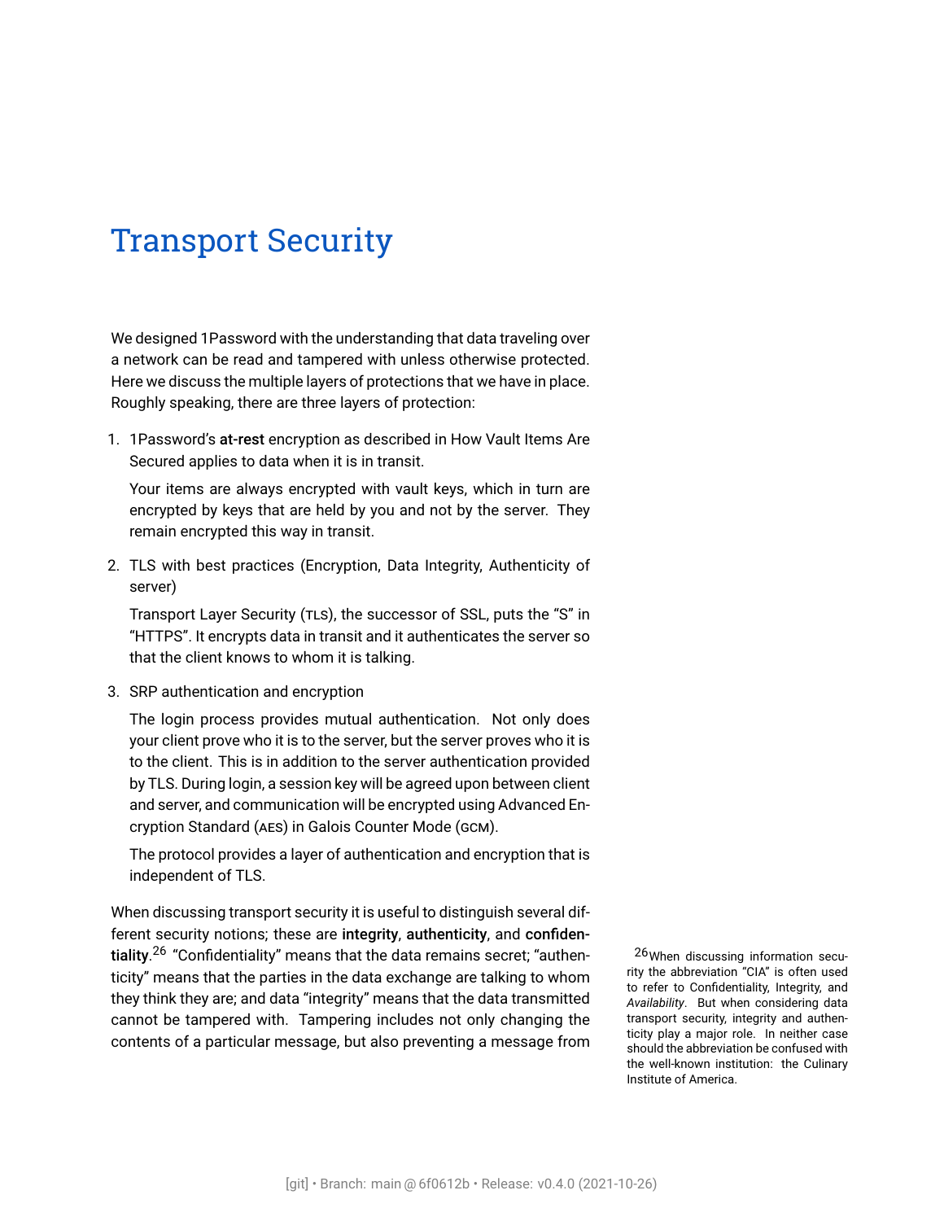# Transport Security

We designed 1Password with the understanding that data traveling over a network can be read and tampered with unless otherwise protected. Here we discuss the multiple layers of protections that we have in place. Roughly speaking, there are three layers of protection:

1. 1Password's **at-rest** encryption as described in How Vault Items Are Secured applies to data when it is in transit.

   Your items are always encrypted with vault keys, which in turn are encrypted by keys that are held by you and not by the server. They remain encrypted this way in transit.

2. TLS with best practices (Encryption, Data Integrity, Authenticity of server)

   Transport Layer Security (TLS), the successor of SSL, puts the "S" in "HTTPS". It encrypts data in transit and it authenticates the server so that the client knows to whom it is talking.

3. SRP authentication and encryption

   The login process provides mutual authentication. Not only does your client prove who it is to the server, but the server proves who it is to the client. This is in addition to the server authentication provided by TLS. During login, a session key will be agreed upon between client and server, and communication will be encrypted using Advanced Encryption Standard (AES) in Galois Counter Mode (GCM).

   The protocol provides a layer of authentication and encryption that is independent of TLS.

When discussing transport security it is useful to distinguish several different security notions; these are **integrity**, **authenticity**, and **confidentiality**.[26] "Confidentiality" means that the data remains secret; "authenticity" means that the parties in the data exchange are talking to whom they think they are; and data "integrity" means that the data transmitted cannot be tampered with. Tampering includes not only changing the contents of a particular message, but also preventing a message from

[26] When discussing information security the abbreviation "CIA" is often used to refer to Confidentiality, Integrity, and *Availability*. But when considering data transport security, integrity and authenticity play a major role. In neither case should the abbreviation be confused with the well-known institution: the Culinary Institute of America.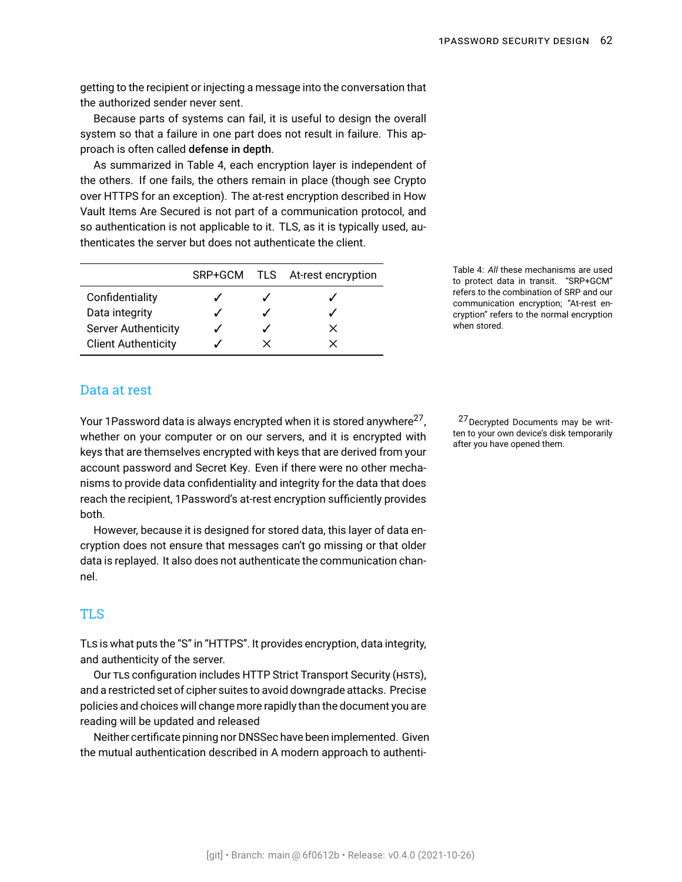getting to the recipient or injecting a message into the conversation that the authorized sender never sent.

Because parts of systems can fail, it is useful to design the overall system so that a failure in one part does not result in failure. This approach is often called **defense in depth**.

As summarized in Table 4, each encryption layer is independent of the others. If one fails, the others remain in place (though see Crypto over HTTPS for an exception). The at-rest encryption described in How Vault Items Are Secured is not part of a communication protocol, and so authentication is not applicable to it. TLS, as it is typically used, authenticates the server but does not authenticate the client.

| | SRP+GCM | TLS | At-rest encryption |
|---|---|---|---|
| Confidentiality | ✓ | ✓ | ✓ |
| Data integrity | ✓ | ✓ | ✓ |
| Server Authenticity | ✓ | ✓ | × |
| Client Authenticity | ✓ | × | × |

Table 4: *All* these mechanisms are used to protect data in transit. "SRP+GCM" refers to the combination of SRP and our communication encryption; "At-rest encryption" refers to the normal encryption when stored.

## Data at rest

Your 1Password data is always encrypted when it is stored anywhere[27], whether on your computer or on our servers, and it is encrypted with keys that are themselves encrypted with keys that are derived from your account password and Secret Key. Even if there were no other mechanisms to provide data confidentiality and integrity for the data that does reach the recipient, 1Password's at-rest encryption sufficiently provides both.

[27] Decrypted Documents may be written to your own device's disk temporarily after you have opened them.

However, because it is designed for stored data, this layer of data encryption does not ensure that messages can't go missing or that older data is replayed. It also does not authenticate the communication channel.

## TLS

TLS is what puts the "S" in "HTTPS". It provides encryption, data integrity, and authenticity of the server.

Our TLS configuration includes HTTP Strict Transport Security (HSTS), and a restricted set of cipher suites to avoid downgrade attacks. Precise policies and choices will change more rapidly than the document you are reading will be updated and released

Neither certificate pinning nor DNSSec have been implemented. Given the mutual authentication described in A modern approach to authenti-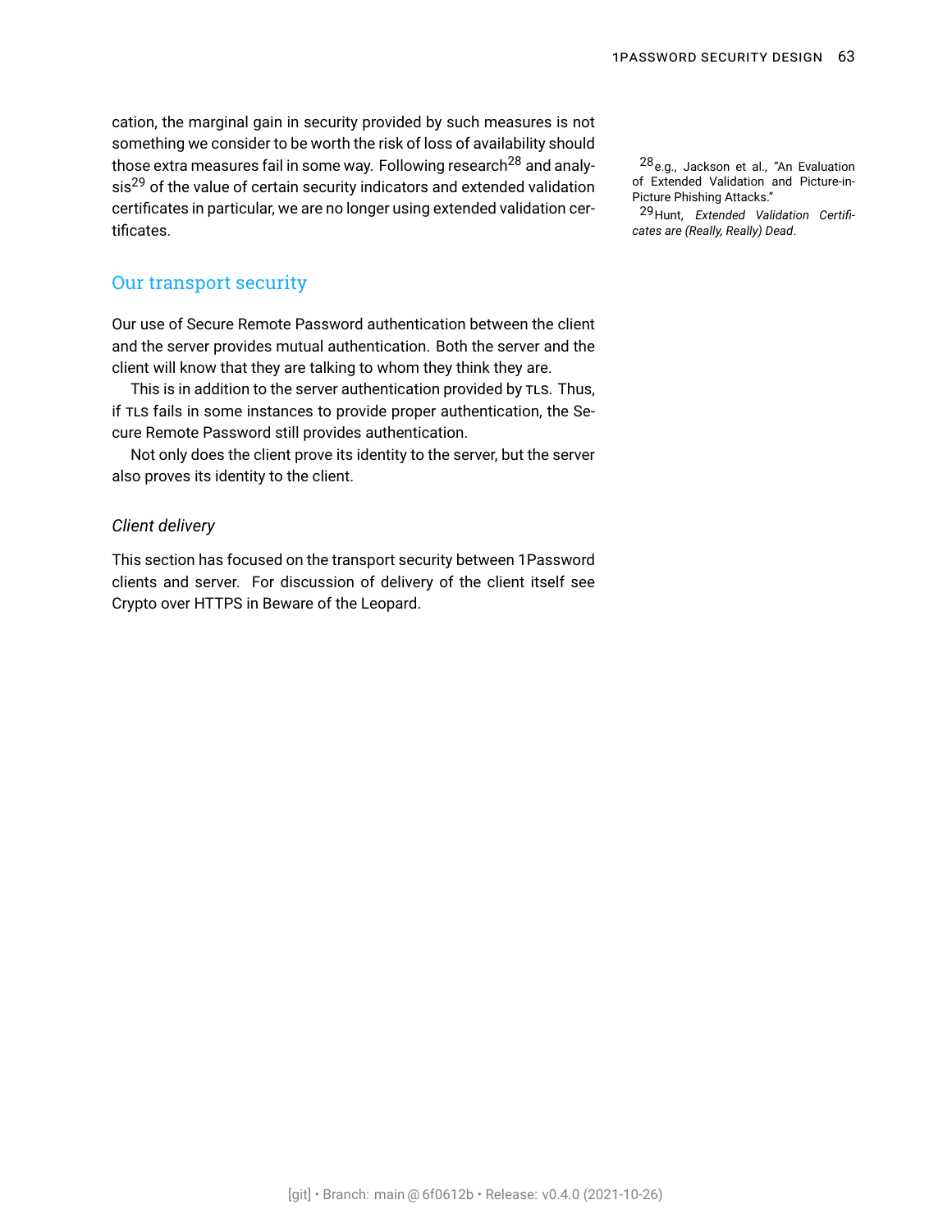cation, the marginal gain in security provided by such measures is not something we consider to be worth the risk of loss of availability should those extra measures fail in some way. Following research[28] and analysis[29] of the value of certain security indicators and extended validation certificates in particular, we are no longer using extended validation certificates.

[28] e.g., Jackson et al., "An Evaluation of Extended Validation and Picture-in-Picture Phishing Attacks."

[29] Hunt, *Extended Validation Certificates are (Really, Really) Dead*.

## Our transport security

Our use of Secure Remote Password authentication between the client and the server provides mutual authentication. Both the server and the client will know that they are talking to whom they think they are.

This is in addition to the server authentication provided by TLS. Thus, if TLS fails in some instances to provide proper authentication, the Secure Remote Password still provides authentication.

Not only does the client prove its identity to the server, but the server also proves its identity to the client.

### *Client delivery*

This section has focused on the transport security between 1Password clients and server. For discussion of delivery of the client itself see Crypto over HTTPS in Beware of the Leopard.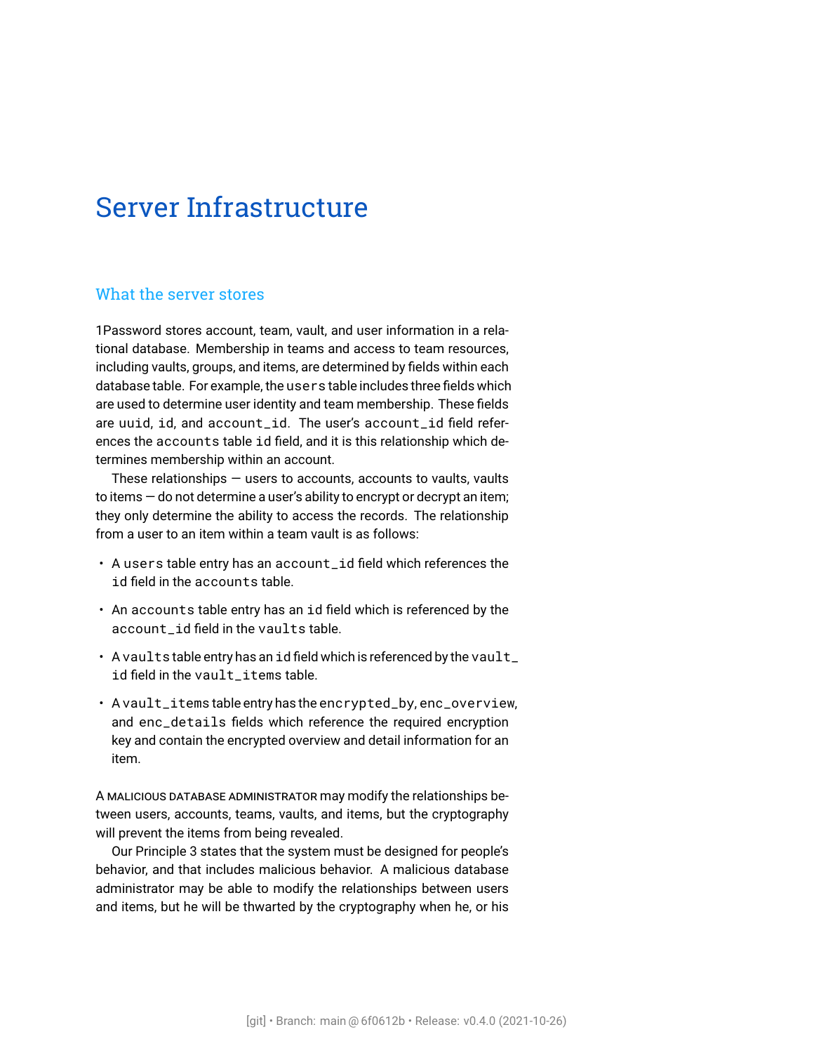# Server Infrastructure

## What the server stores

1Password stores account, team, vault, and user information in a relational database. Membership in teams and access to team resources, including vaults, groups, and items, are determined by fields within each database table. For example, the `users` table includes three fields which are used to determine user identity and team membership. These fields are `uuid`, `id`, and `account_id`. The user's `account_id` field references the `accounts` table `id` field, and it is this relationship which determines membership within an account.

These relationships — users to accounts, accounts to vaults, vaults to items — do not determine a user's ability to encrypt or decrypt an item; they only determine the ability to access the records. The relationship from a user to an item within a team vault is as follows:

- A `users` table entry has an `account_id` field which references the `id` field in the `accounts` table.
- An `accounts` table entry has an `id` field which is referenced by the `account_id` field in the `vaults` table.
- A `vaults` table entry has an `id` field which is referenced by the `vault_id` field in the `vault_items` table.
- A `vault_items` table entry has the `encrypted_by`, `enc_overview`, and `enc_details` fields which reference the required encryption key and contain the encrypted overview and detail information for an item.

A MALICIOUS DATABASE ADMINISTRATOR may modify the relationships between users, accounts, teams, vaults, and items, but the cryptography will prevent the items from being revealed.

Our Principle 3 states that the system must be designed for people's behavior, and that includes malicious behavior. A malicious database administrator may be able to modify the relationships between users and items, but he will be thwarted by the cryptography when he, or his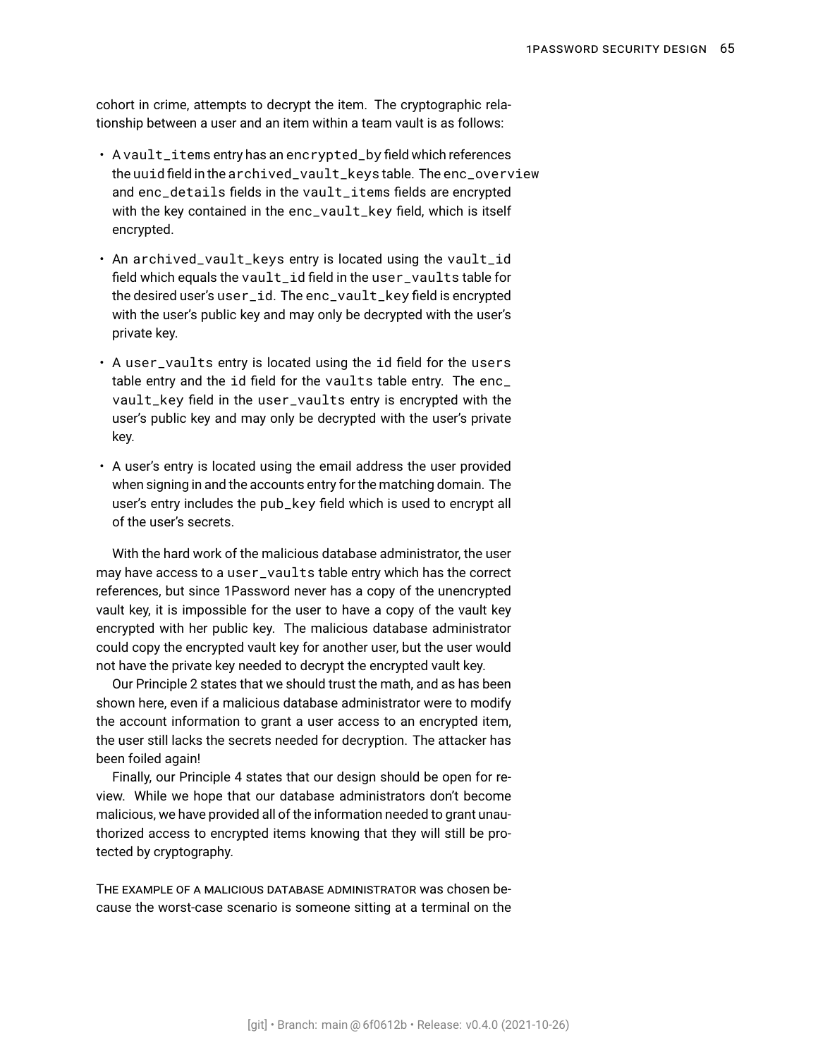cohort in crime, attempts to decrypt the item. The cryptographic relationship between a user and an item within a team vault is as follows:

- A `vault_items` entry has an `encrypted_by` field which references the `uuid` field in the `archived_vault_keys` table. The `enc_overview` and `enc_details` fields in the `vault_items` fields are encrypted with the key contained in the `enc_vault_key` field, which is itself encrypted.
- An `archived_vault_keys` entry is located using the `vault_id` field which equals the `vault_id` field in the `user_vaults` table for the desired user's `user_id`. The `enc_vault_key` field is encrypted with the user's public key and may only be decrypted with the user's private key.
- A `user_vaults` entry is located using the `id` field for the `users` table entry and the `id` field for the `vaults` table entry. The `enc_vault_key` field in the `user_vaults` entry is encrypted with the user's public key and may only be decrypted with the user's private key.
- A user's entry is located using the email address the user provided when signing in and the accounts entry for the matching domain. The user's entry includes the `pub_key` field which is used to encrypt all of the user's secrets.

With the hard work of the malicious database administrator, the user may have access to a `user_vaults` table entry which has the correct references, but since 1Password never has a copy of the unencrypted vault key, it is impossible for the user to have a copy of the vault key encrypted with her public key. The malicious database administrator could copy the encrypted vault key for another user, but the user would not have the private key needed to decrypt the encrypted vault key.

Our Principle 2 states that we should trust the math, and as has been shown here, even if a malicious database administrator were to modify the account information to grant a user access to an encrypted item, the user still lacks the secrets needed for decryption. The attacker has been foiled again!

Finally, our Principle 4 states that our design should be open for review. While we hope that our database administrators don't become malicious, we have provided all of the information needed to grant unauthorized access to encrypted items knowing that they will still be protected by cryptography.

The example of a malicious database administrator was chosen because the worst-case scenario is someone sitting at a terminal on the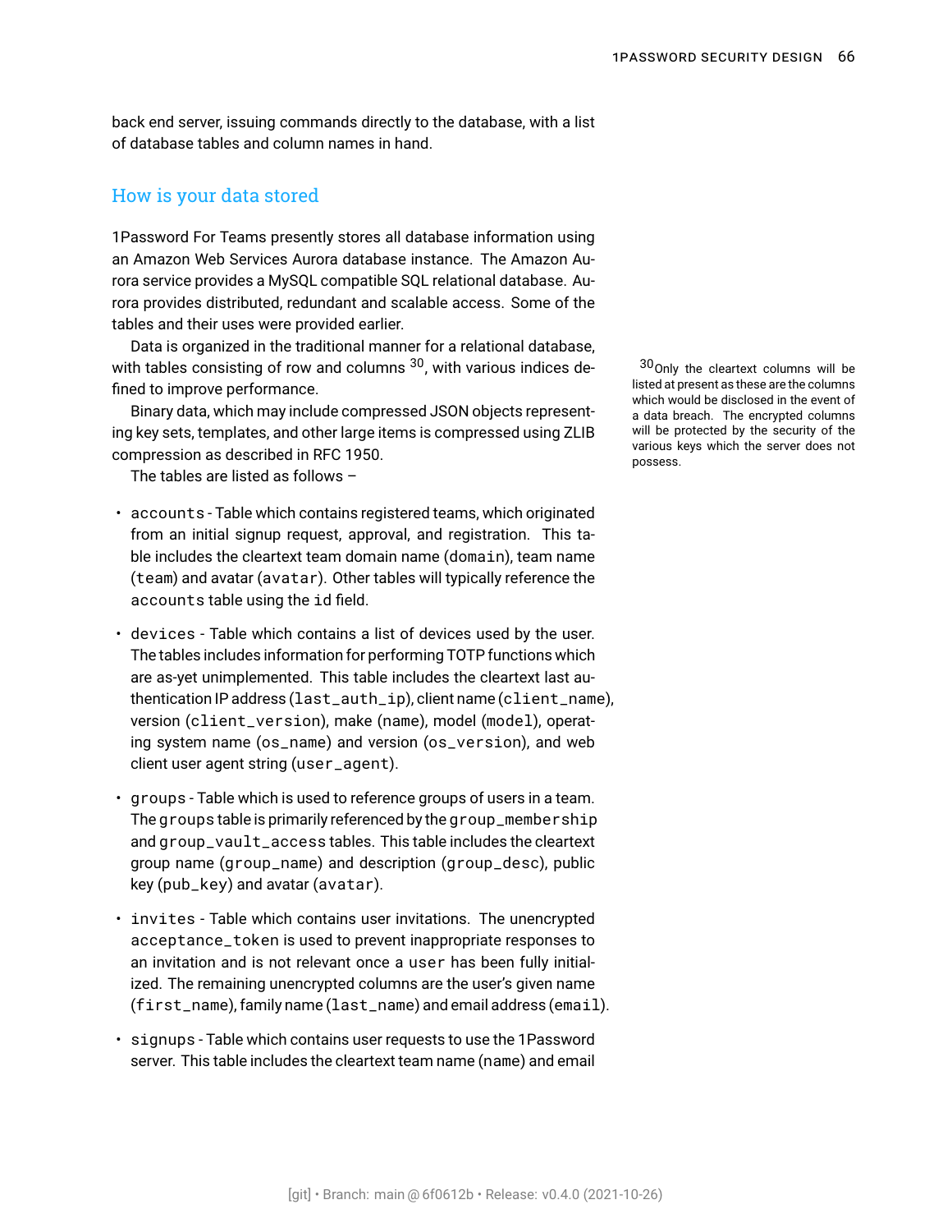back end server, issuing commands directly to the database, with a list of database tables and column names in hand.

## How is your data stored

1Password For Teams presently stores all database information using an Amazon Web Services Aurora database instance. The Amazon Aurora service provides a MySQL compatible SQL relational database. Aurora provides distributed, redundant and scalable access. Some of the tables and their uses were provided earlier.

Data is organized in the traditional manner for a relational database, with tables consisting of row and columns [30], with various indices defined to improve performance.

Binary data, which may include compressed JSON objects representing key sets, templates, and other large items is compressed using ZLIB compression as described in RFC 1950.

The tables are listed as follows –

- `accounts` - Table which contains registered teams, which originated from an initial signup request, approval, and registration. This table includes the cleartext team domain name (`domain`), team name (`team`) and avatar (`avatar`). Other tables will typically reference the `accounts` table using the `id` field.
- `devices` - Table which contains a list of devices used by the user. The tables includes information for performing TOTP functions which are as-yet unimplemented. This table includes the cleartext last authentication IP address (`last_auth_ip`), client name (`client_name`), version (`client_version`), make (`name`), model (`model`), operating system name (`os_name`) and version (`os_version`), and web client user agent string (`user_agent`).
- `groups` - Table which is used to reference groups of users in a team. The `groups` table is primarily referenced by the `group_membership` and `group_vault_access` tables. This table includes the cleartext group name (`group_name`) and description (`group_desc`), public key (`pub_key`) and avatar (`avatar`).
- `invites` - Table which contains user invitations. The unencrypted `acceptance_token` is used to prevent inappropriate responses to an invitation and is not relevant once a `user` has been fully initialized. The remaining unencrypted columns are the user's given name (`first_name`), family name (`last_name`) and email address (`email`).
- `signups` - Table which contains user requests to use the 1Password server. This table includes the cleartext team name (`name`) and email

[30] Only the cleartext columns will be listed at present as these are the columns which would be disclosed in the event of a data breach. The encrypted columns will be protected by the security of the various keys which the server does not possess.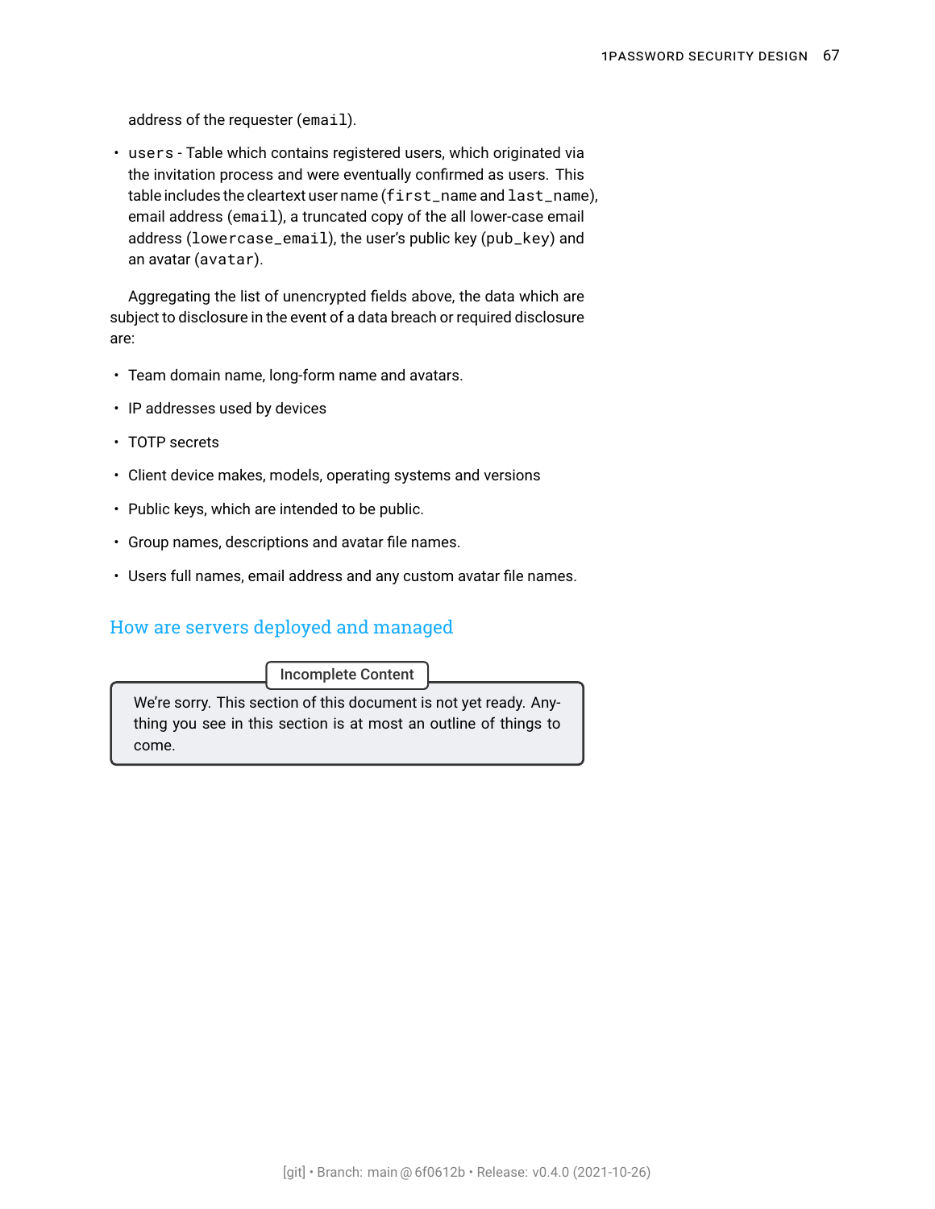address of the requester (`email`).

- `users` - Table which contains registered users, which originated via the invitation process and were eventually confirmed as users. This table includes the cleartext user name (`first_name` and `last_name`), email address (`email`), a truncated copy of the all lower-case email address (`lowercase_email`), the user's public key (`pub_key`) and an avatar (`avatar`).

Aggregating the list of unencrypted fields above, the data which are subject to disclosure in the event of a data breach or required disclosure are:

- Team domain name, long-form name and avatars.
- IP addresses used by devices
- TOTP secrets
- Client device makes, models, operating systems and versions
- Public keys, which are intended to be public.
- Group names, descriptions and avatar file names.
- Users full names, email address and any custom avatar file names.

## How are servers deployed and managed

**Incomplete Content**

We're sorry. This section of this document is not yet ready. Anything you see in this section is at most an outline of things to come.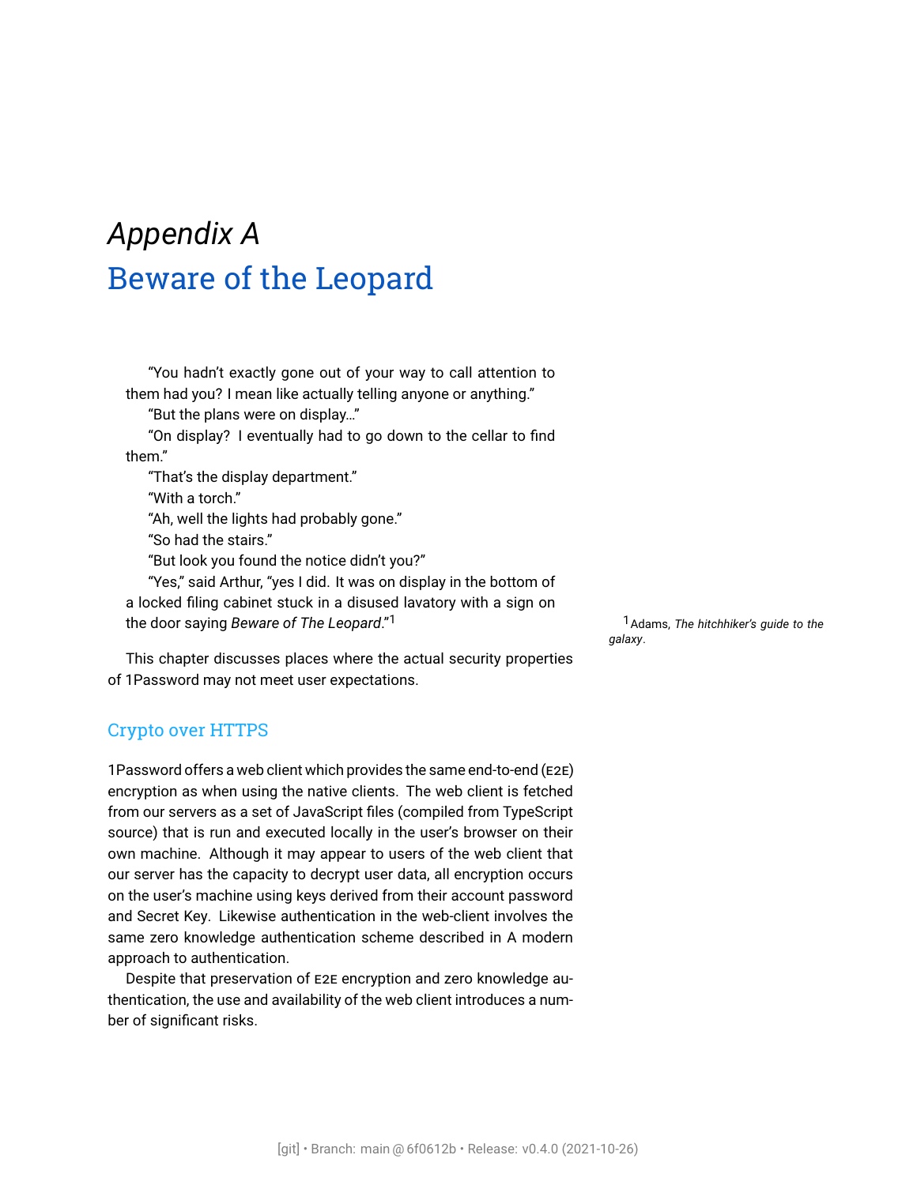# *Appendix A* Beware of the Leopard

> "You hadn't exactly gone out of your way to call attention to them had you? I mean like actually telling anyone or anything."
>
> "But the plans were on display…"
>
> "On display? I eventually had to go down to the cellar to find them."
>
> "That's the display department."
>
> "With a torch."
>
> "Ah, well the lights had probably gone."
>
> "So had the stairs."
>
> "But look you found the notice didn't you?"
>
> "Yes," said Arthur, "yes I did. It was on display in the bottom of a locked filing cabinet stuck in a disused lavatory with a sign on the door saying *Beware of The Leopard*."[1]

[1] Adams, *The hitchhiker's guide to the galaxy*.

This chapter discusses places where the actual security properties of 1Password may not meet user expectations.

## Crypto over HTTPS

1Password offers a web client which provides the same end-to-end (E2E) encryption as when using the native clients. The web client is fetched from our servers as a set of JavaScript files (compiled from TypeScript source) that is run and executed locally in the user's browser on their own machine. Although it may appear to users of the web client that our server has the capacity to decrypt user data, all encryption occurs on the user's machine using keys derived from their account password and Secret Key. Likewise authentication in the web-client involves the same zero knowledge authentication scheme described in A modern approach to authentication.

Despite that preservation of E2E encryption and zero knowledge authentication, the use and availability of the web client introduces a number of significant risks.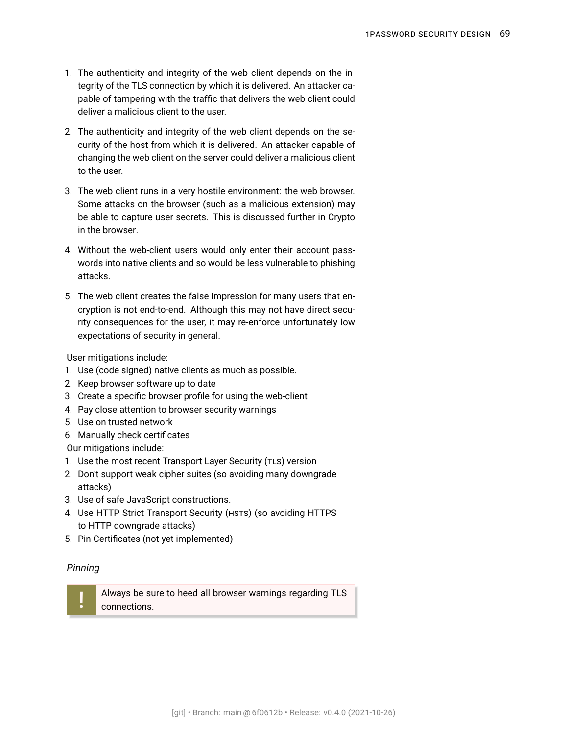1. The authenticity and integrity of the web client depends on the integrity of the TLS connection by which it is delivered. An attacker capable of tampering with the traffic that delivers the web client could deliver a malicious client to the user.

2. The authenticity and integrity of the web client depends on the security of the host from which it is delivered. An attacker capable of changing the web client on the server could deliver a malicious client to the user.

3. The web client runs in a very hostile environment: the web browser. Some attacks on the browser (such as a malicious extension) may be able to capture user secrets. This is discussed further in Crypto in the browser.

4. Without the web-client users would only enter their account passwords into native clients and so would be less vulnerable to phishing attacks.

5. The web client creates the false impression for many users that encryption is not end-to-end. Although this may not have direct security consequences for the user, it may re-enforce unfortunately low expectations of security in general.

User mitigations include:

1. Use (code signed) native clients as much as possible.
2. Keep browser software up to date
3. Create a specific browser profile for using the web-client
4. Pay close attention to browser security warnings
5. Use on trusted network
6. Manually check certificates

Our mitigations include:

1. Use the most recent Transport Layer Security (TLS) version
2. Don't support weak cipher suites (so avoiding many downgrade attacks)
3. Use of safe JavaScript constructions.
4. Use HTTP Strict Transport Security (HSTS) (so avoiding HTTPS to HTTP downgrade attacks)
5. Pin Certificates (not yet implemented)

*Pinning*

> **!** Always be sure to heed all browser warnings regarding TLS connections.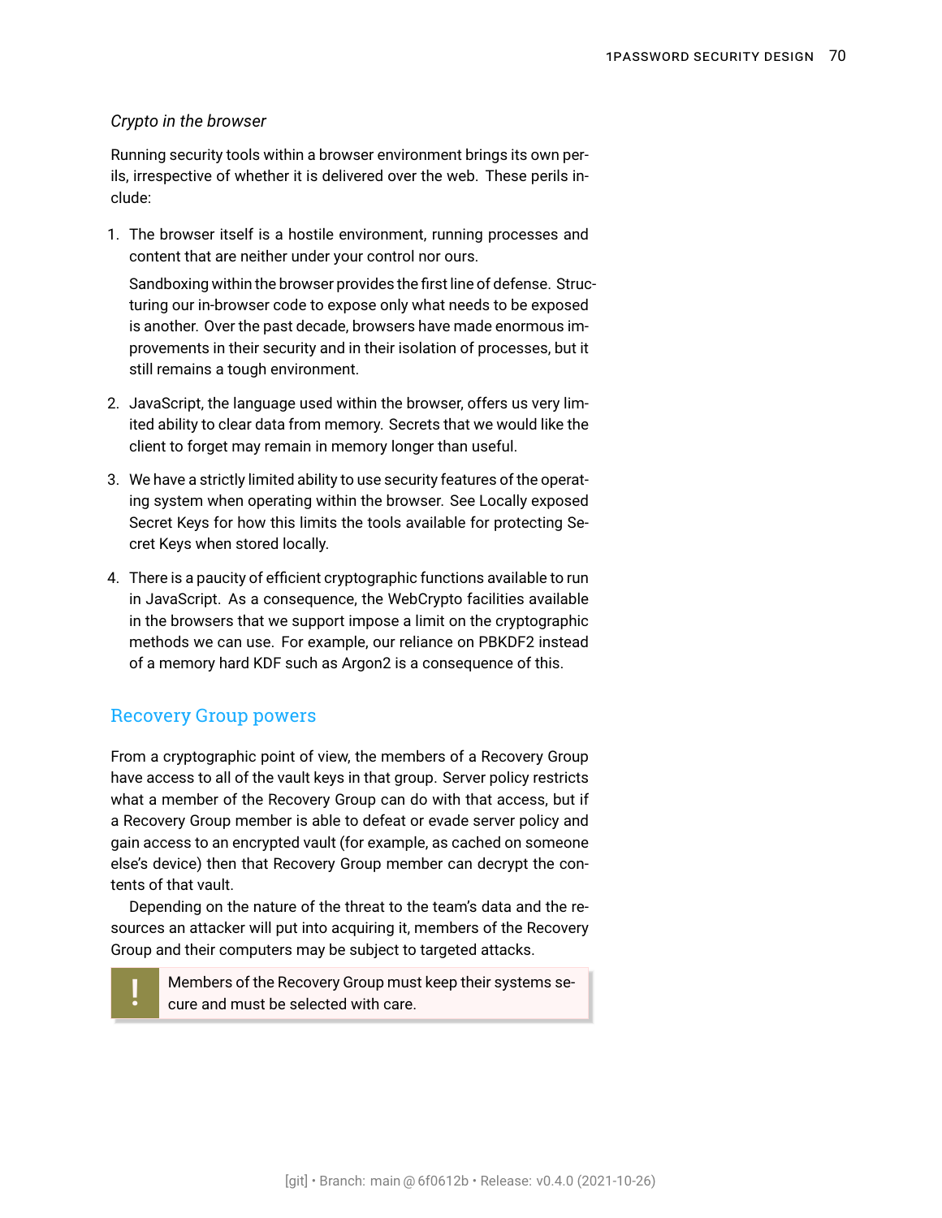*Crypto in the browser*

Running security tools within a browser environment brings its own perils, irrespective of whether it is delivered over the web. These perils include:

1. The browser itself is a hostile environment, running processes and content that are neither under your control nor ours.

   Sandboxing within the browser provides the first line of defense. Structuring our in-browser code to expose only what needs to be exposed is another. Over the past decade, browsers have made enormous improvements in their security and in their isolation of processes, but it still remains a tough environment.

2. JavaScript, the language used within the browser, offers us very limited ability to clear data from memory. Secrets that we would like the client to forget may remain in memory longer than useful.

3. We have a strictly limited ability to use security features of the operating system when operating within the browser. See Locally exposed Secret Keys for how this limits the tools available for protecting Secret Keys when stored locally.

4. There is a paucity of efficient cryptographic functions available to run in JavaScript. As a consequence, the WebCrypto facilities available in the browsers that we support impose a limit on the cryptographic methods we can use. For example, our reliance on PBKDF2 instead of a memory hard KDF such as Argon2 is a consequence of this.

## Recovery Group powers

From a cryptographic point of view, the members of a Recovery Group have access to all of the vault keys in that group. Server policy restricts what a member of the Recovery Group can do with that access, but if a Recovery Group member is able to defeat or evade server policy and gain access to an encrypted vault (for example, as cached on someone else's device) then that Recovery Group member can decrypt the contents of that vault.

Depending on the nature of the threat to the team's data and the resources an attacker will put into acquiring it, members of the Recovery Group and their computers may be subject to targeted attacks.

> **!** Members of the Recovery Group must keep their systems secure and must be selected with care.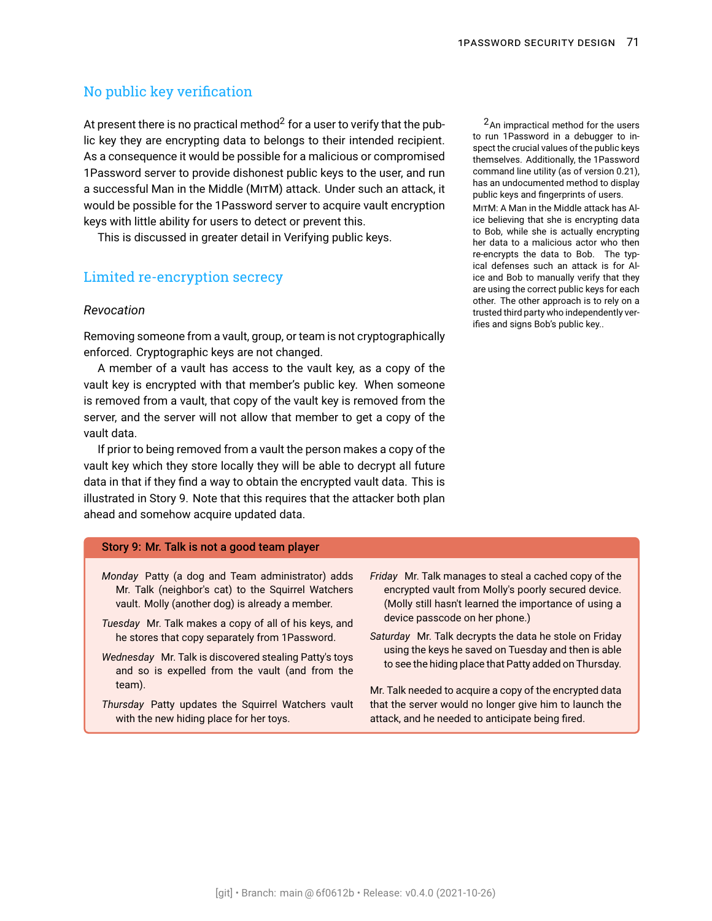## No public key verification

At present there is no practical method[2] for a user to verify that the public key they are encrypting data to belongs to their intended recipient. As a consequence it would be possible for a malicious or compromised 1Password server to provide dishonest public keys to the user, and run a successful Man in the Middle (MITM) attack. Under such an attack, it would be possible for the 1Password server to acquire vault encryption keys with little ability for users to detect or prevent this.

This is discussed in greater detail in Verifying public keys.

[2] An impractical method for the users to run 1Password in a debugger to inspect the crucial values of the public keys themselves. Additionally, the 1Password command line utility (as of version 0.21), has an undocumented method to display public keys and fingerprints of users.

MITM: A Man in the Middle attack has Alice believing that she is encrypting data to Bob, while she is actually encrypting her data to a malicious actor who then re-encrypts the data to Bob. The typical defenses such an attack is for Alice and Bob to manually verify that they are using the correct public keys for each other. The other approach is to rely on a trusted third party who independently verifies and signs Bob's public key..

## Limited re-encryption secrecy

### *Revocation*

Removing someone from a vault, group, or team is not cryptographically enforced. Cryptographic keys are not changed.

A member of a vault has access to the vault key, as a copy of the vault key is encrypted with that member's public key. When someone is removed from a vault, that copy of the vault key is removed from the server, and the server will not allow that member to get a copy of the vault data.

If prior to being removed from a vault the person makes a copy of the vault key which they store locally they will be able to decrypt all future data in that if they find a way to obtain the encrypted vault data. This is illustrated in Story 9. Note that this requires that the attacker both plan ahead and somehow acquire updated data.

**Story 9: Mr. Talk is not a good team player**

*Monday* Patty (a dog and Team administrator) adds Mr. Talk (neighbor's cat) to the Squirrel Watchers vault. Molly (another dog) is already a member.

*Tuesday* Mr. Talk makes a copy of all of his keys, and he stores that copy separately from 1Password.

*Wednesday* Mr. Talk is discovered stealing Patty's toys and so is expelled from the vault (and from the team).

*Thursday* Patty updates the Squirrel Watchers vault with the new hiding place for her toys.

*Friday* Mr. Talk manages to steal a cached copy of the encrypted vault from Molly's poorly secured device. (Molly still hasn't learned the importance of using a device passcode on her phone.)

*Saturday* Mr. Talk decrypts the data he stole on Friday using the keys he saved on Tuesday and then is able to see the hiding place that Patty added on Thursday.

Mr. Talk needed to acquire a copy of the encrypted data that the server would no longer give him to launch the attack, and he needed to anticipate being fired.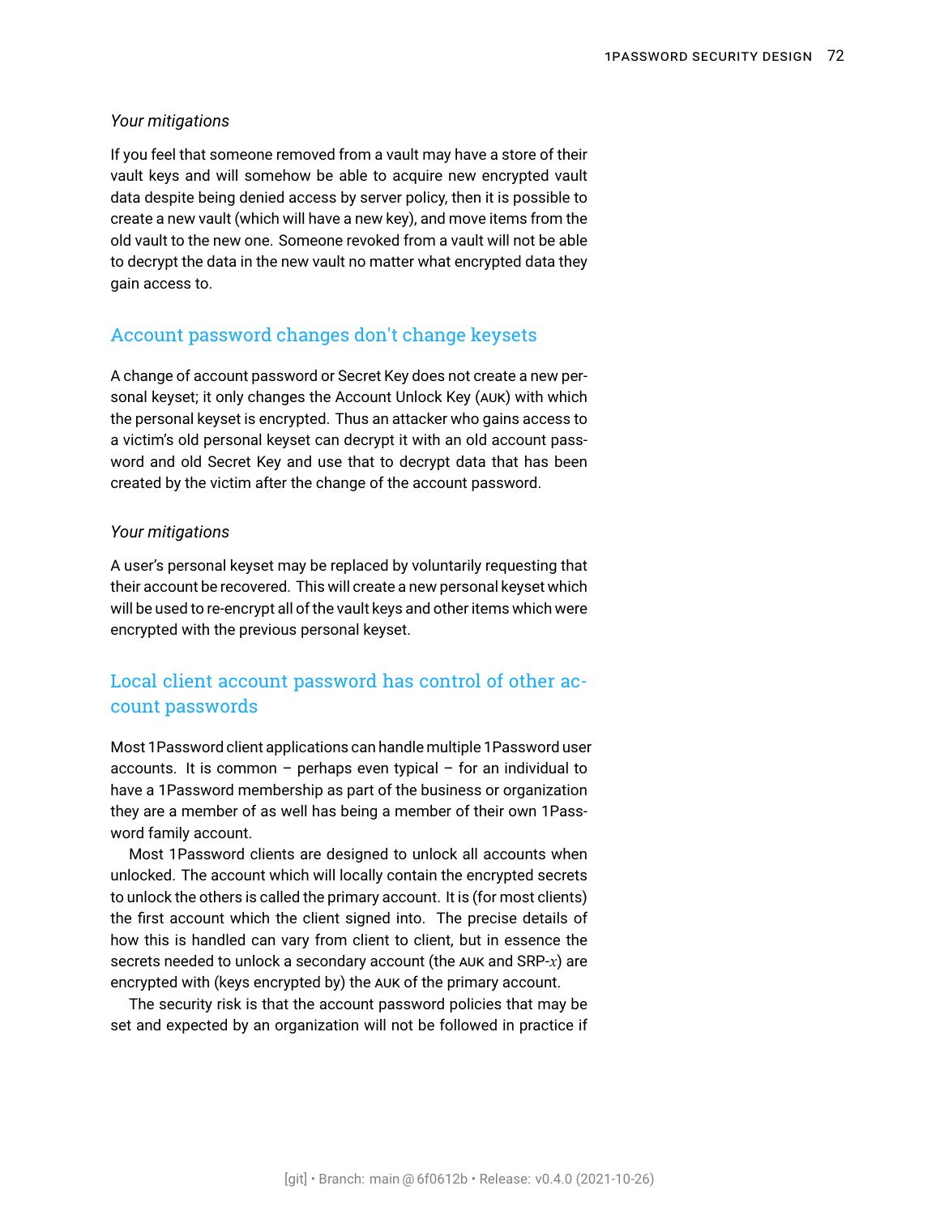*Your mitigations*

If you feel that someone removed from a vault may have a store of their vault keys and will somehow be able to acquire new encrypted vault data despite being denied access by server policy, then it is possible to create a new vault (which will have a new key), and move items from the old vault to the new one. Someone revoked from a vault will not be able to decrypt the data in the new vault no matter what encrypted data they gain access to.

## Account password changes don't change keysets

A change of account password or Secret Key does not create a new personal keyset; it only changes the Account Unlock Key (AUK) with which the personal keyset is encrypted. Thus an attacker who gains access to a victim's old personal keyset can decrypt it with an old account password and old Secret Key and use that to decrypt data that has been created by the victim after the change of the account password.

*Your mitigations*

A user's personal keyset may be replaced by voluntarily requesting that their account be recovered. This will create a new personal keyset which will be used to re-encrypt all of the vault keys and other items which were encrypted with the previous personal keyset.

## Local client account password has control of other account passwords

Most 1Password client applications can handle multiple 1Password user accounts. It is common – perhaps even typical – for an individual to have a 1Password membership as part of the business or organization they are a member of as well has being a member of their own 1Password family account.

Most 1Password clients are designed to unlock all accounts when unlocked. The account which will locally contain the encrypted secrets to unlock the others is called the primary account. It is (for most clients) the first account which the client signed into. The precise details of how this is handled can vary from client to client, but in essence the secrets needed to unlock a secondary account (the AUK and SRP-$x$) are encrypted with (keys encrypted by) the AUK of the primary account.

The security risk is that the account password policies that may be set and expected by an organization will not be followed in practice if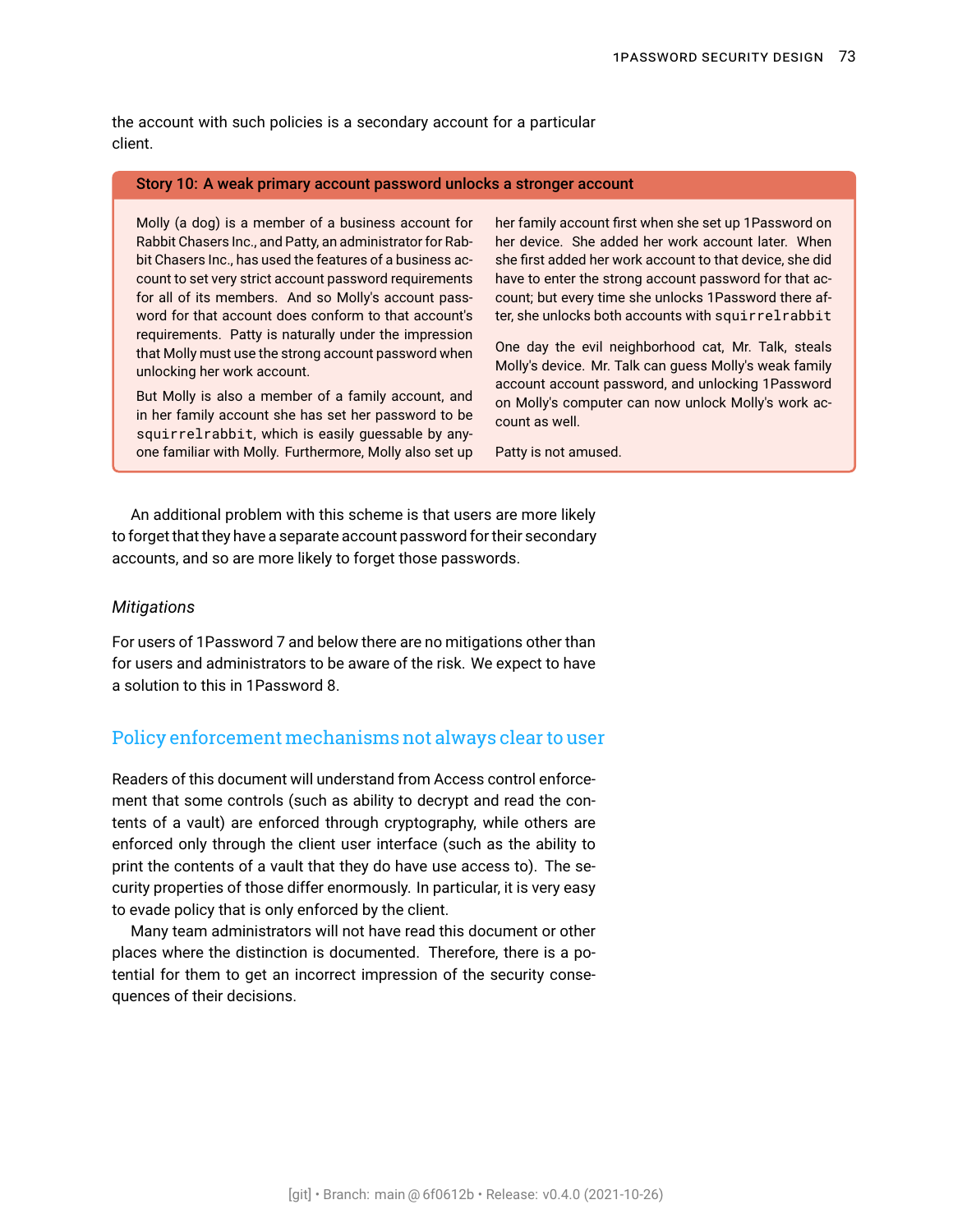the account with such policies is a secondary account for a particular client.

> **Story 10: A weak primary account password unlocks a stronger account**
>
> Molly (a dog) is a member of a business account for Rabbit Chasers Inc., and Patty, an administrator for Rabbit Chasers Inc., has used the features of a business account to set very strict account password requirements for all of its members. And so Molly's account password for that account does conform to that account's requirements. Patty is naturally under the impression that Molly must use the strong account password when unlocking her work account.
>
> But Molly is also a member of a family account, and in her family account she has set her password to be `squirrelrabbit`, which is easily guessable by anyone familiar with Molly. Furthermore, Molly also set up her family account first when she set up 1Password on her device. She added her work account later. When she first added her work account to that device, she did have to enter the strong account password for that account; but every time she unlocks 1Password there after, she unlocks both accounts with `squirrelrabbit`
>
> One day the evil neighborhood cat, Mr. Talk, steals Molly's device. Mr. Talk can guess Molly's weak family account account password, and unlocking 1Password on Molly's computer can now unlock Molly's work account as well.
>
> Patty is not amused.

An additional problem with this scheme is that users are more likely to forget that they have a separate account password for their secondary accounts, and so are more likely to forget those passwords.

*Mitigations*

For users of 1Password 7 and below there are no mitigations other than for users and administrators to be aware of the risk. We expect to have a solution to this in 1Password 8.

## Policy enforcement mechanisms not always clear to user

Readers of this document will understand from Access control enforcement that some controls (such as ability to decrypt and read the contents of a vault) are enforced through cryptography, while others are enforced only through the client user interface (such as the ability to print the contents of a vault that they do have use access to). The security properties of those differ enormously. In particular, it is very easy to evade policy that is only enforced by the client.

Many team administrators will not have read this document or other places where the distinction is documented. Therefore, there is a potential for them to get an incorrect impression of the security consequences of their decisions.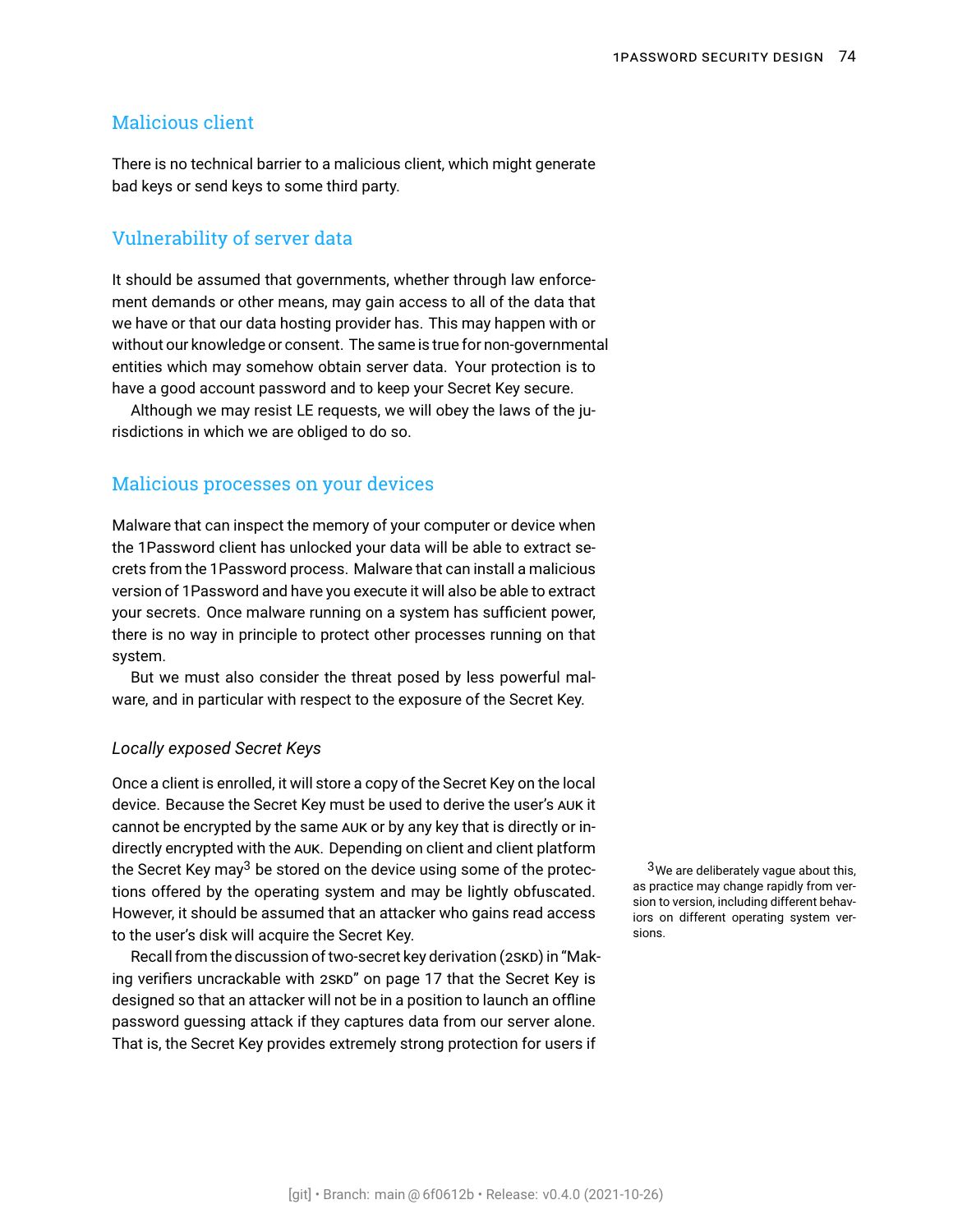## Malicious client

There is no technical barrier to a malicious client, which might generate bad keys or send keys to some third party.

## Vulnerability of server data

It should be assumed that governments, whether through law enforcement demands or other means, may gain access to all of the data that we have or that our data hosting provider has. This may happen with or without our knowledge or consent. The same is true for non-governmental entities which may somehow obtain server data. Your protection is to have a good account password and to keep your Secret Key secure.

Although we may resist LE requests, we will obey the laws of the jurisdictions in which we are obliged to do so.

## Malicious processes on your devices

Malware that can inspect the memory of your computer or device when the 1Password client has unlocked your data will be able to extract secrets from the 1Password process. Malware that can install a malicious version of 1Password and have you execute it will also be able to extract your secrets. Once malware running on a system has sufficient power, there is no way in principle to protect other processes running on that system.

But we must also consider the threat posed by less powerful malware, and in particular with respect to the exposure of the Secret Key.

### *Locally exposed Secret Keys*

Once a client is enrolled, it will store a copy of the Secret Key on the local device. Because the Secret Key must be used to derive the user's AUK it cannot be encrypted by the same AUK or by any key that is directly or indirectly encrypted with the AUK. Depending on client and client platform the Secret Key may[3] be stored on the device using some of the protections offered by the operating system and may be lightly obfuscated. However, it should be assumed that an attacker who gains read access to the user's disk will acquire the Secret Key.

[3] We are deliberately vague about this, as practice may change rapidly from version to version, including different behaviors on different operating system versions.

Recall from the discussion of two-secret key derivation (2SKD) in "Making verifiers uncrackable with 2SKD" on page 17 that the Secret Key is designed so that an attacker will not be in a position to launch an offline password guessing attack if they captures data from our server alone. That is, the Secret Key provides extremely strong protection for users if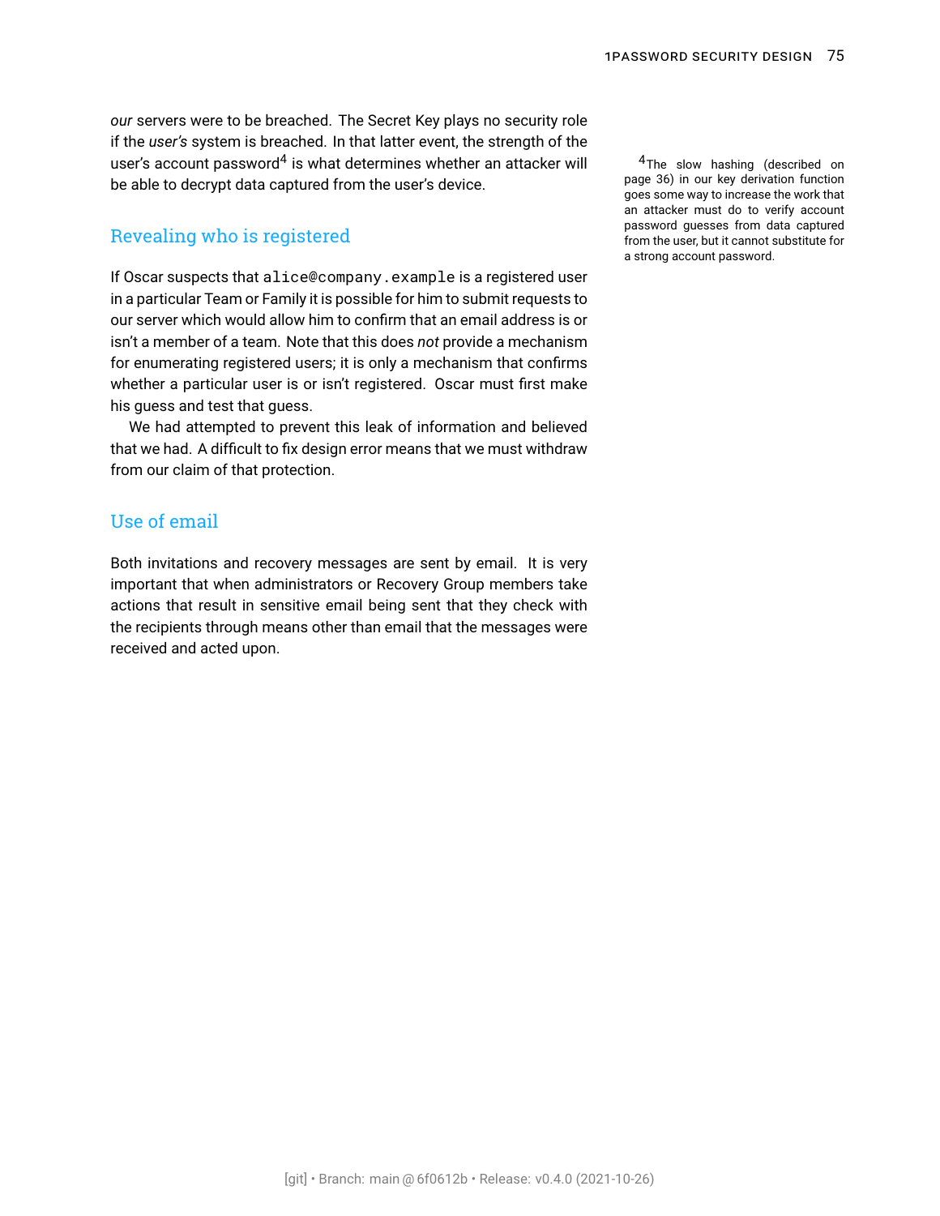*our* servers were to be breached. The Secret Key plays no security role if the *user's* system is breached. In that latter event, the strength of the user's account password[4] is what determines whether an attacker will be able to decrypt data captured from the user's device.

[4] The slow hashing (described on page 36) in our key derivation function goes some way to increase the work that an attacker must do to verify account password guesses from data captured from the user, but it cannot substitute for a strong account password.

## Revealing who is registered

If Oscar suspects that `alice@company.example` is a registered user in a particular Team or Family it is possible for him to submit requests to our server which would allow him to confirm that an email address is or isn't a member of a team. Note that this does *not* provide a mechanism for enumerating registered users; it is only a mechanism that confirms whether a particular user is or isn't registered. Oscar must first make his guess and test that guess.

We had attempted to prevent this leak of information and believed that we had. A difficult to fix design error means that we must withdraw from our claim of that protection.

## Use of email

Both invitations and recovery messages are sent by email. It is very important that when administrators or Recovery Group members take actions that result in sensitive email being sent that they check with the recipients through means other than email that the messages were received and acted upon.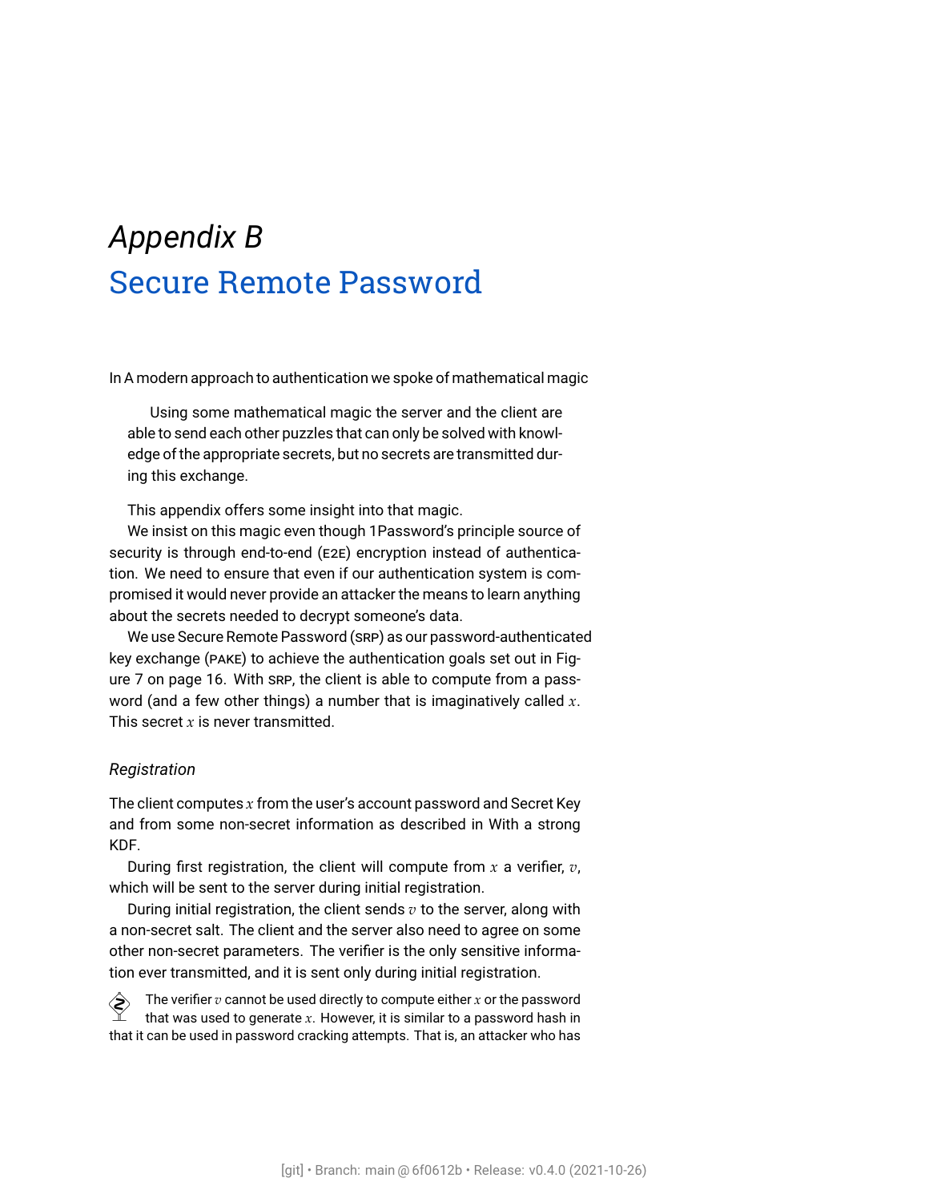# *Appendix B*
# Secure Remote Password

In A modern approach to authentication we spoke of mathematical magic

> Using some mathematical magic the server and the client are able to send each other puzzles that can only be solved with knowledge of the appropriate secrets, but no secrets are transmitted during this exchange.

This appendix offers some insight into that magic.

We insist on this magic even though 1Password's principle source of security is through end-to-end (E2E) encryption instead of authentication. We need to ensure that even if our authentication system is compromised it would never provide an attacker the means to learn anything about the secrets needed to decrypt someone's data.

We use Secure Remote Password (SRP) as our password-authenticated key exchange (PAKE) to achieve the authentication goals set out in Figure 7 on page 16. With SRP, the client is able to compute from a password (and a few other things) a number that is imaginatively called $x$. This secret $x$ is never transmitted.

### *Registration*

The client computes $x$ from the user's account password and Secret Key and from some non-secret information as described in With a strong KDF.

During first registration, the client will compute from $x$ a verifier, $v$, which will be sent to the server during initial registration.

During initial registration, the client sends $v$ to the server, along with a non-secret salt. The client and the server also need to agree on some other non-secret parameters. The verifier is the only sensitive information ever transmitted, and it is sent only during initial registration.

The verifier $v$ cannot be used directly to compute either $x$ or the password that was used to generate $x$. However, it is similar to a password hash in that it can be used in password cracking attempts. That is, an attacker who has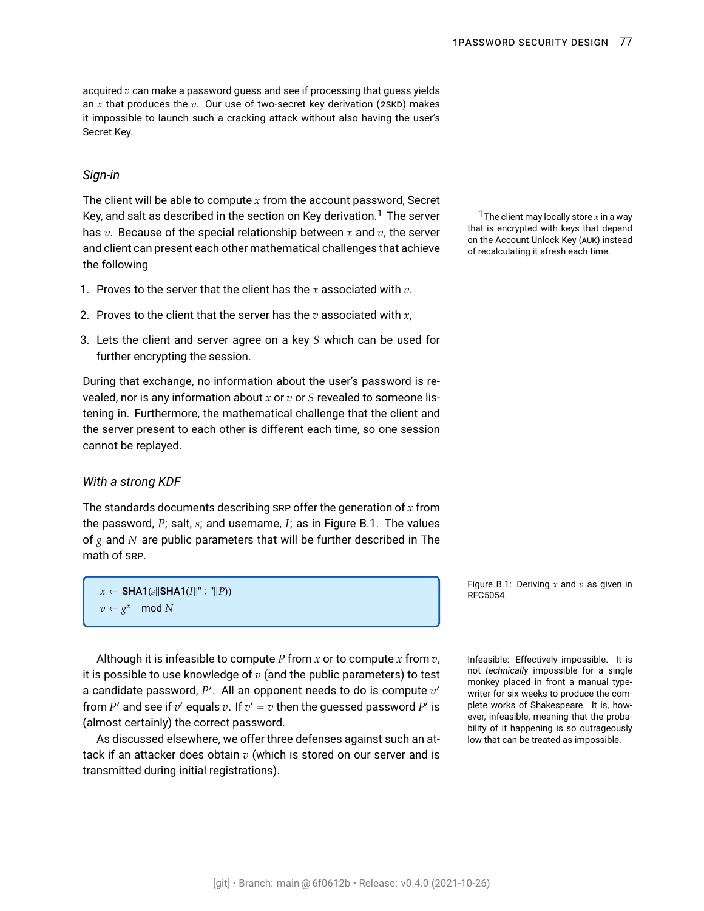acquired $v$ can make a password guess and see if processing that guess yields an $x$ that produces the $v$. Our use of two-secret key derivation (2SKD) makes it impossible to launch such a cracking attack without also having the user's Secret Key.

### *Sign-in*

The client will be able to compute $x$ from the account password, Secret Key, and salt as described in the section on Key derivation.[1] The server has $v$. Because of the special relationship between $x$ and $v$, the server and client can present each other mathematical challenges that achieve the following

1. Proves to the server that the client has the $x$ associated with $v$.
2. Proves to the client that the server has the $v$ associated with $x$,
3. Lets the client and server agree on a key $S$ which can be used for further encrypting the session.

[1] The client may locally store $x$ in a way that is encrypted with keys that depend on the Account Unlock Key (AUK) instead of recalculating it afresh each time.

During that exchange, no information about the user's password is revealed, nor is any information about $x$ or $v$ or $S$ revealed to someone listening in. Furthermore, the mathematical challenge that the client and the server present to each other is different each time, so one session cannot be replayed.

### *With a strong KDF*

The standards documents describing SRP offer the generation of $x$ from the password, $P$; salt, $s$; and username, $I$; as in Figure B.1. The values of $g$ and $N$ are public parameters that will be further described in The math of SRP.

$$x \leftarrow \textbf{SHA1}(s \| \textbf{SHA1}(I \| \text{" : "} \| P))$$
$$v \leftarrow g^x \mod N$$

Figure B.1: Deriving $x$ and $v$ as given in RFC5054.

Although it is infeasible to compute $P$ from $x$ or to compute $x$ from $v$, it is possible to use knowledge of $v$ (and the public parameters) to test a candidate password, $P'$. All an opponent needs to do is compute $v'$ from $P'$ and see if $v'$ equals $v$. If $v' = v$ then the guessed password $P'$ is (almost certainly) the correct password.

Infeasible: Effectively impossible. It is not *technically* impossible for a single monkey placed in front a manual typewriter for six weeks to produce the complete works of Shakespeare. It is, however, infeasible, meaning that the probability of it happening is so outrageously low that can be treated as impossible.

As discussed elsewhere, we offer three defenses against such an attack if an attacker does obtain $v$ (which is stored on our server and is transmitted during initial registrations).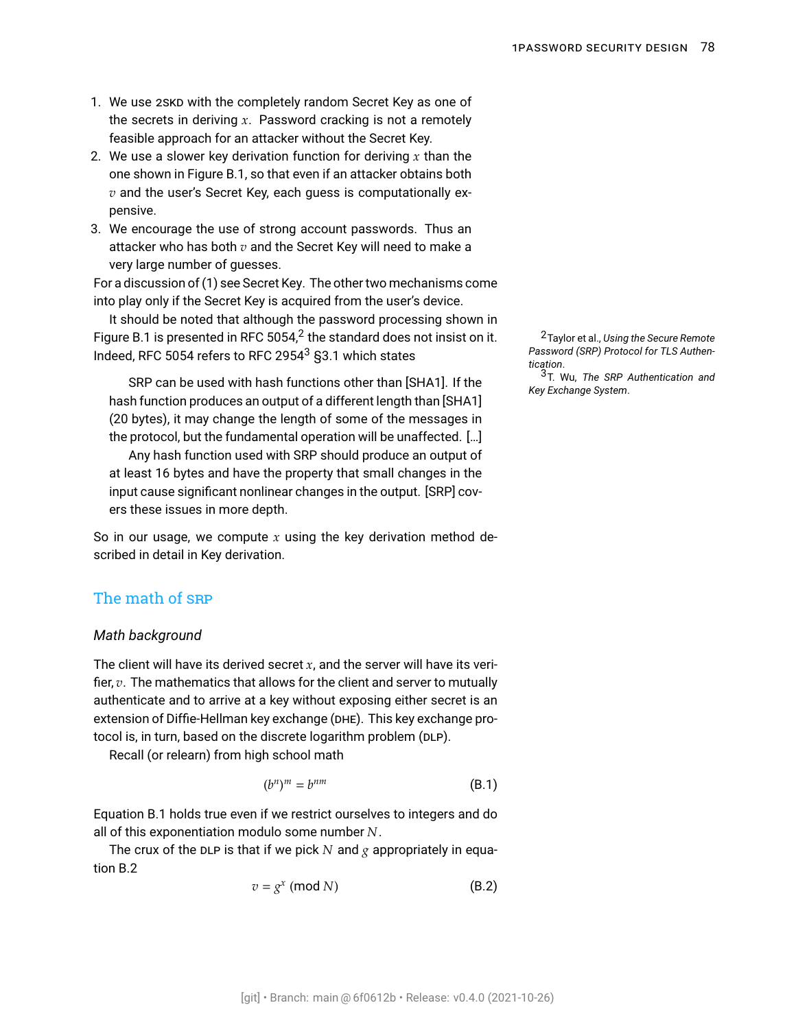1. We use 2SKD with the completely random Secret Key as one of the secrets in deriving $x$. Password cracking is not a remotely feasible approach for an attacker without the Secret Key.
2. We use a slower key derivation function for deriving $x$ than the one shown in Figure B.1, so that even if an attacker obtains both $v$ and the user's Secret Key, each guess is computationally expensive.
3. We encourage the use of strong account passwords. Thus an attacker who has both $v$ and the Secret Key will need to make a very large number of guesses.

For a discussion of (1) see Secret Key. The other two mechanisms come into play only if the Secret Key is acquired from the user's device.

It should be noted that although the password processing shown in Figure B.1 is presented in RFC 5054,[2] the standard does not insist on it. Indeed, RFC 5054 refers to RFC 2954[3] §3.1 which states

> SRP can be used with hash functions other than [SHA1]. If the hash function produces an output of a different length than [SHA1] (20 bytes), it may change the length of some of the messages in the protocol, but the fundamental operation will be unaffected. […]
>
> Any hash function used with SRP should produce an output of at least 16 bytes and have the property that small changes in the input cause significant nonlinear changes in the output. [SRP] covers these issues in more depth.

So in our usage, we compute $x$ using the key derivation method described in detail in Key derivation.

[2] Taylor et al., *Using the Secure Remote Password (SRP) Protocol for TLS Authentication*.

[3] T. Wu, *The SRP Authentication and Key Exchange System*.

## The math of SRP

### *Math background*

The client will have its derived secret $x$, and the server will have its verifier, $v$. The mathematics that allows for the client and server to mutually authenticate and to arrive at a key without exposing either secret is an extension of Diffie-Hellman key exchange (DHE). This key exchange protocol is, in turn, based on the discrete logarithm problem (DLP).

Recall (or relearn) from high school math

$$(b^n)^m = b^{nm} \tag{B.1}$$

Equation B.1 holds true even if we restrict ourselves to integers and do all of this exponentiation modulo some number $N$.

The crux of the DLP is that if we pick $N$ and $g$ appropriately in equation B.2

$$v = g^x \pmod{N} \tag{B.2}$$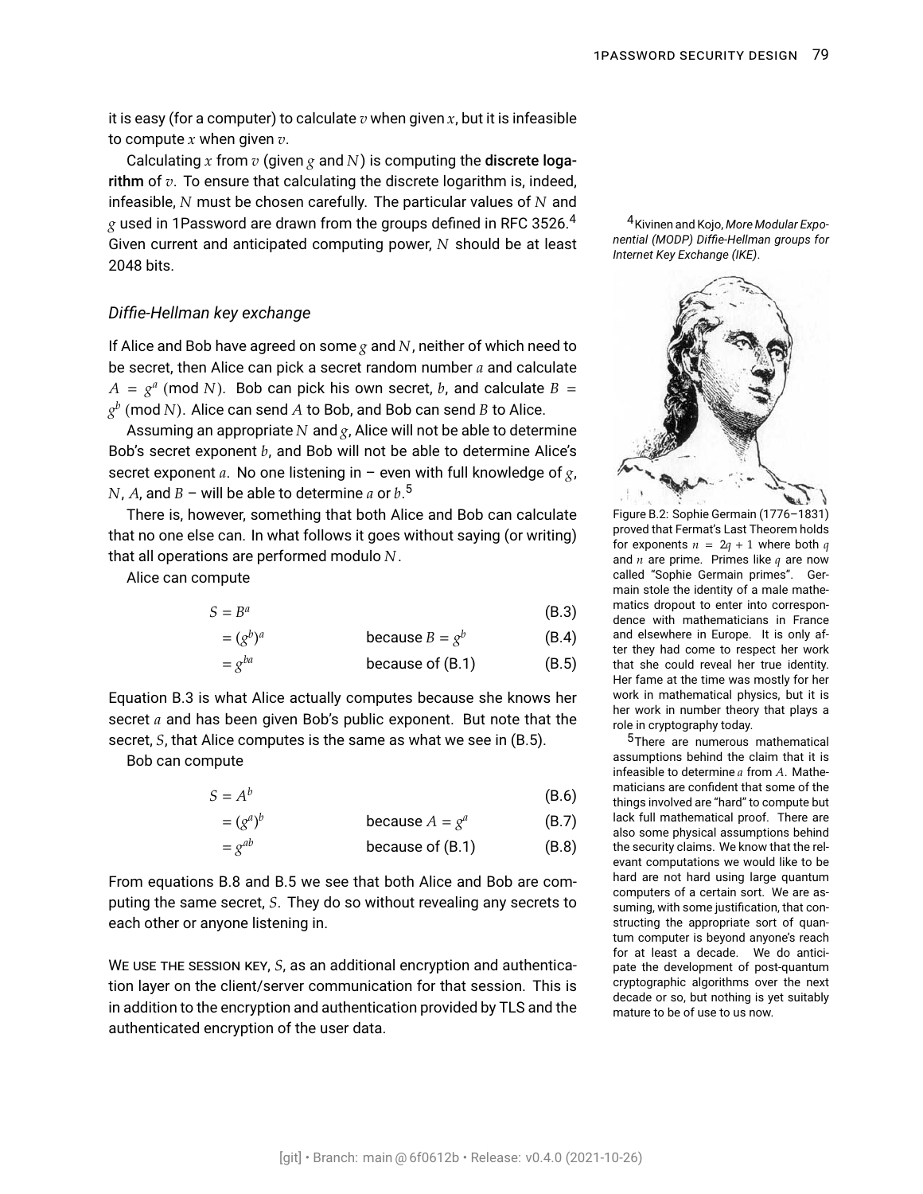it is easy (for a computer) to calculate $v$ when given $x$, but it is infeasible to compute $x$ when given $v$.

Calculating $x$ from $v$ (given $g$ and $N$) is computing the **discrete logarithm** of $v$. To ensure that calculating the discrete logarithm is, indeed, infeasible, $N$ must be chosen carefully. The particular values of $N$ and $g$ used in 1Password are drawn from the groups defined in RFC 3526.[4] Given current and anticipated computing power, $N$ should be at least 2048 bits.

[4] Kivinen and Kojo, *More Modular Exponential (MODP) Diffie-Hellman groups for Internet Key Exchange (IKE)*.

Figure B.2: Sophie Germain (1776–1831) proved that Fermat's Last Theorem holds for exponents $n = 2q + 1$ where both $q$ and $n$ are prime. Primes like $q$ are now called "Sophie Germain primes". Germain stole the identity of a male mathematics dropout to enter into correspondence with mathematicians in France and elsewhere in Europe. It is only after they had come to respect her work that she could reveal her true identity. Her fame at the time was mostly for her work in mathematical physics, but it is her work in number theory that plays a role in cryptography today.

### *Diffie-Hellman key exchange*

If Alice and Bob have agreed on some $g$ and $N$, neither of which need to be secret, then Alice can pick a secret random number $a$ and calculate $A = g^a \pmod{N}$. Bob can pick his own secret, $b$, and calculate $B = g^b \pmod{N}$. Alice can send $A$ to Bob, and Bob can send $B$ to Alice.

Assuming an appropriate $N$ and $g$, Alice will not be able to determine Bob's secret exponent $b$, and Bob will not be able to determine Alice's secret exponent $a$. No one listening in – even with full knowledge of $g$, $N$, $A$, and $B$ – will be able to determine $a$ or $b$.[5]

[5] There are numerous mathematical assumptions behind the claim that it is infeasible to determine $a$ from $A$. Mathematicians are confident that some of the things involved are "hard" to compute but lack full mathematical proof. There are also some physical assumptions behind the security claims. We know that the relevant computations we would like to be hard are not hard using large quantum computers of a certain sort. We are assuming, with some justification, that constructing the appropriate sort of quantum computer is beyond anyone's reach for at least a decade. We do anticipate the development of post-quantum cryptographic algorithms over the next decade or so, but nothing is yet suitably mature to be of use to us now.

There is, however, something that both Alice and Bob can calculate that no one else can. In what follows it goes without saying (or writing) that all operations are performed modulo $N$.

Alice can compute

$$
\begin{aligned}
S &= B^a && \text{(B.3)}\\
&= (g^b)^a \qquad \text{because } B = g^b && \text{(B.4)}\\
&= g^{ba} \qquad \text{because of (B.1)} && \text{(B.5)}
\end{aligned}
$$

Equation B.3 is what Alice actually computes because she knows her secret $a$ and has been given Bob's public exponent. But note that the secret, $S$, that Alice computes is the same as what we see in (B.5).

Bob can compute

$$
\begin{aligned}
S &= A^b && \text{(B.6)}\\
&= (g^a)^b \qquad \text{because } A = g^a && \text{(B.7)}\\
&= g^{ab} \qquad \text{because of (B.1)} && \text{(B.8)}
\end{aligned}
$$

From equations B.8 and B.5 we see that both Alice and Bob are computing the same secret, $S$. They do so without revealing any secrets to each other or anyone listening in.

WE USE THE SESSION KEY, $S$, as an additional encryption and authentication layer on the client/server communication for that session. This is in addition to the encryption and authentication provided by TLS and the authenticated encryption of the user data.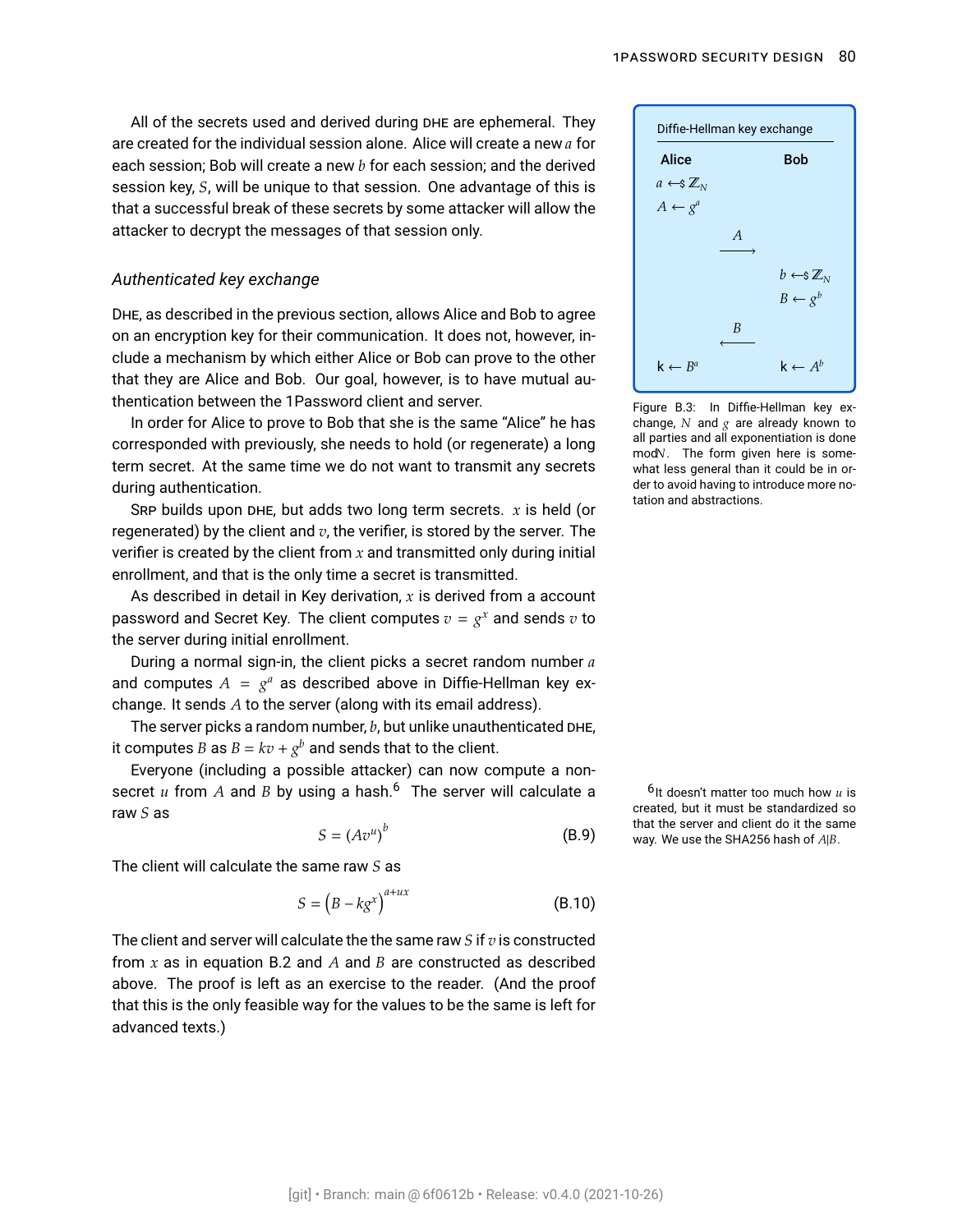All of the secrets used and derived during DHE are ephemeral. They are created for the individual session alone. Alice will create a new $a$ for each session; Bob will create a new $b$ for each session; and the derived session key, $S$, will be unique to that session. One advantage of this is that a successful break of these secrets by some attacker will allow the attacker to decrypt the messages of that session only.

### *Authenticated key exchange*

DHE, as described in the previous section, allows Alice and Bob to agree on an encryption key for their communication. It does not, however, include a mechanism by which either Alice or Bob can prove to the other that they are Alice and Bob. Our goal, however, is to have mutual authentication between the 1Password client and server.

In order for Alice to prove to Bob that she is the same "Alice" he has corresponded with previously, she needs to hold (or regenerate) a long term secret. At the same time we do not want to transmit any secrets during authentication.

SRP builds upon DHE, but adds two long term secrets. $x$ is held (or regenerated) by the client and $v$, the verifier, is stored by the server. The verifier is created by the client from $x$ and transmitted only during initial enrollment, and that is the only time a secret is transmitted.

As described in detail in Key derivation, $x$ is derived from a account password and Secret Key. The client computes $v = g^x$ and sends $v$ to the server during initial enrollment.

During a normal sign-in, the client picks a secret random number $a$ and computes $A = g^a$ as described above in Diffie-Hellman key exchange. It sends $A$ to the server (along with its email address).

The server picks a random number, $b$, but unlike unauthenticated DHE, it computes $B$ as $B = kv + g^b$ and sends that to the client.

Everyone (including a possible attacker) can now compute a non-secret $u$ from $A$ and $B$ by using a hash.[6] The server will calculate a raw $S$ as

$$S = (Av^u)^b \tag{B.9}$$

The client will calculate the same raw $S$ as

$$S = \left(B - kg^x\right)^{a+ux} \tag{B.10}$$

The client and server will calculate the the same raw $S$ if $v$ is constructed from $x$ as in equation B.2 and $A$ and $B$ are constructed as described above. The proof is left as an exercise to the reader. (And the proof that this is the only feasible way for the values to be the same is left for advanced texts.)

| Diffie-Hellman key exchange | | |
|---|---|---|
| **Alice** | | **Bob** |
| $a \leftarrow\!\$\ \mathbb{Z}_N$ | | |
| $A \leftarrow g^a$ | | |
| | $\xrightarrow{A}$ | |
| | | $b \leftarrow\!\$\ \mathbb{Z}_N$ |
| | | $B \leftarrow g^b$ |
| | $\xleftarrow{B}$ | |
| $\mathsf{k} \leftarrow B^a$ | | $\mathsf{k} \leftarrow A^b$ |

Figure B.3: In Diffie-Hellman key exchange, $N$ and $g$ are already known to all parties and all exponentiation is done mod$N$. The form given here is somewhat less general than it could be in order to avoid having to introduce more notation and abstractions.

[6] It doesn't matter too much how $u$ is created, but it must be standardized so that the server and client do it the same way. We use the SHA256 hash of $A|B$.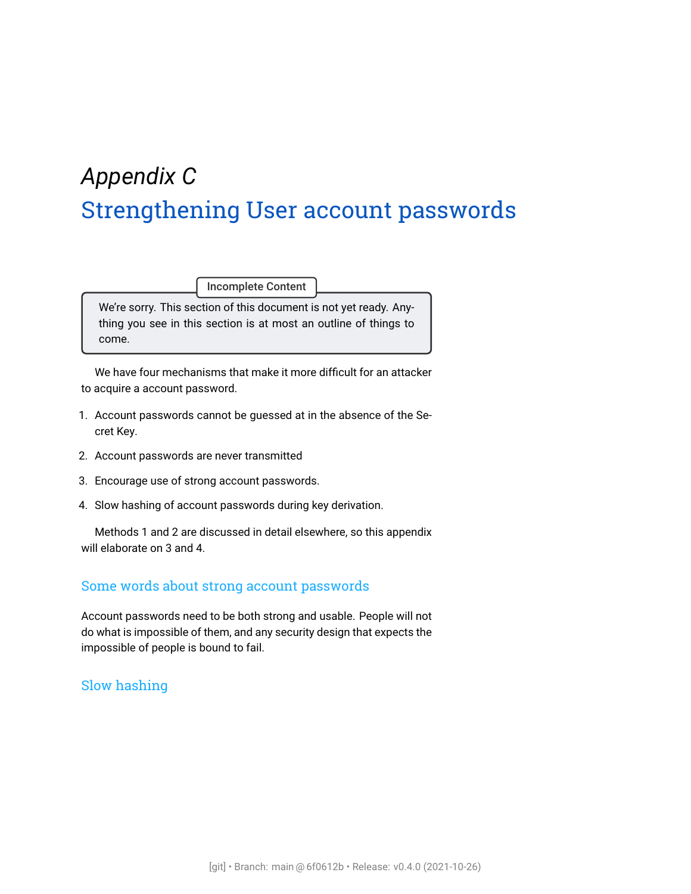# *Appendix C*
# Strengthening User account passwords

> **Incomplete Content**
>
> We're sorry. This section of this document is not yet ready. Anything you see in this section is at most an outline of things to come.

We have four mechanisms that make it more difficult for an attacker to acquire a account password.

1. Account passwords cannot be guessed at in the absence of the Secret Key.
2. Account passwords are never transmitted
3. Encourage use of strong account passwords.
4. Slow hashing of account passwords during key derivation.

Methods 1 and 2 are discussed in detail elsewhere, so this appendix will elaborate on 3 and 4.

## Some words about strong account passwords

Account passwords need to be both strong and usable. People will not do what is impossible of them, and any security design that expects the impossible of people is bound to fail.

## Slow hashing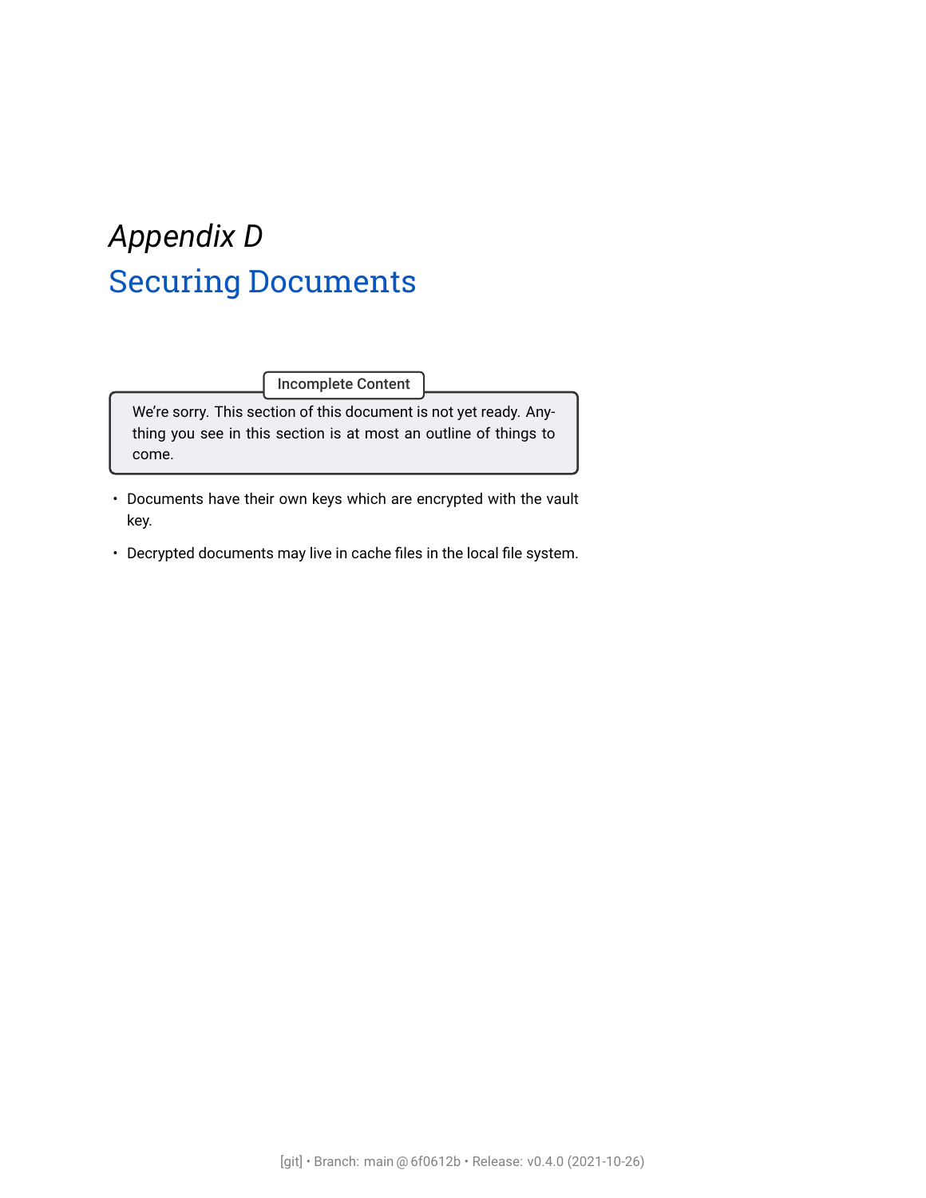# *Appendix D* Securing Documents

> **Incomplete Content**
>
> We're sorry. This section of this document is not yet ready. Anything you see in this section is at most an outline of things to come.

- Documents have their own keys which are encrypted with the vault key.
- Decrypted documents may live in cache files in the local file system.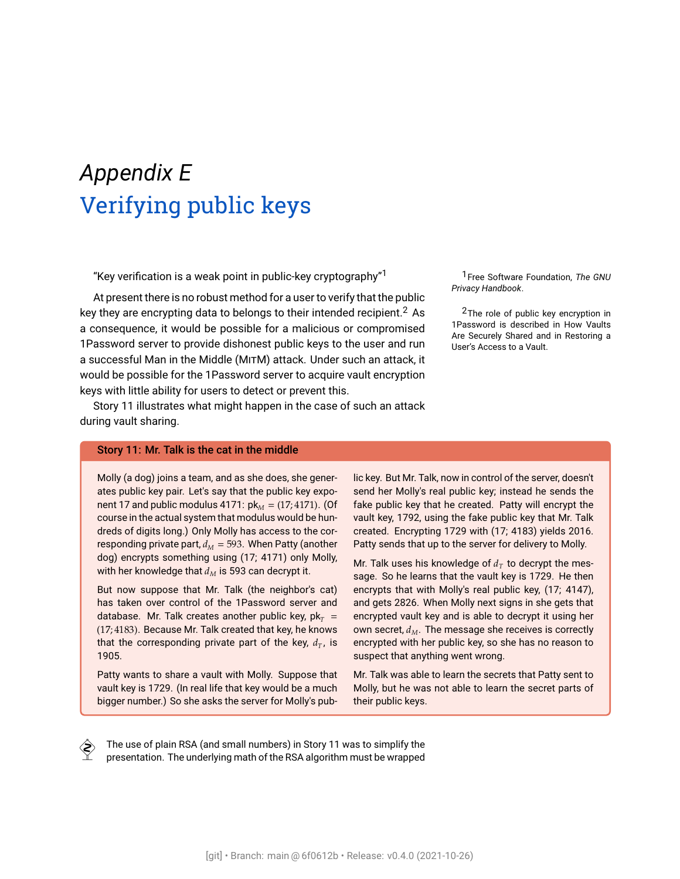# *Appendix E* Verifying public keys

"Key verification is a weak point in public-key cryptography"[1]

At present there is no robust method for a user to verify that the public key they are encrypting data to belongs to their intended recipient.[2] As a consequence, it would be possible for a malicious or compromised 1Password server to provide dishonest public keys to the user and run a successful Man in the Middle (MITM) attack. Under such an attack, it would be possible for the 1Password server to acquire vault encryption keys with little ability for users to detect or prevent this.

Story 11 illustrates what might happen in the case of such an attack during vault sharing.

[1] Free Software Foundation, *The GNU Privacy Handbook*.

[2] The role of public key encryption in 1Password is described in How Vaults Are Securely Shared and in Restoring a User's Access to a Vault.

**Story 11: Mr. Talk is the cat in the middle**

Molly (a dog) joins a team, and as she does, she generates public key pair. Let's say that the public key exponent 17 and public modulus 4171: $\text{pk}_M = (17; 4171)$. (Of course in the actual system that modulus would be hundreds of digits long.) Only Molly has access to the corresponding private part, $d_M = 593$. When Patty (another dog) encrypts something using (17; 4171) only Molly, with her knowledge that $d_M$ is 593 can decrypt it.

But now suppose that Mr. Talk (the neighbor's cat) has taken over control of the 1Password server and database. Mr. Talk creates another public key, $\text{pk}_T = (17; 4183)$. Because Mr. Talk created that key, he knows that the corresponding private part of the key, $d_T$, is 1905.

Patty wants to share a vault with Molly. Suppose that vault key is 1729. (In real life that key would be a much bigger number.) So she asks the server for Molly's public key. But Mr. Talk, now in control of the server, doesn't send her Molly's real public key; instead he sends the fake public key that he created. Patty will encrypt the vault key, 1792, using the fake public key that Mr. Talk created. Encrypting 1729 with (17; 4183) yields 2016. Patty sends that up to the server for delivery to Molly.

Mr. Talk uses his knowledge of $d_T$ to decrypt the message. So he learns that the vault key is 1729. He then encrypts that with Molly's real public key, (17; 4147), and gets 2826. When Molly next signs in she gets that encrypted vault key and is able to decrypt it using her own secret, $d_M$. The message she receives is correctly encrypted with her public key, so she has no reason to suspect that anything went wrong.

Mr. Talk was able to learn the secrets that Patty sent to Molly, but he was not able to learn the secret parts of their public keys.

The use of plain RSA (and small numbers) in Story 11 was to simplify the presentation. The underlying math of the RSA algorithm must be wrapped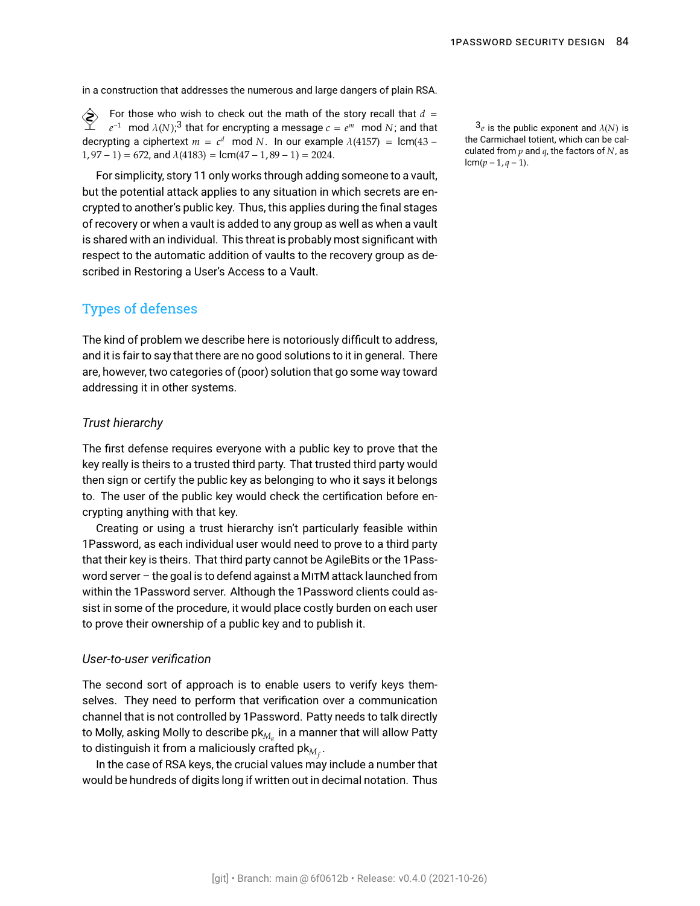in a construction that addresses the numerous and large dangers of plain RSA.

For those who wish to check out the math of the story recall that $d = e^{-1} \mod \lambda(N)$;[3] that for encrypting a message $c = e^m \mod N$; and that decrypting a ciphertext $m = c^d \mod N$. In our example $\lambda(4157) = \text{lcm}(43-1, 97-1) = 672$, and $\lambda(4183) = \text{lcm}(47-1, 89-1) = 2024$.

[3] $e$ is the public exponent and $\lambda(N)$ is the Carmichael totient, which can be calculated from $p$ and $q$, the factors of $N$, as $\text{lcm}(p-1, q-1)$.

For simplicity, story 11 only works through adding someone to a vault, but the potential attack applies to any situation in which secrets are encrypted to another's public key. Thus, this applies during the final stages of recovery or when a vault is added to any group as well as when a vault is shared with an individual. This threat is probably most significant with respect to the automatic addition of vaults to the recovery group as described in Restoring a User's Access to a Vault.

## Types of defenses

The kind of problem we describe here is notoriously difficult to address, and it is fair to say that there are no good solutions to it in general. There are, however, two categories of (poor) solution that go some way toward addressing it in other systems.

### *Trust hierarchy*

The first defense requires everyone with a public key to prove that the key really is theirs to a trusted third party. That trusted third party would then sign or certify the public key as belonging to who it says it belongs to. The user of the public key would check the certification before encrypting anything with that key.

Creating or using a trust hierarchy isn't particularly feasible within 1Password, as each individual user would need to prove to a third party that their key is theirs. That third party cannot be AgileBits or the 1Password server – the goal is to defend against a MITM attack launched from within the 1Password server. Although the 1Password clients could assist in some of the procedure, it would place costly burden on each user to prove their ownership of a public key and to publish it.

### *User-to-user verification*

The second sort of approach is to enable users to verify keys themselves. They need to perform that verification over a communication channel that is not controlled by 1Password. Patty needs to talk directly to Molly, asking Molly to describe $\text{pk}_{M_a}$ in a manner that will allow Patty to distinguish it from a maliciously crafted $\text{pk}_{M_f}$.

In the case of RSA keys, the crucial values may include a number that would be hundreds of digits long if written out in decimal notation. Thus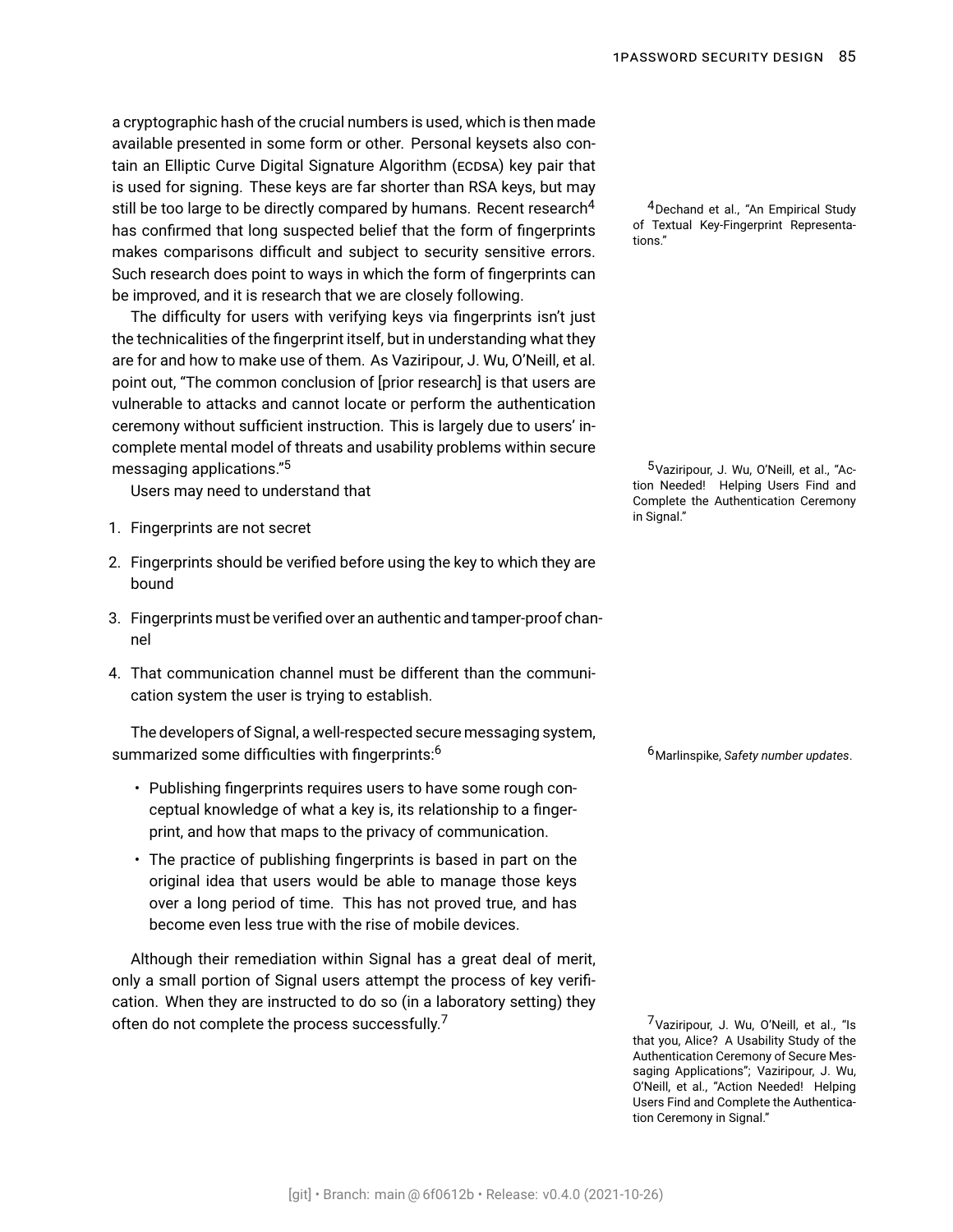a cryptographic hash of the crucial numbers is used, which is then made available presented in some form or other. Personal keysets also contain an Elliptic Curve Digital Signature Algorithm (ECDSA) key pair that is used for signing. These keys are far shorter than RSA keys, but may still be too large to be directly compared by humans. Recent research[4] has confirmed that long suspected belief that the form of fingerprints makes comparisons difficult and subject to security sensitive errors. Such research does point to ways in which the form of fingerprints can be improved, and it is research that we are closely following.

[4] Dechand et al., "An Empirical Study of Textual Key-Fingerprint Representations."

The difficulty for users with verifying keys via fingerprints isn't just the technicalities of the fingerprint itself, but in understanding what they are for and how to make use of them. As Vaziripour, J. Wu, O'Neill, et al. point out, "The common conclusion of [prior research] is that users are vulnerable to attacks and cannot locate or perform the authentication ceremony without sufficient instruction. This is largely due to users' incomplete mental model of threats and usability problems within secure messaging applications."[5]

[5] Vaziripour, J. Wu, O'Neill, et al., "Action Needed! Helping Users Find and Complete the Authentication Ceremony in Signal."

Users may need to understand that

1. Fingerprints are not secret
2. Fingerprints should be verified before using the key to which they are bound
3. Fingerprints must be verified over an authentic and tamper-proof channel
4. That communication channel must be different than the communication system the user is trying to establish.

The developers of Signal, a well-respected secure messaging system, summarized some difficulties with fingerprints:[6]

[6] Marlinspike, *Safety number updates*.

- Publishing fingerprints requires users to have some rough conceptual knowledge of what a key is, its relationship to a fingerprint, and how that maps to the privacy of communication.
- The practice of publishing fingerprints is based in part on the original idea that users would be able to manage those keys over a long period of time. This has not proved true, and has become even less true with the rise of mobile devices.

Although their remediation within Signal has a great deal of merit, only a small portion of Signal users attempt the process of key verification. When they are instructed to do so (in a laboratory setting) they often do not complete the process successfully.[7]

[7] Vaziripour, J. Wu, O'Neill, et al., "Is that you, Alice? A Usability Study of the Authentication Ceremony of Secure Messaging Applications"; Vaziripour, J. Wu, O'Neill, et al., "Action Needed! Helping Users Find and Complete the Authentication Ceremony in Signal."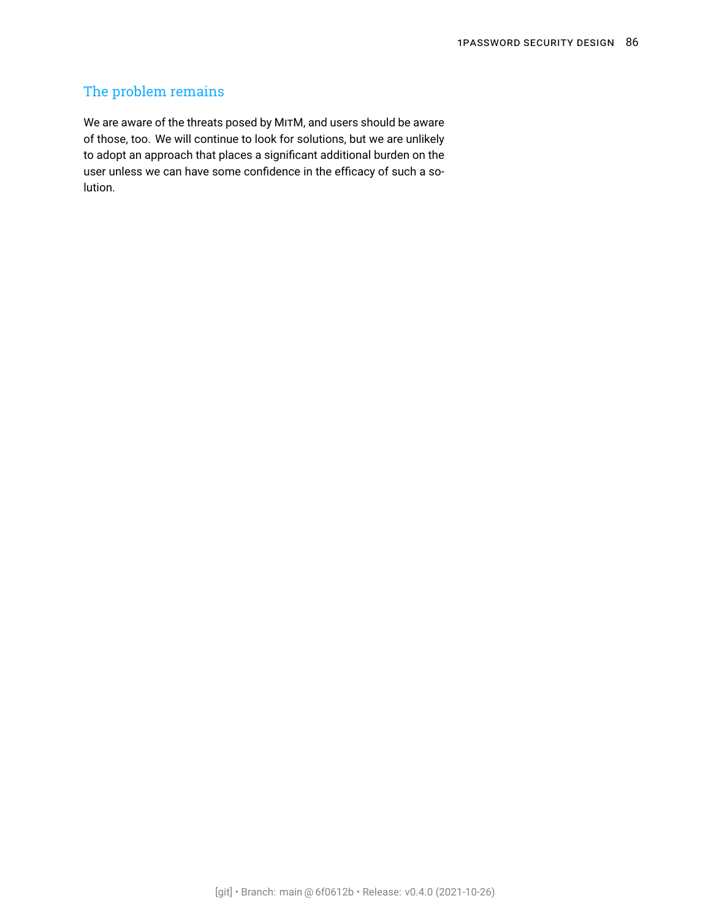### The problem remains

We are aware of the threats posed by MITM, and users should be aware of those, too. We will continue to look for solutions, but we are unlikely to adopt an approach that places a significant additional burden on the user unless we can have some confidence in the efficacy of such a solution.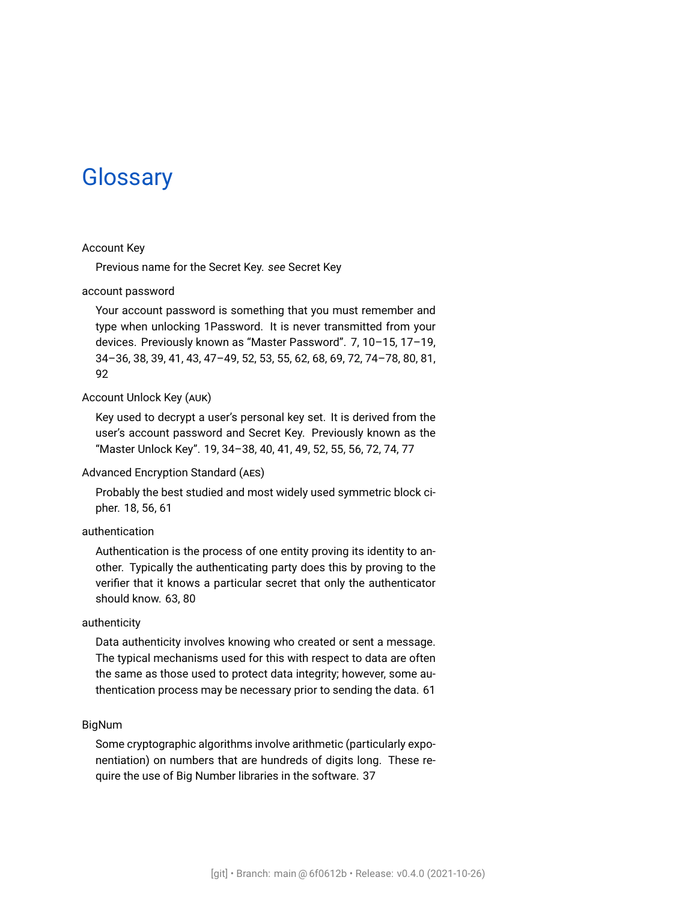# Glossary

Account Key

Previous name for the Secret Key. *see* Secret Key

account password

Your account password is something that you must remember and type when unlocking 1Password. It is never transmitted from your devices. Previously known as "Master Password". 7, 10–15, 17–19, 34–36, 38, 39, 41, 43, 47–49, 52, 53, 55, 62, 68, 69, 72, 74–78, 80, 81, 92

Account Unlock Key (AUK)

Key used to decrypt a user's personal key set. It is derived from the user's account password and Secret Key. Previously known as the "Master Unlock Key". 19, 34–38, 40, 41, 49, 52, 55, 56, 72, 74, 77

Advanced Encryption Standard (AES)

Probably the best studied and most widely used symmetric block cipher. 18, 56, 61

authentication

Authentication is the process of one entity proving its identity to another. Typically the authenticating party does this by proving to the verifier that it knows a particular secret that only the authenticator should know. 63, 80

authenticity

Data authenticity involves knowing who created or sent a message. The typical mechanisms used for this with respect to data are often the same as those used to protect data integrity; however, some authentication process may be necessary prior to sending the data. 61

BigNum

Some cryptographic algorithms involve arithmetic (particularly exponentiation) on numbers that are hundreds of digits long. These require the use of Big Number libraries in the software. 37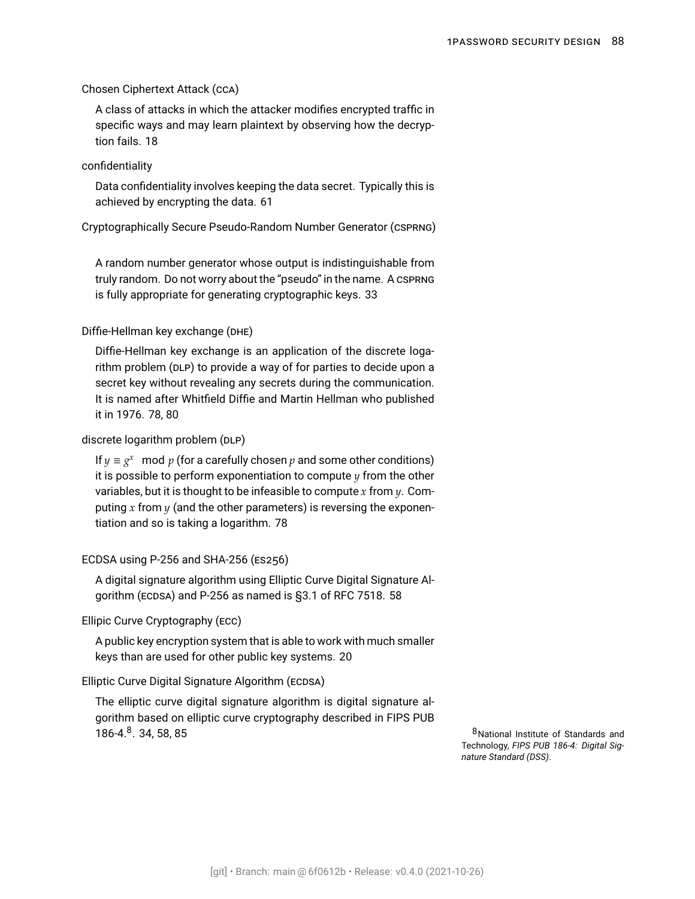Chosen Ciphertext Attack (CCA)

A class of attacks in which the attacker modifies encrypted traffic in specific ways and may learn plaintext by observing how the decryption fails. 18

confidentiality

Data confidentiality involves keeping the data secret. Typically this is achieved by encrypting the data. 61

Cryptographically Secure Pseudo-Random Number Generator (CSPRNG)

A random number generator whose output is indistinguishable from truly random. Do not worry about the "pseudo" in the name. A CSPRNG is fully appropriate for generating cryptographic keys. 33

Diffie-Hellman key exchange (DHE)

Diffie-Hellman key exchange is an application of the discrete logarithm problem (DLP) to provide a way of for parties to decide upon a secret key without revealing any secrets during the communication. It is named after Whitfield Diffie and Martin Hellman who published it in 1976. 78, 80

discrete logarithm problem (DLP)

If $y \equiv g^x \mod p$ (for a carefully chosen $p$ and some other conditions) it is possible to perform exponentiation to compute $y$ from the other variables, but it is thought to be infeasible to compute $x$ from $y$. Computing $x$ from $y$ (and the other parameters) is reversing the exponentiation and so is taking a logarithm. 78

ECDSA using P-256 and SHA-256 (ES256)

A digital signature algorithm using Elliptic Curve Digital Signature Algorithm (ECDSA) and P-256 as named is §3.1 of RFC 7518. 58

Ellipic Curve Cryptography (ECC)

A public key encryption system that is able to work with much smaller keys than are used for other public key systems. 20

Elliptic Curve Digital Signature Algorithm (ECDSA)

The elliptic curve digital signature algorithm is digital signature algorithm based on elliptic curve cryptography described in FIPS PUB 186-4.[8]. 34, 58, 85

[8] National Institute of Standards and Technology, *FIPS PUB 186-4: Digital Signature Standard (DSS)*.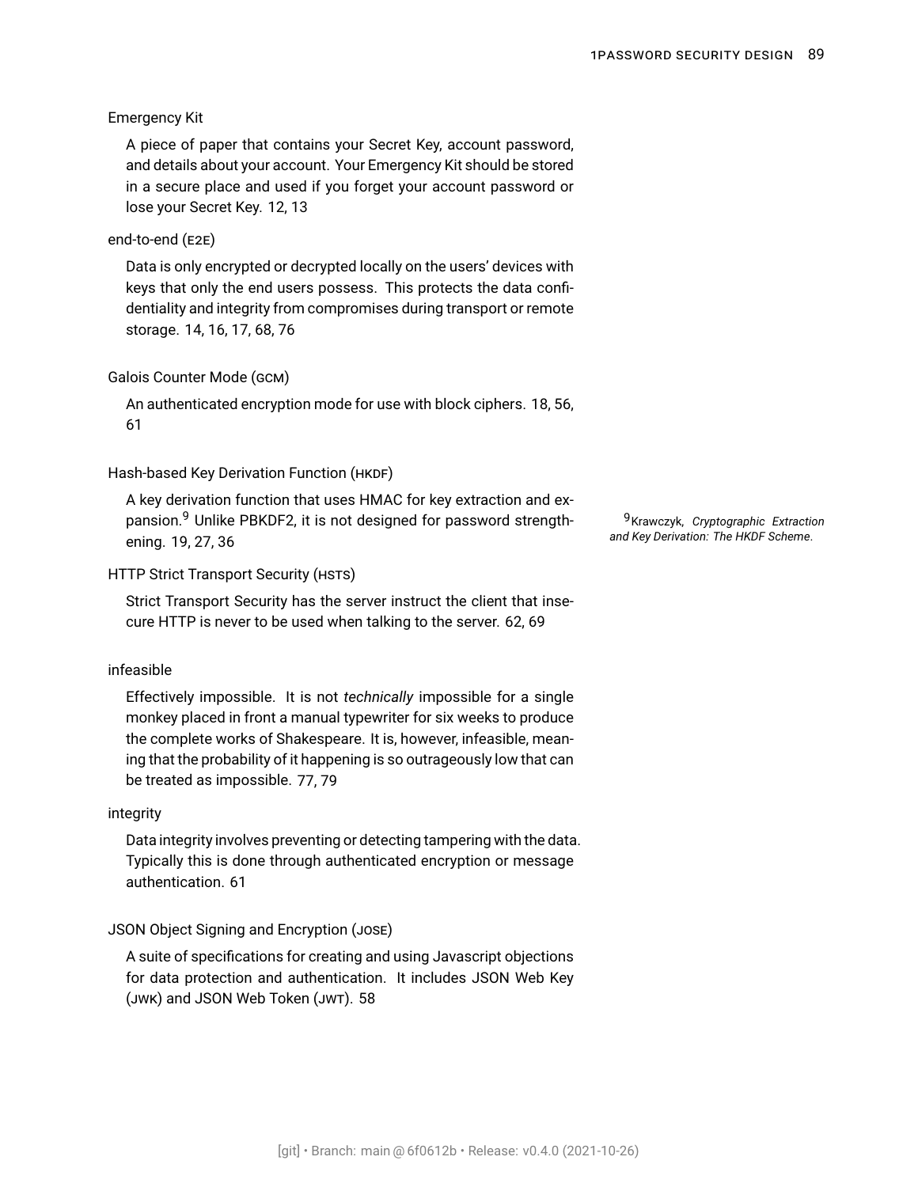Emergency Kit

A piece of paper that contains your Secret Key, account password, and details about your account. Your Emergency Kit should be stored in a secure place and used if you forget your account password or lose your Secret Key. 12, 13

end-to-end (E2E)

Data is only encrypted or decrypted locally on the users' devices with keys that only the end users possess. This protects the data confidentiality and integrity from compromises during transport or remote storage. 14, 16, 17, 68, 76

Galois Counter Mode (GCM)

An authenticated encryption mode for use with block ciphers. 18, 56, 61

Hash-based Key Derivation Function (HKDF)

A key derivation function that uses HMAC for key extraction and expansion.[9] Unlike PBKDF2, it is not designed for password strengthening. 19, 27, 36

[9] Krawczyk, *Cryptographic Extraction and Key Derivation: The HKDF Scheme*.

HTTP Strict Transport Security (HSTS)

Strict Transport Security has the server instruct the client that insecure HTTP is never to be used when talking to the server. 62, 69

infeasible

Effectively impossible. It is not *technically* impossible for a single monkey placed in front a manual typewriter for six weeks to produce the complete works of Shakespeare. It is, however, infeasible, meaning that the probability of it happening is so outrageously low that can be treated as impossible. 77, 79

integrity

Data integrity involves preventing or detecting tampering with the data. Typically this is done through authenticated encryption or message authentication. 61

JSON Object Signing and Encryption (JOSE)

A suite of specifications for creating and using Javascript objections for data protection and authentication. It includes JSON Web Key (JWK) and JSON Web Token (JWT). 58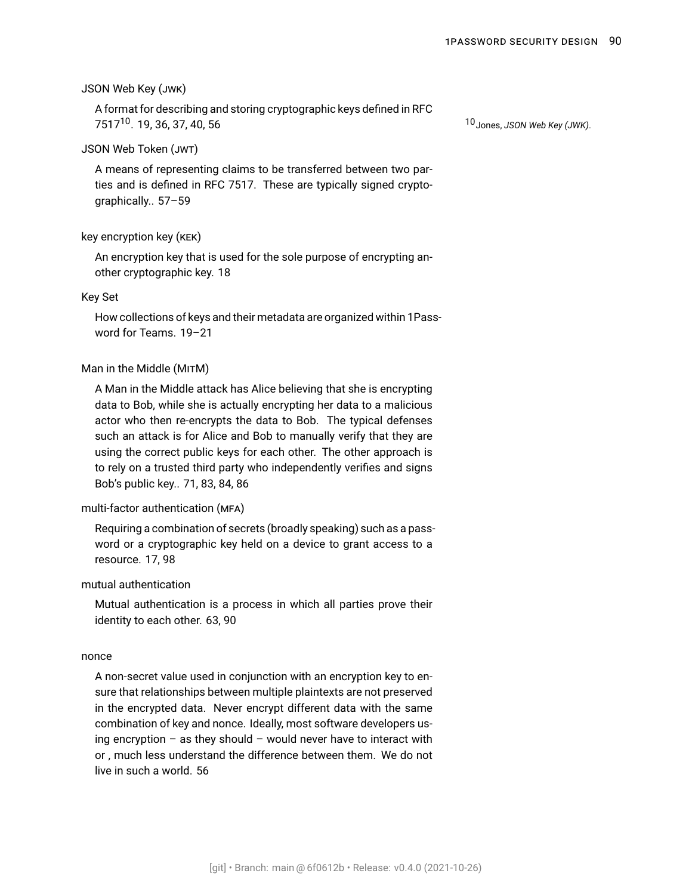JSON Web Key (JWK)

A format for describing and storing cryptographic keys defined in RFC 7517[10]. 19, 36, 37, 40, 56

[10] Jones, *JSON Web Key (JWK)*.

JSON Web Token (JWT)

A means of representing claims to be transferred between two parties and is defined in RFC 7517. These are typically signed cryptographically.. 57–59

key encryption key (KEK)

An encryption key that is used for the sole purpose of encrypting another cryptographic key. 18

Key Set

How collections of keys and their metadata are organized within 1Password for Teams. 19–21

Man in the Middle (MITM)

A Man in the Middle attack has Alice believing that she is encrypting data to Bob, while she is actually encrypting her data to a malicious actor who then re-encrypts the data to Bob. The typical defenses such an attack is for Alice and Bob to manually verify that they are using the correct public keys for each other. The other approach is to rely on a trusted third party who independently verifies and signs Bob's public key.. 71, 83, 84, 86

multi-factor authentication (MFA)

Requiring a combination of secrets (broadly speaking) such as a password or a cryptographic key held on a device to grant access to a resource. 17, 98

mutual authentication

Mutual authentication is a process in which all parties prove their identity to each other. 63, 90

nonce

A non-secret value used in conjunction with an encryption key to ensure that relationships between multiple plaintexts are not preserved in the encrypted data. Never encrypt different data with the same combination of key and nonce. Ideally, most software developers using encryption – as they should – would never have to interact with or , much less understand the difference between them. We do not live in such a world. 56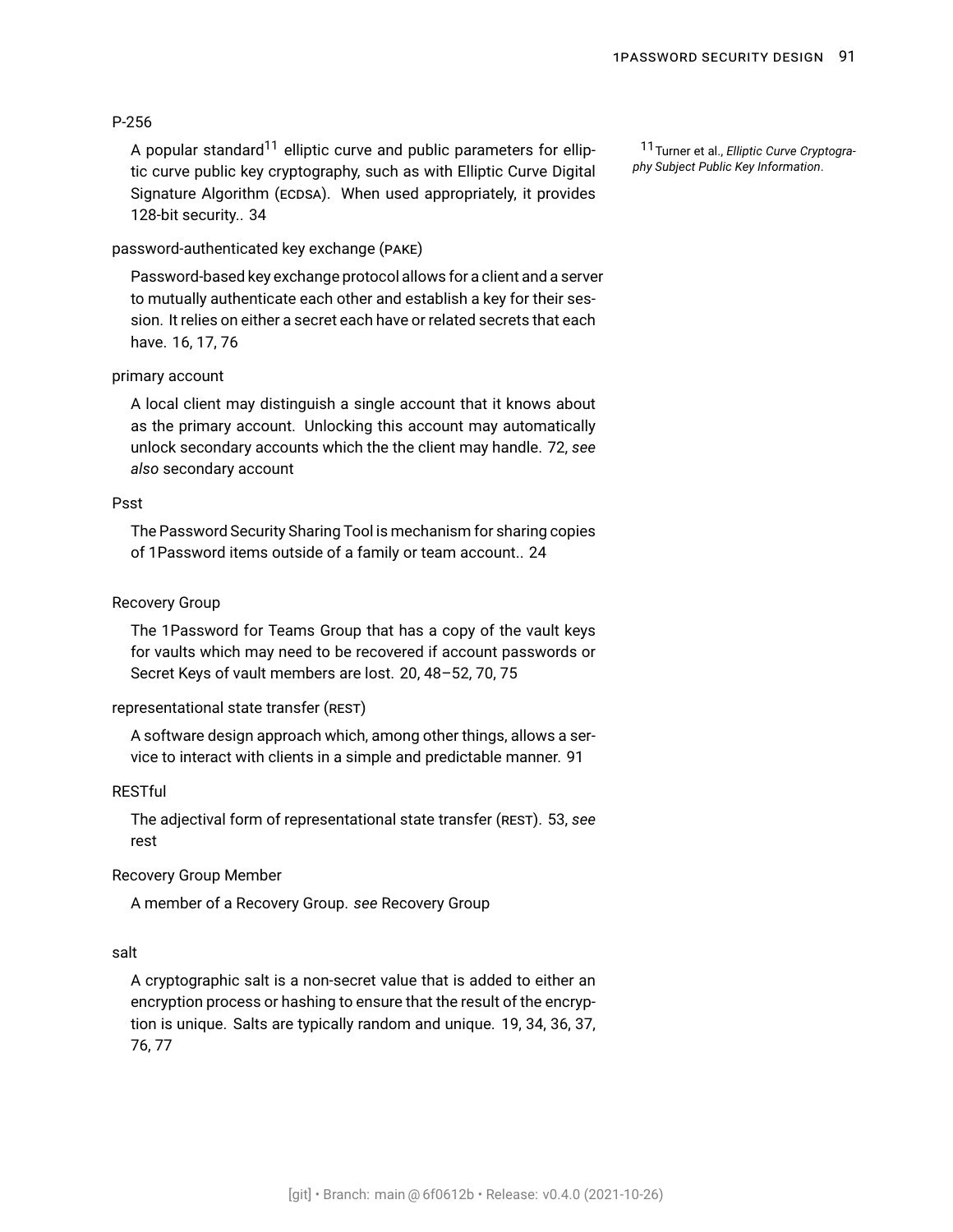P-256

A popular standard[11] elliptic curve and public parameters for elliptic curve public key cryptography, such as with Elliptic Curve Digital Signature Algorithm (ECDSA). When used appropriately, it provides 128-bit security.. 34

[11] Turner et al., *Elliptic Curve Cryptography Subject Public Key Information*.

password-authenticated key exchange (PAKE)

Password-based key exchange protocol allows for a client and a server to mutually authenticate each other and establish a key for their session. It relies on either a secret each have or related secrets that each have. 16, 17, 76

primary account

A local client may distinguish a single account that it knows about as the primary account. Unlocking this account may automatically unlock secondary accounts which the the client may handle. 72, *see also* secondary account

Psst

The Password Security Sharing Tool is mechanism for sharing copies of 1Password items outside of a family or team account.. 24

Recovery Group

The 1Password for Teams Group that has a copy of the vault keys for vaults which may need to be recovered if account passwords or Secret Keys of vault members are lost. 20, 48–52, 70, 75

representational state transfer (REST)

A software design approach which, among other things, allows a service to interact with clients in a simple and predictable manner. 91

RESTful

The adjectival form of representational state transfer (REST). 53, *see* rest

Recovery Group Member

A member of a Recovery Group. *see* Recovery Group

salt

A cryptographic salt is a non-secret value that is added to either an encryption process or hashing to ensure that the result of the encryption is unique. Salts are typically random and unique. 19, 34, 36, 37, 76, 77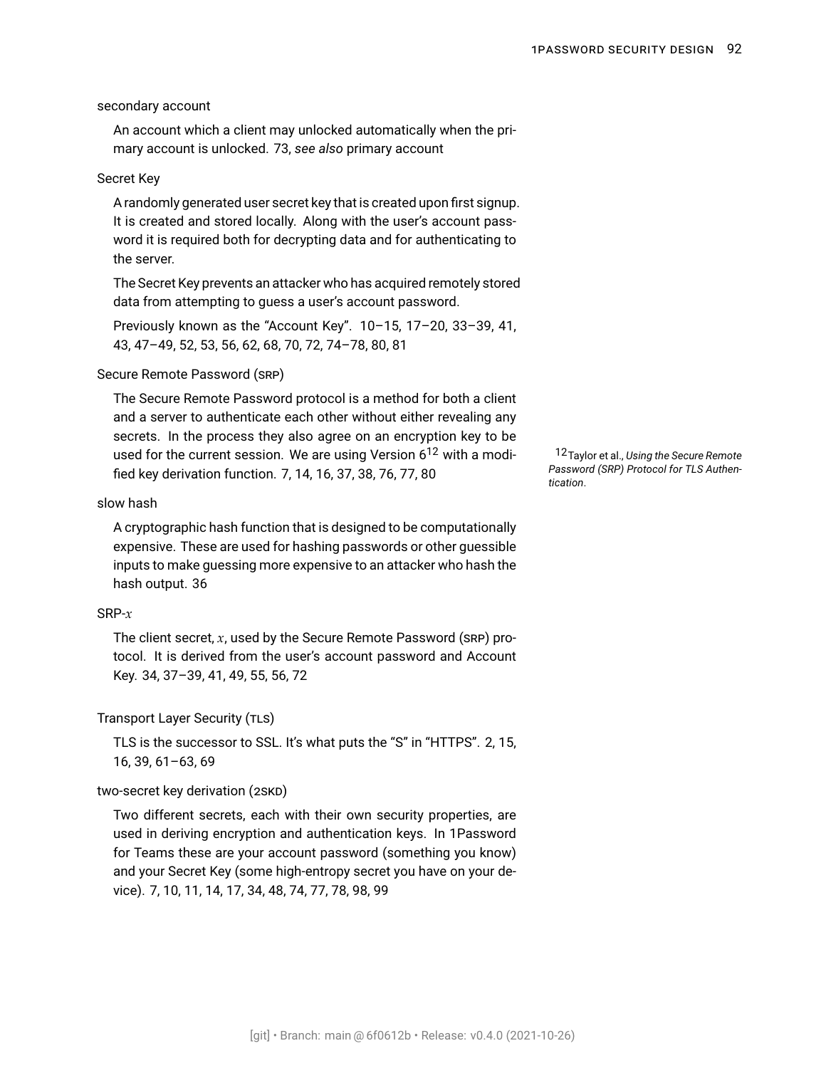secondary account

An account which a client may unlocked automatically when the primary account is unlocked. 73, *see also* primary account

Secret Key

A randomly generated user secret key that is created upon first signup. It is created and stored locally. Along with the user's account password it is required both for decrypting data and for authenticating to the server.

The Secret Key prevents an attacker who has acquired remotely stored data from attempting to guess a user's account password.

Previously known as the "Account Key". 10–15, 17–20, 33–39, 41, 43, 47–49, 52, 53, 56, 62, 68, 70, 72, 74–78, 80, 81

Secure Remote Password (SRP)

The Secure Remote Password protocol is a method for both a client and a server to authenticate each other without either revealing any secrets. In the process they also agree on an encryption key to be used for the current session. We are using Version 6[12] with a modified key derivation function. 7, 14, 16, 37, 38, 76, 77, 80

[12] Taylor et al., *Using the Secure Remote Password (SRP) Protocol for TLS Authentication*.

slow hash

A cryptographic hash function that is designed to be computationally expensive. These are used for hashing passwords or other guessible inputs to make guessing more expensive to an attacker who hash the hash output. 36

SRP-$x$

The client secret, $x$, used by the Secure Remote Password (SRP) protocol. It is derived from the user's account password and Account Key. 34, 37–39, 41, 49, 55, 56, 72

Transport Layer Security (TLS)

TLS is the successor to SSL. It's what puts the "S" in "HTTPS". 2, 15, 16, 39, 61–63, 69

two-secret key derivation (2SKD)

Two different secrets, each with their own security properties, are used in deriving encryption and authentication keys. In 1Password for Teams these are your account password (something you know) and your Secret Key (some high-entropy secret you have on your device). 7, 10, 11, 14, 17, 34, 48, 74, 77, 78, 98, 99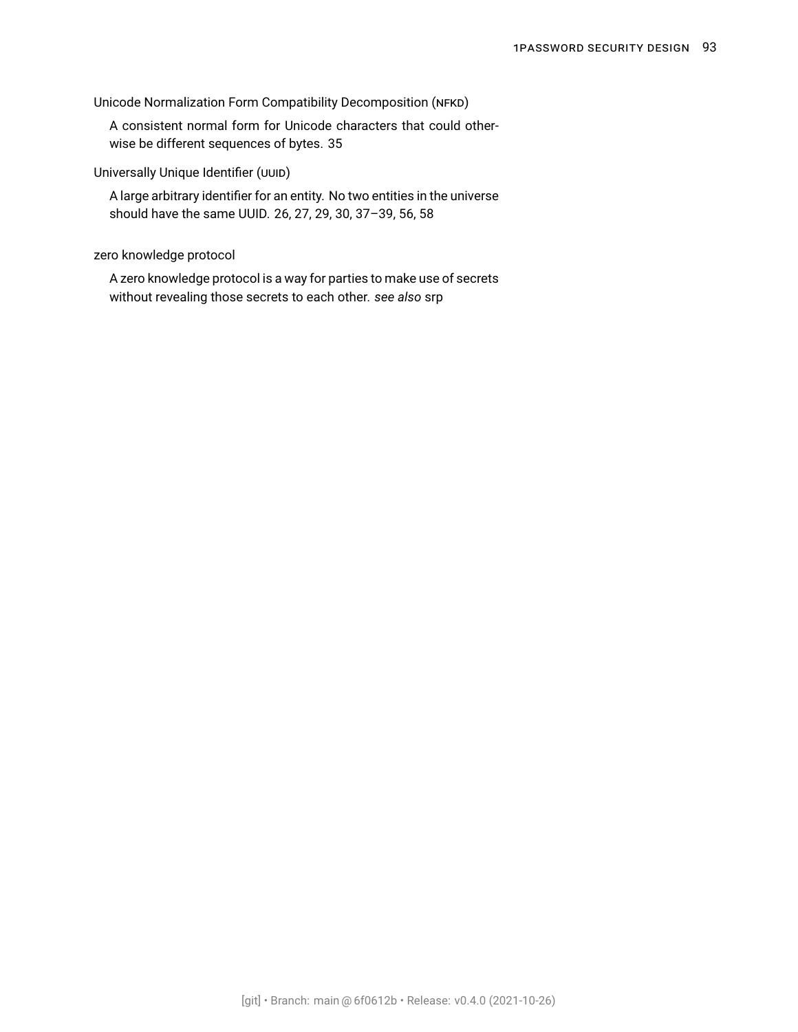Unicode Normalization Form Compatibility Decomposition (NFKD)

A consistent normal form for Unicode characters that could otherwise be different sequences of bytes. 35

Universally Unique Identifier (UUID)

A large arbitrary identifier for an entity. No two entities in the universe should have the same UUID. 26, 27, 29, 30, 37–39, 56, 58

zero knowledge protocol

A zero knowledge protocol is a way for parties to make use of secrets without revealing those secrets to each other. *see also* srp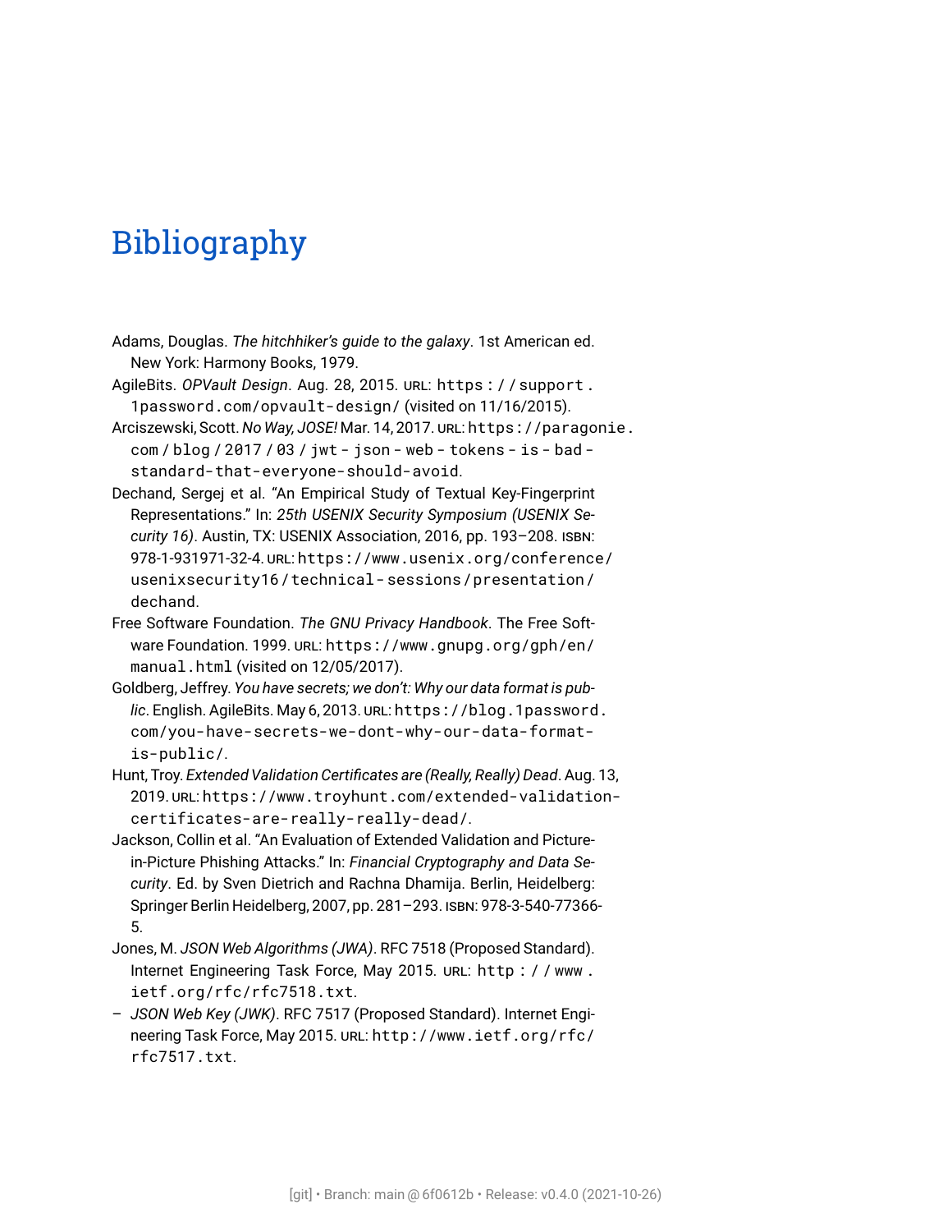# Bibliography

Adams, Douglas. *The hitchhiker's guide to the galaxy*. 1st American ed. New York: Harmony Books, 1979.

AgileBits. *OPVault Design*. Aug. 28, 2015. URL: `https://support.1password.com/opvault-design/` (visited on 11/16/2015).

Arciszewski, Scott. *No Way, JOSE!* Mar. 14, 2017. URL: `https://paragonie.com/blog/2017/03/jwt-json-web-tokens-is-bad-standard-that-everyone-should-avoid`.

Dechand, Sergej et al. "An Empirical Study of Textual Key-Fingerprint Representations." In: *25th USENIX Security Symposium (USENIX Security 16)*. Austin, TX: USENIX Association, 2016, pp. 193–208. ISBN: 978-1-931971-32-4. URL: `https://www.usenix.org/conference/usenixsecurity16/technical-sessions/presentation/dechand`.

Free Software Foundation. *The GNU Privacy Handbook*. The Free Software Foundation. 1999. URL: `https://www.gnupg.org/gph/en/manual.html` (visited on 12/05/2017).

Goldberg, Jeffrey. *You have secrets; we don't: Why our data format is public*. English. AgileBits. May 6, 2013. URL: `https://blog.1password.com/you-have-secrets-we-dont-why-our-data-format-is-public/`.

Hunt, Troy. *Extended Validation Certificates are (Really, Really) Dead*. Aug. 13, 2019. URL: `https://www.troyhunt.com/extended-validation-certificates-are-really-really-dead/`.

Jackson, Collin et al. "An Evaluation of Extended Validation and Picture-in-Picture Phishing Attacks." In: *Financial Cryptography and Data Security*. Ed. by Sven Dietrich and Rachna Dhamija. Berlin, Heidelberg: Springer Berlin Heidelberg, 2007, pp. 281–293. ISBN: 978-3-540-77366-5.

Jones, M. *JSON Web Algorithms (JWA)*. RFC 7518 (Proposed Standard). Internet Engineering Task Force, May 2015. URL: `http://www.ietf.org/rfc/rfc7518.txt`.

– *JSON Web Key (JWK)*. RFC 7517 (Proposed Standard). Internet Engineering Task Force, May 2015. URL: `http://www.ietf.org/rfc/rfc7517.txt`.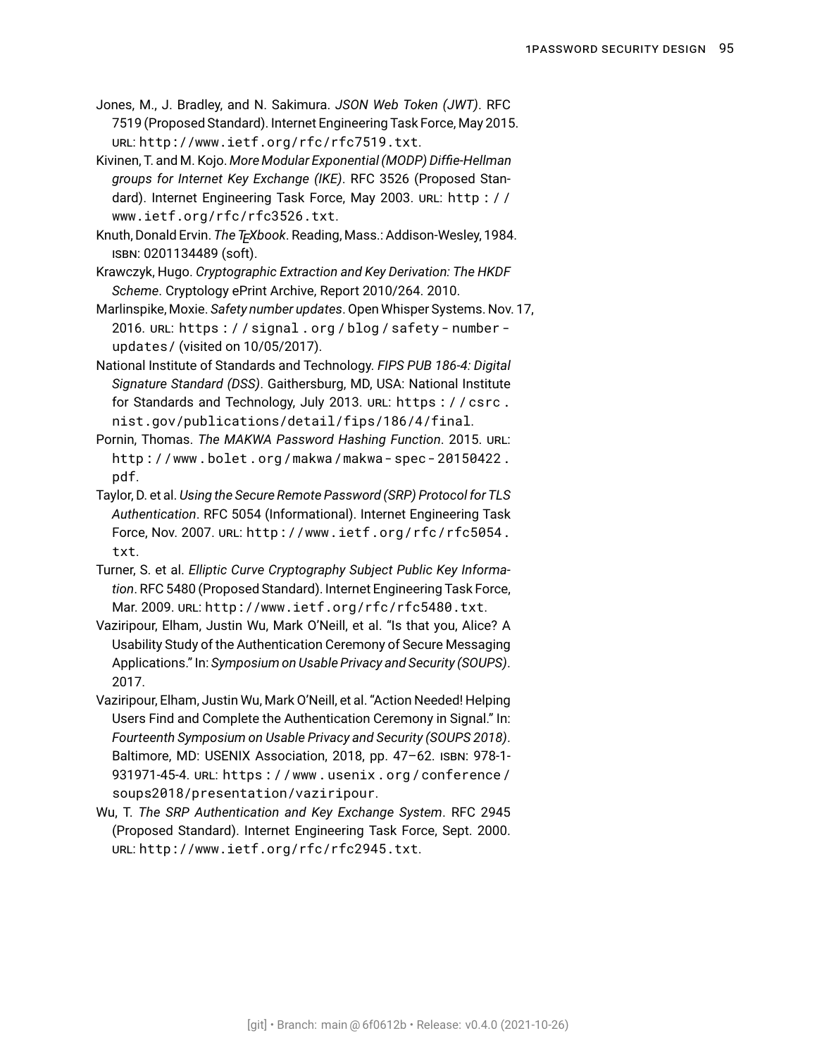Jones, M., J. Bradley, and N. Sakimura. *JSON Web Token (JWT)*. RFC 7519 (Proposed Standard). Internet Engineering Task Force, May 2015. URL: http://www.ietf.org/rfc/rfc7519.txt.

Kivinen, T. and M. Kojo. *More Modular Exponential (MODP) Diffie-Hellman groups for Internet Key Exchange (IKE)*. RFC 3526 (Proposed Standard). Internet Engineering Task Force, May 2003. URL: http://www.ietf.org/rfc/rfc3526.txt.

Knuth, Donald Ervin. *The TEXbook*. Reading, Mass.: Addison-Wesley, 1984. ISBN: 0201134489 (soft).

Krawczyk, Hugo. *Cryptographic Extraction and Key Derivation: The HKDF Scheme*. Cryptology ePrint Archive, Report 2010/264. 2010.

Marlinspike, Moxie. *Safety number updates*. Open Whisper Systems. Nov. 17, 2016. URL: https://signal.org/blog/safety-number-updates/ (visited on 10/05/2017).

National Institute of Standards and Technology. *FIPS PUB 186-4: Digital Signature Standard (DSS)*. Gaithersburg, MD, USA: National Institute for Standards and Technology, July 2013. URL: https://csrc.nist.gov/publications/detail/fips/186/4/final.

Pornin, Thomas. *The MAKWA Password Hashing Function*. 2015. URL: http://www.bolet.org/makwa/makwa-spec-20150422.pdf.

Taylor, D. et al. *Using the Secure Remote Password (SRP) Protocol for TLS Authentication*. RFC 5054 (Informational). Internet Engineering Task Force, Nov. 2007. URL: http://www.ietf.org/rfc/rfc5054.txt.

Turner, S. et al. *Elliptic Curve Cryptography Subject Public Key Information*. RFC 5480 (Proposed Standard). Internet Engineering Task Force, Mar. 2009. URL: http://www.ietf.org/rfc/rfc5480.txt.

Vaziripour, Elham, Justin Wu, Mark O'Neill, et al. "Is that you, Alice? A Usability Study of the Authentication Ceremony of Secure Messaging Applications." In: *Symposium on Usable Privacy and Security (SOUPS)*. 2017.

Vaziripour, Elham, Justin Wu, Mark O'Neill, et al. "Action Needed! Helping Users Find and Complete the Authentication Ceremony in Signal." In: *Fourteenth Symposium on Usable Privacy and Security (SOUPS 2018)*. Baltimore, MD: USENIX Association, 2018, pp. 47–62. ISBN: 978-1-931971-45-4. URL: https://www.usenix.org/conference/soups2018/presentation/vaziripour.

Wu, T. *The SRP Authentication and Key Exchange System*. RFC 2945 (Proposed Standard). Internet Engineering Task Force, Sept. 2000. URL: http://www.ietf.org/rfc/rfc2945.txt.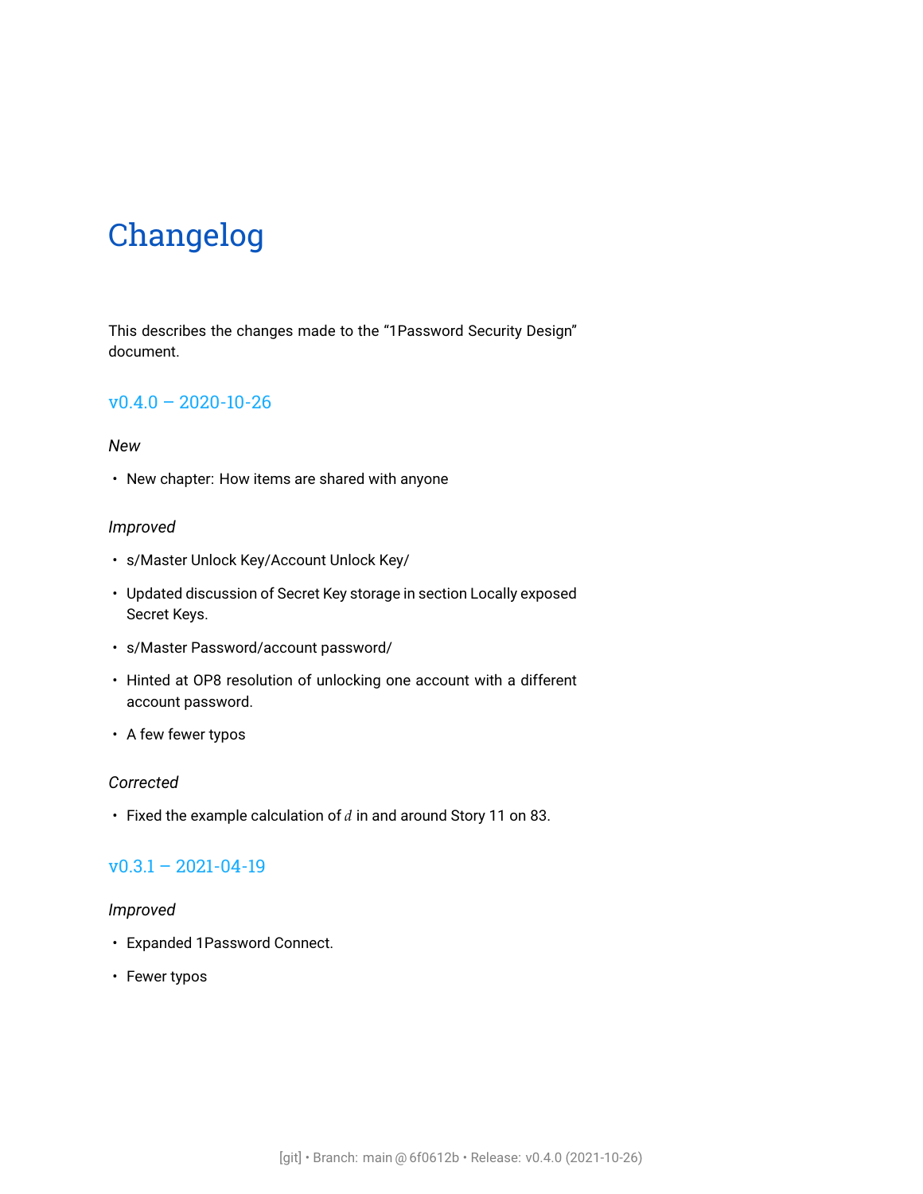# Changelog

This describes the changes made to the "1Password Security Design" document.

## v0.4.0 – 2020-10-26

*New*

- New chapter: How items are shared with anyone

*Improved*

- s/Master Unlock Key/Account Unlock Key/
- Updated discussion of Secret Key storage in section Locally exposed Secret Keys.
- s/Master Password/account password/
- Hinted at OP8 resolution of unlocking one account with a different account password.
- A few fewer typos

*Corrected*

- Fixed the example calculation of $d$ in and around Story 11 on 83.

## v0.3.1 – 2021-04-19

*Improved*

- Expanded 1Password Connect.
- Fewer typos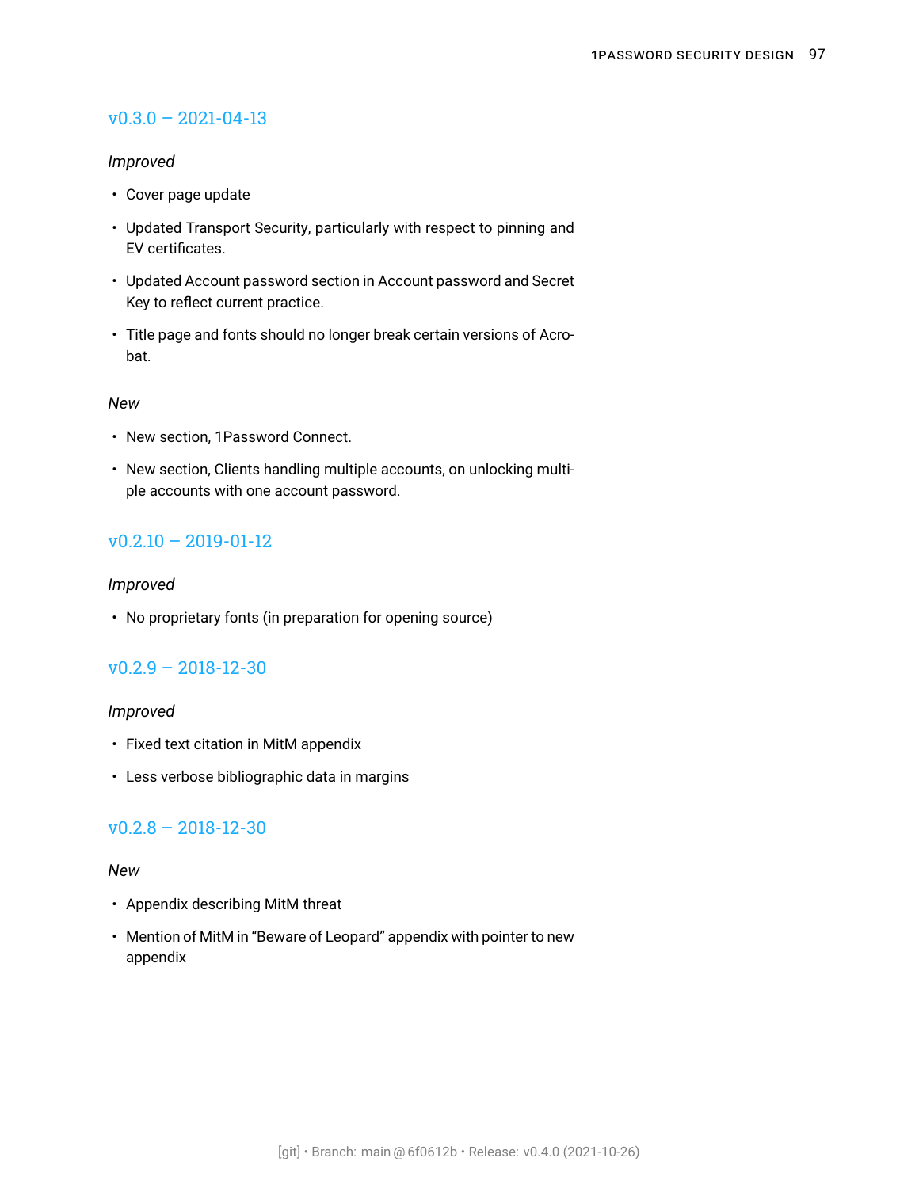## v0.3.0 – 2021-04-13

*Improved*

- Cover page update
- Updated Transport Security, particularly with respect to pinning and EV certificates.
- Updated Account password section in Account password and Secret Key to reflect current practice.
- Title page and fonts should no longer break certain versions of Acrobat.

*New*

- New section, 1Password Connect.
- New section, Clients handling multiple accounts, on unlocking multiple accounts with one account password.

## v0.2.10 – 2019-01-12

*Improved*

- No proprietary fonts (in preparation for opening source)

## v0.2.9 – 2018-12-30

*Improved*

- Fixed text citation in MitM appendix
- Less verbose bibliographic data in margins

## v0.2.8 – 2018-12-30

*New*

- Appendix describing MitM threat
- Mention of MitM in "Beware of Leopard" appendix with pointer to new appendix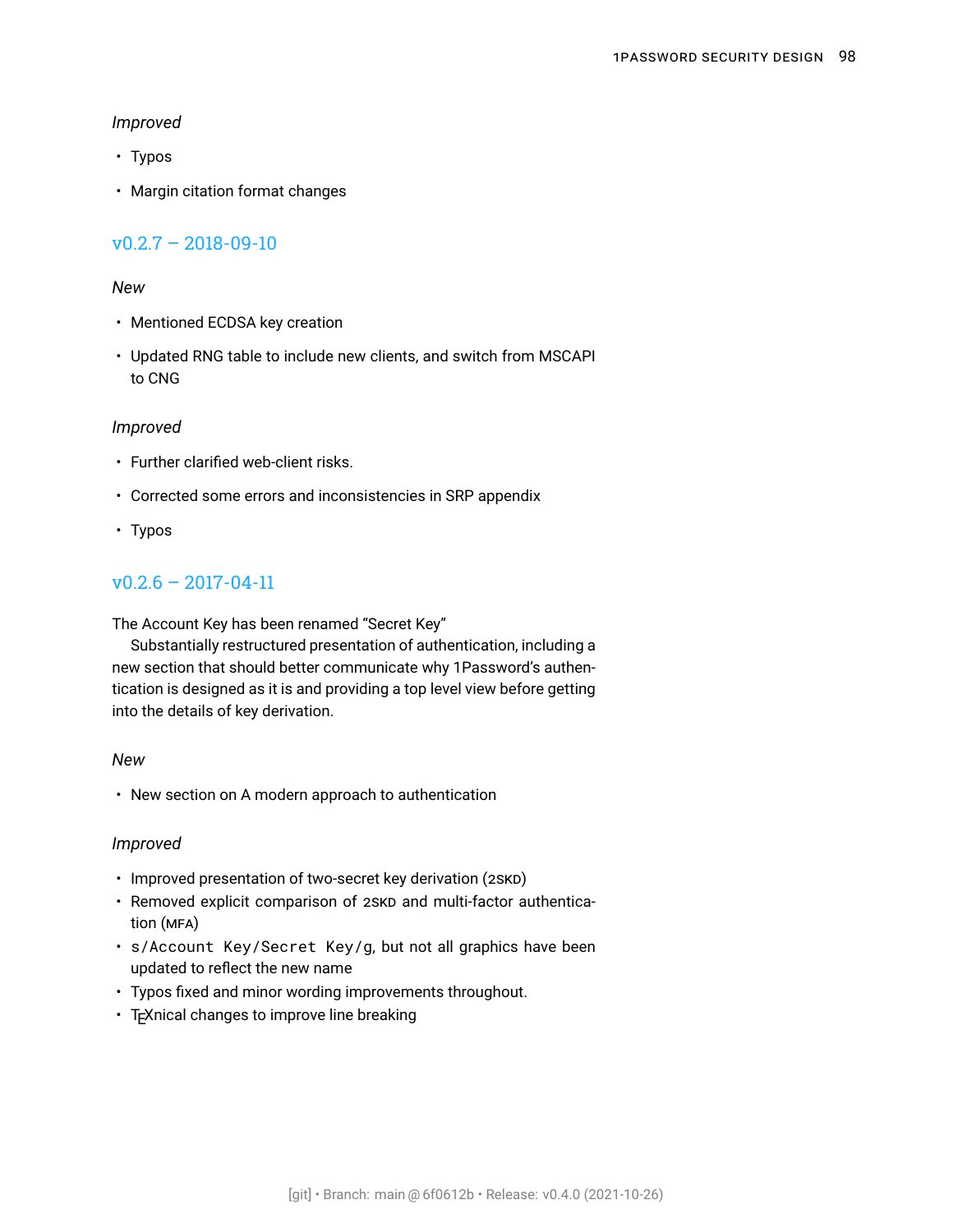*Improved*

- Typos
- Margin citation format changes

## v0.2.7 – 2018-09-10

*New*

- Mentioned ECDSA key creation
- Updated RNG table to include new clients, and switch from MSCAPI to CNG

*Improved*

- Further clarified web-client risks.
- Corrected some errors and inconsistencies in SRP appendix
- Typos

## v0.2.6 – 2017-04-11

The Account Key has been renamed "Secret Key"

Substantially restructured presentation of authentication, including a new section that should better communicate why 1Password's authentication is designed as it is and providing a top level view before getting into the details of key derivation.

*New*

- New section on A modern approach to authentication

*Improved*

- Improved presentation of two-secret key derivation (2SKD)
- Removed explicit comparison of 2SKD and multi-factor authentication (MFA)
- `s/Account Key/Secret Key/g`, but not all graphics have been updated to reflect the new name
- Typos fixed and minor wording improvements throughout.
- TEXnical changes to improve line breaking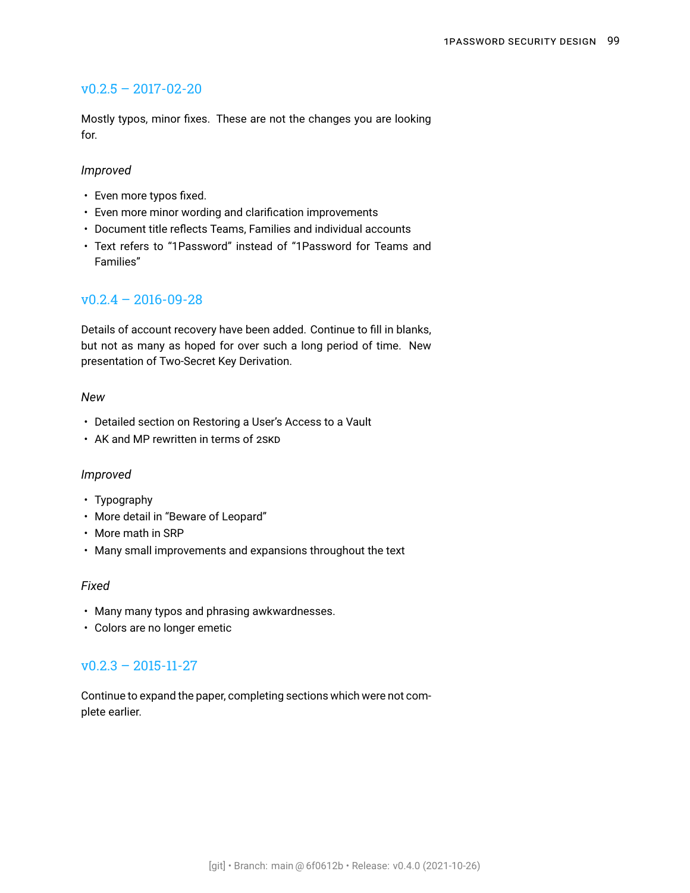## v0.2.5 – 2017-02-20

Mostly typos, minor fixes. These are not the changes you are looking for.

*Improved*

- Even more typos fixed.
- Even more minor wording and clarification improvements
- Document title reflects Teams, Families and individual accounts
- Text refers to “1Password” instead of “1Password for Teams and Families”

## v0.2.4 – 2016-09-28

Details of account recovery have been added. Continue to fill in blanks, but not as many as hoped for over such a long period of time. New presentation of Two-Secret Key Derivation.

*New*

- Detailed section on Restoring a User’s Access to a Vault
- AK and MP rewritten in terms of 2SKD

*Improved*

- Typography
- More detail in “Beware of Leopard”
- More math in SRP
- Many small improvements and expansions throughout the text

*Fixed*

- Many many typos and phrasing awkwardnesses.
- Colors are no longer emetic

## v0.2.3 – 2015-11-27

Continue to expand the paper, completing sections which were not complete earlier.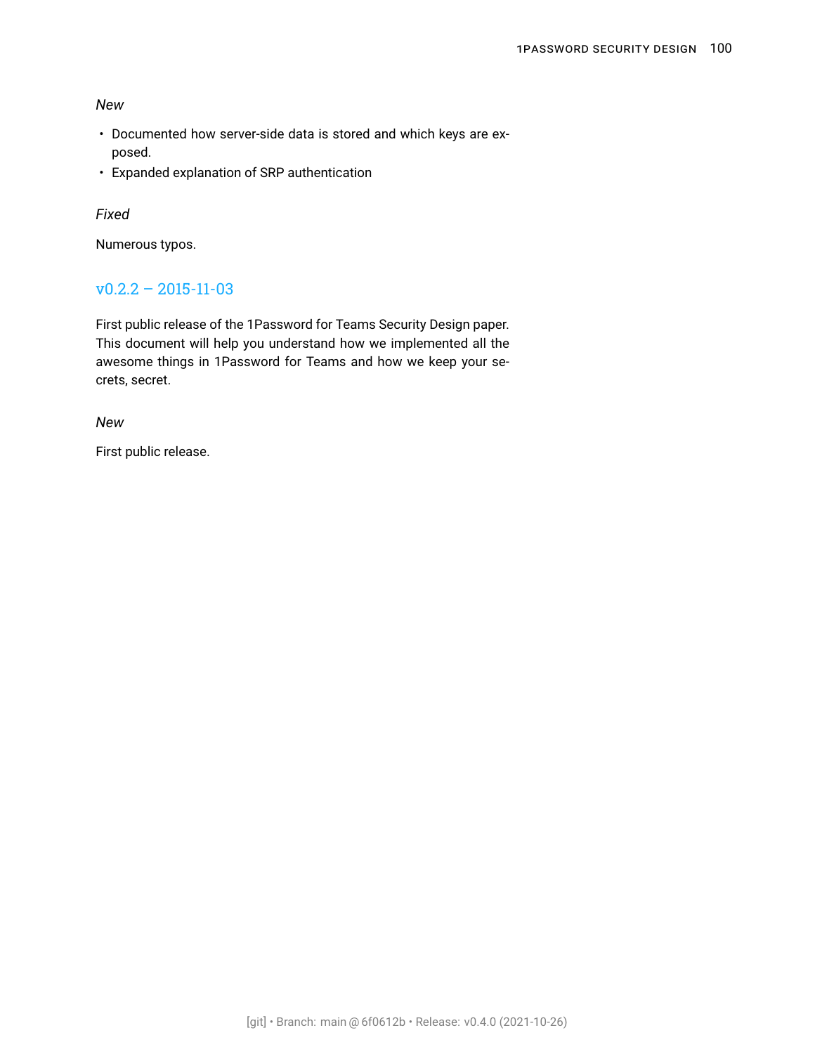*New*

- Documented how server-side data is stored and which keys are exposed.
- Expanded explanation of SRP authentication

*Fixed*

Numerous typos.

## v0.2.2 – 2015-11-03

First public release of the 1Password for Teams Security Design paper. This document will help you understand how we implemented all the awesome things in 1Password for Teams and how we keep your secrets, secret.

*New*

First public release.